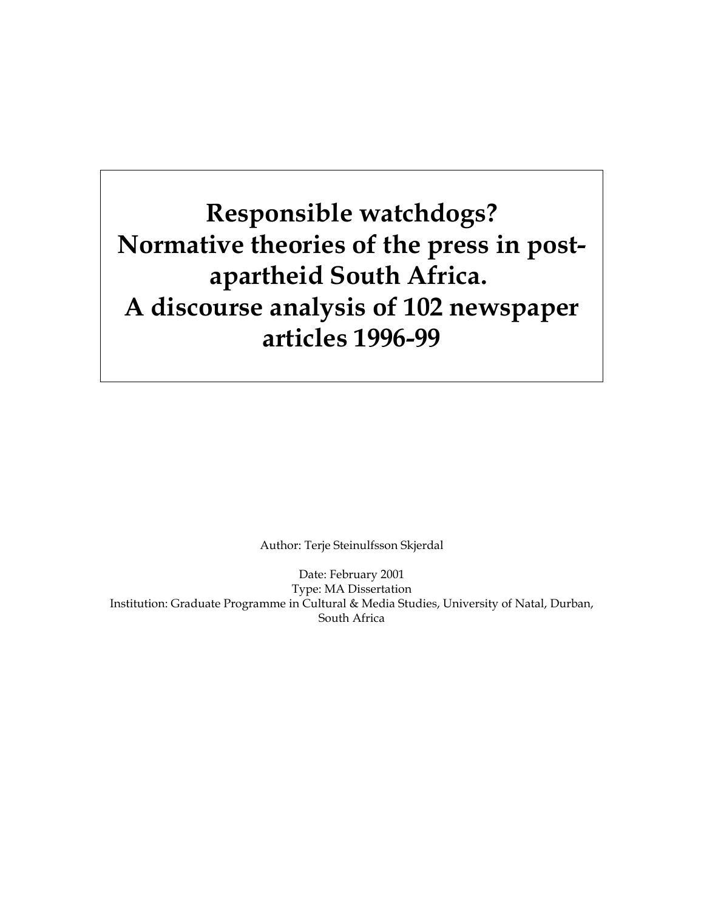# Responsible watchdogs?
# Normative theories of the press in post-apartheid South Africa.
# A discourse analysis of 102 newspaper articles 1996-99

Author: Terje Steinulfsson Skjerdal

Date: February 2001

Type: MA Dissertation

Institution: Graduate Programme in Cultural & Media Studies, University of Natal, Durban, South Africa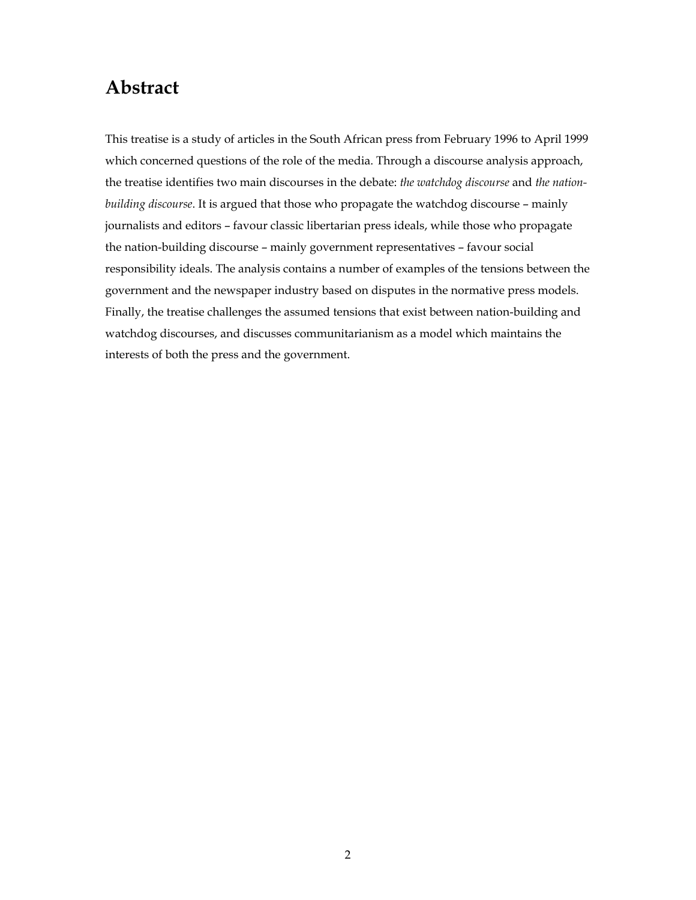# Abstract

This treatise is a study of articles in the South African press from February 1996 to April 1999 which concerned questions of the role of the media. Through a discourse analysis approach, the treatise identifies two main discourses in the debate: *the watchdog discourse* and *the nation-building discourse*. It is argued that those who propagate the watchdog discourse – mainly journalists and editors – favour classic libertarian press ideals, while those who propagate the nation-building discourse – mainly government representatives – favour social responsibility ideals. The analysis contains a number of examples of the tensions between the government and the newspaper industry based on disputes in the normative press models. Finally, the treatise challenges the assumed tensions that exist between nation-building and watchdog discourses, and discusses communitarianism as a model which maintains the interests of both the press and the government.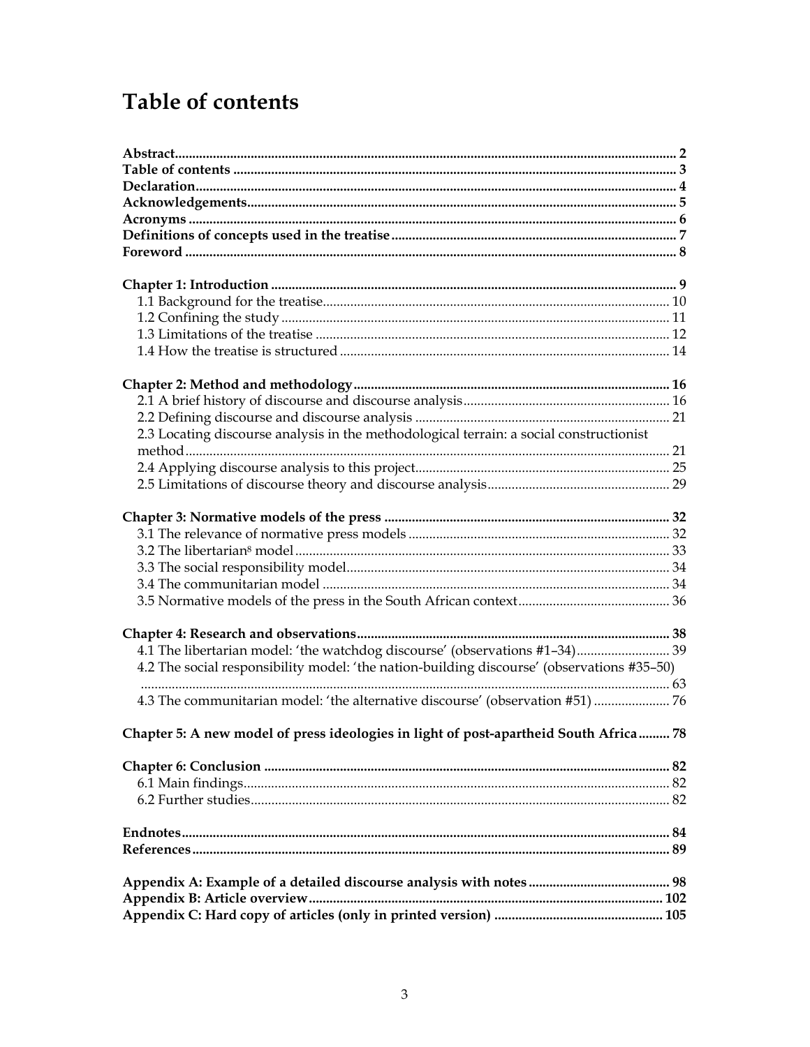# Table of contents

**Abstract** ........ 2
**Table of contents** ........ 3
**Declaration** ........ 4
**Acknowledgements** ........ 5
**Acronyms** ........ 6
**Definitions of concepts used in the treatise** ........ 7
**Foreword** ........ 8

**Chapter 1: Introduction** ........ 9
- 1.1 Background for the treatise ........ 10
- 1.2 Confining the study ........ 11
- 1.3 Limitations of the treatise ........ 12
- 1.4 How the treatise is structured ........ 14

**Chapter 2: Method and methodology** ........ 16
- 2.1 A brief history of discourse and discourse analysis ........ 16
- 2.2 Defining discourse and discourse analysis ........ 21
- 2.3 Locating discourse analysis in the methodological terrain: a social constructionist method ........ 21
- 2.4 Applying discourse analysis to this project ........ 25
- 2.5 Limitations of discourse theory and discourse analysis ........ 29

**Chapter 3: Normative models of the press** ........ 32
- 3.1 The relevance of normative press models ........ 32
- 3.2 The libertarian[8] model ........ 33
- 3.3 The social responsibility model ........ 34
- 3.4 The communitarian model ........ 34
- 3.5 Normative models of the press in the South African context ........ 36

**Chapter 4: Research and observations** ........ 38
- 4.1 The libertarian model: 'the watchdog discourse' (observations #1–34) ........ 39
- 4.2 The social responsibility model: 'the nation-building discourse' (observations #35–50) ........ 63
- 4.3 The communitarian model: 'the alternative discourse' (observation #51) ........ 76

**Chapter 5: A new model of press ideologies in light of post-apartheid South Africa** ........ 78

**Chapter 6: Conclusion** ........ 82
- 6.1 Main findings ........ 82
- 6.2 Further studies ........ 82

**Endnotes** ........ 84
**References** ........ 89

**Appendix A: Example of a detailed discourse analysis with notes** ........ 98
**Appendix B: Article overview** ........ 102
**Appendix C: Hard copy of articles (only in printed version)** ........ 105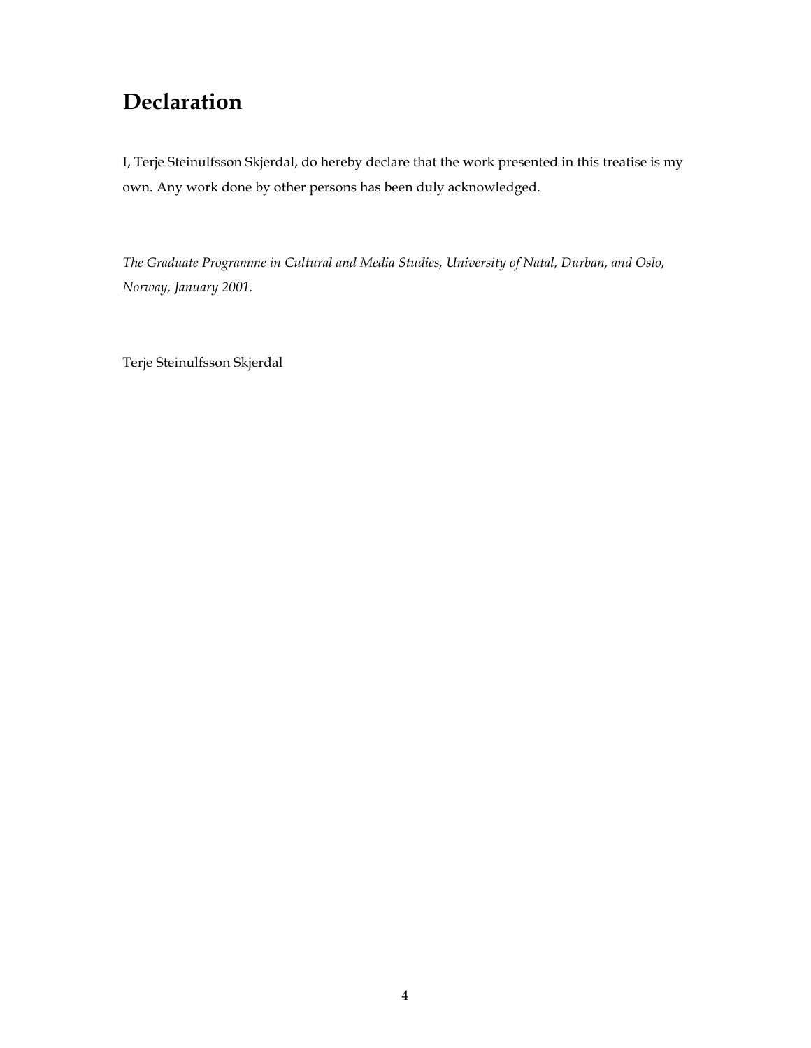# Declaration

I, Terje Steinulfsson Skjerdal, do hereby declare that the work presented in this treatise is my own. Any work done by other persons has been duly acknowledged.

*The Graduate Programme in Cultural and Media Studies, University of Natal, Durban, and Oslo, Norway, January 2001.*

Terje Steinulfsson Skjerdal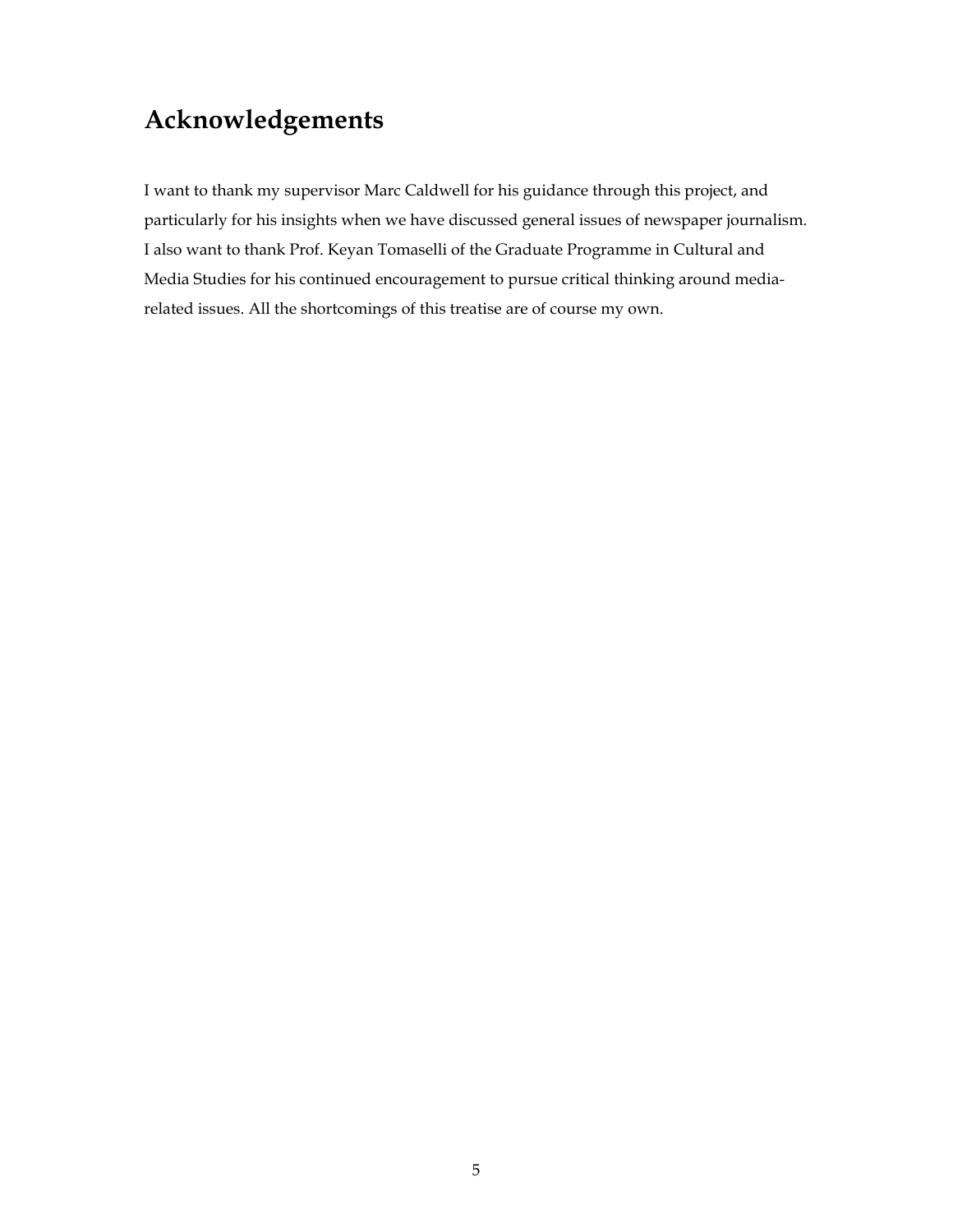# Acknowledgements

I want to thank my supervisor Marc Caldwell for his guidance through this project, and particularly for his insights when we have discussed general issues of newspaper journalism. I also want to thank Prof. Keyan Tomaselli of the Graduate Programme in Cultural and Media Studies for his continued encouragement to pursue critical thinking around media-related issues. All the shortcomings of this treatise are of course my own.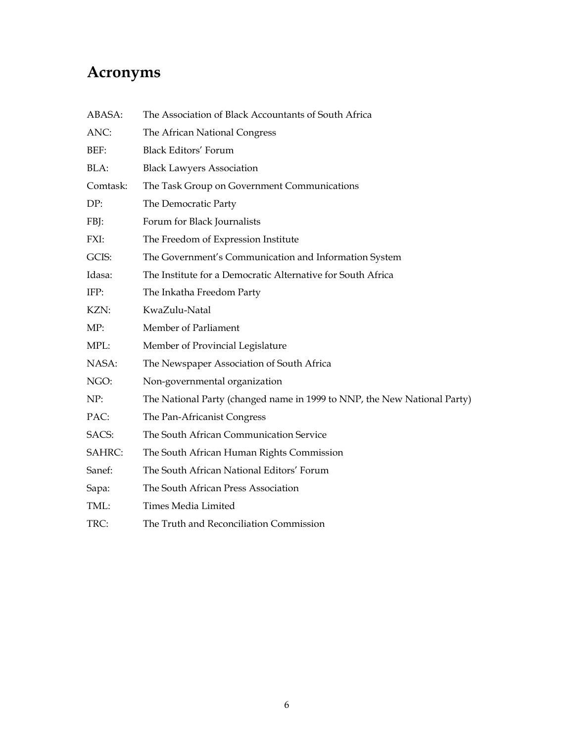# Acronyms

ABASA: The Association of Black Accountants of South Africa

ANC: The African National Congress

BEF: Black Editors' Forum

BLA: Black Lawyers Association

Comtask: The Task Group on Government Communications

DP: The Democratic Party

FBJ: Forum for Black Journalists

FXI: The Freedom of Expression Institute

GCIS: The Government's Communication and Information System

Idasa: The Institute for a Democratic Alternative for South Africa

IFP: The Inkatha Freedom Party

KZN: KwaZulu-Natal

MP: Member of Parliament

MPL: Member of Provincial Legislature

NASA: The Newspaper Association of South Africa

NGO: Non-governmental organization

NP: The National Party (changed name in 1999 to NNP, the New National Party)

PAC: The Pan-Africanist Congress

SACS: The South African Communication Service

SAHRC: The South African Human Rights Commission

Sanef: The South African National Editors' Forum

Sapa: The South African Press Association

TML: Times Media Limited

TRC: The Truth and Reconciliation Commission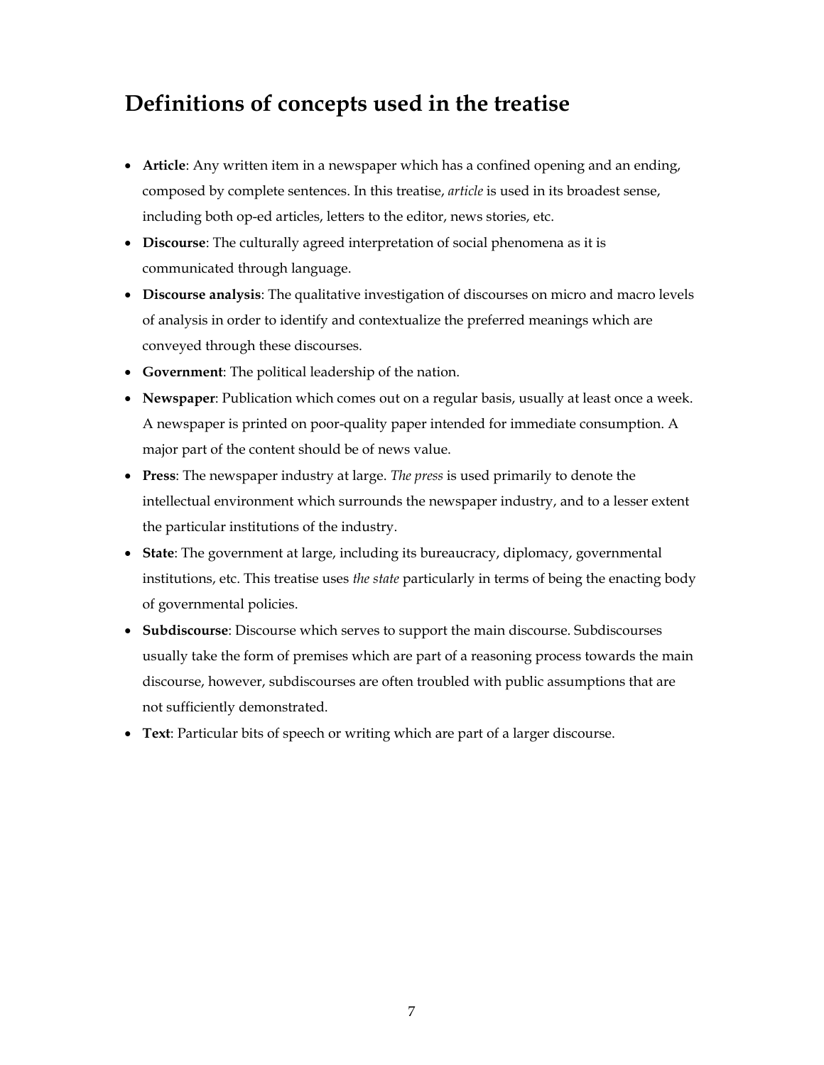## Definitions of concepts used in the treatise

- **Article**: Any written item in a newspaper which has a confined opening and an ending, composed by complete sentences. In this treatise, *article* is used in its broadest sense, including both op-ed articles, letters to the editor, news stories, etc.
- **Discourse**: The culturally agreed interpretation of social phenomena as it is communicated through language.
- **Discourse analysis**: The qualitative investigation of discourses on micro and macro levels of analysis in order to identify and contextualize the preferred meanings which are conveyed through these discourses.
- **Government**: The political leadership of the nation.
- **Newspaper**: Publication which comes out on a regular basis, usually at least once a week. A newspaper is printed on poor-quality paper intended for immediate consumption. A major part of the content should be of news value.
- **Press**: The newspaper industry at large. *The press* is used primarily to denote the intellectual environment which surrounds the newspaper industry, and to a lesser extent the particular institutions of the industry.
- **State**: The government at large, including its bureaucracy, diplomacy, governmental institutions, etc. This treatise uses *the state* particularly in terms of being the enacting body of governmental policies.
- **Subdiscourse**: Discourse which serves to support the main discourse. Subdiscourses usually take the form of premises which are part of a reasoning process towards the main discourse, however, subdiscourses are often troubled with public assumptions that are not sufficiently demonstrated.
- **Text**: Particular bits of speech or writing which are part of a larger discourse.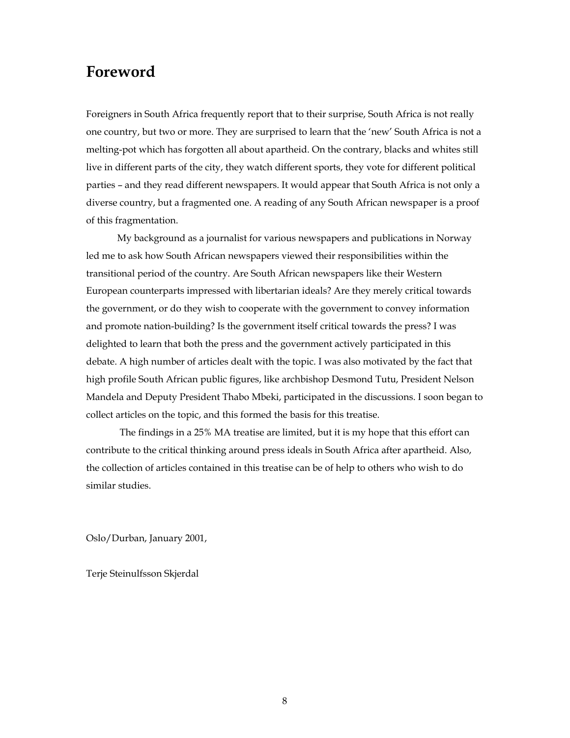# Foreword

Foreigners in South Africa frequently report that to their surprise, South Africa is not really one country, but two or more. They are surprised to learn that the 'new' South Africa is not a melting-pot which has forgotten all about apartheid. On the contrary, blacks and whites still live in different parts of the city, they watch different sports, they vote for different political parties – and they read different newspapers. It would appear that South Africa is not only a diverse country, but a fragmented one. A reading of any South African newspaper is a proof of this fragmentation.

My background as a journalist for various newspapers and publications in Norway led me to ask how South African newspapers viewed their responsibilities within the transitional period of the country. Are South African newspapers like their Western European counterparts impressed with libertarian ideals? Are they merely critical towards the government, or do they wish to cooperate with the government to convey information and promote nation-building? Is the government itself critical towards the press? I was delighted to learn that both the press and the government actively participated in this debate. A high number of articles dealt with the topic. I was also motivated by the fact that high profile South African public figures, like archbishop Desmond Tutu, President Nelson Mandela and Deputy President Thabo Mbeki, participated in the discussions. I soon began to collect articles on the topic, and this formed the basis for this treatise.

The findings in a 25% MA treatise are limited, but it is my hope that this effort can contribute to the critical thinking around press ideals in South Africa after apartheid. Also, the collection of articles contained in this treatise can be of help to others who wish to do similar studies.

Oslo/Durban, January 2001,

Terje Steinulfsson Skjerdal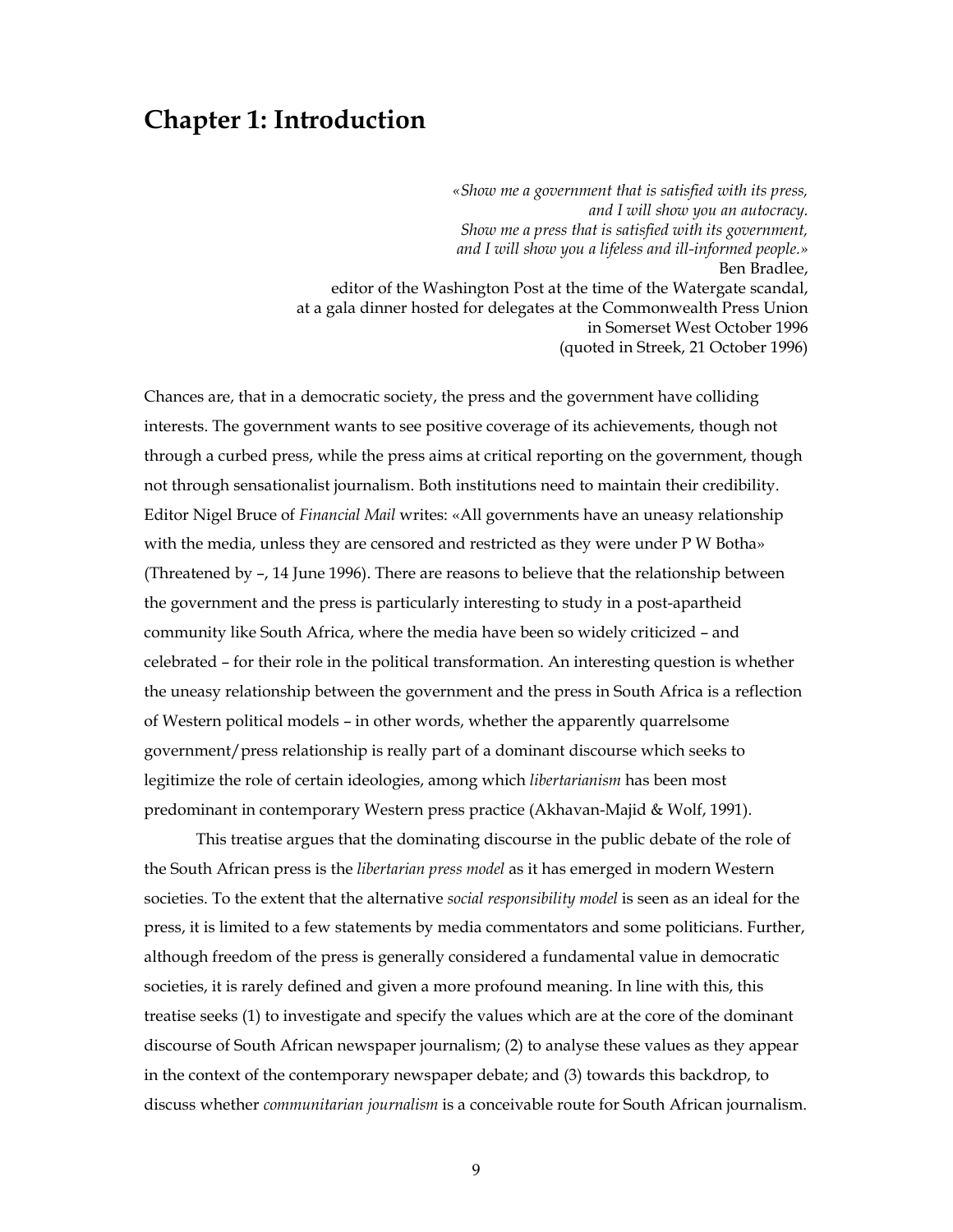# Chapter 1: Introduction

> *«Show me a government that is satisfied with its press,*
> *and I will show you an autocracy.*
> *Show me a press that is satisfied with its government,*
> *and I will show you a lifeless and ill-informed people.»*
> Ben Bradlee,
> editor of the Washington Post at the time of the Watergate scandal,
> at a gala dinner hosted for delegates at the Commonwealth Press Union
> in Somerset West October 1996
> (quoted in Streek, 21 October 1996)

Chances are, that in a democratic society, the press and the government have colliding interests. The government wants to see positive coverage of its achievements, though not through a curbed press, while the press aims at critical reporting on the government, though not through sensationalist journalism. Both institutions need to maintain their credibility. Editor Nigel Bruce of *Financial Mail* writes: «All governments have an uneasy relationship with the media, unless they are censored and restricted as they were under P W Botha» (Threatened by –, 14 June 1996). There are reasons to believe that the relationship between the government and the press is particularly interesting to study in a post-apartheid community like South Africa, where the media have been so widely criticized – and celebrated – for their role in the political transformation. An interesting question is whether the uneasy relationship between the government and the press in South Africa is a reflection of Western political models – in other words, whether the apparently quarrelsome government/press relationship is really part of a dominant discourse which seeks to legitimize the role of certain ideologies, among which *libertarianism* has been most predominant in contemporary Western press practice (Akhavan-Majid & Wolf, 1991).

This treatise argues that the dominating discourse in the public debate of the role of the South African press is the *libertarian press model* as it has emerged in modern Western societies. To the extent that the alternative *social responsibility model* is seen as an ideal for the press, it is limited to a few statements by media commentators and some politicians. Further, although freedom of the press is generally considered a fundamental value in democratic societies, it is rarely defined and given a more profound meaning. In line with this, this treatise seeks (1) to investigate and specify the values which are at the core of the dominant discourse of South African newspaper journalism; (2) to analyse these values as they appear in the context of the contemporary newspaper debate; and (3) towards this backdrop, to discuss whether *communitarian journalism* is a conceivable route for South African journalism.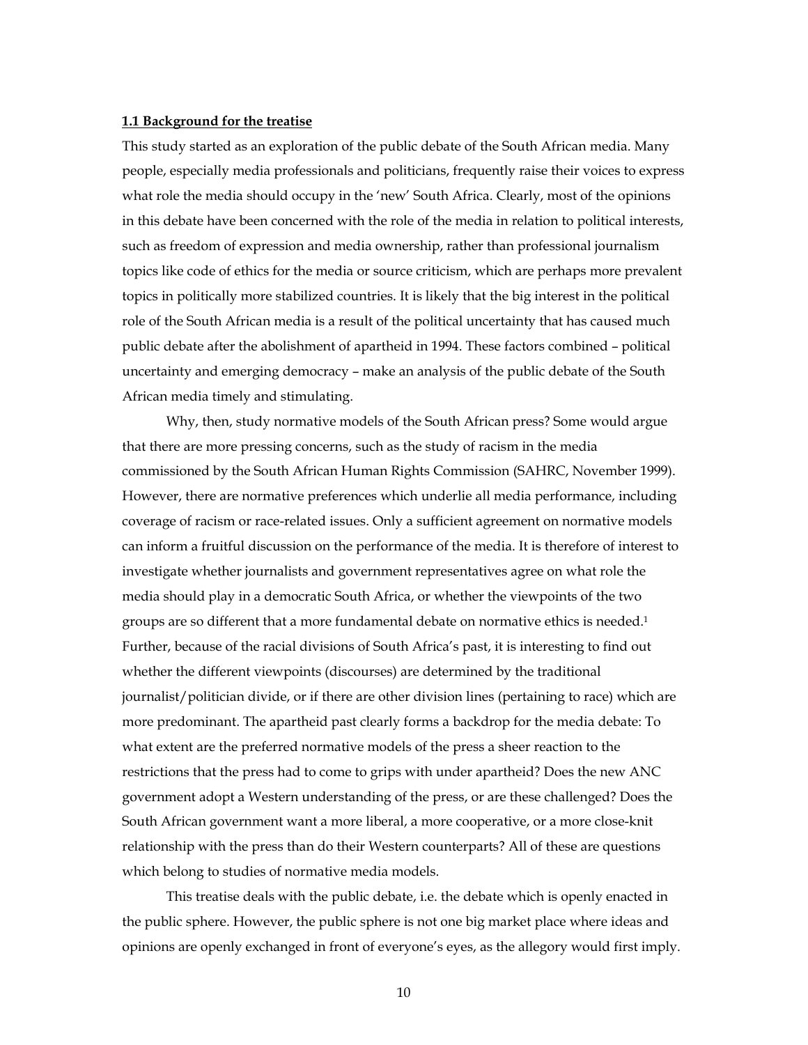**1.1 Background for the treatise**

This study started as an exploration of the public debate of the South African media. Many people, especially media professionals and politicians, frequently raise their voices to express what role the media should occupy in the 'new' South Africa. Clearly, most of the opinions in this debate have been concerned with the role of the media in relation to political interests, such as freedom of expression and media ownership, rather than professional journalism topics like code of ethics for the media or source criticism, which are perhaps more prevalent topics in politically more stabilized countries. It is likely that the big interest in the political role of the South African media is a result of the political uncertainty that has caused much public debate after the abolishment of apartheid in 1994. These factors combined – political uncertainty and emerging democracy – make an analysis of the public debate of the South African media timely and stimulating.

Why, then, study normative models of the South African press? Some would argue that there are more pressing concerns, such as the study of racism in the media commissioned by the South African Human Rights Commission (SAHRC, November 1999). However, there are normative preferences which underlie all media performance, including coverage of racism or race-related issues. Only a sufficient agreement on normative models can inform a fruitful discussion on the performance of the media. It is therefore of interest to investigate whether journalists and government representatives agree on what role the media should play in a democratic South Africa, or whether the viewpoints of the two groups are so different that a more fundamental debate on normative ethics is needed.[1] Further, because of the racial divisions of South Africa's past, it is interesting to find out whether the different viewpoints (discourses) are determined by the traditional journalist/politician divide, or if there are other division lines (pertaining to race) which are more predominant. The apartheid past clearly forms a backdrop for the media debate: To what extent are the preferred normative models of the press a sheer reaction to the restrictions that the press had to come to grips with under apartheid? Does the new ANC government adopt a Western understanding of the press, or are these challenged? Does the South African government want a more liberal, a more cooperative, or a more close-knit relationship with the press than do their Western counterparts? All of these are questions which belong to studies of normative media models.

This treatise deals with the public debate, i.e. the debate which is openly enacted in the public sphere. However, the public sphere is not one big market place where ideas and opinions are openly exchanged in front of everyone's eyes, as the allegory would first imply.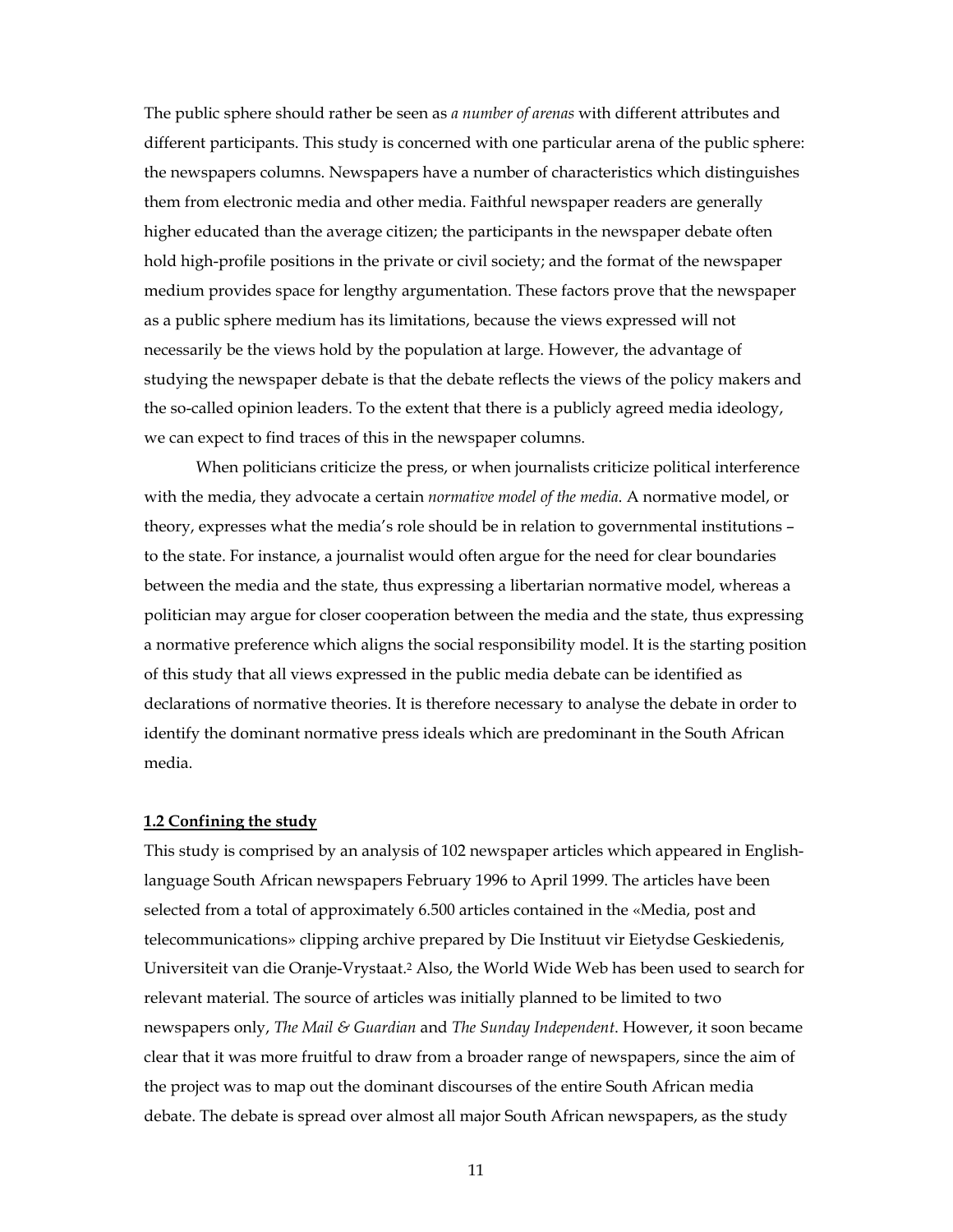The public sphere should rather be seen as *a number of arenas* with different attributes and different participants. This study is concerned with one particular arena of the public sphere: the newspapers columns. Newspapers have a number of characteristics which distinguishes them from electronic media and other media. Faithful newspaper readers are generally higher educated than the average citizen; the participants in the newspaper debate often hold high-profile positions in the private or civil society; and the format of the newspaper medium provides space for lengthy argumentation. These factors prove that the newspaper as a public sphere medium has its limitations, because the views expressed will not necessarily be the views hold by the population at large. However, the advantage of studying the newspaper debate is that the debate reflects the views of the policy makers and the so-called opinion leaders. To the extent that there is a publicly agreed media ideology, we can expect to find traces of this in the newspaper columns.

When politicians criticize the press, or when journalists criticize political interference with the media, they advocate a certain *normative model of the media.* A normative model, or theory, expresses what the media's role should be in relation to governmental institutions – to the state. For instance, a journalist would often argue for the need for clear boundaries between the media and the state, thus expressing a libertarian normative model, whereas a politician may argue for closer cooperation between the media and the state, thus expressing a normative preference which aligns the social responsibility model. It is the starting position of this study that all views expressed in the public media debate can be identified as declarations of normative theories. It is therefore necessary to analyse the debate in order to identify the dominant normative press ideals which are predominant in the South African media.

## 1.2 Confining the study

This study is comprised by an analysis of 102 newspaper articles which appeared in English-language South African newspapers February 1996 to April 1999. The articles have been selected from a total of approximately 6.500 articles contained in the «Media, post and telecommunications» clipping archive prepared by Die Instituut vir Eietydse Geskiedenis, Universiteit van die Oranje-Vrystaat.[2] Also, the World Wide Web has been used to search for relevant material. The source of articles was initially planned to be limited to two newspapers only, *The Mail & Guardian* and *The Sunday Independent*. However, it soon became clear that it was more fruitful to draw from a broader range of newspapers, since the aim of the project was to map out the dominant discourses of the entire South African media debate. The debate is spread over almost all major South African newspapers, as the study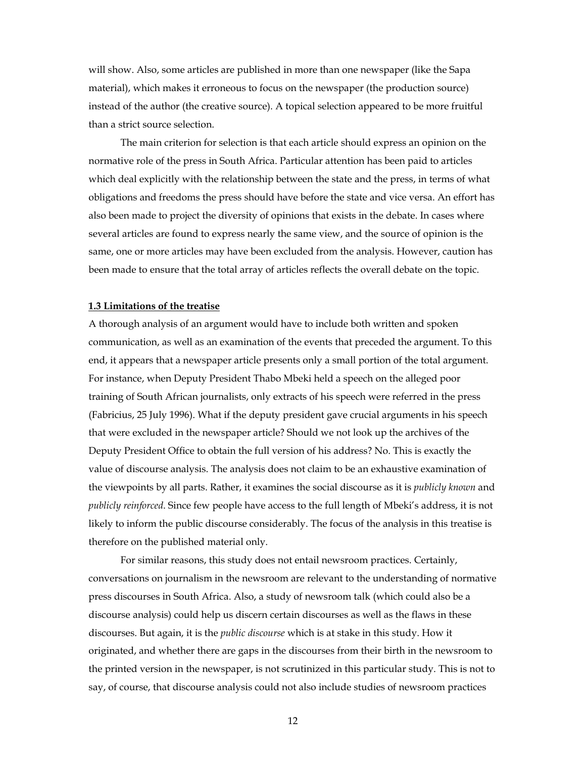will show. Also, some articles are published in more than one newspaper (like the Sapa material), which makes it erroneous to focus on the newspaper (the production source) instead of the author (the creative source). A topical selection appeared to be more fruitful than a strict source selection.

The main criterion for selection is that each article should express an opinion on the normative role of the press in South Africa. Particular attention has been paid to articles which deal explicitly with the relationship between the state and the press, in terms of what obligations and freedoms the press should have before the state and vice versa. An effort has also been made to project the diversity of opinions that exists in the debate. In cases where several articles are found to express nearly the same view, and the source of opinion is the same, one or more articles may have been excluded from the analysis. However, caution has been made to ensure that the total array of articles reflects the overall debate on the topic.

### 1.3 Limitations of the treatise

A thorough analysis of an argument would have to include both written and spoken communication, as well as an examination of the events that preceded the argument. To this end, it appears that a newspaper article presents only a small portion of the total argument. For instance, when Deputy President Thabo Mbeki held a speech on the alleged poor training of South African journalists, only extracts of his speech were referred in the press (Fabricius, 25 July 1996). What if the deputy president gave crucial arguments in his speech that were excluded in the newspaper article? Should we not look up the archives of the Deputy President Office to obtain the full version of his address? No. This is exactly the value of discourse analysis. The analysis does not claim to be an exhaustive examination of the viewpoints by all parts. Rather, it examines the social discourse as it is *publicly known* and *publicly reinforced*. Since few people have access to the full length of Mbeki's address, it is not likely to inform the public discourse considerably. The focus of the analysis in this treatise is therefore on the published material only.

For similar reasons, this study does not entail newsroom practices. Certainly, conversations on journalism in the newsroom are relevant to the understanding of normative press discourses in South Africa. Also, a study of newsroom talk (which could also be a discourse analysis) could help us discern certain discourses as well as the flaws in these discourses. But again, it is the *public discourse* which is at stake in this study. How it originated, and whether there are gaps in the discourses from their birth in the newsroom to the printed version in the newspaper, is not scrutinized in this particular study. This is not to say, of course, that discourse analysis could not also include studies of newsroom practices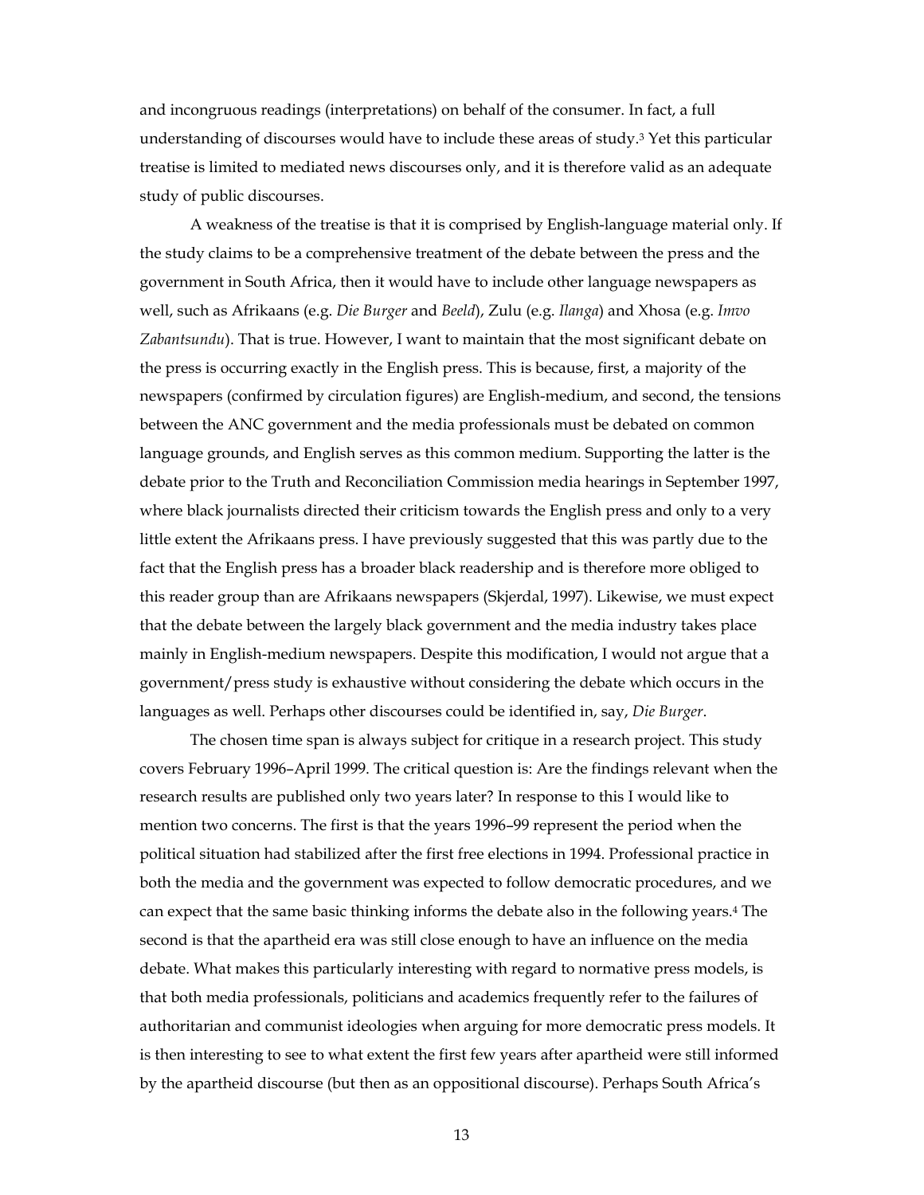and incongruous readings (interpretations) on behalf of the consumer. In fact, a full understanding of discourses would have to include these areas of study.[3] Yet this particular treatise is limited to mediated news discourses only, and it is therefore valid as an adequate study of public discourses.

A weakness of the treatise is that it is comprised by English-language material only. If the study claims to be a comprehensive treatment of the debate between the press and the government in South Africa, then it would have to include other language newspapers as well, such as Afrikaans (e.g. *Die Burger* and *Beeld*), Zulu (e.g. *Ilanga*) and Xhosa (e.g. *Imvo Zabantsundu*). That is true. However, I want to maintain that the most significant debate on the press is occurring exactly in the English press. This is because, first, a majority of the newspapers (confirmed by circulation figures) are English-medium, and second, the tensions between the ANC government and the media professionals must be debated on common language grounds, and English serves as this common medium. Supporting the latter is the debate prior to the Truth and Reconciliation Commission media hearings in September 1997, where black journalists directed their criticism towards the English press and only to a very little extent the Afrikaans press. I have previously suggested that this was partly due to the fact that the English press has a broader black readership and is therefore more obliged to this reader group than are Afrikaans newspapers (Skjerdal, 1997). Likewise, we must expect that the debate between the largely black government and the media industry takes place mainly in English-medium newspapers. Despite this modification, I would not argue that a government/press study is exhaustive without considering the debate which occurs in the languages as well. Perhaps other discourses could be identified in, say, *Die Burger*.

The chosen time span is always subject for critique in a research project. This study covers February 1996–April 1999. The critical question is: Are the findings relevant when the research results are published only two years later? In response to this I would like to mention two concerns. The first is that the years 1996–99 represent the period when the political situation had stabilized after the first free elections in 1994. Professional practice in both the media and the government was expected to follow democratic procedures, and we can expect that the same basic thinking informs the debate also in the following years.[4] The second is that the apartheid era was still close enough to have an influence on the media debate. What makes this particularly interesting with regard to normative press models, is that both media professionals, politicians and academics frequently refer to the failures of authoritarian and communist ideologies when arguing for more democratic press models. It is then interesting to see to what extent the first few years after apartheid were still informed by the apartheid discourse (but then as an oppositional discourse). Perhaps South Africa's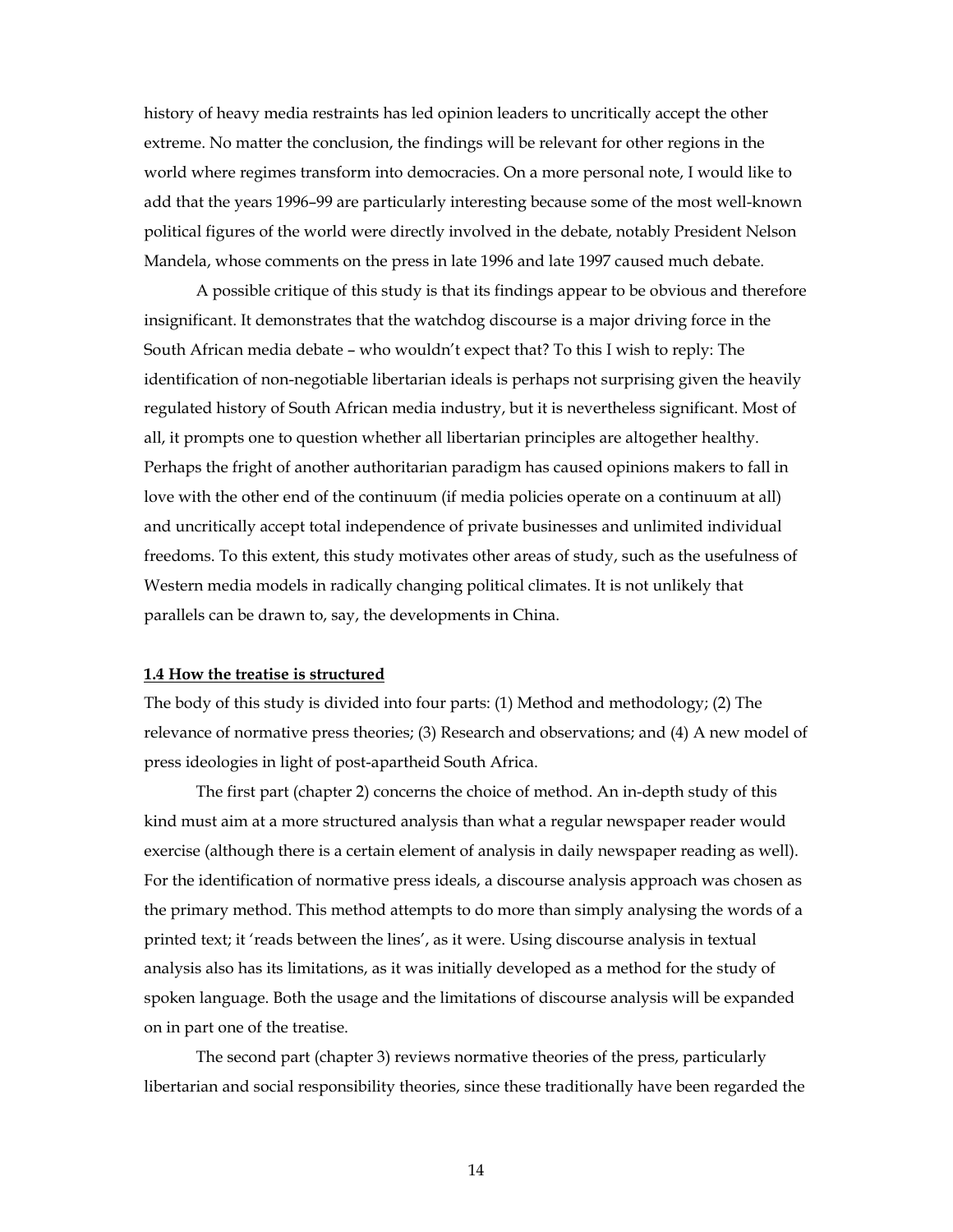history of heavy media restraints has led opinion leaders to uncritically accept the other extreme. No matter the conclusion, the findings will be relevant for other regions in the world where regimes transform into democracies. On a more personal note, I would like to add that the years 1996–99 are particularly interesting because some of the most well-known political figures of the world were directly involved in the debate, notably President Nelson Mandela, whose comments on the press in late 1996 and late 1997 caused much debate.

A possible critique of this study is that its findings appear to be obvious and therefore insignificant. It demonstrates that the watchdog discourse is a major driving force in the South African media debate – who wouldn't expect that? To this I wish to reply: The identification of non-negotiable libertarian ideals is perhaps not surprising given the heavily regulated history of South African media industry, but it is nevertheless significant. Most of all, it prompts one to question whether all libertarian principles are altogether healthy. Perhaps the fright of another authoritarian paradigm has caused opinions makers to fall in love with the other end of the continuum (if media policies operate on a continuum at all) and uncritically accept total independence of private businesses and unlimited individual freedoms. To this extent, this study motivates other areas of study, such as the usefulness of Western media models in radically changing political climates. It is not unlikely that parallels can be drawn to, say, the developments in China.

**1.4 How the treatise is structured**

The body of this study is divided into four parts: (1) Method and methodology; (2) The relevance of normative press theories; (3) Research and observations; and (4) A new model of press ideologies in light of post-apartheid South Africa.

The first part (chapter 2) concerns the choice of method. An in-depth study of this kind must aim at a more structured analysis than what a regular newspaper reader would exercise (although there is a certain element of analysis in daily newspaper reading as well). For the identification of normative press ideals, a discourse analysis approach was chosen as the primary method. This method attempts to do more than simply analysing the words of a printed text; it 'reads between the lines', as it were. Using discourse analysis in textual analysis also has its limitations, as it was initially developed as a method for the study of spoken language. Both the usage and the limitations of discourse analysis will be expanded on in part one of the treatise.

The second part (chapter 3) reviews normative theories of the press, particularly libertarian and social responsibility theories, since these traditionally have been regarded the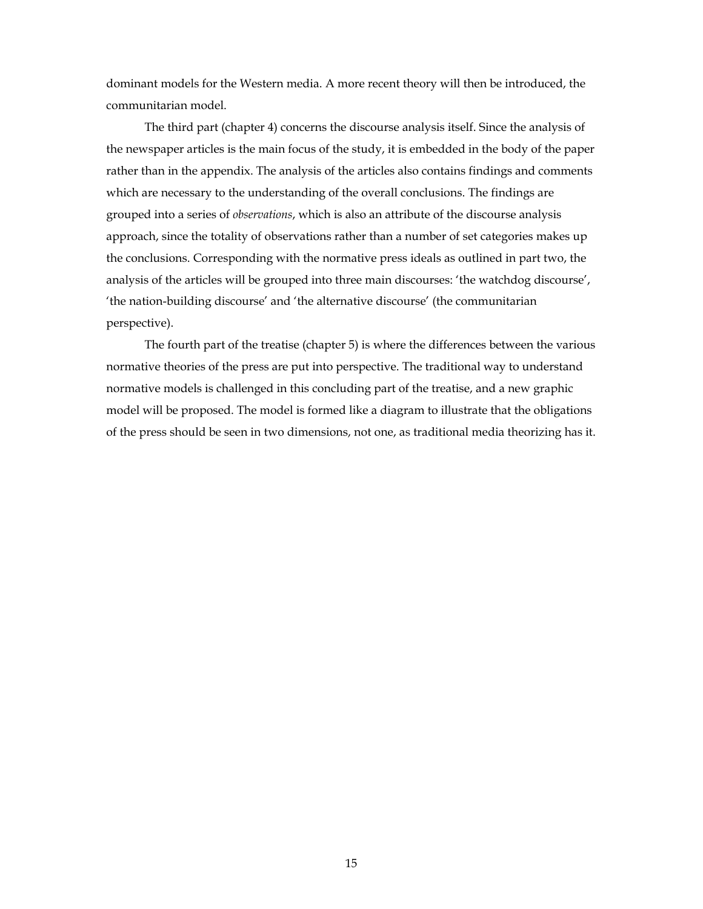dominant models for the Western media. A more recent theory will then be introduced, the communitarian model.

The third part (chapter 4) concerns the discourse analysis itself. Since the analysis of the newspaper articles is the main focus of the study, it is embedded in the body of the paper rather than in the appendix. The analysis of the articles also contains findings and comments which are necessary to the understanding of the overall conclusions. The findings are grouped into a series of *observations*, which is also an attribute of the discourse analysis approach, since the totality of observations rather than a number of set categories makes up the conclusions. Corresponding with the normative press ideals as outlined in part two, the analysis of the articles will be grouped into three main discourses: 'the watchdog discourse', 'the nation-building discourse' and 'the alternative discourse' (the communitarian perspective).

The fourth part of the treatise (chapter 5) is where the differences between the various normative theories of the press are put into perspective. The traditional way to understand normative models is challenged in this concluding part of the treatise, and a new graphic model will be proposed. The model is formed like a diagram to illustrate that the obligations of the press should be seen in two dimensions, not one, as traditional media theorizing has it.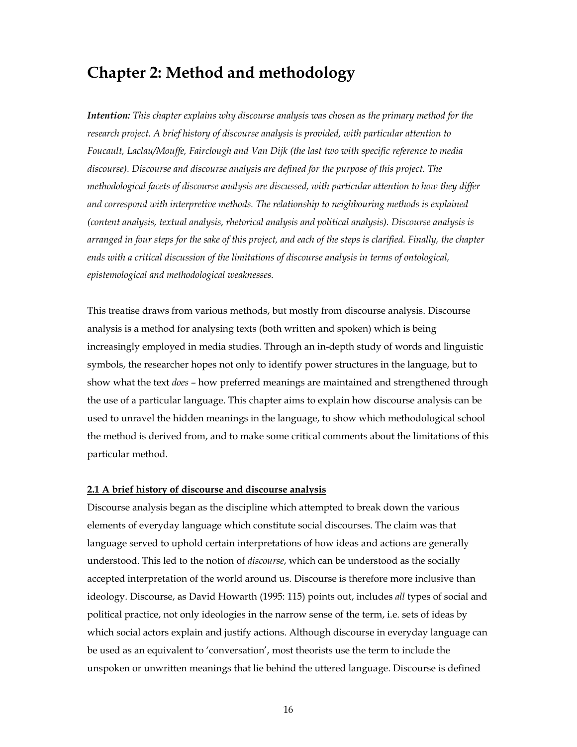# Chapter 2: Method and methodology

***Intention:*** *This chapter explains why discourse analysis was chosen as the primary method for the research project. A brief history of discourse analysis is provided, with particular attention to Foucault, Laclau/Mouffe, Fairclough and Van Dijk (the last two with specific reference to media discourse). Discourse and discourse analysis are defined for the purpose of this project. The methodological facets of discourse analysis are discussed, with particular attention to how they differ and correspond with interpretive methods. The relationship to neighbouring methods is explained (content analysis, textual analysis, rhetorical analysis and political analysis). Discourse analysis is arranged in four steps for the sake of this project, and each of the steps is clarified. Finally, the chapter ends with a critical discussion of the limitations of discourse analysis in terms of ontological, epistemological and methodological weaknesses.*

This treatise draws from various methods, but mostly from discourse analysis. Discourse analysis is a method for analysing texts (both written and spoken) which is being increasingly employed in media studies. Through an in-depth study of words and linguistic symbols, the researcher hopes not only to identify power structures in the language, but to show what the text *does* – how preferred meanings are maintained and strengthened through the use of a particular language. This chapter aims to explain how discourse analysis can be used to unravel the hidden meanings in the language, to show which methodological school the method is derived from, and to make some critical comments about the limitations of this particular method.

### 2.1 A brief history of discourse and discourse analysis

Discourse analysis began as the discipline which attempted to break down the various elements of everyday language which constitute social discourses. The claim was that language served to uphold certain interpretations of how ideas and actions are generally understood. This led to the notion of *discourse*, which can be understood as the socially accepted interpretation of the world around us. Discourse is therefore more inclusive than ideology. Discourse, as David Howarth (1995: 115) points out, includes *all* types of social and political practice, not only ideologies in the narrow sense of the term, i.e. sets of ideas by which social actors explain and justify actions. Although discourse in everyday language can be used as an equivalent to 'conversation', most theorists use the term to include the unspoken or unwritten meanings that lie behind the uttered language. Discourse is defined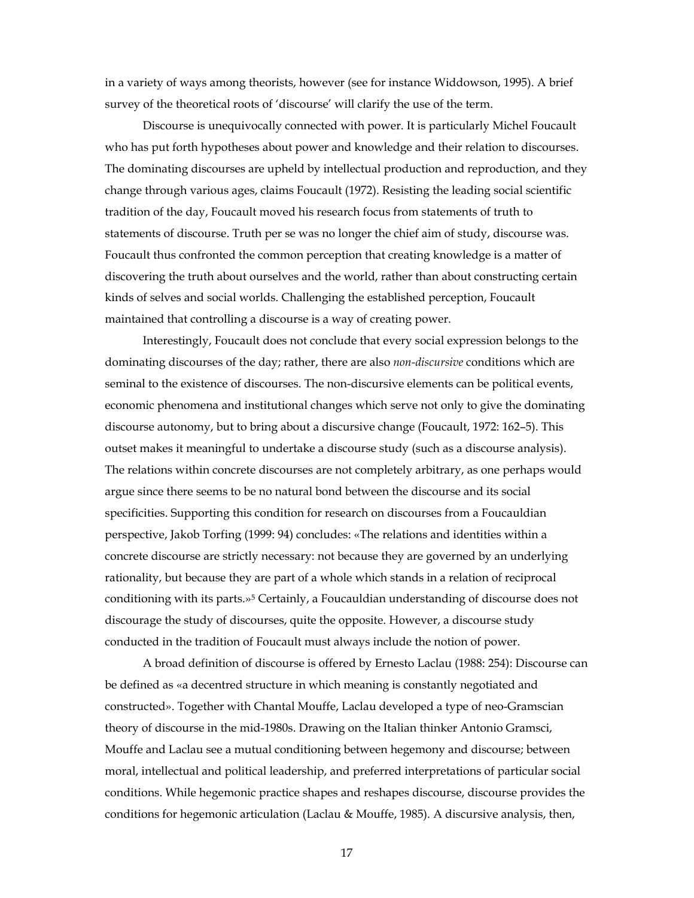in a variety of ways among theorists, however (see for instance Widdowson, 1995). A brief survey of the theoretical roots of 'discourse' will clarify the use of the term.

Discourse is unequivocally connected with power. It is particularly Michel Foucault who has put forth hypotheses about power and knowledge and their relation to discourses. The dominating discourses are upheld by intellectual production and reproduction, and they change through various ages, claims Foucault (1972). Resisting the leading social scientific tradition of the day, Foucault moved his research focus from statements of truth to statements of discourse. Truth per se was no longer the chief aim of study, discourse was. Foucault thus confronted the common perception that creating knowledge is a matter of discovering the truth about ourselves and the world, rather than about constructing certain kinds of selves and social worlds. Challenging the established perception, Foucault maintained that controlling a discourse is a way of creating power.

Interestingly, Foucault does not conclude that every social expression belongs to the dominating discourses of the day; rather, there are also *non-discursive* conditions which are seminal to the existence of discourses. The non-discursive elements can be political events, economic phenomena and institutional changes which serve not only to give the dominating discourse autonomy, but to bring about a discursive change (Foucault, 1972: 162–5). This outset makes it meaningful to undertake a discourse study (such as a discourse analysis). The relations within concrete discourses are not completely arbitrary, as one perhaps would argue since there seems to be no natural bond between the discourse and its social specificities. Supporting this condition for research on discourses from a Foucauldian perspective, Jakob Torfing (1999: 94) concludes: «The relations and identities within a concrete discourse are strictly necessary: not because they are governed by an underlying rationality, but because they are part of a whole which stands in a relation of reciprocal conditioning with its parts.»[5] Certainly, a Foucauldian understanding of discourse does not discourage the study of discourses, quite the opposite. However, a discourse study conducted in the tradition of Foucault must always include the notion of power.

A broad definition of discourse is offered by Ernesto Laclau (1988: 254): Discourse can be defined as «a decentred structure in which meaning is constantly negotiated and constructed». Together with Chantal Mouffe, Laclau developed a type of neo-Gramscian theory of discourse in the mid-1980s. Drawing on the Italian thinker Antonio Gramsci, Mouffe and Laclau see a mutual conditioning between hegemony and discourse; between moral, intellectual and political leadership, and preferred interpretations of particular social conditions. While hegemonic practice shapes and reshapes discourse, discourse provides the conditions for hegemonic articulation (Laclau & Mouffe, 1985). A discursive analysis, then,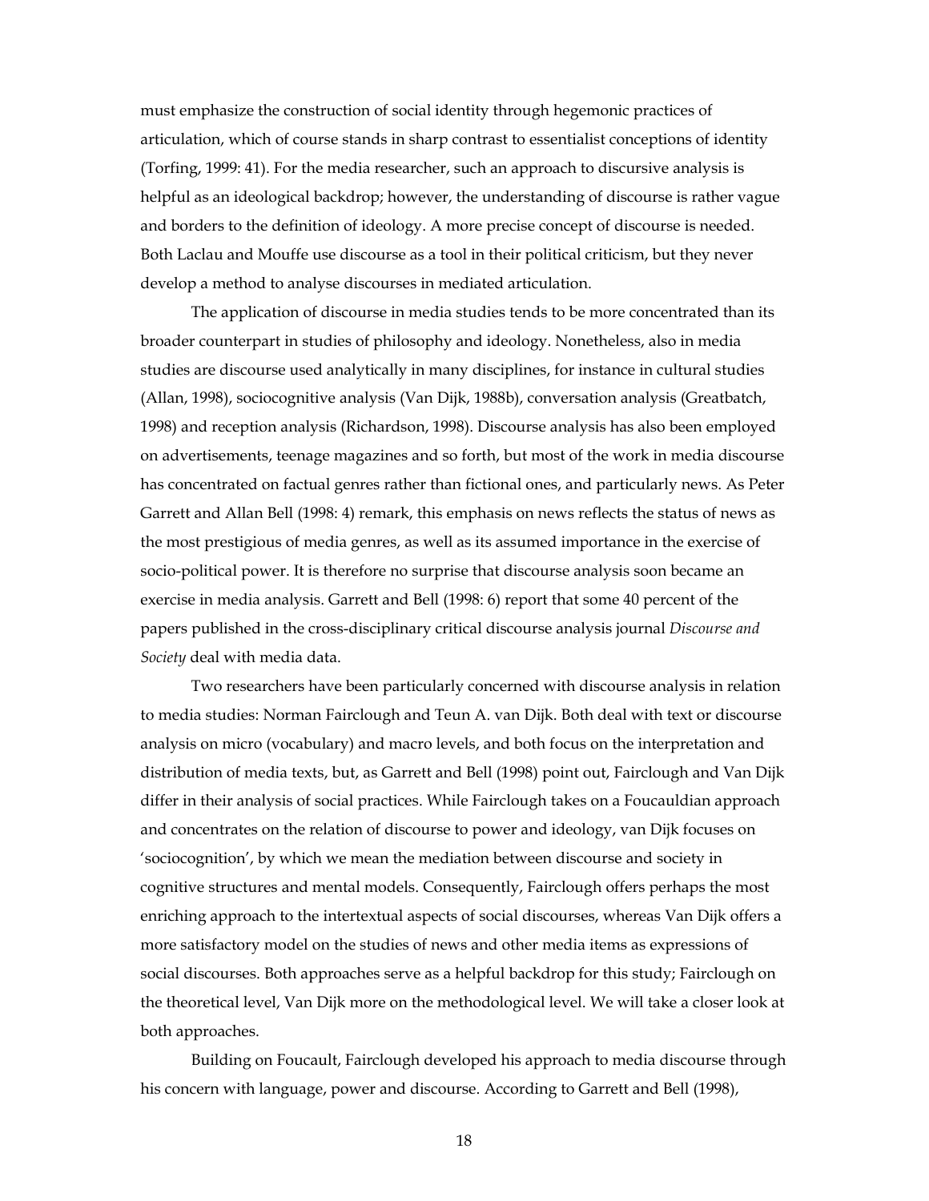must emphasize the construction of social identity through hegemonic practices of articulation, which of course stands in sharp contrast to essentialist conceptions of identity (Torfing, 1999: 41). For the media researcher, such an approach to discursive analysis is helpful as an ideological backdrop; however, the understanding of discourse is rather vague and borders to the definition of ideology. A more precise concept of discourse is needed. Both Laclau and Mouffe use discourse as a tool in their political criticism, but they never develop a method to analyse discourses in mediated articulation.

The application of discourse in media studies tends to be more concentrated than its broader counterpart in studies of philosophy and ideology. Nonetheless, also in media studies are discourse used analytically in many disciplines, for instance in cultural studies (Allan, 1998), sociocognitive analysis (Van Dijk, 1988b), conversation analysis (Greatbatch, 1998) and reception analysis (Richardson, 1998). Discourse analysis has also been employed on advertisements, teenage magazines and so forth, but most of the work in media discourse has concentrated on factual genres rather than fictional ones, and particularly news. As Peter Garrett and Allan Bell (1998: 4) remark, this emphasis on news reflects the status of news as the most prestigious of media genres, as well as its assumed importance in the exercise of socio-political power. It is therefore no surprise that discourse analysis soon became an exercise in media analysis. Garrett and Bell (1998: 6) report that some 40 percent of the papers published in the cross-disciplinary critical discourse analysis journal *Discourse and Society* deal with media data.

Two researchers have been particularly concerned with discourse analysis in relation to media studies: Norman Fairclough and Teun A. van Dijk. Both deal with text or discourse analysis on micro (vocabulary) and macro levels, and both focus on the interpretation and distribution of media texts, but, as Garrett and Bell (1998) point out, Fairclough and Van Dijk differ in their analysis of social practices. While Fairclough takes on a Foucauldian approach and concentrates on the relation of discourse to power and ideology, van Dijk focuses on 'sociocognition', by which we mean the mediation between discourse and society in cognitive structures and mental models. Consequently, Fairclough offers perhaps the most enriching approach to the intertextual aspects of social discourses, whereas Van Dijk offers a more satisfactory model on the studies of news and other media items as expressions of social discourses. Both approaches serve as a helpful backdrop for this study; Fairclough on the theoretical level, Van Dijk more on the methodological level. We will take a closer look at both approaches.

Building on Foucault, Fairclough developed his approach to media discourse through his concern with language, power and discourse. According to Garrett and Bell (1998),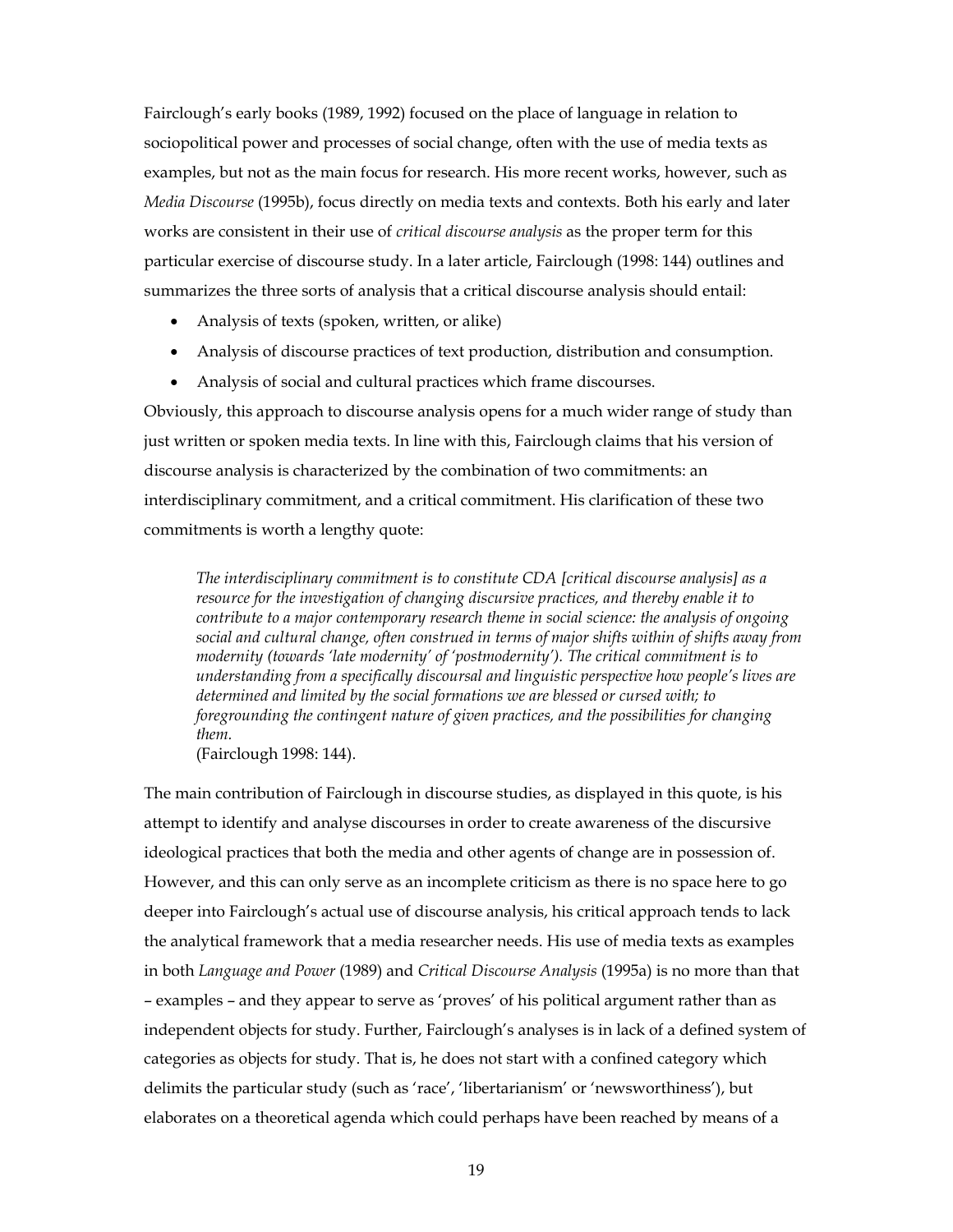Fairclough's early books (1989, 1992) focused on the place of language in relation to sociopolitical power and processes of social change, often with the use of media texts as examples, but not as the main focus for research. His more recent works, however, such as *Media Discourse* (1995b), focus directly on media texts and contexts. Both his early and later works are consistent in their use of *critical discourse analysis* as the proper term for this particular exercise of discourse study. In a later article, Fairclough (1998: 144) outlines and summarizes the three sorts of analysis that a critical discourse analysis should entail:

- Analysis of texts (spoken, written, or alike)
- Analysis of discourse practices of text production, distribution and consumption.
- Analysis of social and cultural practices which frame discourses.

Obviously, this approach to discourse analysis opens for a much wider range of study than just written or spoken media texts. In line with this, Fairclough claims that his version of discourse analysis is characterized by the combination of two commitments: an interdisciplinary commitment, and a critical commitment. His clarification of these two commitments is worth a lengthy quote:

> *The interdisciplinary commitment is to constitute CDA [critical discourse analysis] as a resource for the investigation of changing discursive practices, and thereby enable it to contribute to a major contemporary research theme in social science: the analysis of ongoing social and cultural change, often construed in terms of major shifts within of shifts away from modernity (towards 'late modernity' of 'postmodernity'). The critical commitment is to understanding from a specifically discoursal and linguistic perspective how people's lives are determined and limited by the social formations we are blessed or cursed with; to foregrounding the contingent nature of given practices, and the possibilities for changing them.*
> (Fairclough 1998: 144).

The main contribution of Fairclough in discourse studies, as displayed in this quote, is his attempt to identify and analyse discourses in order to create awareness of the discursive ideological practices that both the media and other agents of change are in possession of. However, and this can only serve as an incomplete criticism as there is no space here to go deeper into Fairclough's actual use of discourse analysis, his critical approach tends to lack the analytical framework that a media researcher needs. His use of media texts as examples in both *Language and Power* (1989) and *Critical Discourse Analysis* (1995a) is no more than that – examples – and they appear to serve as 'proves' of his political argument rather than as independent objects for study. Further, Fairclough's analyses is in lack of a defined system of categories as objects for study. That is, he does not start with a confined category which delimits the particular study (such as 'race', 'libertarianism' or 'newsworthiness'), but elaborates on a theoretical agenda which could perhaps have been reached by means of a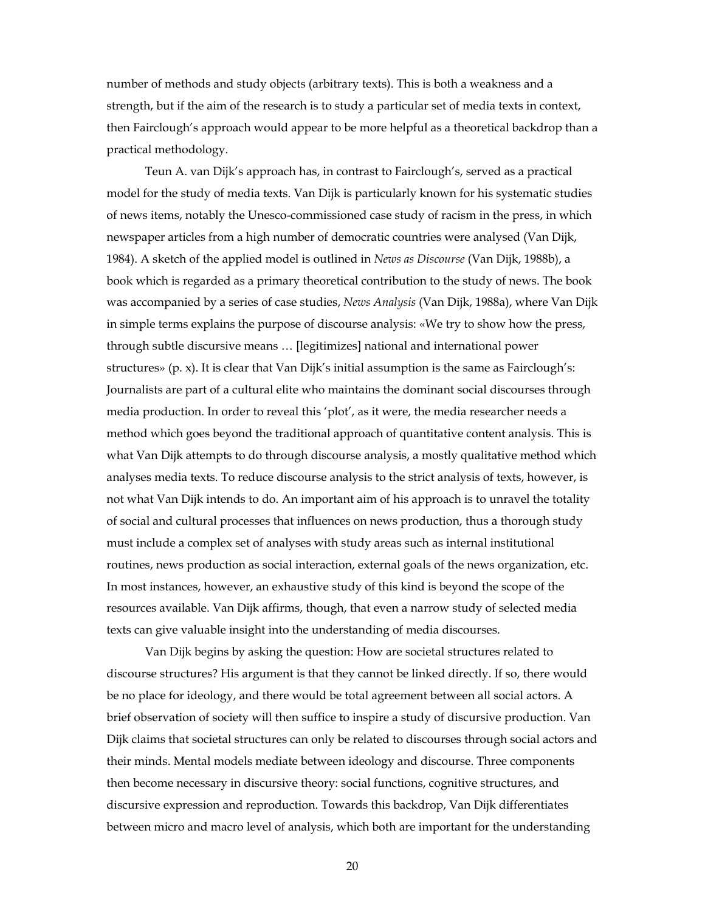number of methods and study objects (arbitrary texts). This is both a weakness and a strength, but if the aim of the research is to study a particular set of media texts in context, then Fairclough's approach would appear to be more helpful as a theoretical backdrop than a practical methodology.

Teun A. van Dijk's approach has, in contrast to Fairclough's, served as a practical model for the study of media texts. Van Dijk is particularly known for his systematic studies of news items, notably the Unesco-commissioned case study of racism in the press, in which newspaper articles from a high number of democratic countries were analysed (Van Dijk, 1984). A sketch of the applied model is outlined in *News as Discourse* (Van Dijk, 1988b), a book which is regarded as a primary theoretical contribution to the study of news. The book was accompanied by a series of case studies, *News Analysis* (Van Dijk, 1988a), where Van Dijk in simple terms explains the purpose of discourse analysis: «We try to show how the press, through subtle discursive means … [legitimizes] national and international power structures» (p. x). It is clear that Van Dijk's initial assumption is the same as Fairclough's: Journalists are part of a cultural elite who maintains the dominant social discourses through media production. In order to reveal this 'plot', as it were, the media researcher needs a method which goes beyond the traditional approach of quantitative content analysis. This is what Van Dijk attempts to do through discourse analysis, a mostly qualitative method which analyses media texts. To reduce discourse analysis to the strict analysis of texts, however, is not what Van Dijk intends to do. An important aim of his approach is to unravel the totality of social and cultural processes that influences on news production, thus a thorough study must include a complex set of analyses with study areas such as internal institutional routines, news production as social interaction, external goals of the news organization, etc. In most instances, however, an exhaustive study of this kind is beyond the scope of the resources available. Van Dijk affirms, though, that even a narrow study of selected media texts can give valuable insight into the understanding of media discourses.

Van Dijk begins by asking the question: How are societal structures related to discourse structures? His argument is that they cannot be linked directly. If so, there would be no place for ideology, and there would be total agreement between all social actors. A brief observation of society will then suffice to inspire a study of discursive production. Van Dijk claims that societal structures can only be related to discourses through social actors and their minds. Mental models mediate between ideology and discourse. Three components then become necessary in discursive theory: social functions, cognitive structures, and discursive expression and reproduction. Towards this backdrop, Van Dijk differentiates between micro and macro level of analysis, which both are important for the understanding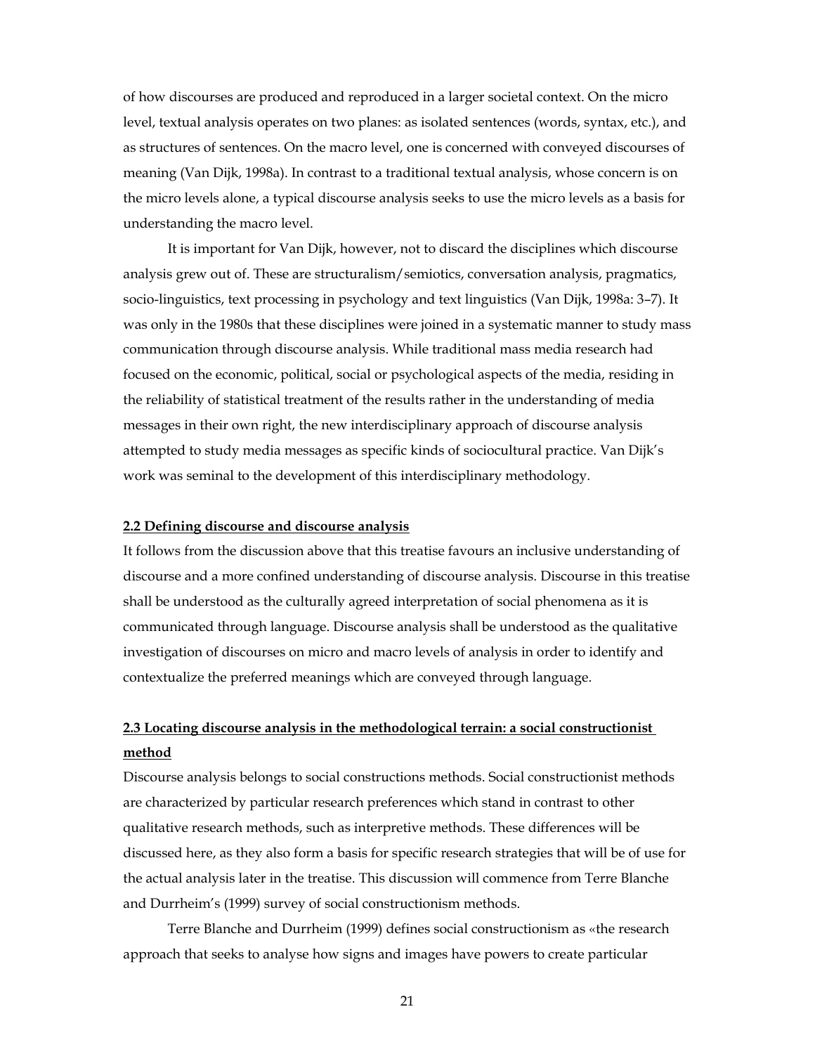of how discourses are produced and reproduced in a larger societal context. On the micro level, textual analysis operates on two planes: as isolated sentences (words, syntax, etc.), and as structures of sentences. On the macro level, one is concerned with conveyed discourses of meaning (Van Dijk, 1998a). In contrast to a traditional textual analysis, whose concern is on the micro levels alone, a typical discourse analysis seeks to use the micro levels as a basis for understanding the macro level.

It is important for Van Dijk, however, not to discard the disciplines which discourse analysis grew out of. These are structuralism/semiotics, conversation analysis, pragmatics, socio-linguistics, text processing in psychology and text linguistics (Van Dijk, 1998a: 3–7). It was only in the 1980s that these disciplines were joined in a systematic manner to study mass communication through discourse analysis. While traditional mass media research had focused on the economic, political, social or psychological aspects of the media, residing in the reliability of statistical treatment of the results rather in the understanding of media messages in their own right, the new interdisciplinary approach of discourse analysis attempted to study media messages as specific kinds of sociocultural practice. Van Dijk's work was seminal to the development of this interdisciplinary methodology.

## 2.2 Defining discourse and discourse analysis

It follows from the discussion above that this treatise favours an inclusive understanding of discourse and a more confined understanding of discourse analysis. Discourse in this treatise shall be understood as the culturally agreed interpretation of social phenomena as it is communicated through language. Discourse analysis shall be understood as the qualitative investigation of discourses on micro and macro levels of analysis in order to identify and contextualize the preferred meanings which are conveyed through language.

## 2.3 Locating discourse analysis in the methodological terrain: a social constructionist method

Discourse analysis belongs to social constructions methods. Social constructionist methods are characterized by particular research preferences which stand in contrast to other qualitative research methods, such as interpretive methods. These differences will be discussed here, as they also form a basis for specific research strategies that will be of use for the actual analysis later in the treatise. This discussion will commence from Terre Blanche and Durrheim's (1999) survey of social constructionism methods.

Terre Blanche and Durrheim (1999) defines social constructionism as «the research approach that seeks to analyse how signs and images have powers to create particular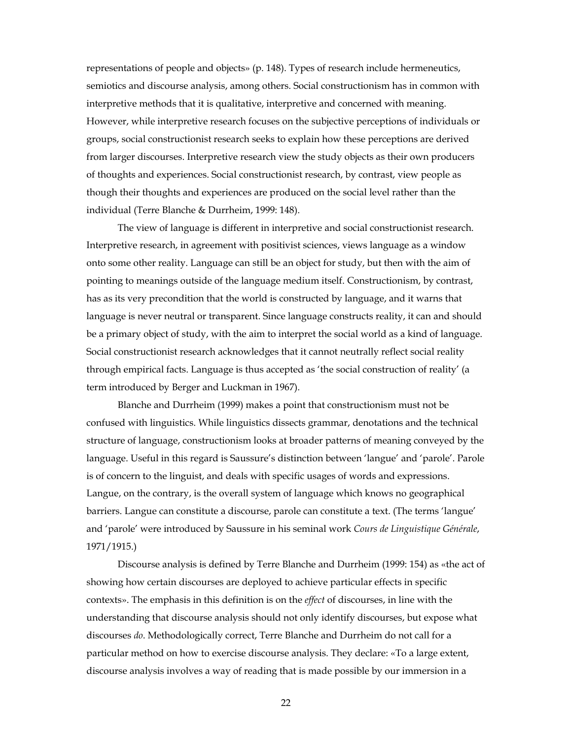representations of people and objects» (p. 148). Types of research include hermeneutics, semiotics and discourse analysis, among others. Social constructionism has in common with interpretive methods that it is qualitative, interpretive and concerned with meaning. However, while interpretive research focuses on the subjective perceptions of individuals or groups, social constructionist research seeks to explain how these perceptions are derived from larger discourses. Interpretive research view the study objects as their own producers of thoughts and experiences. Social constructionist research, by contrast, view people as though their thoughts and experiences are produced on the social level rather than the individual (Terre Blanche & Durrheim, 1999: 148).

The view of language is different in interpretive and social constructionist research. Interpretive research, in agreement with positivist sciences, views language as a window onto some other reality. Language can still be an object for study, but then with the aim of pointing to meanings outside of the language medium itself. Constructionism, by contrast, has as its very precondition that the world is constructed by language, and it warns that language is never neutral or transparent. Since language constructs reality, it can and should be a primary object of study, with the aim to interpret the social world as a kind of language. Social constructionist research acknowledges that it cannot neutrally reflect social reality through empirical facts. Language is thus accepted as 'the social construction of reality' (a term introduced by Berger and Luckman in 1967).

Blanche and Durrheim (1999) makes a point that constructionism must not be confused with linguistics. While linguistics dissects grammar, denotations and the technical structure of language, constructionism looks at broader patterns of meaning conveyed by the language. Useful in this regard is Saussure's distinction between 'langue' and 'parole'. Parole is of concern to the linguist, and deals with specific usages of words and expressions. Langue, on the contrary, is the overall system of language which knows no geographical barriers. Langue can constitute a discourse, parole can constitute a text. (The terms 'langue' and 'parole' were introduced by Saussure in his seminal work *Cours de Linguistique Générale*, 1971/1915.)

Discourse analysis is defined by Terre Blanche and Durrheim (1999: 154) as «the act of showing how certain discourses are deployed to achieve particular effects in specific contexts». The emphasis in this definition is on the *effect* of discourses, in line with the understanding that discourse analysis should not only identify discourses, but expose what discourses *do*. Methodologically correct, Terre Blanche and Durrheim do not call for a particular method on how to exercise discourse analysis. They declare: «To a large extent, discourse analysis involves a way of reading that is made possible by our immersion in a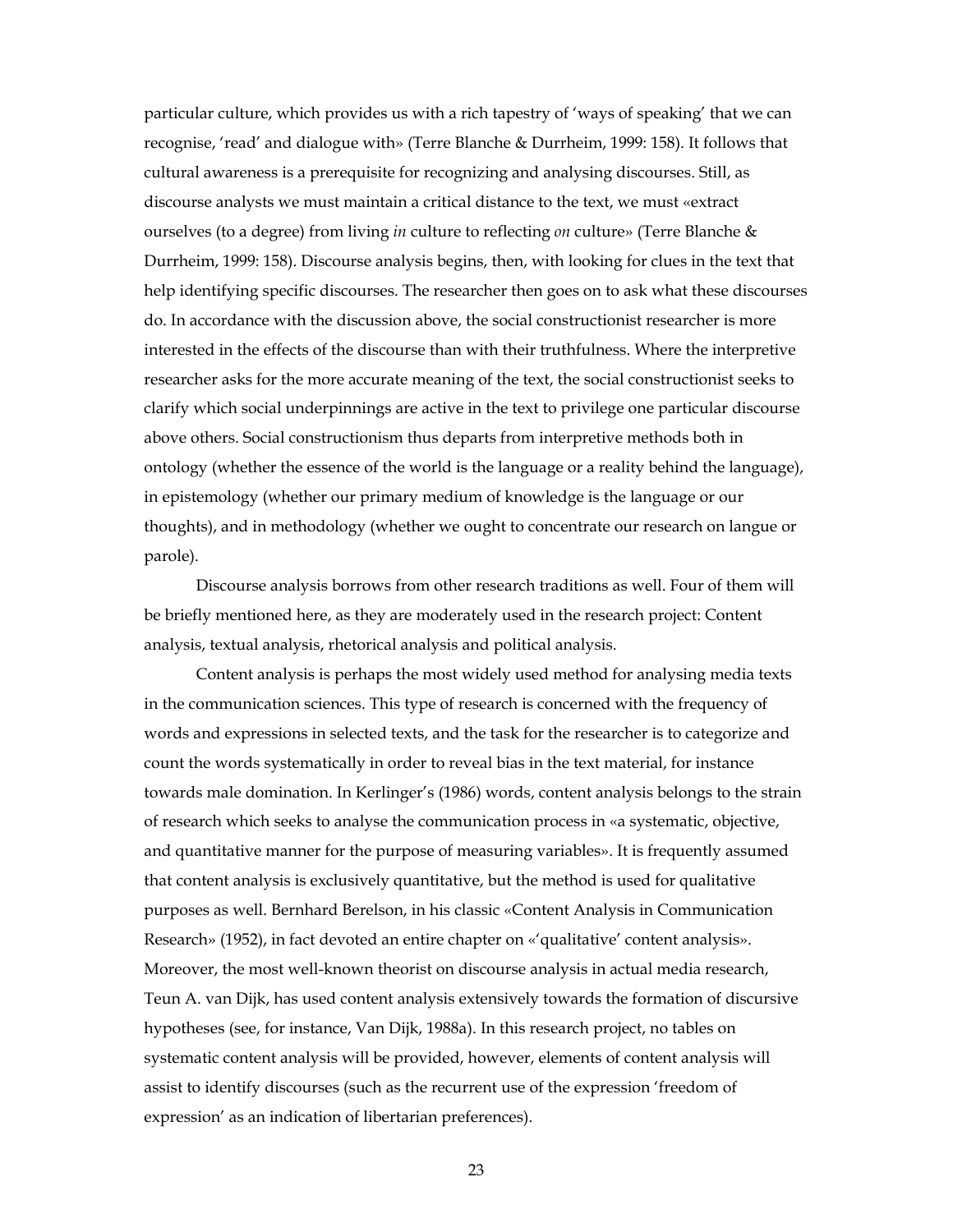particular culture, which provides us with a rich tapestry of 'ways of speaking' that we can recognise, 'read' and dialogue with» (Terre Blanche & Durrheim, 1999: 158). It follows that cultural awareness is a prerequisite for recognizing and analysing discourses. Still, as discourse analysts we must maintain a critical distance to the text, we must «extract ourselves (to a degree) from living *in* culture to reflecting *on* culture» (Terre Blanche & Durrheim, 1999: 158). Discourse analysis begins, then, with looking for clues in the text that help identifying specific discourses. The researcher then goes on to ask what these discourses do. In accordance with the discussion above, the social constructionist researcher is more interested in the effects of the discourse than with their truthfulness. Where the interpretive researcher asks for the more accurate meaning of the text, the social constructionist seeks to clarify which social underpinnings are active in the text to privilege one particular discourse above others. Social constructionism thus departs from interpretive methods both in ontology (whether the essence of the world is the language or a reality behind the language), in epistemology (whether our primary medium of knowledge is the language or our thoughts), and in methodology (whether we ought to concentrate our research on langue or parole).

Discourse analysis borrows from other research traditions as well. Four of them will be briefly mentioned here, as they are moderately used in the research project: Content analysis, textual analysis, rhetorical analysis and political analysis.

Content analysis is perhaps the most widely used method for analysing media texts in the communication sciences. This type of research is concerned with the frequency of words and expressions in selected texts, and the task for the researcher is to categorize and count the words systematically in order to reveal bias in the text material, for instance towards male domination. In Kerlinger's (1986) words, content analysis belongs to the strain of research which seeks to analyse the communication process in «a systematic, objective, and quantitative manner for the purpose of measuring variables». It is frequently assumed that content analysis is exclusively quantitative, but the method is used for qualitative purposes as well. Bernhard Berelson, in his classic «Content Analysis in Communication Research» (1952), in fact devoted an entire chapter on «'qualitative' content analysis». Moreover, the most well-known theorist on discourse analysis in actual media research, Teun A. van Dijk, has used content analysis extensively towards the formation of discursive hypotheses (see, for instance, Van Dijk, 1988a). In this research project, no tables on systematic content analysis will be provided, however, elements of content analysis will assist to identify discourses (such as the recurrent use of the expression 'freedom of expression' as an indication of libertarian preferences).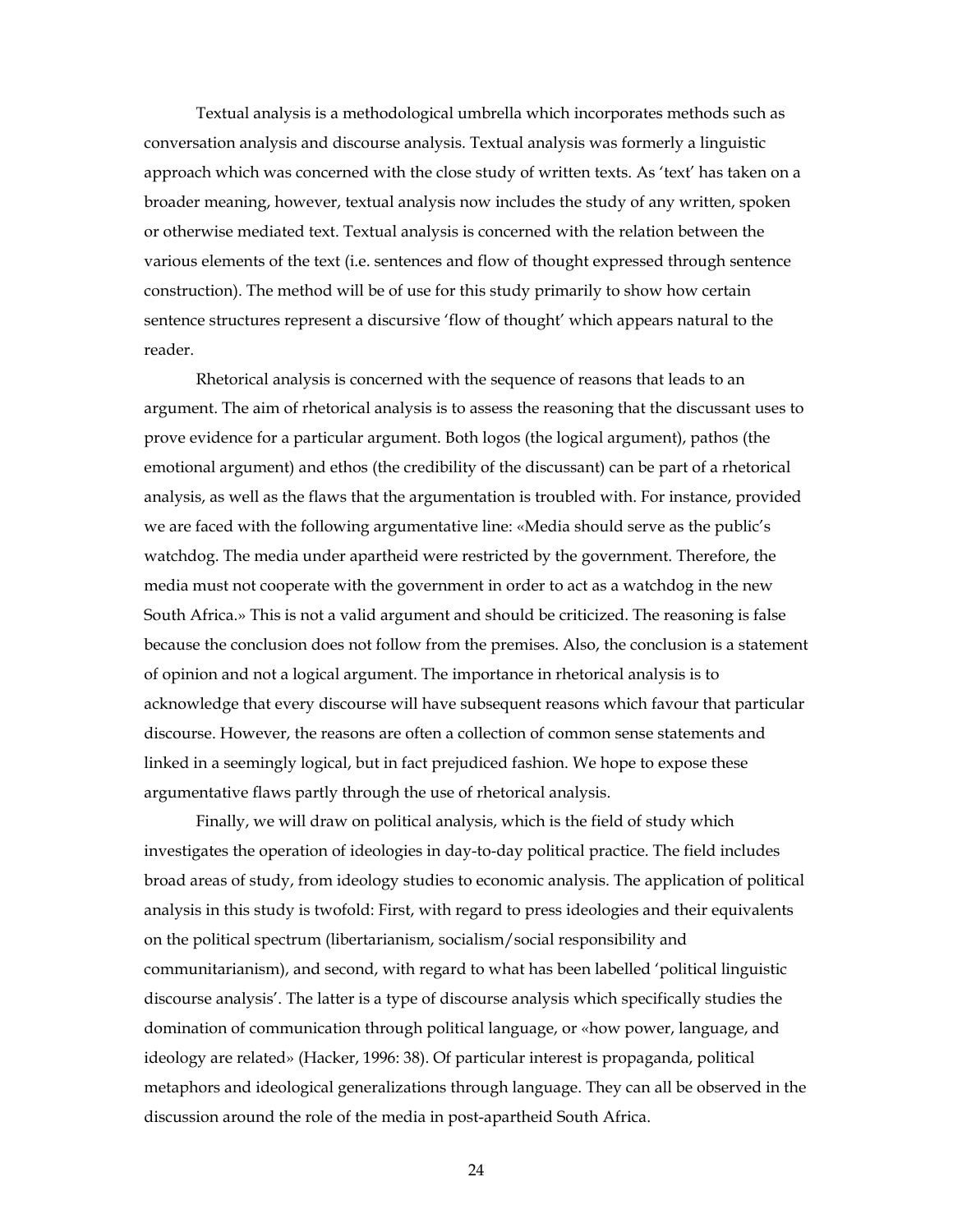Textual analysis is a methodological umbrella which incorporates methods such as conversation analysis and discourse analysis. Textual analysis was formerly a linguistic approach which was concerned with the close study of written texts. As 'text' has taken on a broader meaning, however, textual analysis now includes the study of any written, spoken or otherwise mediated text. Textual analysis is concerned with the relation between the various elements of the text (i.e. sentences and flow of thought expressed through sentence construction). The method will be of use for this study primarily to show how certain sentence structures represent a discursive 'flow of thought' which appears natural to the reader.

Rhetorical analysis is concerned with the sequence of reasons that leads to an argument. The aim of rhetorical analysis is to assess the reasoning that the discussant uses to prove evidence for a particular argument. Both logos (the logical argument), pathos (the emotional argument) and ethos (the credibility of the discussant) can be part of a rhetorical analysis, as well as the flaws that the argumentation is troubled with. For instance, provided we are faced with the following argumentative line: «Media should serve as the public's watchdog. The media under apartheid were restricted by the government. Therefore, the media must not cooperate with the government in order to act as a watchdog in the new South Africa.» This is not a valid argument and should be criticized. The reasoning is false because the conclusion does not follow from the premises. Also, the conclusion is a statement of opinion and not a logical argument. The importance in rhetorical analysis is to acknowledge that every discourse will have subsequent reasons which favour that particular discourse. However, the reasons are often a collection of common sense statements and linked in a seemingly logical, but in fact prejudiced fashion. We hope to expose these argumentative flaws partly through the use of rhetorical analysis.

Finally, we will draw on political analysis, which is the field of study which investigates the operation of ideologies in day-to-day political practice. The field includes broad areas of study, from ideology studies to economic analysis. The application of political analysis in this study is twofold: First, with regard to press ideologies and their equivalents on the political spectrum (libertarianism, socialism/social responsibility and communitarianism), and second, with regard to what has been labelled 'political linguistic discourse analysis'. The latter is a type of discourse analysis which specifically studies the domination of communication through political language, or «how power, language, and ideology are related» (Hacker, 1996: 38). Of particular interest is propaganda, political metaphors and ideological generalizations through language. They can all be observed in the discussion around the role of the media in post-apartheid South Africa.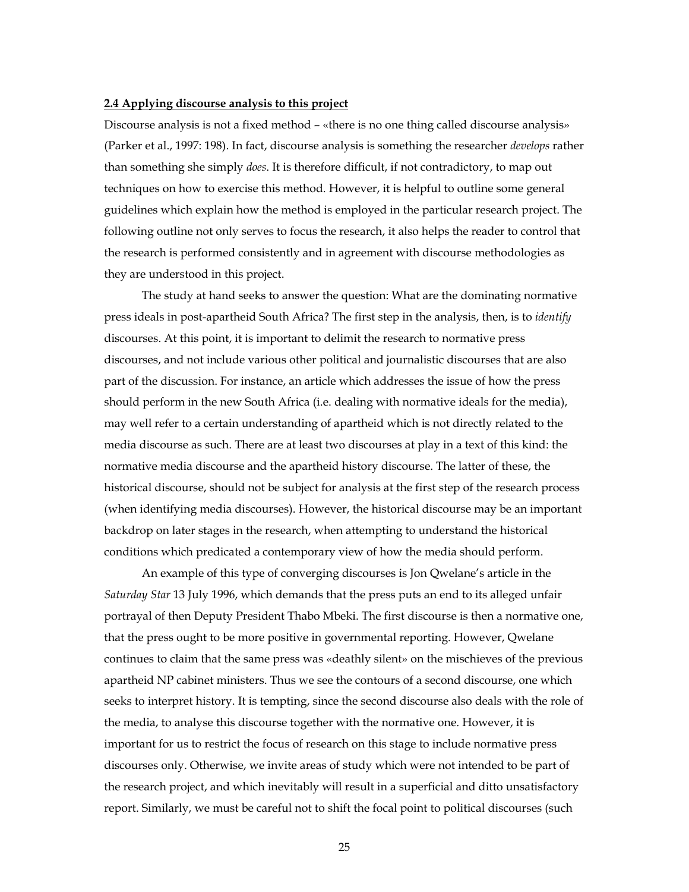**2.4 Applying discourse analysis to this project**

Discourse analysis is not a fixed method – «there is no one thing called discourse analysis» (Parker et al., 1997: 198). In fact, discourse analysis is something the researcher *develops* rather than something she simply *does*. It is therefore difficult, if not contradictory, to map out techniques on how to exercise this method. However, it is helpful to outline some general guidelines which explain how the method is employed in the particular research project. The following outline not only serves to focus the research, it also helps the reader to control that the research is performed consistently and in agreement with discourse methodologies as they are understood in this project.

The study at hand seeks to answer the question: What are the dominating normative press ideals in post-apartheid South Africa? The first step in the analysis, then, is to *identify* discourses. At this point, it is important to delimit the research to normative press discourses, and not include various other political and journalistic discourses that are also part of the discussion. For instance, an article which addresses the issue of how the press should perform in the new South Africa (i.e. dealing with normative ideals for the media), may well refer to a certain understanding of apartheid which is not directly related to the media discourse as such. There are at least two discourses at play in a text of this kind: the normative media discourse and the apartheid history discourse. The latter of these, the historical discourse, should not be subject for analysis at the first step of the research process (when identifying media discourses). However, the historical discourse may be an important backdrop on later stages in the research, when attempting to understand the historical conditions which predicated a contemporary view of how the media should perform.

An example of this type of converging discourses is Jon Qwelane's article in the *Saturday Star* 13 July 1996, which demands that the press puts an end to its alleged unfair portrayal of then Deputy President Thabo Mbeki. The first discourse is then a normative one, that the press ought to be more positive in governmental reporting. However, Qwelane continues to claim that the same press was «deathly silent» on the mischieves of the previous apartheid NP cabinet ministers. Thus we see the contours of a second discourse, one which seeks to interpret history. It is tempting, since the second discourse also deals with the role of the media, to analyse this discourse together with the normative one. However, it is important for us to restrict the focus of research on this stage to include normative press discourses only. Otherwise, we invite areas of study which were not intended to be part of the research project, and which inevitably will result in a superficial and ditto unsatisfactory report. Similarly, we must be careful not to shift the focal point to political discourses (such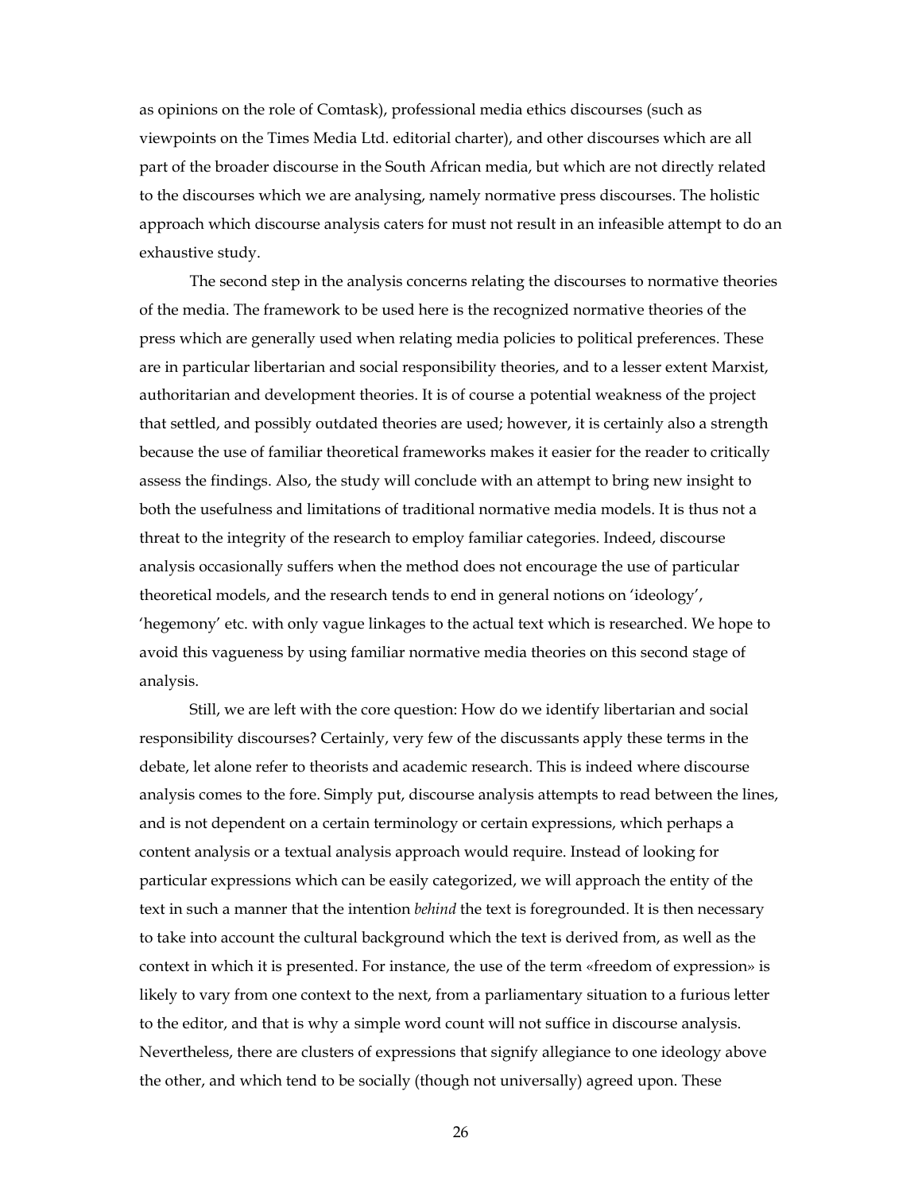as opinions on the role of Comtask), professional media ethics discourses (such as viewpoints on the Times Media Ltd. editorial charter), and other discourses which are all part of the broader discourse in the South African media, but which are not directly related to the discourses which we are analysing, namely normative press discourses. The holistic approach which discourse analysis caters for must not result in an infeasible attempt to do an exhaustive study.

The second step in the analysis concerns relating the discourses to normative theories of the media. The framework to be used here is the recognized normative theories of the press which are generally used when relating media policies to political preferences. These are in particular libertarian and social responsibility theories, and to a lesser extent Marxist, authoritarian and development theories. It is of course a potential weakness of the project that settled, and possibly outdated theories are used; however, it is certainly also a strength because the use of familiar theoretical frameworks makes it easier for the reader to critically assess the findings. Also, the study will conclude with an attempt to bring new insight to both the usefulness and limitations of traditional normative media models. It is thus not a threat to the integrity of the research to employ familiar categories. Indeed, discourse analysis occasionally suffers when the method does not encourage the use of particular theoretical models, and the research tends to end in general notions on 'ideology', 'hegemony' etc. with only vague linkages to the actual text which is researched. We hope to avoid this vagueness by using familiar normative media theories on this second stage of analysis.

Still, we are left with the core question: How do we identify libertarian and social responsibility discourses? Certainly, very few of the discussants apply these terms in the debate, let alone refer to theorists and academic research. This is indeed where discourse analysis comes to the fore. Simply put, discourse analysis attempts to read between the lines, and is not dependent on a certain terminology or certain expressions, which perhaps a content analysis or a textual analysis approach would require. Instead of looking for particular expressions which can be easily categorized, we will approach the entity of the text in such a manner that the intention *behind* the text is foregrounded. It is then necessary to take into account the cultural background which the text is derived from, as well as the context in which it is presented. For instance, the use of the term «freedom of expression» is likely to vary from one context to the next, from a parliamentary situation to a furious letter to the editor, and that is why a simple word count will not suffice in discourse analysis. Nevertheless, there are clusters of expressions that signify allegiance to one ideology above the other, and which tend to be socially (though not universally) agreed upon. These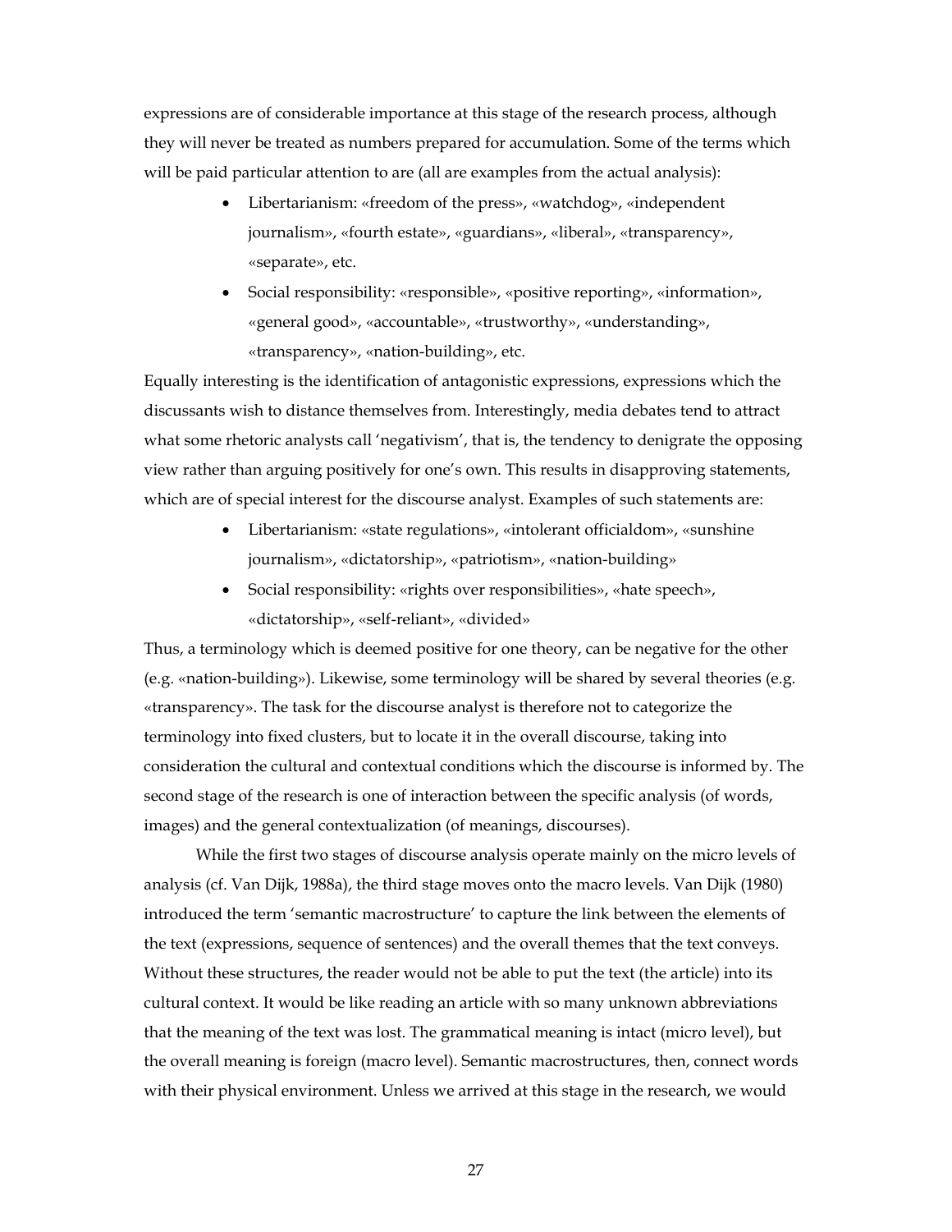expressions are of considerable importance at this stage of the research process, although they will never be treated as numbers prepared for accumulation. Some of the terms which will be paid particular attention to are (all are examples from the actual analysis):

- Libertarianism: «freedom of the press», «watchdog», «independent journalism», «fourth estate», «guardians», «liberal», «transparency», «separate», etc.
- Social responsibility: «responsible», «positive reporting», «information», «general good», «accountable», «trustworthy», «understanding», «transparency», «nation-building», etc.

Equally interesting is the identification of antagonistic expressions, expressions which the discussants wish to distance themselves from. Interestingly, media debates tend to attract what some rhetoric analysts call 'negativism', that is, the tendency to denigrate the opposing view rather than arguing positively for one's own. This results in disapproving statements, which are of special interest for the discourse analyst. Examples of such statements are:

- Libertarianism: «state regulations», «intolerant officialdom», «sunshine journalism», «dictatorship», «patriotism», «nation-building»
- Social responsibility: «rights over responsibilities», «hate speech», «dictatorship», «self-reliant», «divided»

Thus, a terminology which is deemed positive for one theory, can be negative for the other (e.g. «nation-building»). Likewise, some terminology will be shared by several theories (e.g. «transparency». The task for the discourse analyst is therefore not to categorize the terminology into fixed clusters, but to locate it in the overall discourse, taking into consideration the cultural and contextual conditions which the discourse is informed by. The second stage of the research is one of interaction between the specific analysis (of words, images) and the general contextualization (of meanings, discourses).

While the first two stages of discourse analysis operate mainly on the micro levels of analysis (cf. Van Dijk, 1988a), the third stage moves onto the macro levels. Van Dijk (1980) introduced the term 'semantic macrostructure' to capture the link between the elements of the text (expressions, sequence of sentences) and the overall themes that the text conveys. Without these structures, the reader would not be able to put the text (the article) into its cultural context. It would be like reading an article with so many unknown abbreviations that the meaning of the text was lost. The grammatical meaning is intact (micro level), but the overall meaning is foreign (macro level). Semantic macrostructures, then, connect words with their physical environment. Unless we arrived at this stage in the research, we would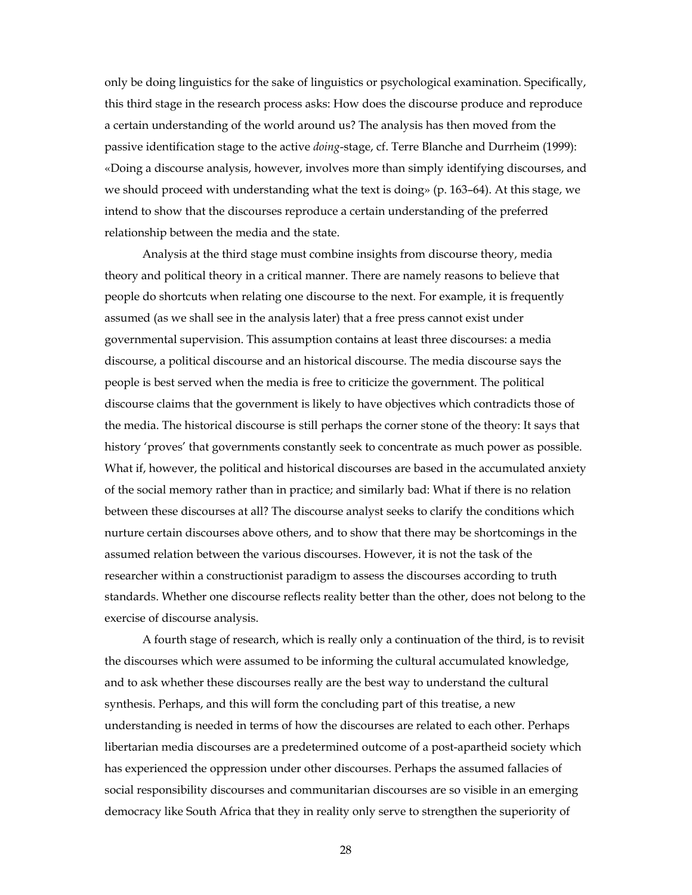only be doing linguistics for the sake of linguistics or psychological examination. Specifically, this third stage in the research process asks: How does the discourse produce and reproduce a certain understanding of the world around us? The analysis has then moved from the passive identification stage to the active *doing*-stage, cf. Terre Blanche and Durrheim (1999): «Doing a discourse analysis, however, involves more than simply identifying discourses, and we should proceed with understanding what the text is doing» (p. 163–64). At this stage, we intend to show that the discourses reproduce a certain understanding of the preferred relationship between the media and the state.

Analysis at the third stage must combine insights from discourse theory, media theory and political theory in a critical manner. There are namely reasons to believe that people do shortcuts when relating one discourse to the next. For example, it is frequently assumed (as we shall see in the analysis later) that a free press cannot exist under governmental supervision. This assumption contains at least three discourses: a media discourse, a political discourse and an historical discourse. The media discourse says the people is best served when the media is free to criticize the government. The political discourse claims that the government is likely to have objectives which contradicts those of the media. The historical discourse is still perhaps the corner stone of the theory: It says that history 'proves' that governments constantly seek to concentrate as much power as possible. What if, however, the political and historical discourses are based in the accumulated anxiety of the social memory rather than in practice; and similarly bad: What if there is no relation between these discourses at all? The discourse analyst seeks to clarify the conditions which nurture certain discourses above others, and to show that there may be shortcomings in the assumed relation between the various discourses. However, it is not the task of the researcher within a constructionist paradigm to assess the discourses according to truth standards. Whether one discourse reflects reality better than the other, does not belong to the exercise of discourse analysis.

A fourth stage of research, which is really only a continuation of the third, is to revisit the discourses which were assumed to be informing the cultural accumulated knowledge, and to ask whether these discourses really are the best way to understand the cultural synthesis. Perhaps, and this will form the concluding part of this treatise, a new understanding is needed in terms of how the discourses are related to each other. Perhaps libertarian media discourses are a predetermined outcome of a post-apartheid society which has experienced the oppression under other discourses. Perhaps the assumed fallacies of social responsibility discourses and communitarian discourses are so visible in an emerging democracy like South Africa that they in reality only serve to strengthen the superiority of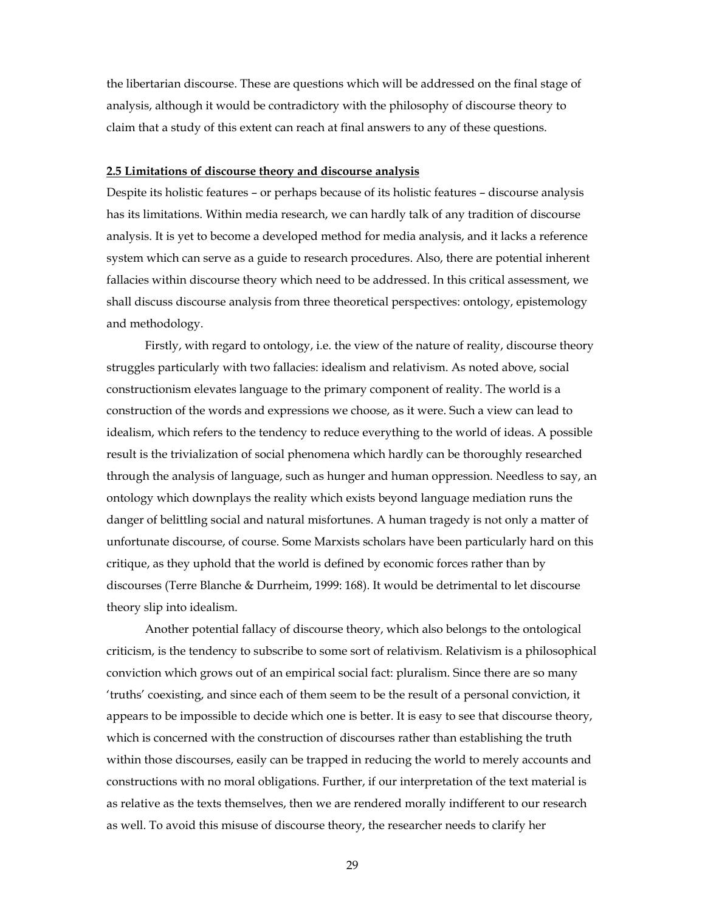the libertarian discourse. These are questions which will be addressed on the final stage of analysis, although it would be contradictory with the philosophy of discourse theory to claim that a study of this extent can reach at final answers to any of these questions.

### 2.5 Limitations of discourse theory and discourse analysis

Despite its holistic features – or perhaps because of its holistic features – discourse analysis has its limitations. Within media research, we can hardly talk of any tradition of discourse analysis. It is yet to become a developed method for media analysis, and it lacks a reference system which can serve as a guide to research procedures. Also, there are potential inherent fallacies within discourse theory which need to be addressed. In this critical assessment, we shall discuss discourse analysis from three theoretical perspectives: ontology, epistemology and methodology.

Firstly, with regard to ontology, i.e. the view of the nature of reality, discourse theory struggles particularly with two fallacies: idealism and relativism. As noted above, social constructionism elevates language to the primary component of reality. The world is a construction of the words and expressions we choose, as it were. Such a view can lead to idealism, which refers to the tendency to reduce everything to the world of ideas. A possible result is the trivialization of social phenomena which hardly can be thoroughly researched through the analysis of language, such as hunger and human oppression. Needless to say, an ontology which downplays the reality which exists beyond language mediation runs the danger of belittling social and natural misfortunes. A human tragedy is not only a matter of unfortunate discourse, of course. Some Marxists scholars have been particularly hard on this critique, as they uphold that the world is defined by economic forces rather than by discourses (Terre Blanche & Durrheim, 1999: 168). It would be detrimental to let discourse theory slip into idealism.

Another potential fallacy of discourse theory, which also belongs to the ontological criticism, is the tendency to subscribe to some sort of relativism. Relativism is a philosophical conviction which grows out of an empirical social fact: pluralism. Since there are so many 'truths' coexisting, and since each of them seem to be the result of a personal conviction, it appears to be impossible to decide which one is better. It is easy to see that discourse theory, which is concerned with the construction of discourses rather than establishing the truth within those discourses, easily can be trapped in reducing the world to merely accounts and constructions with no moral obligations. Further, if our interpretation of the text material is as relative as the texts themselves, then we are rendered morally indifferent to our research as well. To avoid this misuse of discourse theory, the researcher needs to clarify her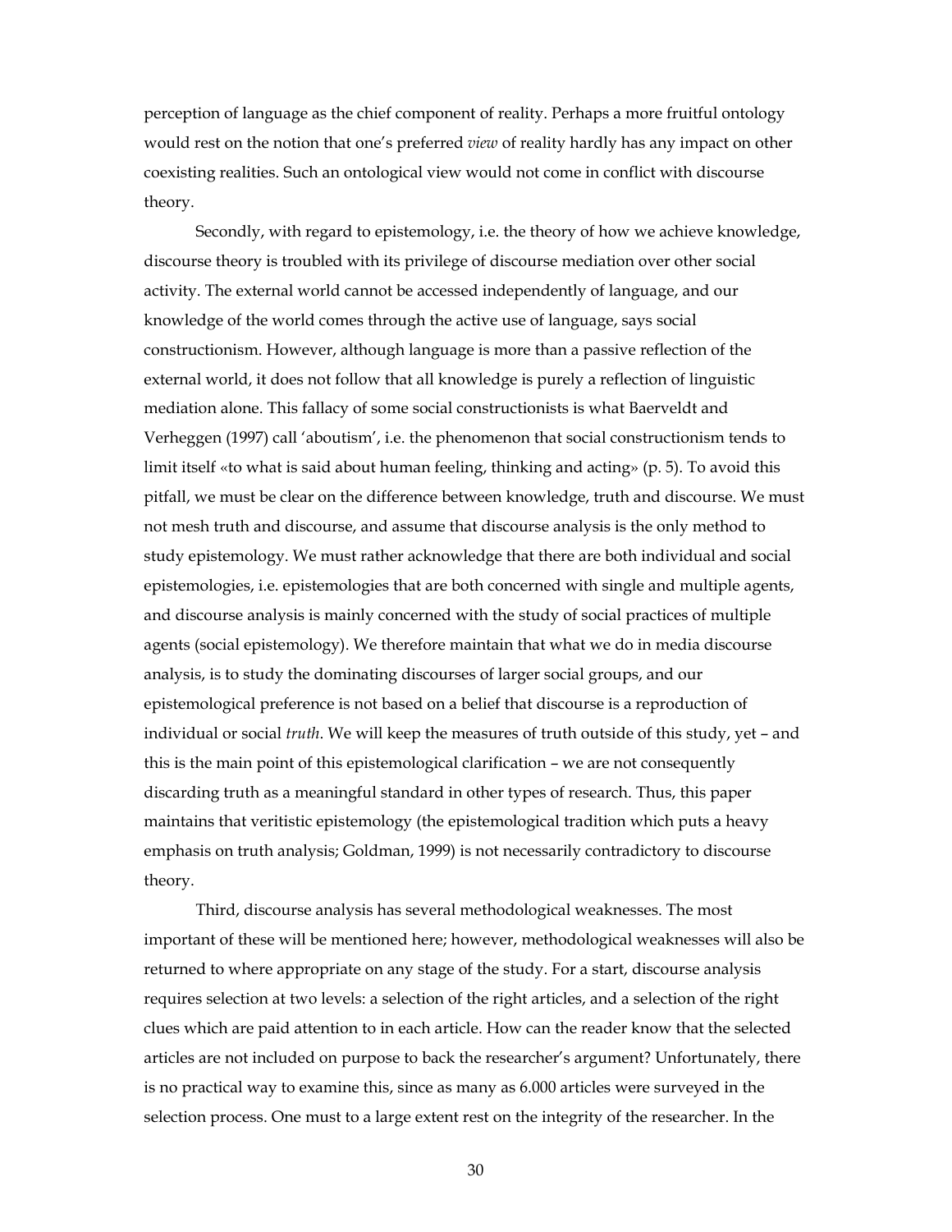perception of language as the chief component of reality. Perhaps a more fruitful ontology would rest on the notion that one's preferred *view* of reality hardly has any impact on other coexisting realities. Such an ontological view would not come in conflict with discourse theory.

Secondly, with regard to epistemology, i.e. the theory of how we achieve knowledge, discourse theory is troubled with its privilege of discourse mediation over other social activity. The external world cannot be accessed independently of language, and our knowledge of the world comes through the active use of language, says social constructionism. However, although language is more than a passive reflection of the external world, it does not follow that all knowledge is purely a reflection of linguistic mediation alone. This fallacy of some social constructionists is what Baerveldt and Verheggen (1997) call 'aboutism', i.e. the phenomenon that social constructionism tends to limit itself «to what is said about human feeling, thinking and acting» (p. 5). To avoid this pitfall, we must be clear on the difference between knowledge, truth and discourse. We must not mesh truth and discourse, and assume that discourse analysis is the only method to study epistemology. We must rather acknowledge that there are both individual and social epistemologies, i.e. epistemologies that are both concerned with single and multiple agents, and discourse analysis is mainly concerned with the study of social practices of multiple agents (social epistemology). We therefore maintain that what we do in media discourse analysis, is to study the dominating discourses of larger social groups, and our epistemological preference is not based on a belief that discourse is a reproduction of individual or social *truth*. We will keep the measures of truth outside of this study, yet – and this is the main point of this epistemological clarification – we are not consequently discarding truth as a meaningful standard in other types of research. Thus, this paper maintains that veritistic epistemology (the epistemological tradition which puts a heavy emphasis on truth analysis; Goldman, 1999) is not necessarily contradictory to discourse theory.

Third, discourse analysis has several methodological weaknesses. The most important of these will be mentioned here; however, methodological weaknesses will also be returned to where appropriate on any stage of the study. For a start, discourse analysis requires selection at two levels: a selection of the right articles, and a selection of the right clues which are paid attention to in each article. How can the reader know that the selected articles are not included on purpose to back the researcher's argument? Unfortunately, there is no practical way to examine this, since as many as 6.000 articles were surveyed in the selection process. One must to a large extent rest on the integrity of the researcher. In the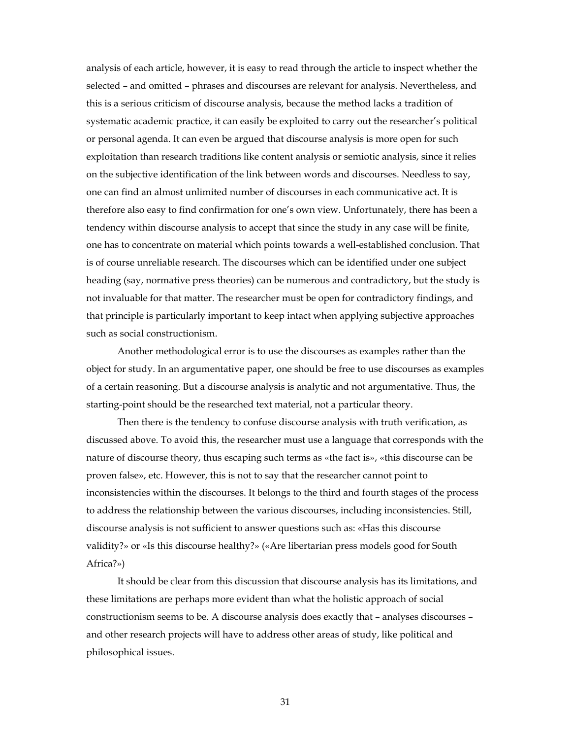analysis of each article, however, it is easy to read through the article to inspect whether the selected – and omitted – phrases and discourses are relevant for analysis. Nevertheless, and this is a serious criticism of discourse analysis, because the method lacks a tradition of systematic academic practice, it can easily be exploited to carry out the researcher's political or personal agenda. It can even be argued that discourse analysis is more open for such exploitation than research traditions like content analysis or semiotic analysis, since it relies on the subjective identification of the link between words and discourses. Needless to say, one can find an almost unlimited number of discourses in each communicative act. It is therefore also easy to find confirmation for one's own view. Unfortunately, there has been a tendency within discourse analysis to accept that since the study in any case will be finite, one has to concentrate on material which points towards a well-established conclusion. That is of course unreliable research. The discourses which can be identified under one subject heading (say, normative press theories) can be numerous and contradictory, but the study is not invaluable for that matter. The researcher must be open for contradictory findings, and that principle is particularly important to keep intact when applying subjective approaches such as social constructionism.

Another methodological error is to use the discourses as examples rather than the object for study. In an argumentative paper, one should be free to use discourses as examples of a certain reasoning. But a discourse analysis is analytic and not argumentative. Thus, the starting-point should be the researched text material, not a particular theory.

Then there is the tendency to confuse discourse analysis with truth verification, as discussed above. To avoid this, the researcher must use a language that corresponds with the nature of discourse theory, thus escaping such terms as «the fact is», «this discourse can be proven false», etc. However, this is not to say that the researcher cannot point to inconsistencies within the discourses. It belongs to the third and fourth stages of the process to address the relationship between the various discourses, including inconsistencies. Still, discourse analysis is not sufficient to answer questions such as: «Has this discourse validity?» or «Is this discourse healthy?» («Are libertarian press models good for South Africa?»)

It should be clear from this discussion that discourse analysis has its limitations, and these limitations are perhaps more evident than what the holistic approach of social constructionism seems to be. A discourse analysis does exactly that – analyses discourses – and other research projects will have to address other areas of study, like political and philosophical issues.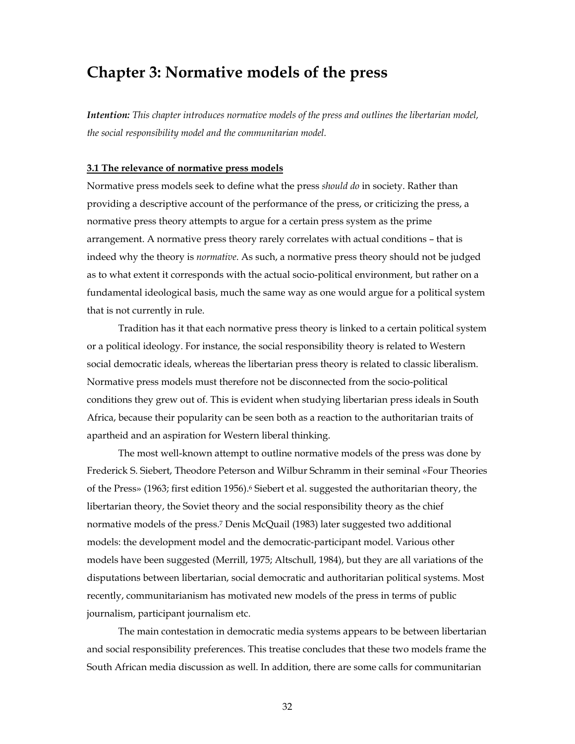# Chapter 3: Normative models of the press

***Intention:*** *This chapter introduces normative models of the press and outlines the libertarian model, the social responsibility model and the communitarian model.*

## 3.1 The relevance of normative press models

Normative press models seek to define what the press *should do* in society. Rather than providing a descriptive account of the performance of the press, or criticizing the press, a normative press theory attempts to argue for a certain press system as the prime arrangement. A normative press theory rarely correlates with actual conditions – that is indeed why the theory is *normative*. As such, a normative press theory should not be judged as to what extent it corresponds with the actual socio-political environment, but rather on a fundamental ideological basis, much the same way as one would argue for a political system that is not currently in rule.

Tradition has it that each normative press theory is linked to a certain political system or a political ideology. For instance, the social responsibility theory is related to Western social democratic ideals, whereas the libertarian press theory is related to classic liberalism. Normative press models must therefore not be disconnected from the socio-political conditions they grew out of. This is evident when studying libertarian press ideals in South Africa, because their popularity can be seen both as a reaction to the authoritarian traits of apartheid and an aspiration for Western liberal thinking.

The most well-known attempt to outline normative models of the press was done by Frederick S. Siebert, Theodore Peterson and Wilbur Schramm in their seminal «Four Theories of the Press» (1963; first edition 1956).[6] Siebert et al. suggested the authoritarian theory, the libertarian theory, the Soviet theory and the social responsibility theory as the chief normative models of the press.[7] Denis McQuail (1983) later suggested two additional models: the development model and the democratic-participant model. Various other models have been suggested (Merrill, 1975; Altschull, 1984), but they are all variations of the disputations between libertarian, social democratic and authoritarian political systems. Most recently, communitarianism has motivated new models of the press in terms of public journalism, participant journalism etc.

The main contestation in democratic media systems appears to be between libertarian and social responsibility preferences. This treatise concludes that these two models frame the South African media discussion as well. In addition, there are some calls for communitarian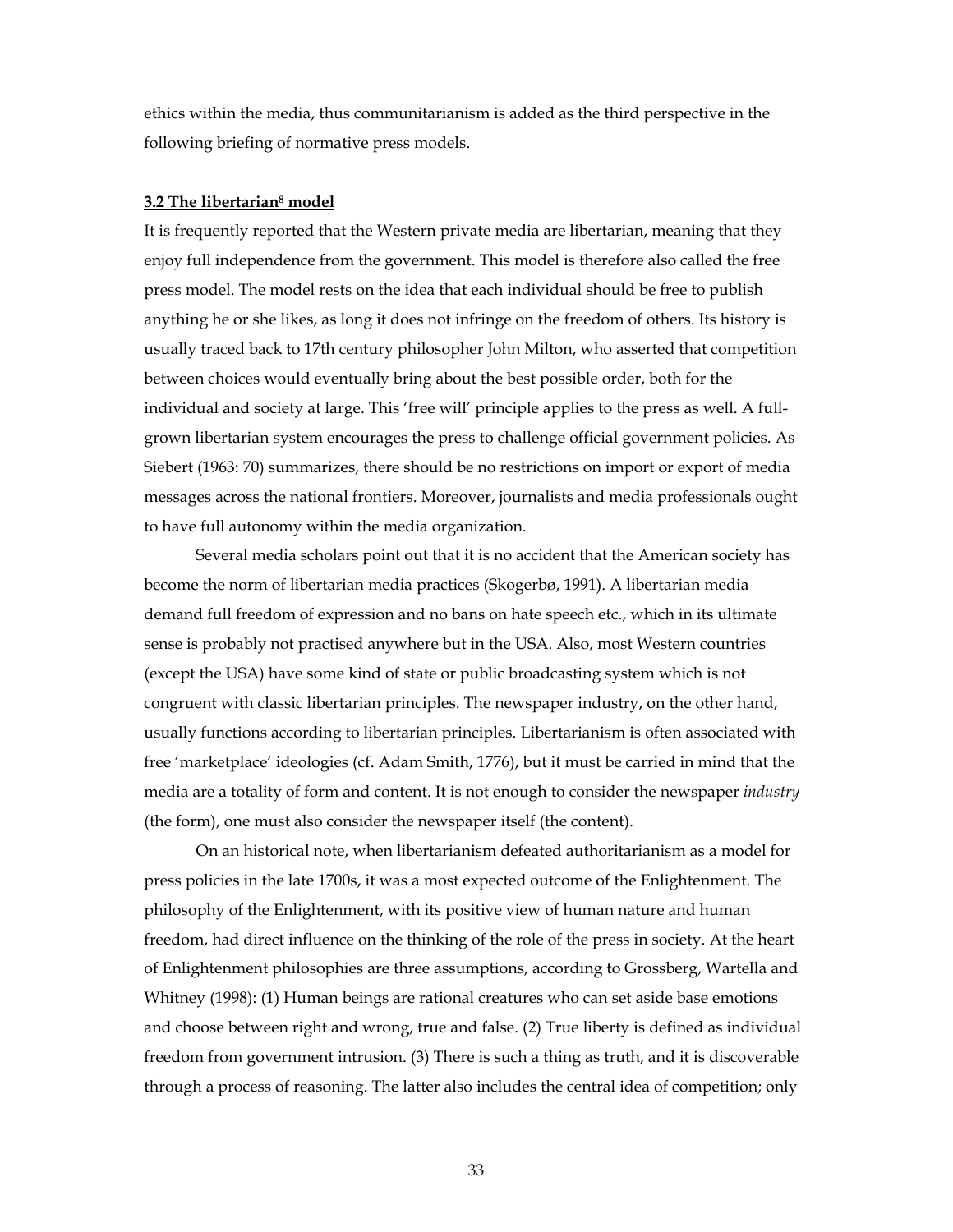ethics within the media, thus communitarianism is added as the third perspective in the following briefing of normative press models.

### 3.2 The libertarian[8] model

It is frequently reported that the Western private media are libertarian, meaning that they enjoy full independence from the government. This model is therefore also called the free press model. The model rests on the idea that each individual should be free to publish anything he or she likes, as long it does not infringe on the freedom of others. Its history is usually traced back to 17th century philosopher John Milton, who asserted that competition between choices would eventually bring about the best possible order, both for the individual and society at large. This 'free will' principle applies to the press as well. A full-grown libertarian system encourages the press to challenge official government policies. As Siebert (1963: 70) summarizes, there should be no restrictions on import or export of media messages across the national frontiers. Moreover, journalists and media professionals ought to have full autonomy within the media organization.

Several media scholars point out that it is no accident that the American society has become the norm of libertarian media practices (Skogerbø, 1991). A libertarian media demand full freedom of expression and no bans on hate speech etc., which in its ultimate sense is probably not practised anywhere but in the USA. Also, most Western countries (except the USA) have some kind of state or public broadcasting system which is not congruent with classic libertarian principles. The newspaper industry, on the other hand, usually functions according to libertarian principles. Libertarianism is often associated with free 'marketplace' ideologies (cf. Adam Smith, 1776), but it must be carried in mind that the media are a totality of form and content. It is not enough to consider the newspaper *industry* (the form), one must also consider the newspaper itself (the content).

On an historical note, when libertarianism defeated authoritarianism as a model for press policies in the late 1700s, it was a most expected outcome of the Enlightenment. The philosophy of the Enlightenment, with its positive view of human nature and human freedom, had direct influence on the thinking of the role of the press in society. At the heart of Enlightenment philosophies are three assumptions, according to Grossberg, Wartella and Whitney (1998): (1) Human beings are rational creatures who can set aside base emotions and choose between right and wrong, true and false. (2) True liberty is defined as individual freedom from government intrusion. (3) There is such a thing as truth, and it is discoverable through a process of reasoning. The latter also includes the central idea of competition; only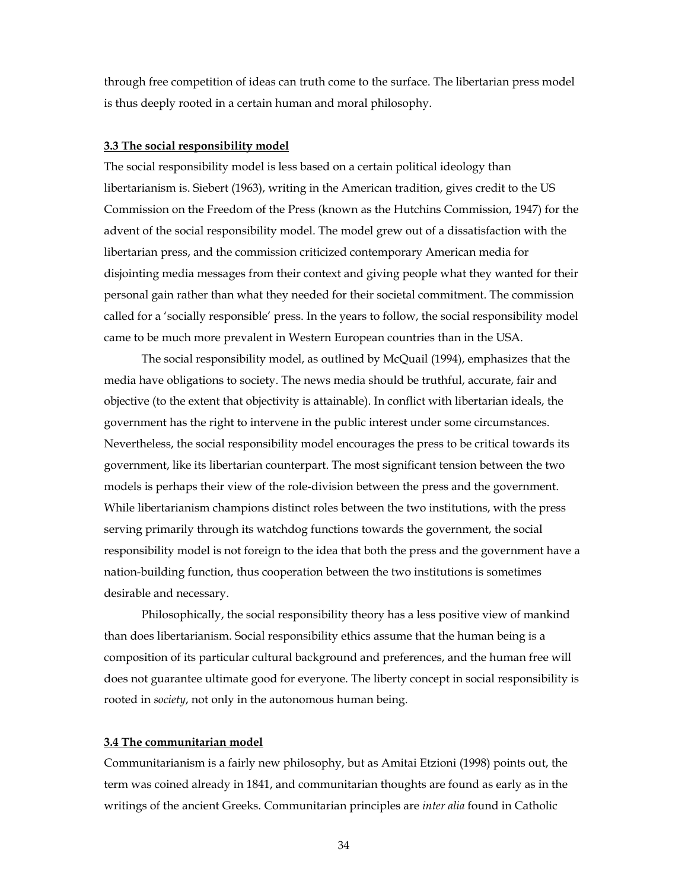through free competition of ideas can truth come to the surface. The libertarian press model is thus deeply rooted in a certain human and moral philosophy.

### 3.3 The social responsibility model

The social responsibility model is less based on a certain political ideology than libertarianism is. Siebert (1963), writing in the American tradition, gives credit to the US Commission on the Freedom of the Press (known as the Hutchins Commission, 1947) for the advent of the social responsibility model. The model grew out of a dissatisfaction with the libertarian press, and the commission criticized contemporary American media for disjointing media messages from their context and giving people what they wanted for their personal gain rather than what they needed for their societal commitment. The commission called for a 'socially responsible' press. In the years to follow, the social responsibility model came to be much more prevalent in Western European countries than in the USA.

The social responsibility model, as outlined by McQuail (1994), emphasizes that the media have obligations to society. The news media should be truthful, accurate, fair and objective (to the extent that objectivity is attainable). In conflict with libertarian ideals, the government has the right to intervene in the public interest under some circumstances. Nevertheless, the social responsibility model encourages the press to be critical towards its government, like its libertarian counterpart. The most significant tension between the two models is perhaps their view of the role-division between the press and the government. While libertarianism champions distinct roles between the two institutions, with the press serving primarily through its watchdog functions towards the government, the social responsibility model is not foreign to the idea that both the press and the government have a nation-building function, thus cooperation between the two institutions is sometimes desirable and necessary.

Philosophically, the social responsibility theory has a less positive view of mankind than does libertarianism. Social responsibility ethics assume that the human being is a composition of its particular cultural background and preferences, and the human free will does not guarantee ultimate good for everyone. The liberty concept in social responsibility is rooted in *society*, not only in the autonomous human being.

### 3.4 The communitarian model

Communitarianism is a fairly new philosophy, but as Amitai Etzioni (1998) points out, the term was coined already in 1841, and communitarian thoughts are found as early as in the writings of the ancient Greeks. Communitarian principles are *inter alia* found in Catholic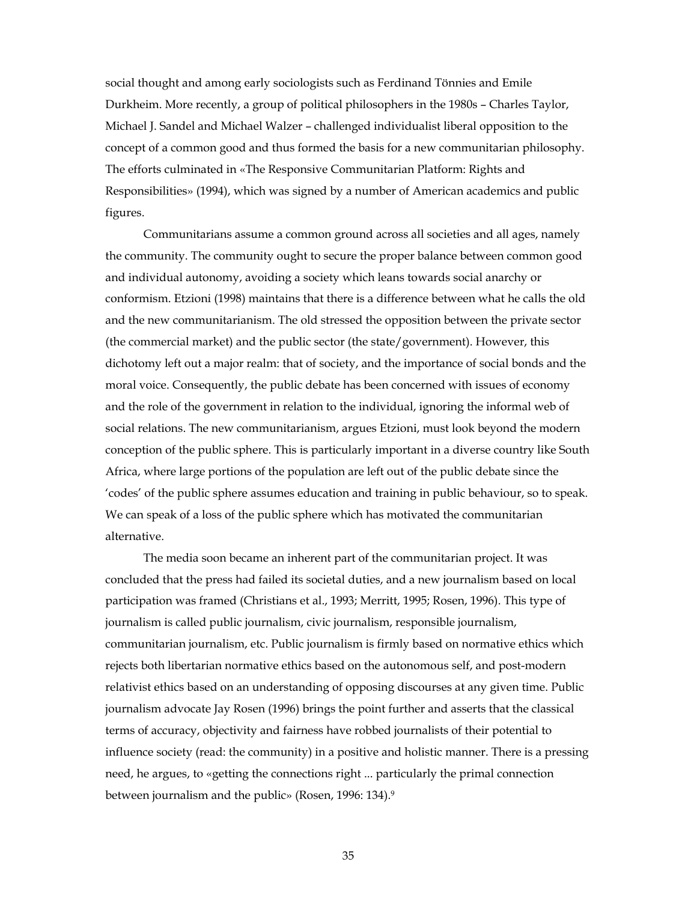social thought and among early sociologists such as Ferdinand Tönnies and Emile Durkheim. More recently, a group of political philosophers in the 1980s – Charles Taylor, Michael J. Sandel and Michael Walzer – challenged individualist liberal opposition to the concept of a common good and thus formed the basis for a new communitarian philosophy. The efforts culminated in «The Responsive Communitarian Platform: Rights and Responsibilities» (1994), which was signed by a number of American academics and public figures.

Communitarians assume a common ground across all societies and all ages, namely the community. The community ought to secure the proper balance between common good and individual autonomy, avoiding a society which leans towards social anarchy or conformism. Etzioni (1998) maintains that there is a difference between what he calls the old and the new communitarianism. The old stressed the opposition between the private sector (the commercial market) and the public sector (the state/government). However, this dichotomy left out a major realm: that of society, and the importance of social bonds and the moral voice. Consequently, the public debate has been concerned with issues of economy and the role of the government in relation to the individual, ignoring the informal web of social relations. The new communitarianism, argues Etzioni, must look beyond the modern conception of the public sphere. This is particularly important in a diverse country like South Africa, where large portions of the population are left out of the public debate since the 'codes' of the public sphere assumes education and training in public behaviour, so to speak. We can speak of a loss of the public sphere which has motivated the communitarian alternative.

The media soon became an inherent part of the communitarian project. It was concluded that the press had failed its societal duties, and a new journalism based on local participation was framed (Christians et al., 1993; Merritt, 1995; Rosen, 1996). This type of journalism is called public journalism, civic journalism, responsible journalism, communitarian journalism, etc. Public journalism is firmly based on normative ethics which rejects both libertarian normative ethics based on the autonomous self, and post-modern relativist ethics based on an understanding of opposing discourses at any given time. Public journalism advocate Jay Rosen (1996) brings the point further and asserts that the classical terms of accuracy, objectivity and fairness have robbed journalists of their potential to influence society (read: the community) in a positive and holistic manner. There is a pressing need, he argues, to «getting the connections right ... particularly the primal connection between journalism and the public» (Rosen, 1996: 134).[9]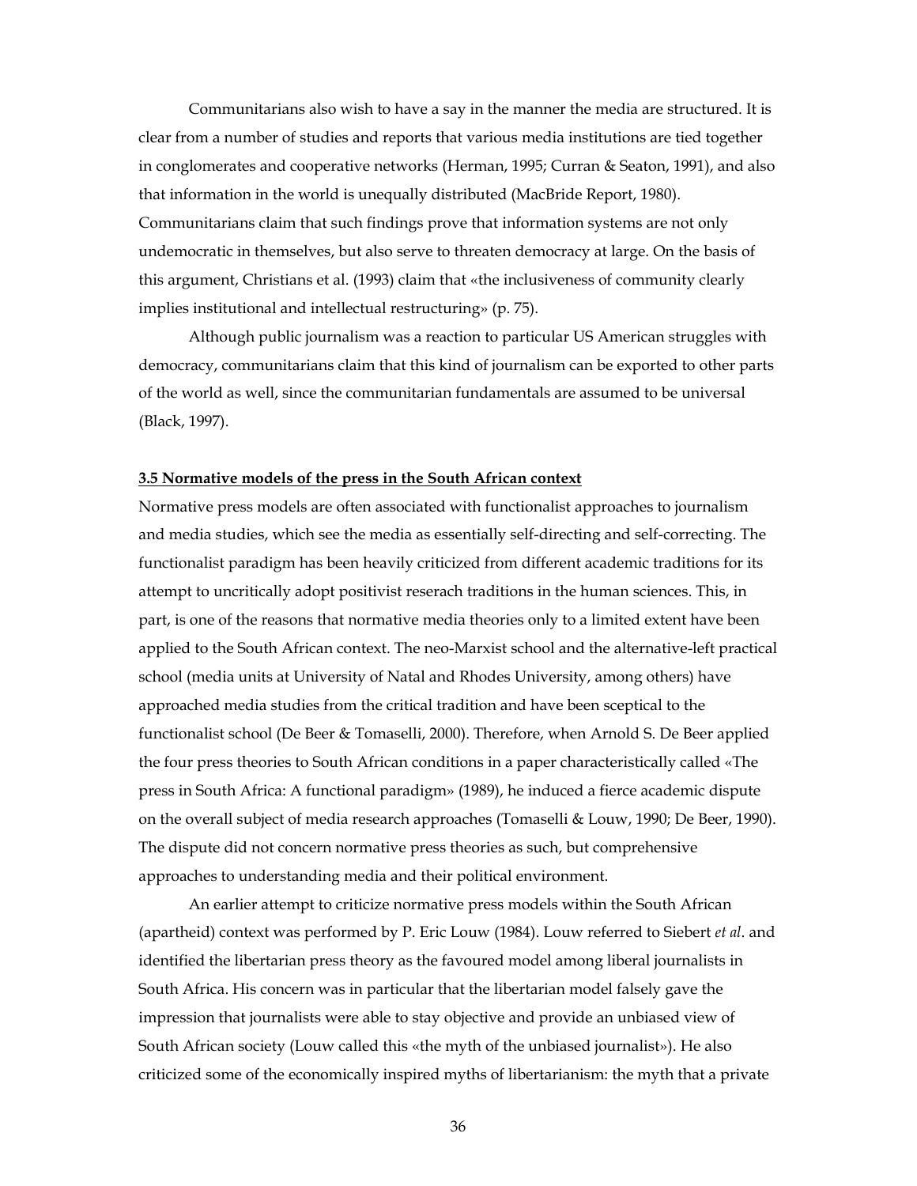Communitarians also wish to have a say in the manner the media are structured. It is clear from a number of studies and reports that various media institutions are tied together in conglomerates and cooperative networks (Herman, 1995; Curran & Seaton, 1991), and also that information in the world is unequally distributed (MacBride Report, 1980). Communitarians claim that such findings prove that information systems are not only undemocratic in themselves, but also serve to threaten democracy at large. On the basis of this argument, Christians et al. (1993) claim that «the inclusiveness of community clearly implies institutional and intellectual restructuring» (p. 75).

Although public journalism was a reaction to particular US American struggles with democracy, communitarians claim that this kind of journalism can be exported to other parts of the world as well, since the communitarian fundamentals are assumed to be universal (Black, 1997).

### 3.5 Normative models of the press in the South African context

Normative press models are often associated with functionalist approaches to journalism and media studies, which see the media as essentially self-directing and self-correcting. The functionalist paradigm has been heavily criticized from different academic traditions for its attempt to uncritically adopt positivist reserach traditions in the human sciences. This, in part, is one of the reasons that normative media theories only to a limited extent have been applied to the South African context. The neo-Marxist school and the alternative-left practical school (media units at University of Natal and Rhodes University, among others) have approached media studies from the critical tradition and have been sceptical to the functionalist school (De Beer & Tomaselli, 2000). Therefore, when Arnold S. De Beer applied the four press theories to South African conditions in a paper characteristically called «The press in South Africa: A functional paradigm» (1989), he induced a fierce academic dispute on the overall subject of media research approaches (Tomaselli & Louw, 1990; De Beer, 1990). The dispute did not concern normative press theories as such, but comprehensive approaches to understanding media and their political environment.

An earlier attempt to criticize normative press models within the South African (apartheid) context was performed by P. Eric Louw (1984). Louw referred to Siebert *et al*. and identified the libertarian press theory as the favoured model among liberal journalists in South Africa. His concern was in particular that the libertarian model falsely gave the impression that journalists were able to stay objective and provide an unbiased view of South African society (Louw called this «the myth of the unbiased journalist»). He also criticized some of the economically inspired myths of libertarianism: the myth that a private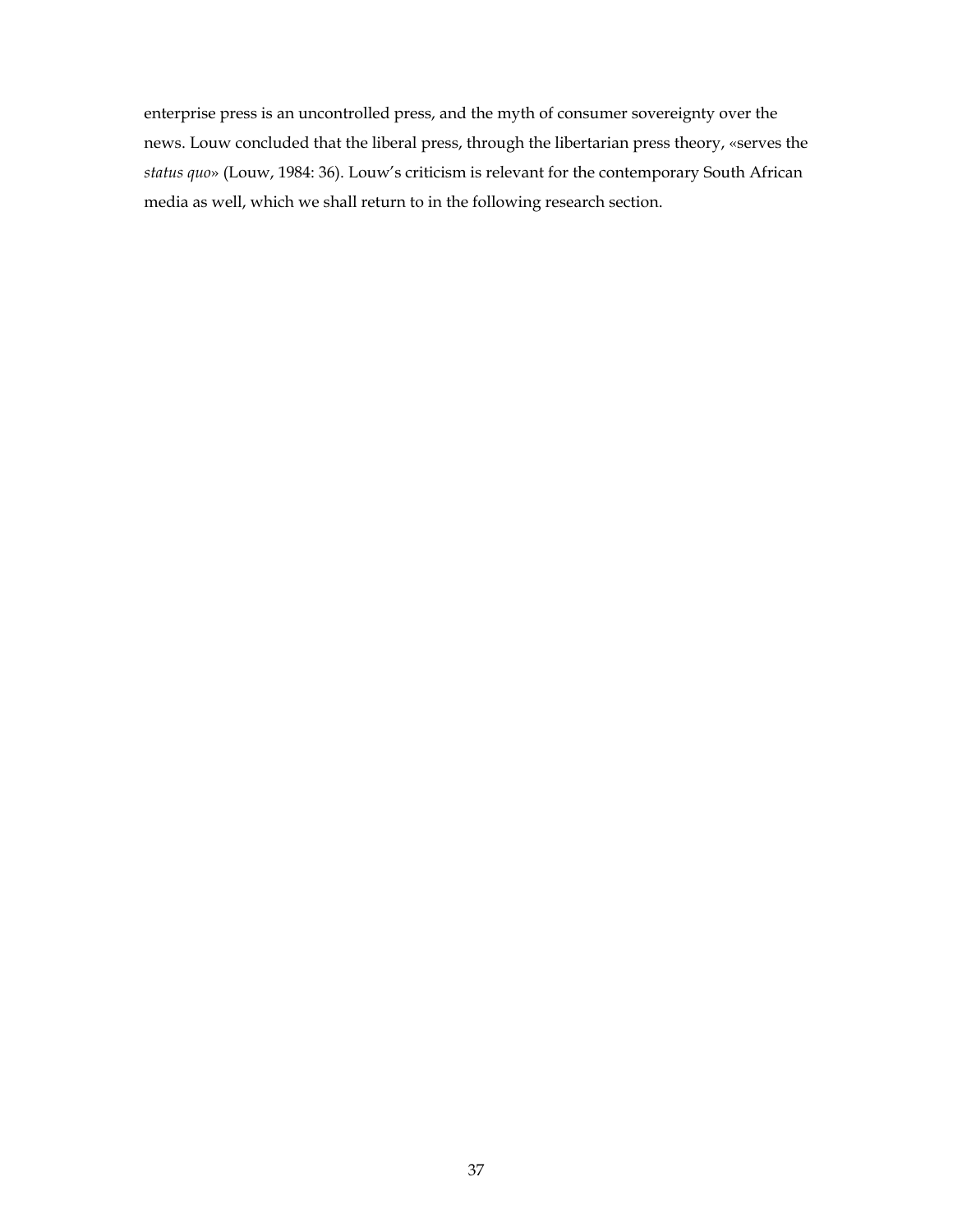enterprise press is an uncontrolled press, and the myth of consumer sovereignty over the news. Louw concluded that the liberal press, through the libertarian press theory, «serves the *status quo*» (Louw, 1984: 36). Louw's criticism is relevant for the contemporary South African media as well, which we shall return to in the following research section.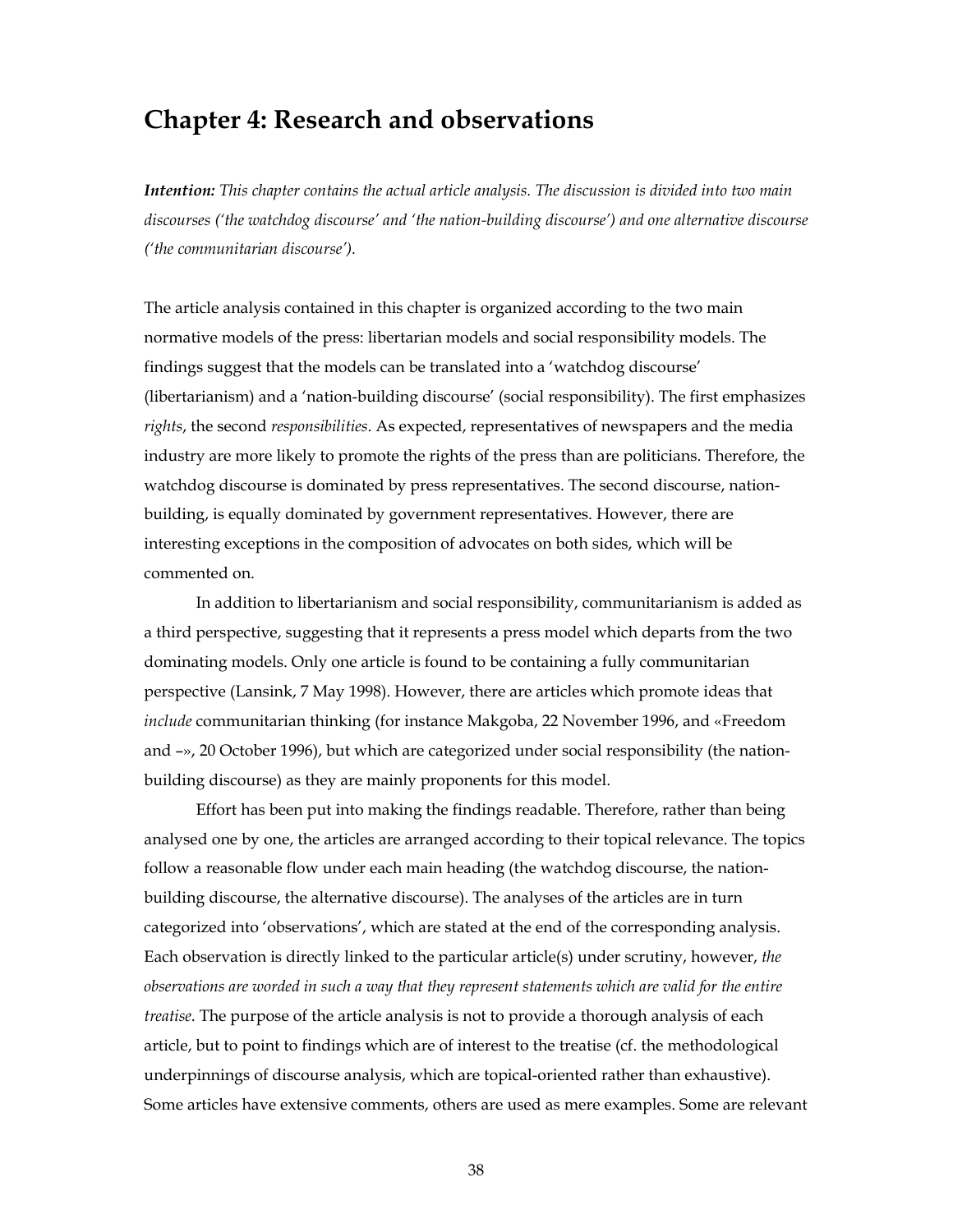# Chapter 4: Research and observations

***Intention:*** *This chapter contains the actual article analysis. The discussion is divided into two main discourses ('the watchdog discourse' and 'the nation-building discourse') and one alternative discourse ('the communitarian discourse').*

The article analysis contained in this chapter is organized according to the two main normative models of the press: libertarian models and social responsibility models. The findings suggest that the models can be translated into a 'watchdog discourse' (libertarianism) and a 'nation-building discourse' (social responsibility). The first emphasizes *rights*, the second *responsibilities*. As expected, representatives of newspapers and the media industry are more likely to promote the rights of the press than are politicians. Therefore, the watchdog discourse is dominated by press representatives. The second discourse, nation-building, is equally dominated by government representatives. However, there are interesting exceptions in the composition of advocates on both sides, which will be commented on.

In addition to libertarianism and social responsibility, communitarianism is added as a third perspective, suggesting that it represents a press model which departs from the two dominating models. Only one article is found to be containing a fully communitarian perspective (Lansink, 7 May 1998). However, there are articles which promote ideas that *include* communitarian thinking (for instance Makgoba, 22 November 1996, and «Freedom and –», 20 October 1996), but which are categorized under social responsibility (the nation-building discourse) as they are mainly proponents for this model.

Effort has been put into making the findings readable. Therefore, rather than being analysed one by one, the articles are arranged according to their topical relevance. The topics follow a reasonable flow under each main heading (the watchdog discourse, the nation-building discourse, the alternative discourse). The analyses of the articles are in turn categorized into 'observations', which are stated at the end of the corresponding analysis. Each observation is directly linked to the particular article(s) under scrutiny, however, *the observations are worded in such a way that they represent statements which are valid for the entire treatise*. The purpose of the article analysis is not to provide a thorough analysis of each article, but to point to findings which are of interest to the treatise (cf. the methodological underpinnings of discourse analysis, which are topical-oriented rather than exhaustive). Some articles have extensive comments, others are used as mere examples. Some are relevant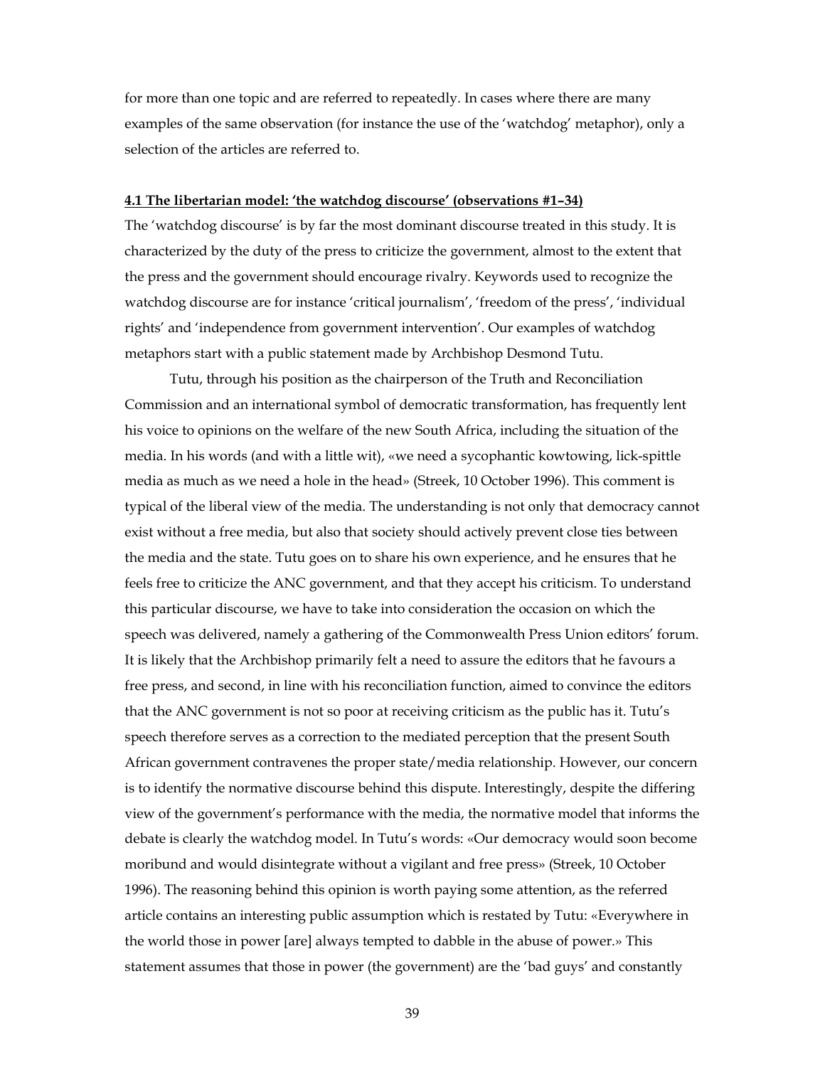for more than one topic and are referred to repeatedly. In cases where there are many examples of the same observation (for instance the use of the 'watchdog' metaphor), only a selection of the articles are referred to.

### 4.1 The libertarian model: 'the watchdog discourse' (observations #1–34)

The 'watchdog discourse' is by far the most dominant discourse treated in this study. It is characterized by the duty of the press to criticize the government, almost to the extent that the press and the government should encourage rivalry. Keywords used to recognize the watchdog discourse are for instance 'critical journalism', 'freedom of the press', 'individual rights' and 'independence from government intervention'. Our examples of watchdog metaphors start with a public statement made by Archbishop Desmond Tutu.

Tutu, through his position as the chairperson of the Truth and Reconciliation Commission and an international symbol of democratic transformation, has frequently lent his voice to opinions on the welfare of the new South Africa, including the situation of the media. In his words (and with a little wit), «we need a sycophantic kowtowing, lick-spittle media as much as we need a hole in the head» (Streek, 10 October 1996). This comment is typical of the liberal view of the media. The understanding is not only that democracy cannot exist without a free media, but also that society should actively prevent close ties between the media and the state. Tutu goes on to share his own experience, and he ensures that he feels free to criticize the ANC government, and that they accept his criticism. To understand this particular discourse, we have to take into consideration the occasion on which the speech was delivered, namely a gathering of the Commonwealth Press Union editors' forum. It is likely that the Archbishop primarily felt a need to assure the editors that he favours a free press, and second, in line with his reconciliation function, aimed to convince the editors that the ANC government is not so poor at receiving criticism as the public has it. Tutu's speech therefore serves as a correction to the mediated perception that the present South African government contravenes the proper state/media relationship. However, our concern is to identify the normative discourse behind this dispute. Interestingly, despite the differing view of the government's performance with the media, the normative model that informs the debate is clearly the watchdog model. In Tutu's words: «Our democracy would soon become moribund and would disintegrate without a vigilant and free press» (Streek, 10 October 1996). The reasoning behind this opinion is worth paying some attention, as the referred article contains an interesting public assumption which is restated by Tutu: «Everywhere in the world those in power [are] always tempted to dabble in the abuse of power.» This statement assumes that those in power (the government) are the 'bad guys' and constantly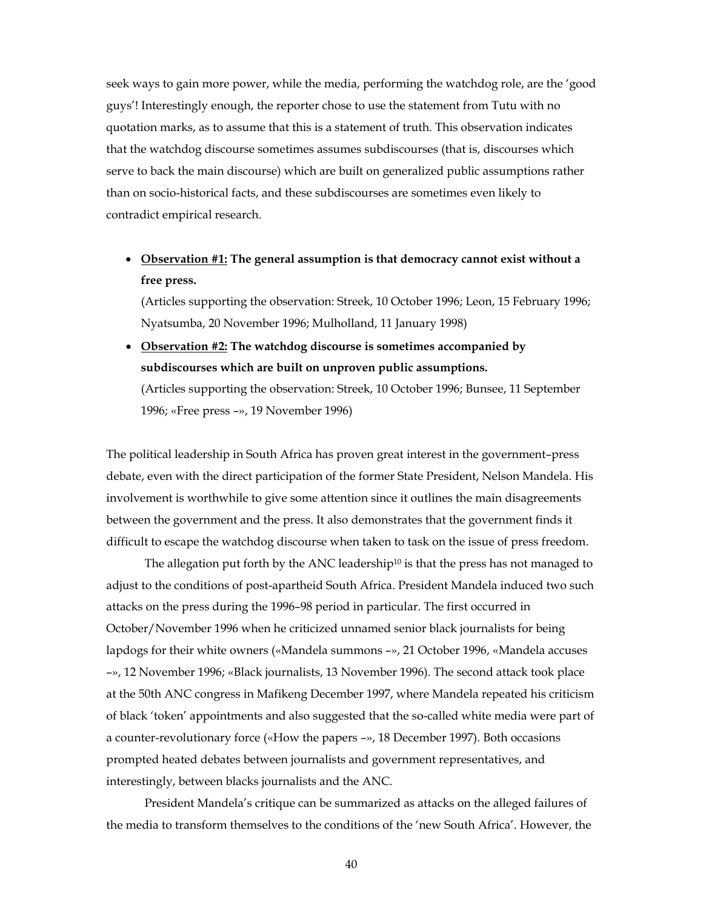seek ways to gain more power, while the media, performing the watchdog role, are the 'good guys'! Interestingly enough, the reporter chose to use the statement from Tutu with no quotation marks, as to assume that this is a statement of truth. This observation indicates that the watchdog discourse sometimes assumes subdiscourses (that is, discourses which serve to back the main discourse) which are built on generalized public assumptions rather than on socio-historical facts, and these subdiscourses are sometimes even likely to contradict empirical research.

- **<u>Observation #1:</u> The general assumption is that democracy cannot exist without a free press.**
  (Articles supporting the observation: Streek, 10 October 1996; Leon, 15 February 1996; Nyatsumba, 20 November 1996; Mulholland, 11 January 1998)
- **<u>Observation #2:</u> The watchdog discourse is sometimes accompanied by subdiscourses which are built on unproven public assumptions.**
  (Articles supporting the observation: Streek, 10 October 1996; Bunsee, 11 September 1996; «Free press –», 19 November 1996)

The political leadership in South Africa has proven great interest in the government–press debate, even with the direct participation of the former State President, Nelson Mandela. His involvement is worthwhile to give some attention since it outlines the main disagreements between the government and the press. It also demonstrates that the government finds it difficult to escape the watchdog discourse when taken to task on the issue of press freedom.

The allegation put forth by the ANC leadership[10] is that the press has not managed to adjust to the conditions of post-apartheid South Africa. President Mandela induced two such attacks on the press during the 1996–98 period in particular. The first occurred in October/November 1996 when he criticized unnamed senior black journalists for being lapdogs for their white owners («Mandela summons –», 21 October 1996, «Mandela accuses –», 12 November 1996; «Black journalists, 13 November 1996). The second attack took place at the 50th ANC congress in Mafikeng December 1997, where Mandela repeated his criticism of black 'token' appointments and also suggested that the so-called white media were part of a counter-revolutionary force («How the papers –», 18 December 1997). Both occasions prompted heated debates between journalists and government representatives, and interestingly, between blacks journalists and the ANC.

President Mandela's critique can be summarized as attacks on the alleged failures of the media to transform themselves to the conditions of the 'new South Africa'. However, the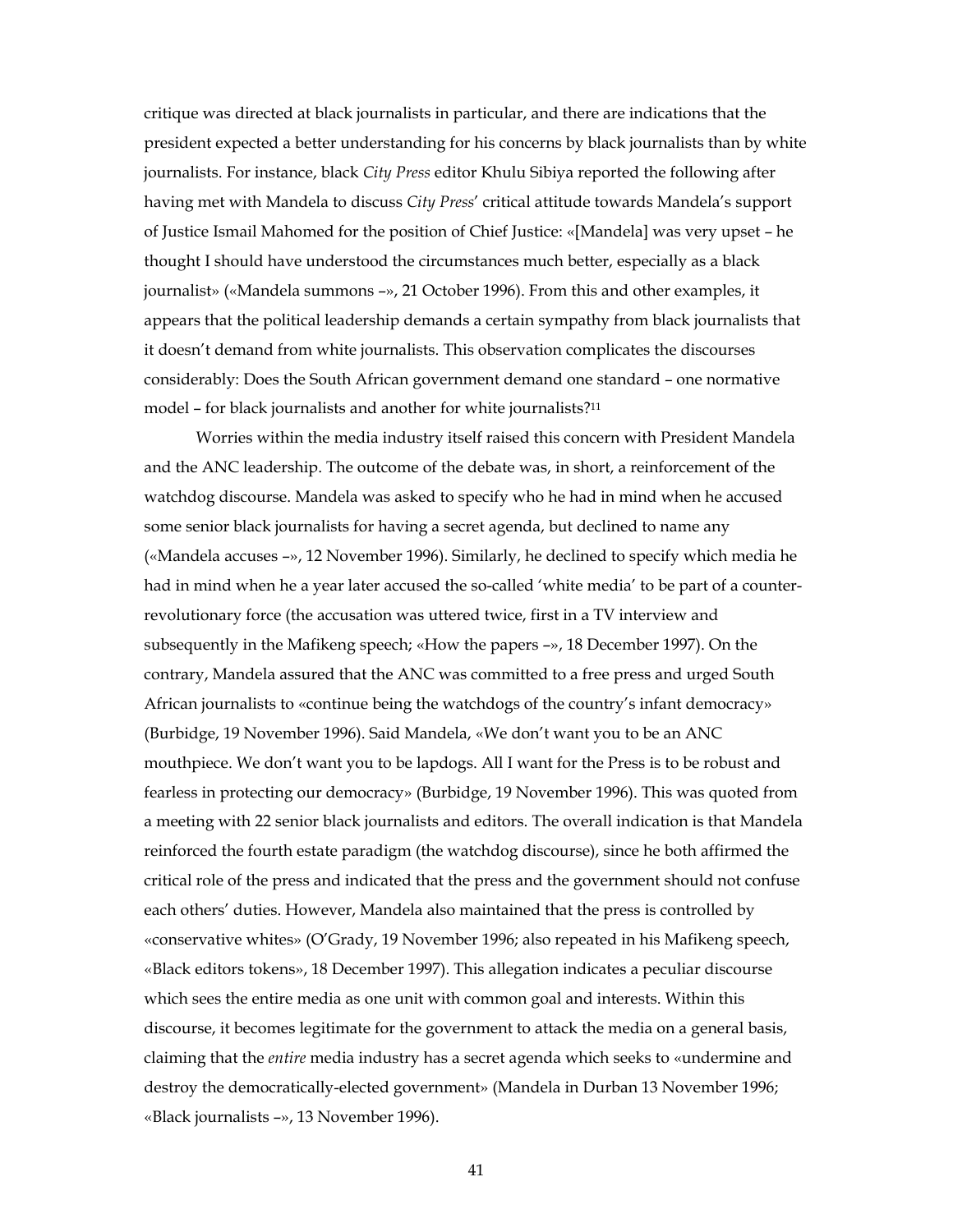critique was directed at black journalists in particular, and there are indications that the president expected a better understanding for his concerns by black journalists than by white journalists. For instance, black *City Press* editor Khulu Sibiya reported the following after having met with Mandela to discuss *City Press*' critical attitude towards Mandela's support of Justice Ismail Mahomed for the position of Chief Justice: «[Mandela] was very upset – he thought I should have understood the circumstances much better, especially as a black journalist» («Mandela summons –», 21 October 1996). From this and other examples, it appears that the political leadership demands a certain sympathy from black journalists that it doesn't demand from white journalists. This observation complicates the discourses considerably: Does the South African government demand one standard – one normative model – for black journalists and another for white journalists?[11]

Worries within the media industry itself raised this concern with President Mandela and the ANC leadership. The outcome of the debate was, in short, a reinforcement of the watchdog discourse. Mandela was asked to specify who he had in mind when he accused some senior black journalists for having a secret agenda, but declined to name any («Mandela accuses –», 12 November 1996). Similarly, he declined to specify which media he had in mind when he a year later accused the so-called 'white media' to be part of a counter-revolutionary force (the accusation was uttered twice, first in a TV interview and subsequently in the Mafikeng speech; «How the papers –», 18 December 1997). On the contrary, Mandela assured that the ANC was committed to a free press and urged South African journalists to «continue being the watchdogs of the country's infant democracy» (Burbidge, 19 November 1996). Said Mandela, «We don't want you to be an ANC mouthpiece. We don't want you to be lapdogs. All I want for the Press is to be robust and fearless in protecting our democracy» (Burbidge, 19 November 1996). This was quoted from a meeting with 22 senior black journalists and editors. The overall indication is that Mandela reinforced the fourth estate paradigm (the watchdog discourse), since he both affirmed the critical role of the press and indicated that the press and the government should not confuse each others' duties. However, Mandela also maintained that the press is controlled by «conservative whites» (O'Grady, 19 November 1996; also repeated in his Mafikeng speech, «Black editors tokens», 18 December 1997). This allegation indicates a peculiar discourse which sees the entire media as one unit with common goal and interests. Within this discourse, it becomes legitimate for the government to attack the media on a general basis, claiming that the *entire* media industry has a secret agenda which seeks to «undermine and destroy the democratically-elected government» (Mandela in Durban 13 November 1996; «Black journalists –», 13 November 1996).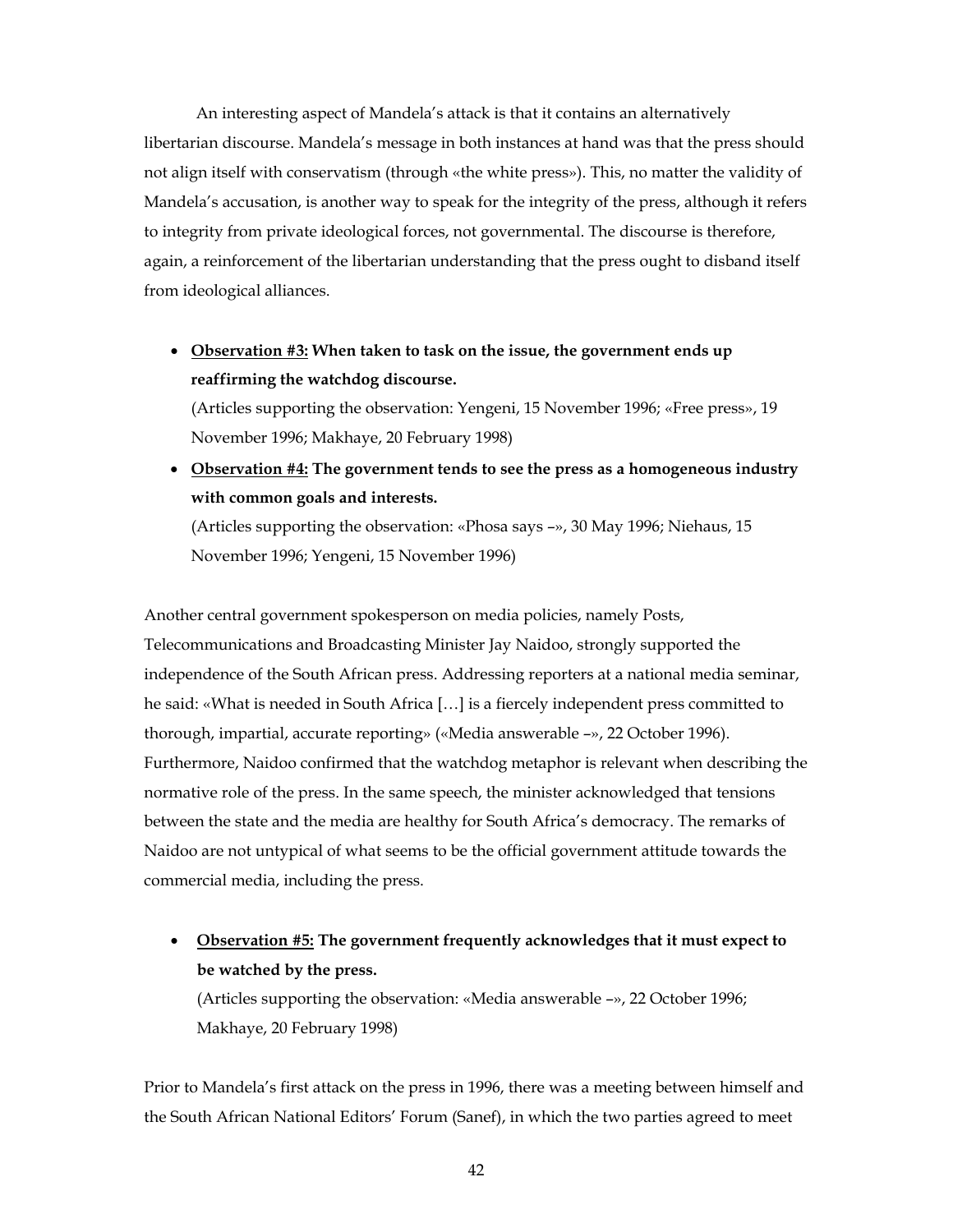An interesting aspect of Mandela's attack is that it contains an alternatively libertarian discourse. Mandela's message in both instances at hand was that the press should not align itself with conservatism (through «the white press»). This, no matter the validity of Mandela's accusation, is another way to speak for the integrity of the press, although it refers to integrity from private ideological forces, not governmental. The discourse is therefore, again, a reinforcement of the libertarian understanding that the press ought to disband itself from ideological alliances.

- **<u>Observation #3:</u> When taken to task on the issue, the government ends up reaffirming the watchdog discourse.**
  (Articles supporting the observation: Yengeni, 15 November 1996; «Free press», 19 November 1996; Makhaye, 20 February 1998)
- **<u>Observation #4:</u> The government tends to see the press as a homogeneous industry with common goals and interests.**
  (Articles supporting the observation: «Phosa says –», 30 May 1996; Niehaus, 15 November 1996; Yengeni, 15 November 1996)

Another central government spokesperson on media policies, namely Posts, Telecommunications and Broadcasting Minister Jay Naidoo, strongly supported the independence of the South African press. Addressing reporters at a national media seminar, he said: «What is needed in South Africa […] is a fiercely independent press committed to thorough, impartial, accurate reporting» («Media answerable –», 22 October 1996). Furthermore, Naidoo confirmed that the watchdog metaphor is relevant when describing the normative role of the press. In the same speech, the minister acknowledged that tensions between the state and the media are healthy for South Africa's democracy. The remarks of Naidoo are not untypical of what seems to be the official government attitude towards the commercial media, including the press.

- **<u>Observation #5:</u> The government frequently acknowledges that it must expect to be watched by the press.**
  (Articles supporting the observation: «Media answerable –», 22 October 1996; Makhaye, 20 February 1998)

Prior to Mandela's first attack on the press in 1996, there was a meeting between himself and the South African National Editors' Forum (Sanef), in which the two parties agreed to meet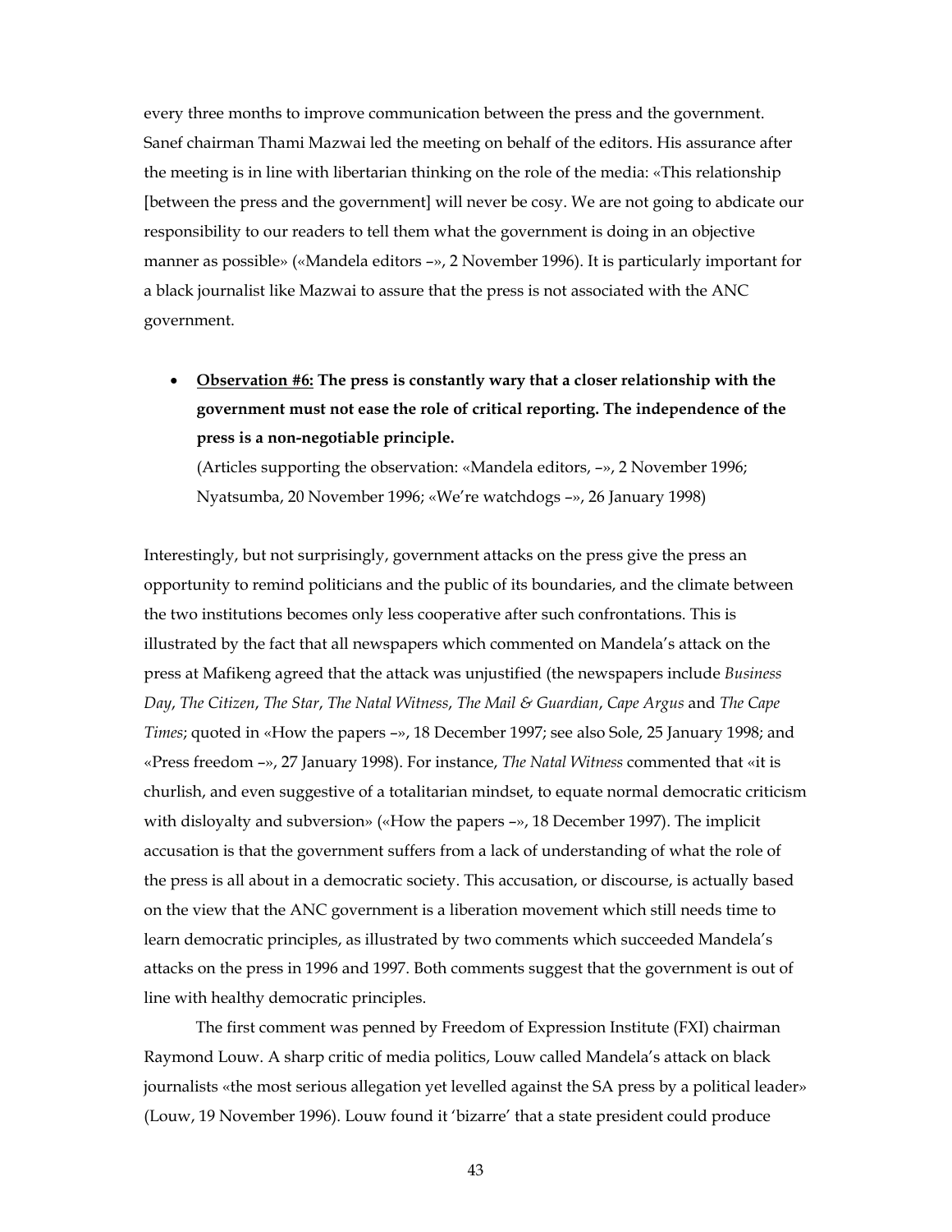every three months to improve communication between the press and the government. Sanef chairman Thami Mazwai led the meeting on behalf of the editors. His assurance after the meeting is in line with libertarian thinking on the role of the media: «This relationship [between the press and the government] will never be cosy. We are not going to abdicate our responsibility to our readers to tell them what the government is doing in an objective manner as possible» («Mandela editors –», 2 November 1996). It is particularly important for a black journalist like Mazwai to assure that the press is not associated with the ANC government.

- **<u>Observation #6:</u> The press is constantly wary that a closer relationship with the government must not ease the role of critical reporting. The independence of the press is a non-negotiable principle.**
  (Articles supporting the observation: «Mandela editors, –», 2 November 1996; Nyatsumba, 20 November 1996; «We're watchdogs –», 26 January 1998)

Interestingly, but not surprisingly, government attacks on the press give the press an opportunity to remind politicians and the public of its boundaries, and the climate between the two institutions becomes only less cooperative after such confrontations. This is illustrated by the fact that all newspapers which commented on Mandela's attack on the press at Mafikeng agreed that the attack was unjustified (the newspapers include *Business Day*, *The Citizen*, *The Star*, *The Natal Witness*, *The Mail & Guardian*, *Cape Argus* and *The Cape Times*; quoted in «How the papers –», 18 December 1997; see also Sole, 25 January 1998; and «Press freedom –», 27 January 1998). For instance, *The Natal Witness* commented that «it is churlish, and even suggestive of a totalitarian mindset, to equate normal democratic criticism with disloyalty and subversion» («How the papers –», 18 December 1997). The implicit accusation is that the government suffers from a lack of understanding of what the role of the press is all about in a democratic society. This accusation, or discourse, is actually based on the view that the ANC government is a liberation movement which still needs time to learn democratic principles, as illustrated by two comments which succeeded Mandela's attacks on the press in 1996 and 1997. Both comments suggest that the government is out of line with healthy democratic principles.

The first comment was penned by Freedom of Expression Institute (FXI) chairman Raymond Louw. A sharp critic of media politics, Louw called Mandela's attack on black journalists «the most serious allegation yet levelled against the SA press by a political leader» (Louw, 19 November 1996). Louw found it 'bizarre' that a state president could produce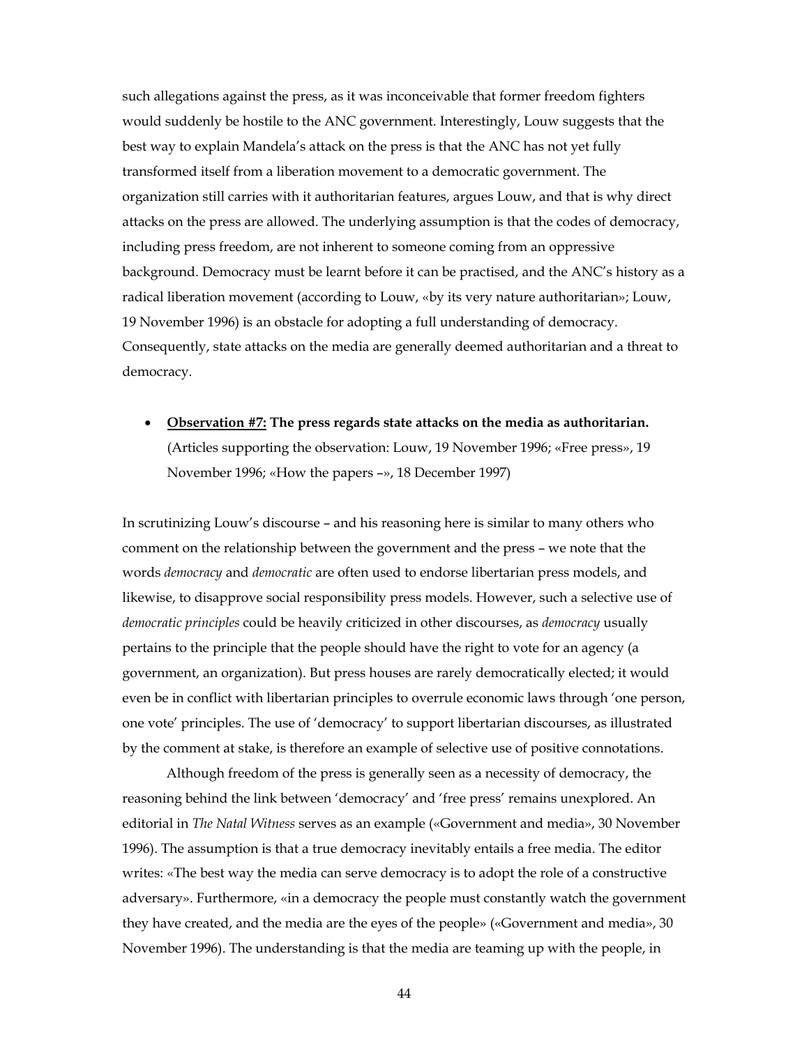such allegations against the press, as it was inconceivable that former freedom fighters would suddenly be hostile to the ANC government. Interestingly, Louw suggests that the best way to explain Mandela's attack on the press is that the ANC has not yet fully transformed itself from a liberation movement to a democratic government. The organization still carries with it authoritarian features, argues Louw, and that is why direct attacks on the press are allowed. The underlying assumption is that the codes of democracy, including press freedom, are not inherent to someone coming from an oppressive background. Democracy must be learnt before it can be practised, and the ANC's history as a radical liberation movement (according to Louw, «by its very nature authoritarian»; Louw, 19 November 1996) is an obstacle for adopting a full understanding of democracy. Consequently, state attacks on the media are generally deemed authoritarian and a threat to democracy.

- **<u>Observation #7:</u> The press regards state attacks on the media as authoritarian.** (Articles supporting the observation: Louw, 19 November 1996; «Free press», 19 November 1996; «How the papers –», 18 December 1997)

In scrutinizing Louw's discourse – and his reasoning here is similar to many others who comment on the relationship between the government and the press – we note that the words *democracy* and *democratic* are often used to endorse libertarian press models, and likewise, to disapprove social responsibility press models. However, such a selective use of *democratic principles* could be heavily criticized in other discourses, as *democracy* usually pertains to the principle that the people should have the right to vote for an agency (a government, an organization). But press houses are rarely democratically elected; it would even be in conflict with libertarian principles to overrule economic laws through 'one person, one vote' principles. The use of 'democracy' to support libertarian discourses, as illustrated by the comment at stake, is therefore an example of selective use of positive connotations.

Although freedom of the press is generally seen as a necessity of democracy, the reasoning behind the link between 'democracy' and 'free press' remains unexplored. An editorial in *The Natal Witness* serves as an example («Government and media», 30 November 1996). The assumption is that a true democracy inevitably entails a free media. The editor writes: «The best way the media can serve democracy is to adopt the role of a constructive adversary». Furthermore, «in a democracy the people must constantly watch the government they have created, and the media are the eyes of the people» («Government and media», 30 November 1996). The understanding is that the media are teaming up with the people, in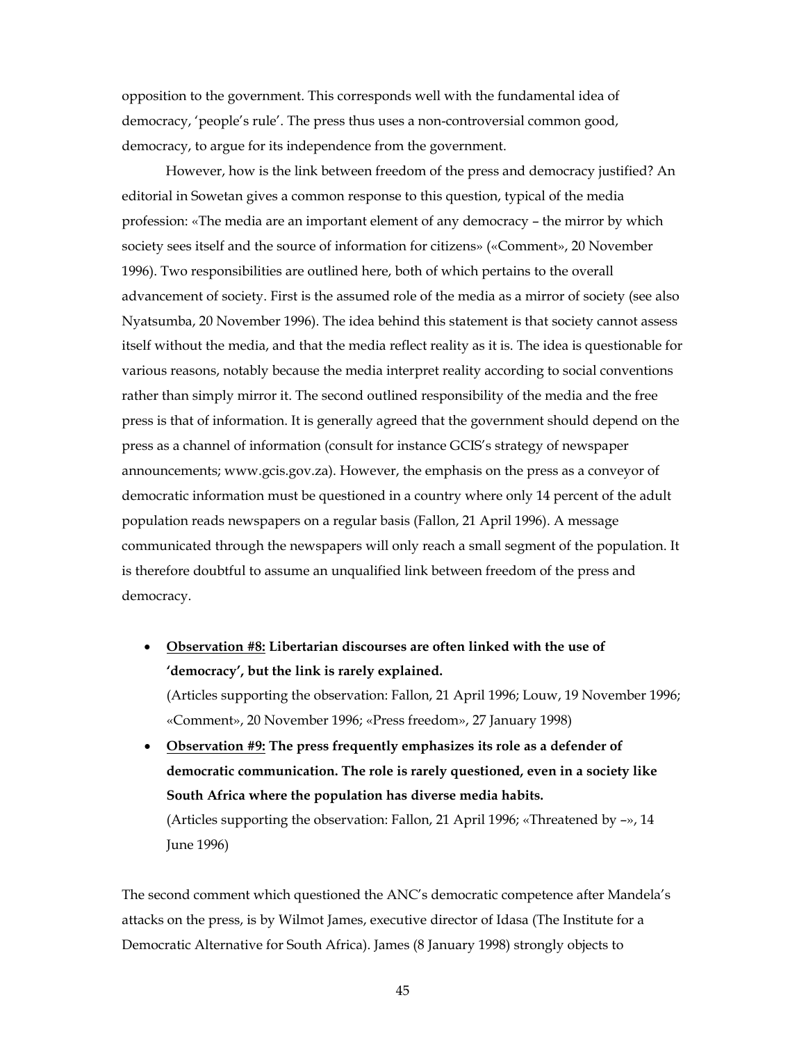opposition to the government. This corresponds well with the fundamental idea of democracy, 'people's rule'. The press thus uses a non-controversial common good, democracy, to argue for its independence from the government.

However, how is the link between freedom of the press and democracy justified? An editorial in Sowetan gives a common response to this question, typical of the media profession: «The media are an important element of any democracy – the mirror by which society sees itself and the source of information for citizens» («Comment», 20 November 1996). Two responsibilities are outlined here, both of which pertains to the overall advancement of society. First is the assumed role of the media as a mirror of society (see also Nyatsumba, 20 November 1996). The idea behind this statement is that society cannot assess itself without the media, and that the media reflect reality as it is. The idea is questionable for various reasons, notably because the media interpret reality according to social conventions rather than simply mirror it. The second outlined responsibility of the media and the free press is that of information. It is generally agreed that the government should depend on the press as a channel of information (consult for instance GCIS's strategy of newspaper announcements; www.gcis.gov.za). However, the emphasis on the press as a conveyor of democratic information must be questioned in a country where only 14 percent of the adult population reads newspapers on a regular basis (Fallon, 21 April 1996). A message communicated through the newspapers will only reach a small segment of the population. It is therefore doubtful to assume an unqualified link between freedom of the press and democracy.

- **<u>Observation #8:</u> Libertarian discourses are often linked with the use of 'democracy', but the link is rarely explained.**
  (Articles supporting the observation: Fallon, 21 April 1996; Louw, 19 November 1996; «Comment», 20 November 1996; «Press freedom», 27 January 1998)
- **<u>Observation #9:</u> The press frequently emphasizes its role as a defender of democratic communication. The role is rarely questioned, even in a society like South Africa where the population has diverse media habits.**
  (Articles supporting the observation: Fallon, 21 April 1996; «Threatened by –», 14 June 1996)

The second comment which questioned the ANC's democratic competence after Mandela's attacks on the press, is by Wilmot James, executive director of Idasa (The Institute for a Democratic Alternative for South Africa). James (8 January 1998) strongly objects to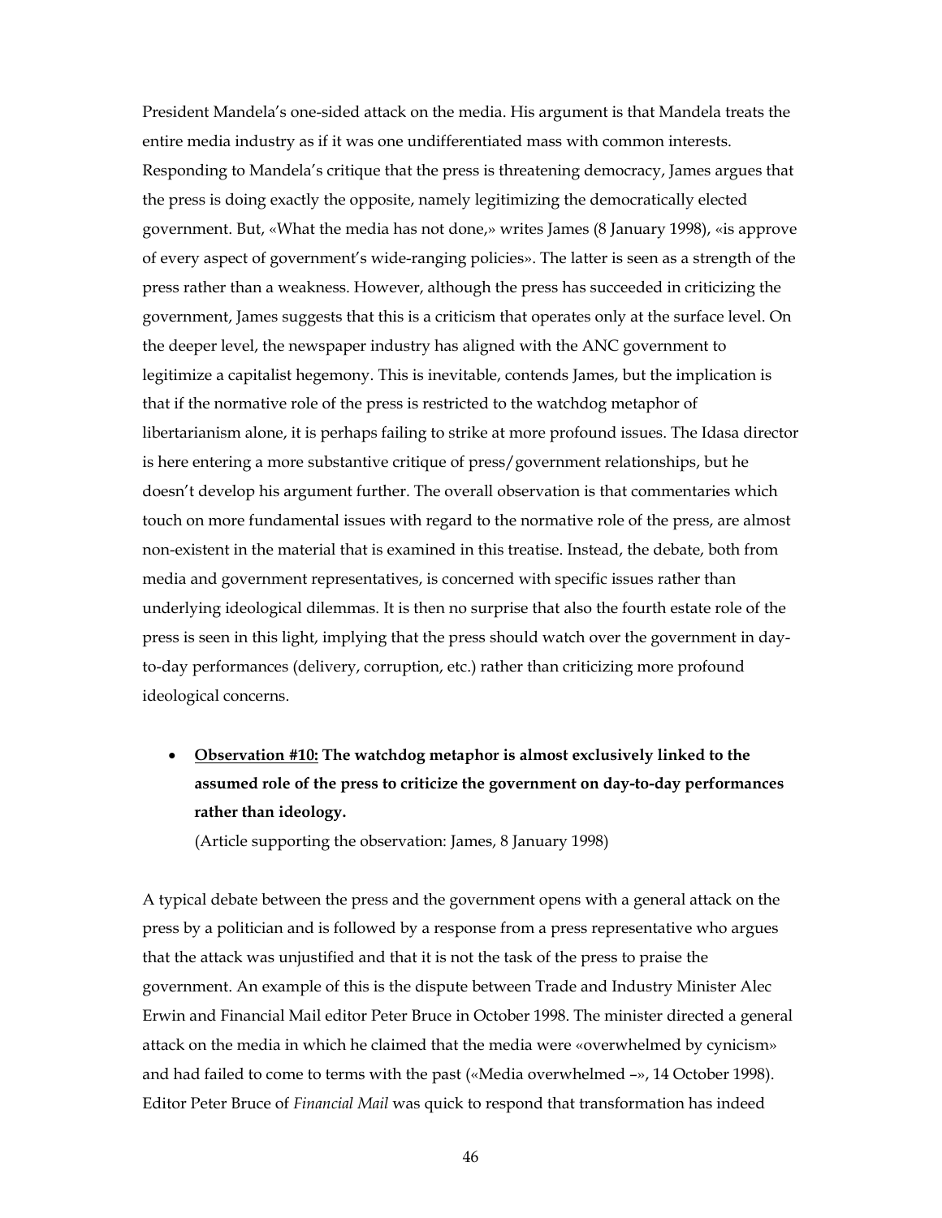President Mandela's one-sided attack on the media. His argument is that Mandela treats the entire media industry as if it was one undifferentiated mass with common interests. Responding to Mandela's critique that the press is threatening democracy, James argues that the press is doing exactly the opposite, namely legitimizing the democratically elected government. But, «What the media has not done,» writes James (8 January 1998), «is approve of every aspect of government's wide-ranging policies». The latter is seen as a strength of the press rather than a weakness. However, although the press has succeeded in criticizing the government, James suggests that this is a criticism that operates only at the surface level. On the deeper level, the newspaper industry has aligned with the ANC government to legitimize a capitalist hegemony. This is inevitable, contends James, but the implication is that if the normative role of the press is restricted to the watchdog metaphor of libertarianism alone, it is perhaps failing to strike at more profound issues. The Idasa director is here entering a more substantive critique of press/government relationships, but he doesn't develop his argument further. The overall observation is that commentaries which touch on more fundamental issues with regard to the normative role of the press, are almost non-existent in the material that is examined in this treatise. Instead, the debate, both from media and government representatives, is concerned with specific issues rather than underlying ideological dilemmas. It is then no surprise that also the fourth estate role of the press is seen in this light, implying that the press should watch over the government in day-to-day performances (delivery, corruption, etc.) rather than criticizing more profound ideological concerns.

- **<u>Observation #10:</u> The watchdog metaphor is almost exclusively linked to the assumed role of the press to criticize the government on day-to-day performances rather than ideology.**

  (Article supporting the observation: James, 8 January 1998)

A typical debate between the press and the government opens with a general attack on the press by a politician and is followed by a response from a press representative who argues that the attack was unjustified and that it is not the task of the press to praise the government. An example of this is the dispute between Trade and Industry Minister Alec Erwin and Financial Mail editor Peter Bruce in October 1998. The minister directed a general attack on the media in which he claimed that the media were «overwhelmed by cynicism» and had failed to come to terms with the past («Media overwhelmed –», 14 October 1998). Editor Peter Bruce of *Financial Mail* was quick to respond that transformation has indeed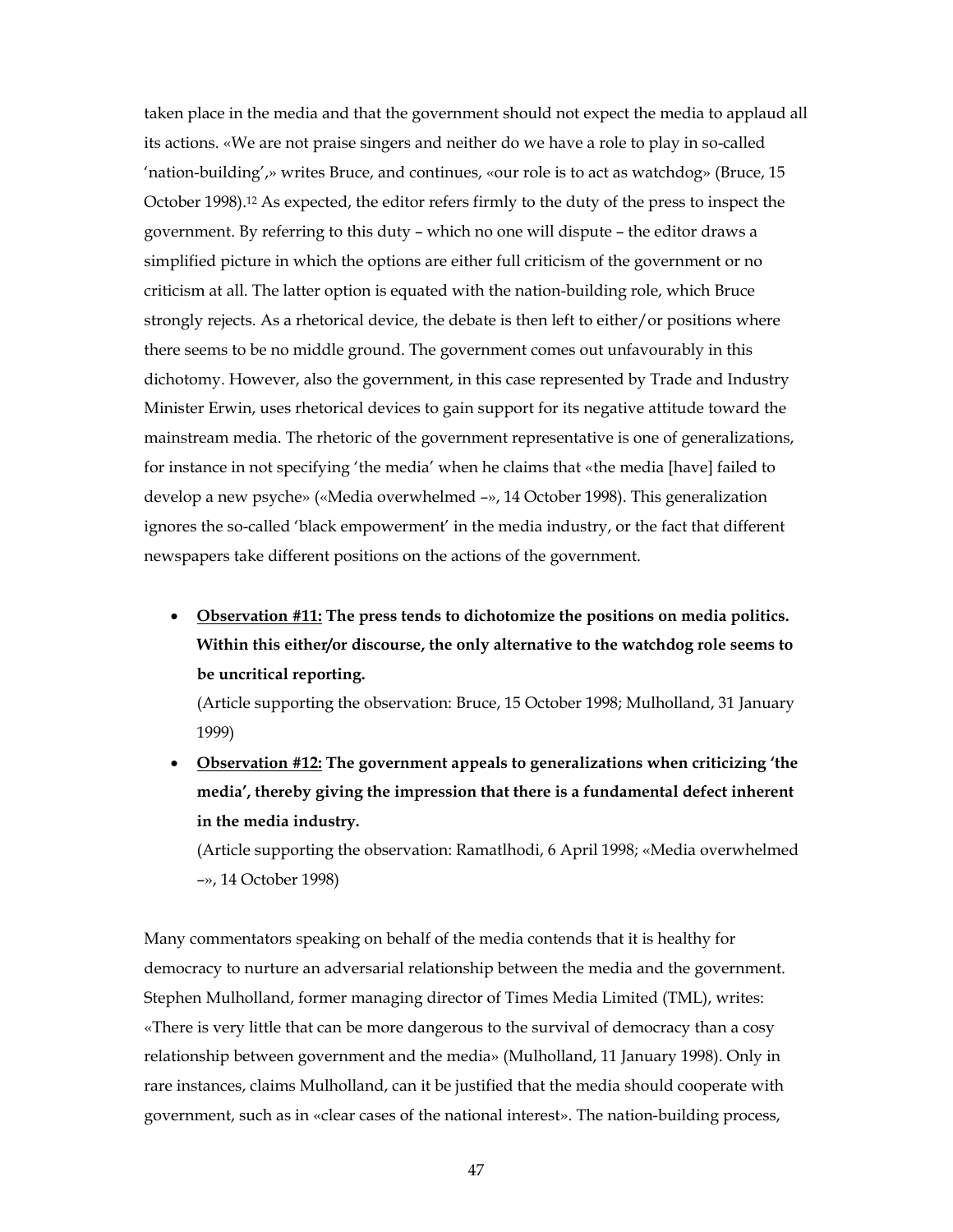taken place in the media and that the government should not expect the media to applaud all its actions. «We are not praise singers and neither do we have a role to play in so-called 'nation-building',» writes Bruce, and continues, «our role is to act as watchdog» (Bruce, 15 October 1998).[12] As expected, the editor refers firmly to the duty of the press to inspect the government. By referring to this duty – which no one will dispute – the editor draws a simplified picture in which the options are either full criticism of the government or no criticism at all. The latter option is equated with the nation-building role, which Bruce strongly rejects. As a rhetorical device, the debate is then left to either/or positions where there seems to be no middle ground. The government comes out unfavourably in this dichotomy. However, also the government, in this case represented by Trade and Industry Minister Erwin, uses rhetorical devices to gain support for its negative attitude toward the mainstream media. The rhetoric of the government representative is one of generalizations, for instance in not specifying 'the media' when he claims that «the media [have] failed to develop a new psyche» («Media overwhelmed –», 14 October 1998). This generalization ignores the so-called 'black empowerment' in the media industry, or the fact that different newspapers take different positions on the actions of the government.

- **<u>Observation #11:</u> The press tends to dichotomize the positions on media politics. Within this either/or discourse, the only alternative to the watchdog role seems to be uncritical reporting.**

  (Article supporting the observation: Bruce, 15 October 1998; Mulholland, 31 January 1999)

- **<u>Observation #12:</u> The government appeals to generalizations when criticizing 'the media', thereby giving the impression that there is a fundamental defect inherent in the media industry.**

  (Article supporting the observation: Ramatlhodi, 6 April 1998; «Media overwhelmed –», 14 October 1998)

Many commentators speaking on behalf of the media contends that it is healthy for democracy to nurture an adversarial relationship between the media and the government. Stephen Mulholland, former managing director of Times Media Limited (TML), writes: «There is very little that can be more dangerous to the survival of democracy than a cosy relationship between government and the media» (Mulholland, 11 January 1998). Only in rare instances, claims Mulholland, can it be justified that the media should cooperate with government, such as in «clear cases of the national interest». The nation-building process,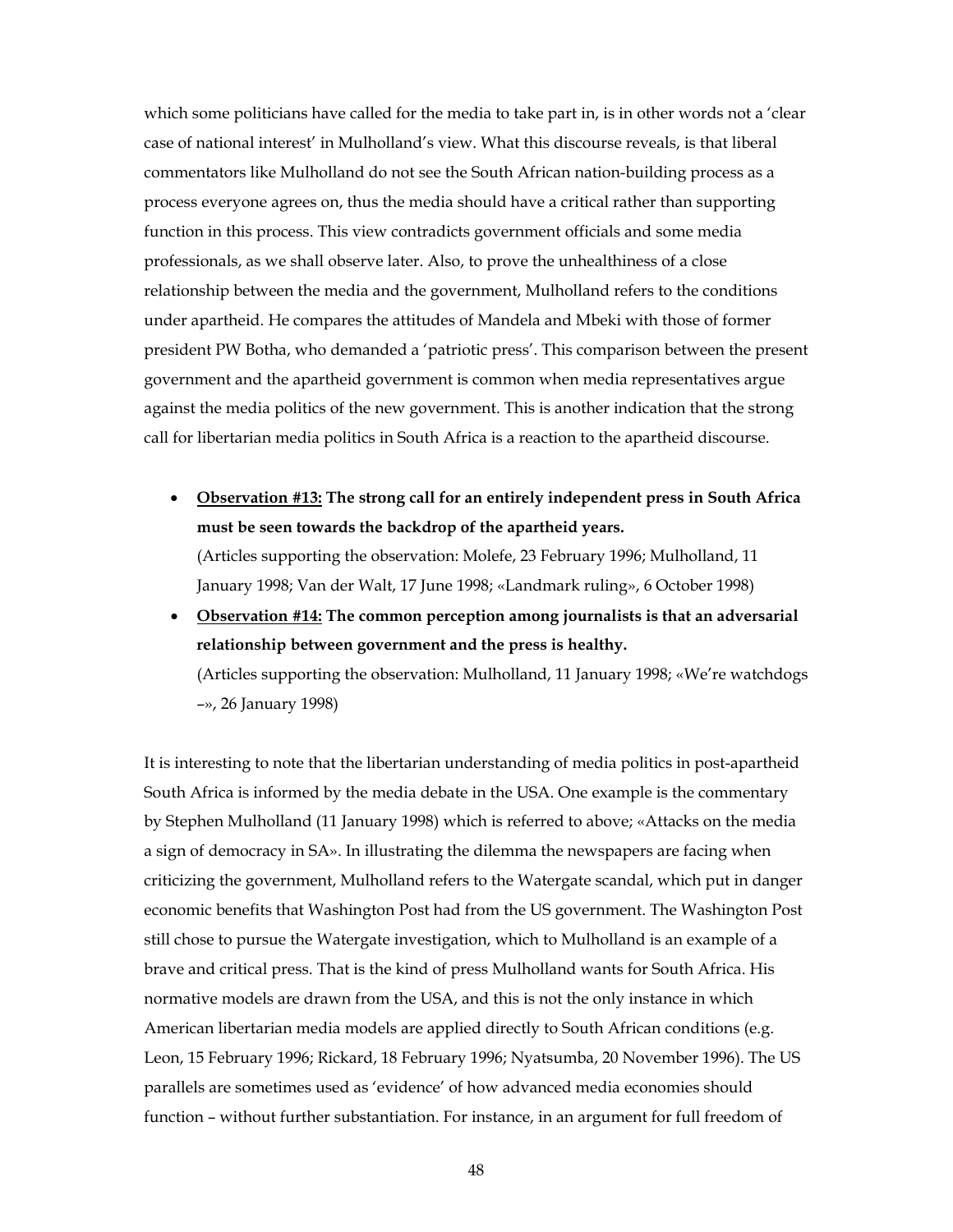which some politicians have called for the media to take part in, is in other words not a 'clear case of national interest' in Mulholland's view. What this discourse reveals, is that liberal commentators like Mulholland do not see the South African nation-building process as a process everyone agrees on, thus the media should have a critical rather than supporting function in this process. This view contradicts government officials and some media professionals, as we shall observe later. Also, to prove the unhealthiness of a close relationship between the media and the government, Mulholland refers to the conditions under apartheid. He compares the attitudes of Mandela and Mbeki with those of former president PW Botha, who demanded a 'patriotic press'. This comparison between the present government and the apartheid government is common when media representatives argue against the media politics of the new government. This is another indication that the strong call for libertarian media politics in South Africa is a reaction to the apartheid discourse.

- **Observation #13: The strong call for an entirely independent press in South Africa must be seen towards the backdrop of the apartheid years.**
(Articles supporting the observation: Molefe, 23 February 1996; Mulholland, 11 January 1998; Van der Walt, 17 June 1998; «Landmark ruling», 6 October 1998)
- **Observation #14: The common perception among journalists is that an adversarial relationship between government and the press is healthy.**
(Articles supporting the observation: Mulholland, 11 January 1998; «We're watchdogs –», 26 January 1998)

It is interesting to note that the libertarian understanding of media politics in post-apartheid South Africa is informed by the media debate in the USA. One example is the commentary by Stephen Mulholland (11 January 1998) which is referred to above; «Attacks on the media a sign of democracy in SA». In illustrating the dilemma the newspapers are facing when criticizing the government, Mulholland refers to the Watergate scandal, which put in danger economic benefits that Washington Post had from the US government. The Washington Post still chose to pursue the Watergate investigation, which to Mulholland is an example of a brave and critical press. That is the kind of press Mulholland wants for South Africa. His normative models are drawn from the USA, and this is not the only instance in which American libertarian media models are applied directly to South African conditions (e.g. Leon, 15 February 1996; Rickard, 18 February 1996; Nyatsumba, 20 November 1996). The US parallels are sometimes used as 'evidence' of how advanced media economies should function – without further substantiation. For instance, in an argument for full freedom of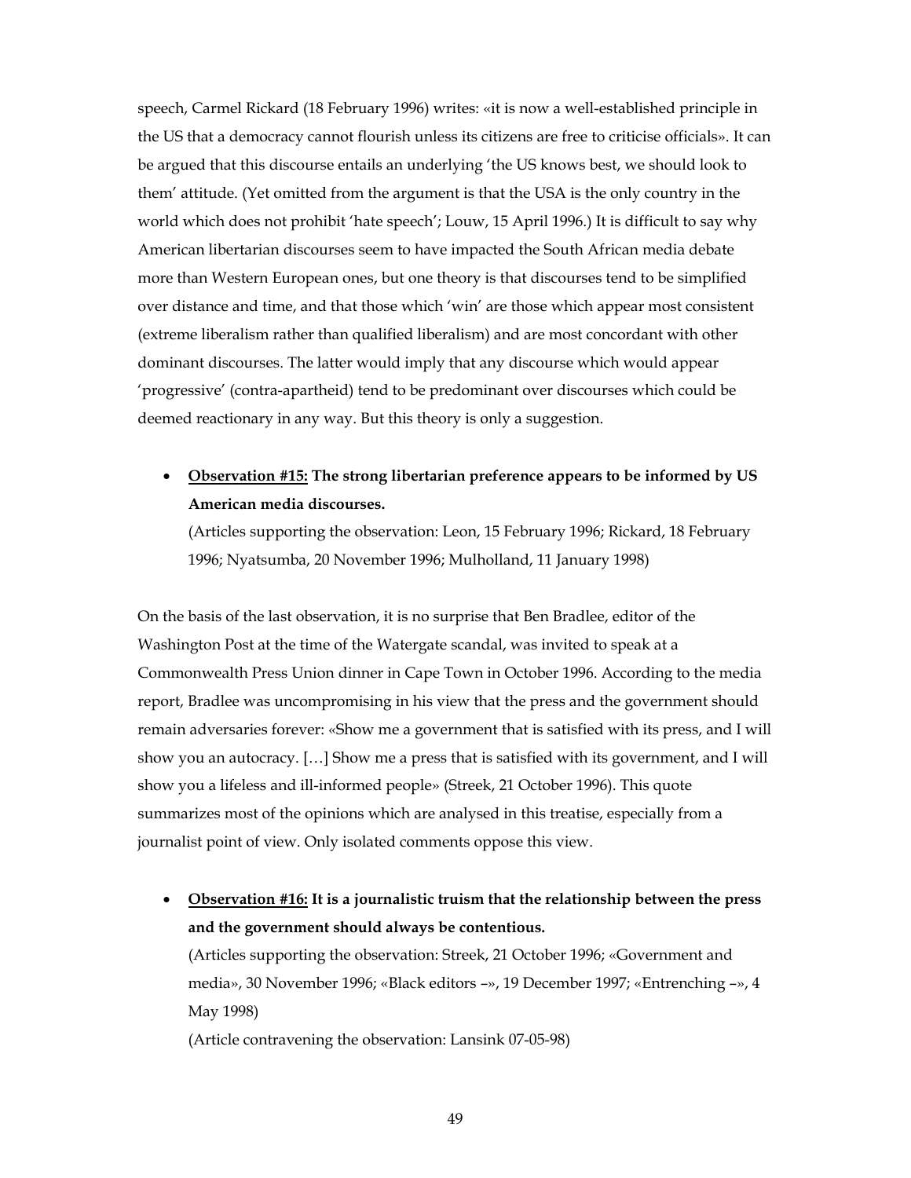speech, Carmel Rickard (18 February 1996) writes: «it is now a well-established principle in the US that a democracy cannot flourish unless its citizens are free to criticise officials». It can be argued that this discourse entails an underlying 'the US knows best, we should look to them' attitude. (Yet omitted from the argument is that the USA is the only country in the world which does not prohibit 'hate speech'; Louw, 15 April 1996.) It is difficult to say why American libertarian discourses seem to have impacted the South African media debate more than Western European ones, but one theory is that discourses tend to be simplified over distance and time, and that those which 'win' are those which appear most consistent (extreme liberalism rather than qualified liberalism) and are most concordant with other dominant discourses. The latter would imply that any discourse which would appear 'progressive' (contra-apartheid) tend to be predominant over discourses which could be deemed reactionary in any way. But this theory is only a suggestion.

- **<u>Observation #15:</u> The strong libertarian preference appears to be informed by US American media discourses.**
  (Articles supporting the observation: Leon, 15 February 1996; Rickard, 18 February 1996; Nyatsumba, 20 November 1996; Mulholland, 11 January 1998)

On the basis of the last observation, it is no surprise that Ben Bradlee, editor of the Washington Post at the time of the Watergate scandal, was invited to speak at a Commonwealth Press Union dinner in Cape Town in October 1996. According to the media report, Bradlee was uncompromising in his view that the press and the government should remain adversaries forever: «Show me a government that is satisfied with its press, and I will show you an autocracy. […] Show me a press that is satisfied with its government, and I will show you a lifeless and ill-informed people» (Streek, 21 October 1996). This quote summarizes most of the opinions which are analysed in this treatise, especially from a journalist point of view. Only isolated comments oppose this view.

- **<u>Observation #16:</u> It is a journalistic truism that the relationship between the press and the government should always be contentious.**
  (Articles supporting the observation: Streek, 21 October 1996; «Government and media», 30 November 1996; «Black editors –», 19 December 1997; «Entrenching –», 4 May 1998)
  (Article contravening the observation: Lansink 07-05-98)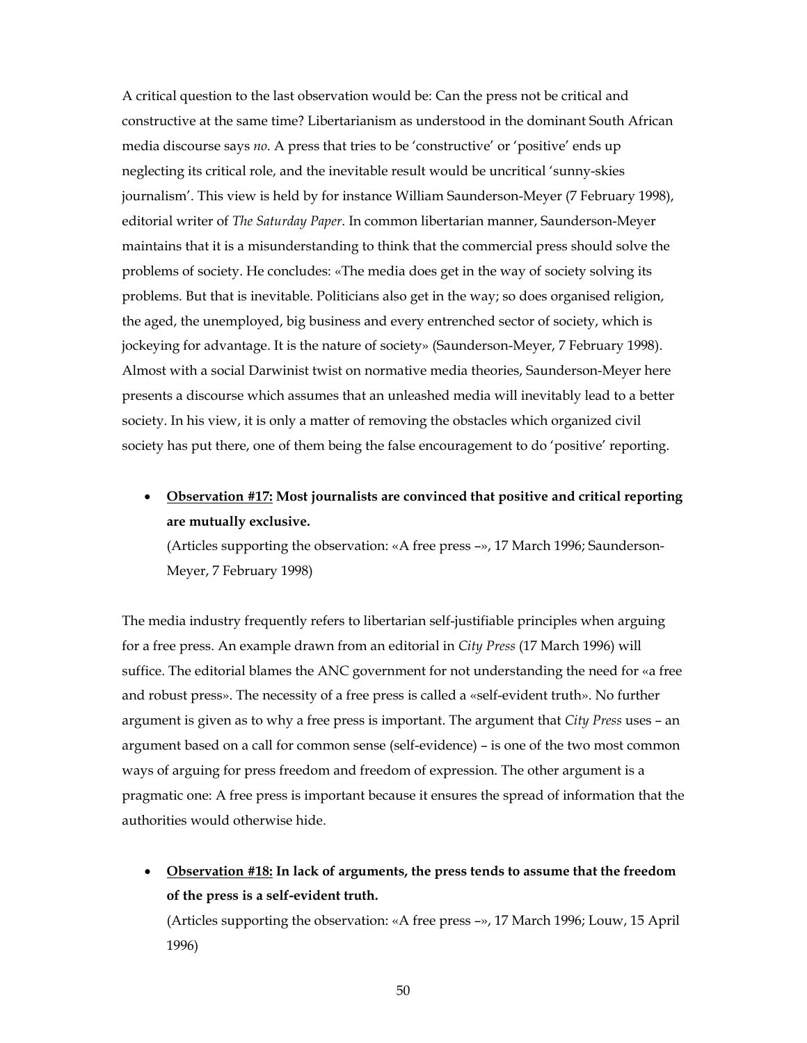A critical question to the last observation would be: Can the press not be critical and constructive at the same time? Libertarianism as understood in the dominant South African media discourse says *no*. A press that tries to be 'constructive' or 'positive' ends up neglecting its critical role, and the inevitable result would be uncritical 'sunny-skies journalism'. This view is held by for instance William Saunderson-Meyer (7 February 1998), editorial writer of *The Saturday Paper*. In common libertarian manner, Saunderson-Meyer maintains that it is a misunderstanding to think that the commercial press should solve the problems of society. He concludes: «The media does get in the way of society solving its problems. But that is inevitable. Politicians also get in the way; so does organised religion, the aged, the unemployed, big business and every entrenched sector of society, which is jockeying for advantage. It is the nature of society» (Saunderson-Meyer, 7 February 1998). Almost with a social Darwinist twist on normative media theories, Saunderson-Meyer here presents a discourse which assumes that an unleashed media will inevitably lead to a better society. In his view, it is only a matter of removing the obstacles which organized civil society has put there, one of them being the false encouragement to do 'positive' reporting.

- **<u>Observation #17:</u> Most journalists are convinced that positive and critical reporting are mutually exclusive.**
  (Articles supporting the observation: «A free press –», 17 March 1996; Saunderson-Meyer, 7 February 1998)

The media industry frequently refers to libertarian self-justifiable principles when arguing for a free press. An example drawn from an editorial in *City Press* (17 March 1996) will suffice. The editorial blames the ANC government for not understanding the need for «a free and robust press». The necessity of a free press is called a «self-evident truth». No further argument is given as to why a free press is important. The argument that *City Press* uses – an argument based on a call for common sense (self-evidence) – is one of the two most common ways of arguing for press freedom and freedom of expression. The other argument is a pragmatic one: A free press is important because it ensures the spread of information that the authorities would otherwise hide.

- **<u>Observation #18:</u> In lack of arguments, the press tends to assume that the freedom of the press is a self-evident truth.**
  (Articles supporting the observation: «A free press –», 17 March 1996; Louw, 15 April 1996)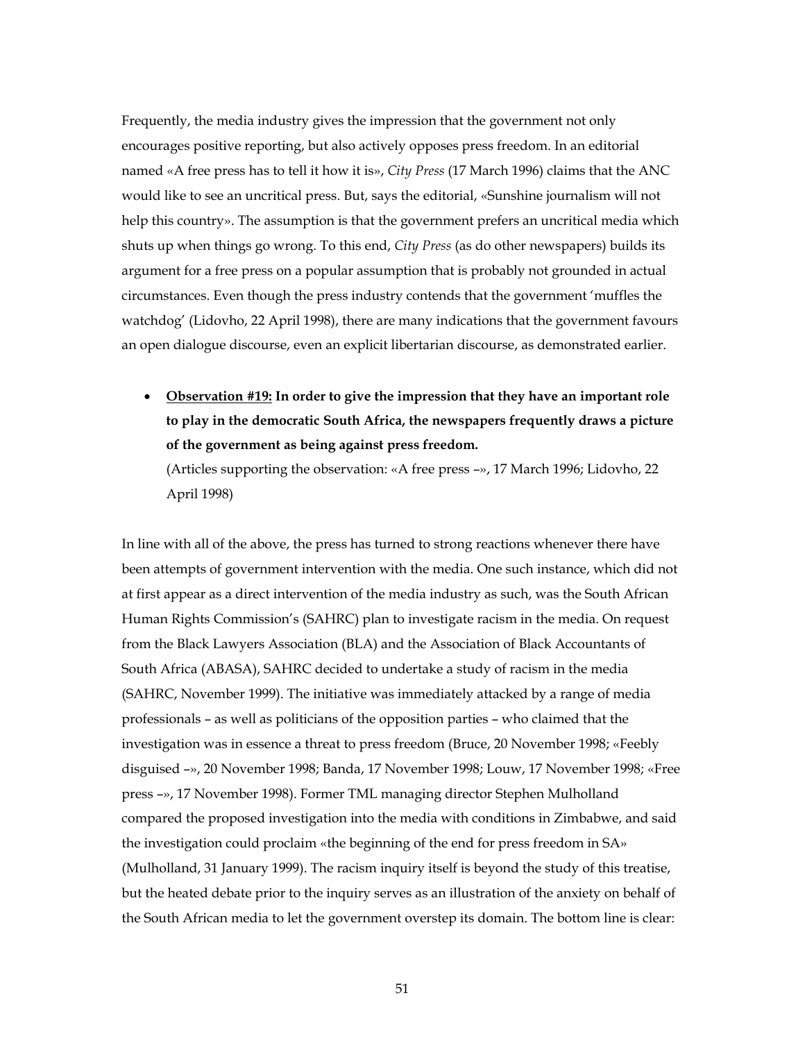Frequently, the media industry gives the impression that the government not only encourages positive reporting, but also actively opposes press freedom. In an editorial named «A free press has to tell it how it is», *City Press* (17 March 1996) claims that the ANC would like to see an uncritical press. But, says the editorial, «Sunshine journalism will not help this country». The assumption is that the government prefers an uncritical media which shuts up when things go wrong. To this end, *City Press* (as do other newspapers) builds its argument for a free press on a popular assumption that is probably not grounded in actual circumstances. Even though the press industry contends that the government 'muffles the watchdog' (Lidovho, 22 April 1998), there are many indications that the government favours an open dialogue discourse, even an explicit libertarian discourse, as demonstrated earlier.

- **<u>Observation #19:</u> In order to give the impression that they have an important role to play in the democratic South Africa, the newspapers frequently draws a picture of the government as being against press freedom.**
  (Articles supporting the observation: «A free press –», 17 March 1996; Lidovho, 22 April 1998)

In line with all of the above, the press has turned to strong reactions whenever there have been attempts of government intervention with the media. One such instance, which did not at first appear as a direct intervention of the media industry as such, was the South African Human Rights Commission's (SAHRC) plan to investigate racism in the media. On request from the Black Lawyers Association (BLA) and the Association of Black Accountants of South Africa (ABASA), SAHRC decided to undertake a study of racism in the media (SAHRC, November 1999). The initiative was immediately attacked by a range of media professionals – as well as politicians of the opposition parties – who claimed that the investigation was in essence a threat to press freedom (Bruce, 20 November 1998; «Feebly disguised –», 20 November 1998; Banda, 17 November 1998; Louw, 17 November 1998; «Free press –», 17 November 1998). Former TML managing director Stephen Mulholland compared the proposed investigation into the media with conditions in Zimbabwe, and said the investigation could proclaim «the beginning of the end for press freedom in SA» (Mulholland, 31 January 1999). The racism inquiry itself is beyond the study of this treatise, but the heated debate prior to the inquiry serves as an illustration of the anxiety on behalf of the South African media to let the government overstep its domain. The bottom line is clear: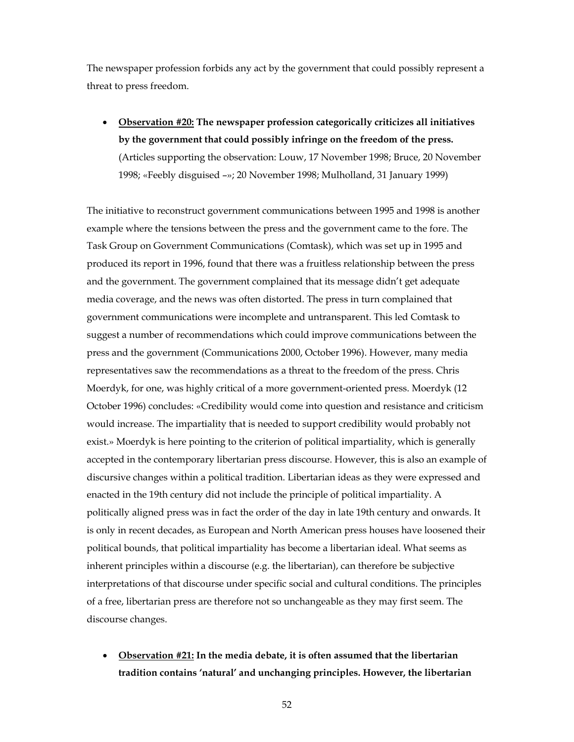The newspaper profession forbids any act by the government that could possibly represent a threat to press freedom.

- **<u>Observation #20:</u> The newspaper profession categorically criticizes all initiatives by the government that could possibly infringe on the freedom of the press.** (Articles supporting the observation: Louw, 17 November 1998; Bruce, 20 November 1998; «Feebly disguised –»; 20 November 1998; Mulholland, 31 January 1999)

The initiative to reconstruct government communications between 1995 and 1998 is another example where the tensions between the press and the government came to the fore. The Task Group on Government Communications (Comtask), which was set up in 1995 and produced its report in 1996, found that there was a fruitless relationship between the press and the government. The government complained that its message didn't get adequate media coverage, and the news was often distorted. The press in turn complained that government communications were incomplete and untransparent. This led Comtask to suggest a number of recommendations which could improve communications between the press and the government (Communications 2000, October 1996). However, many media representatives saw the recommendations as a threat to the freedom of the press. Chris Moerdyk, for one, was highly critical of a more government-oriented press. Moerdyk (12 October 1996) concludes: «Credibility would come into question and resistance and criticism would increase. The impartiality that is needed to support credibility would probably not exist.» Moerdyk is here pointing to the criterion of political impartiality, which is generally accepted in the contemporary libertarian press discourse. However, this is also an example of discursive changes within a political tradition. Libertarian ideas as they were expressed and enacted in the 19th century did not include the principle of political impartiality. A politically aligned press was in fact the order of the day in late 19th century and onwards. It is only in recent decades, as European and North American press houses have loosened their political bounds, that political impartiality has become a libertarian ideal. What seems as inherent principles within a discourse (e.g. the libertarian), can therefore be subjective interpretations of that discourse under specific social and cultural conditions. The principles of a free, libertarian press are therefore not so unchangeable as they may first seem. The discourse changes.

- **<u>Observation #21:</u> In the media debate, it is often assumed that the libertarian tradition contains 'natural' and unchanging principles. However, the libertarian**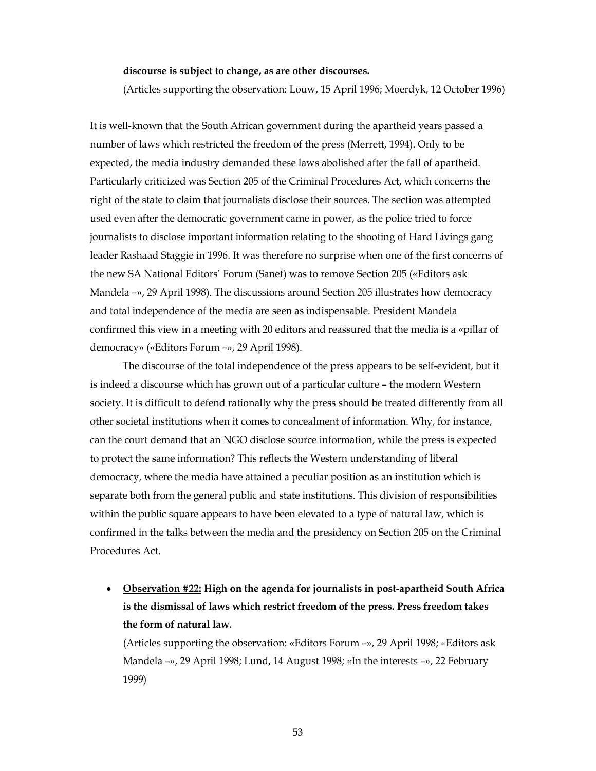**discourse is subject to change, as are other discourses.**

(Articles supporting the observation: Louw, 15 April 1996; Moerdyk, 12 October 1996)

It is well-known that the South African government during the apartheid years passed a number of laws which restricted the freedom of the press (Merrett, 1994). Only to be expected, the media industry demanded these laws abolished after the fall of apartheid. Particularly criticized was Section 205 of the Criminal Procedures Act, which concerns the right of the state to claim that journalists disclose their sources. The section was attempted used even after the democratic government came in power, as the police tried to force journalists to disclose important information relating to the shooting of Hard Livings gang leader Rashaad Staggie in 1996. It was therefore no surprise when one of the first concerns of the new SA National Editors' Forum (Sanef) was to remove Section 205 («Editors ask Mandela –», 29 April 1998). The discussions around Section 205 illustrates how democracy and total independence of the media are seen as indispensable. President Mandela confirmed this view in a meeting with 20 editors and reassured that the media is a «pillar of democracy» («Editors Forum –», 29 April 1998).

The discourse of the total independence of the press appears to be self-evident, but it is indeed a discourse which has grown out of a particular culture – the modern Western society. It is difficult to defend rationally why the press should be treated differently from all other societal institutions when it comes to concealment of information. Why, for instance, can the court demand that an NGO disclose source information, while the press is expected to protect the same information? This reflects the Western understanding of liberal democracy, where the media have attained a peculiar position as an institution which is separate both from the general public and state institutions. This division of responsibilities within the public square appears to have been elevated to a type of natural law, which is confirmed in the talks between the media and the presidency on Section 205 on the Criminal Procedures Act.

- **<u>Observation #22:</u> High on the agenda for journalists in post-apartheid South Africa is the dismissal of laws which restrict freedom of the press. Press freedom takes the form of natural law.**

  (Articles supporting the observation: «Editors Forum –», 29 April 1998; «Editors ask Mandela –», 29 April 1998; Lund, 14 August 1998; «In the interests –», 22 February 1999)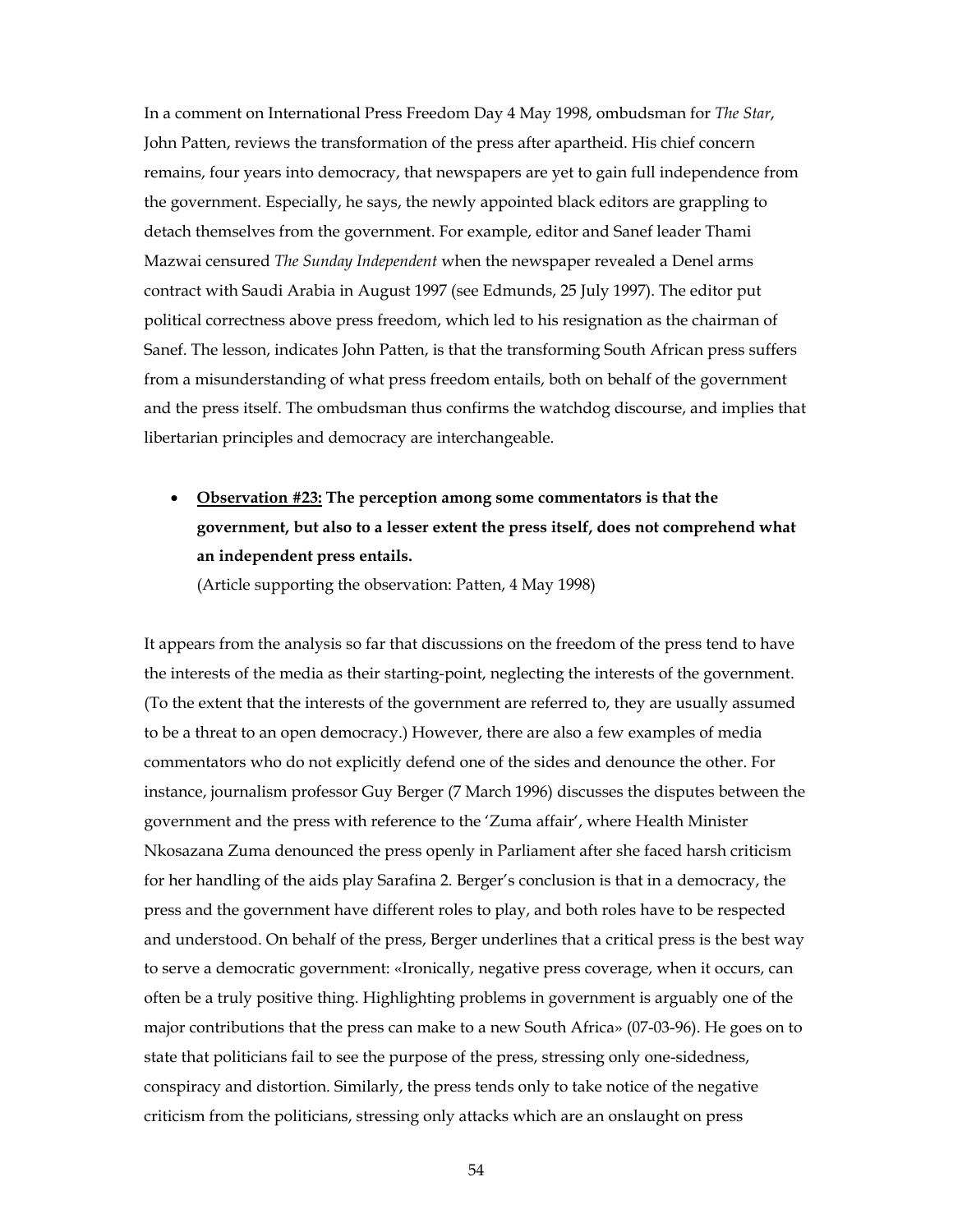In a comment on International Press Freedom Day 4 May 1998, ombudsman for *The Star*, John Patten, reviews the transformation of the press after apartheid. His chief concern remains, four years into democracy, that newspapers are yet to gain full independence from the government. Especially, he says, the newly appointed black editors are grappling to detach themselves from the government. For example, editor and Sanef leader Thami Mazwai censured *The Sunday Independent* when the newspaper revealed a Denel arms contract with Saudi Arabia in August 1997 (see Edmunds, 25 July 1997). The editor put political correctness above press freedom, which led to his resignation as the chairman of Sanef. The lesson, indicates John Patten, is that the transforming South African press suffers from a misunderstanding of what press freedom entails, both on behalf of the government and the press itself. The ombudsman thus confirms the watchdog discourse, and implies that libertarian principles and democracy are interchangeable.

- **<u>Observation #23:</u> The perception among some commentators is that the government, but also to a lesser extent the press itself, does not comprehend what an independent press entails.**

  (Article supporting the observation: Patten, 4 May 1998)

It appears from the analysis so far that discussions on the freedom of the press tend to have the interests of the media as their starting-point, neglecting the interests of the government. (To the extent that the interests of the government are referred to, they are usually assumed to be a threat to an open democracy.) However, there are also a few examples of media commentators who do not explicitly defend one of the sides and denounce the other. For instance, journalism professor Guy Berger (7 March 1996) discusses the disputes between the government and the press with reference to the 'Zuma affair', where Health Minister Nkosazana Zuma denounced the press openly in Parliament after she faced harsh criticism for her handling of the aids play Sarafina 2. Berger's conclusion is that in a democracy, the press and the government have different roles to play, and both roles have to be respected and understood. On behalf of the press, Berger underlines that a critical press is the best way to serve a democratic government: «Ironically, negative press coverage, when it occurs, can often be a truly positive thing. Highlighting problems in government is arguably one of the major contributions that the press can make to a new South Africa» (07-03-96). He goes on to state that politicians fail to see the purpose of the press, stressing only one-sidedness, conspiracy and distortion. Similarly, the press tends only to take notice of the negative criticism from the politicians, stressing only attacks which are an onslaught on press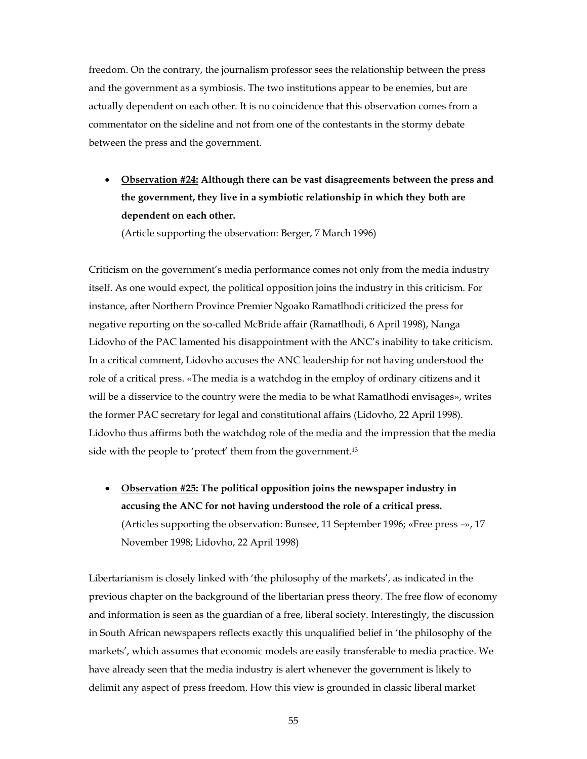freedom. On the contrary, the journalism professor sees the relationship between the press and the government as a symbiosis. The two institutions appear to be enemies, but are actually dependent on each other. It is no coincidence that this observation comes from a commentator on the sideline and not from one of the contestants in the stormy debate between the press and the government.

- <u>**Observation #24:**</u> **Although there can be vast disagreements between the press and the government, they live in a symbiotic relationship in which they both are dependent on each other.**
  (Article supporting the observation: Berger, 7 March 1996)

Criticism on the government's media performance comes not only from the media industry itself. As one would expect, the political opposition joins the industry in this criticism. For instance, after Northern Province Premier Ngoako Ramatlhodi criticized the press for negative reporting on the so-called McBride affair (Ramatlhodi, 6 April 1998), Nanga Lidovho of the PAC lamented his disappointment with the ANC's inability to take criticism. In a critical comment, Lidovho accuses the ANC leadership for not having understood the role of a critical press. «The media is a watchdog in the employ of ordinary citizens and it will be a disservice to the country were the media to be what Ramatlhodi envisages», writes the former PAC secretary for legal and constitutional affairs (Lidovho, 22 April 1998). Lidovho thus affirms both the watchdog role of the media and the impression that the media side with the people to 'protect' them from the government.[13]

- <u>**Observation #25:**</u> **The political opposition joins the newspaper industry in accusing the ANC for not having understood the role of a critical press.**
  (Articles supporting the observation: Bunsee, 11 September 1996; «Free press –», 17 November 1998; Lidovho, 22 April 1998)

Libertarianism is closely linked with 'the philosophy of the markets', as indicated in the previous chapter on the background of the libertarian press theory. The free flow of economy and information is seen as the guardian of a free, liberal society. Interestingly, the discussion in South African newspapers reflects exactly this unqualified belief in 'the philosophy of the markets', which assumes that economic models are easily transferable to media practice. We have already seen that the media industry is alert whenever the government is likely to delimit any aspect of press freedom. How this view is grounded in classic liberal market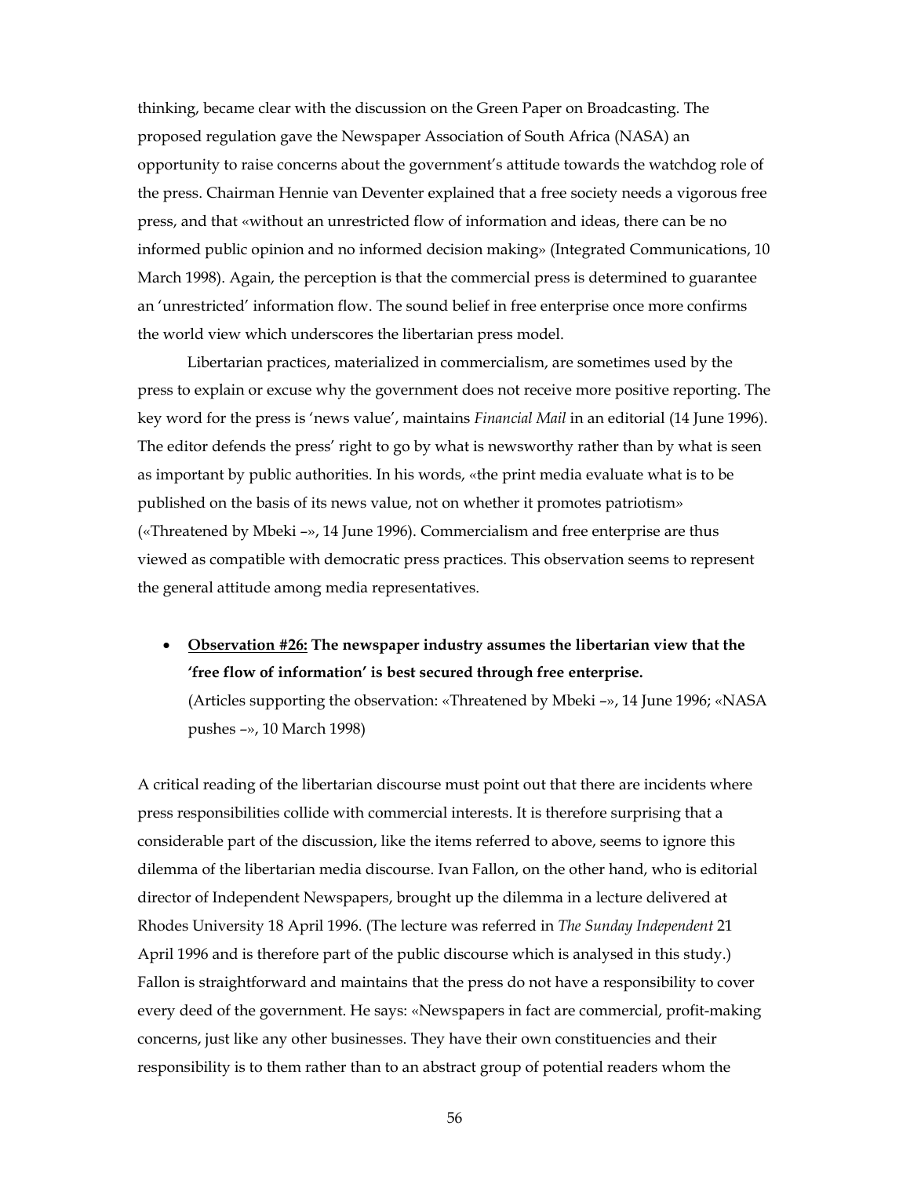thinking, became clear with the discussion on the Green Paper on Broadcasting. The proposed regulation gave the Newspaper Association of South Africa (NASA) an opportunity to raise concerns about the government's attitude towards the watchdog role of the press. Chairman Hennie van Deventer explained that a free society needs a vigorous free press, and that «without an unrestricted flow of information and ideas, there can be no informed public opinion and no informed decision making» (Integrated Communications, 10 March 1998). Again, the perception is that the commercial press is determined to guarantee an 'unrestricted' information flow. The sound belief in free enterprise once more confirms the world view which underscores the libertarian press model.

Libertarian practices, materialized in commercialism, are sometimes used by the press to explain or excuse why the government does not receive more positive reporting. The key word for the press is 'news value', maintains *Financial Mail* in an editorial (14 June 1996). The editor defends the press' right to go by what is newsworthy rather than by what is seen as important by public authorities. In his words, «the print media evaluate what is to be published on the basis of its news value, not on whether it promotes patriotism» («Threatened by Mbeki –», 14 June 1996). Commercialism and free enterprise are thus viewed as compatible with democratic press practices. This observation seems to represent the general attitude among media representatives.

- **<u>Observation #26:</u> The newspaper industry assumes the libertarian view that the 'free flow of information' is best secured through free enterprise.**
  (Articles supporting the observation: «Threatened by Mbeki –», 14 June 1996; «NASA pushes –», 10 March 1998)

A critical reading of the libertarian discourse must point out that there are incidents where press responsibilities collide with commercial interests. It is therefore surprising that a considerable part of the discussion, like the items referred to above, seems to ignore this dilemma of the libertarian media discourse. Ivan Fallon, on the other hand, who is editorial director of Independent Newspapers, brought up the dilemma in a lecture delivered at Rhodes University 18 April 1996. (The lecture was referred in *The Sunday Independent* 21 April 1996 and is therefore part of the public discourse which is analysed in this study.) Fallon is straightforward and maintains that the press do not have a responsibility to cover every deed of the government. He says: «Newspapers in fact are commercial, profit-making concerns, just like any other businesses. They have their own constituencies and their responsibility is to them rather than to an abstract group of potential readers whom the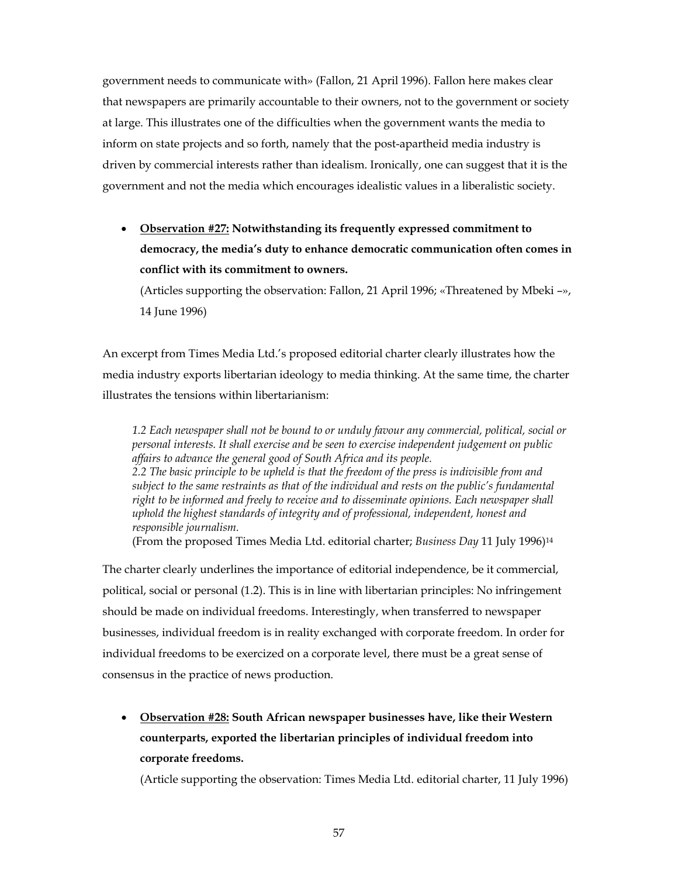government needs to communicate with» (Fallon, 21 April 1996). Fallon here makes clear that newspapers are primarily accountable to their owners, not to the government or society at large. This illustrates one of the difficulties when the government wants the media to inform on state projects and so forth, namely that the post-apartheid media industry is driven by commercial interests rather than idealism. Ironically, one can suggest that it is the government and not the media which encourages idealistic values in a liberalistic society.

- **<u>Observation #27:</u> Notwithstanding its frequently expressed commitment to democracy, the media's duty to enhance democratic communication often comes in conflict with its commitment to owners.**
  (Articles supporting the observation: Fallon, 21 April 1996; «Threatened by Mbeki –», 14 June 1996)

An excerpt from Times Media Ltd.'s proposed editorial charter clearly illustrates how the media industry exports libertarian ideology to media thinking. At the same time, the charter illustrates the tensions within libertarianism:

> *1.2 Each newspaper shall not be bound to or unduly favour any commercial, political, social or personal interests. It shall exercise and be seen to exercise independent judgement on public affairs to advance the general good of South Africa and its people.*
> *2.2 The basic principle to be upheld is that the freedom of the press is indivisible from and subject to the same restraints as that of the individual and rests on the public's fundamental right to be informed and freely to receive and to disseminate opinions. Each newspaper shall uphold the highest standards of integrity and of professional, independent, honest and responsible journalism.*
> (From the proposed Times Media Ltd. editorial charter; *Business Day* 11 July 1996)[14]

The charter clearly underlines the importance of editorial independence, be it commercial, political, social or personal (1.2). This is in line with libertarian principles: No infringement should be made on individual freedoms. Interestingly, when transferred to newspaper businesses, individual freedom is in reality exchanged with corporate freedom. In order for individual freedoms to be exercized on a corporate level, there must be a great sense of consensus in the practice of news production.

- **<u>Observation #28:</u> South African newspaper businesses have, like their Western counterparts, exported the libertarian principles of individual freedom into corporate freedoms.**
  (Article supporting the observation: Times Media Ltd. editorial charter, 11 July 1996)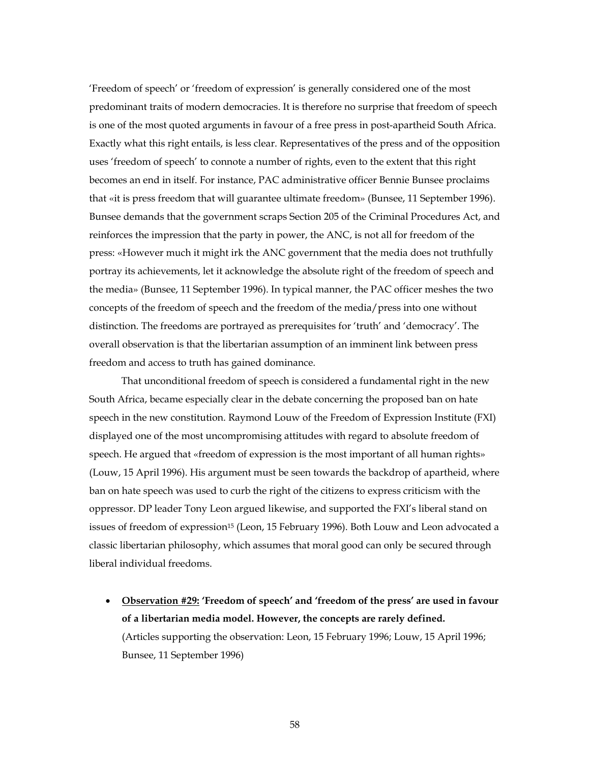'Freedom of speech' or 'freedom of expression' is generally considered one of the most predominant traits of modern democracies. It is therefore no surprise that freedom of speech is one of the most quoted arguments in favour of a free press in post-apartheid South Africa. Exactly what this right entails, is less clear. Representatives of the press and of the opposition uses 'freedom of speech' to connote a number of rights, even to the extent that this right becomes an end in itself. For instance, PAC administrative officer Bennie Bunsee proclaims that «it is press freedom that will guarantee ultimate freedom» (Bunsee, 11 September 1996). Bunsee demands that the government scraps Section 205 of the Criminal Procedures Act, and reinforces the impression that the party in power, the ANC, is not all for freedom of the press: «However much it might irk the ANC government that the media does not truthfully portray its achievements, let it acknowledge the absolute right of the freedom of speech and the media» (Bunsee, 11 September 1996). In typical manner, the PAC officer meshes the two concepts of the freedom of speech and the freedom of the media/press into one without distinction. The freedoms are portrayed as prerequisites for 'truth' and 'democracy'. The overall observation is that the libertarian assumption of an imminent link between press freedom and access to truth has gained dominance.

That unconditional freedom of speech is considered a fundamental right in the new South Africa, became especially clear in the debate concerning the proposed ban on hate speech in the new constitution. Raymond Louw of the Freedom of Expression Institute (FXI) displayed one of the most uncompromising attitudes with regard to absolute freedom of speech. He argued that «freedom of expression is the most important of all human rights» (Louw, 15 April 1996). His argument must be seen towards the backdrop of apartheid, where ban on hate speech was used to curb the right of the citizens to express criticism with the oppressor. DP leader Tony Leon argued likewise, and supported the FXI's liberal stand on issues of freedom of expression[15] (Leon, 15 February 1996). Both Louw and Leon advocated a classic libertarian philosophy, which assumes that moral good can only be secured through liberal individual freedoms.

- **<u>Observation #29:</u> 'Freedom of speech' and 'freedom of the press' are used in favour of a libertarian media model. However, the concepts are rarely defined.** (Articles supporting the observation: Leon, 15 February 1996; Louw, 15 April 1996; Bunsee, 11 September 1996)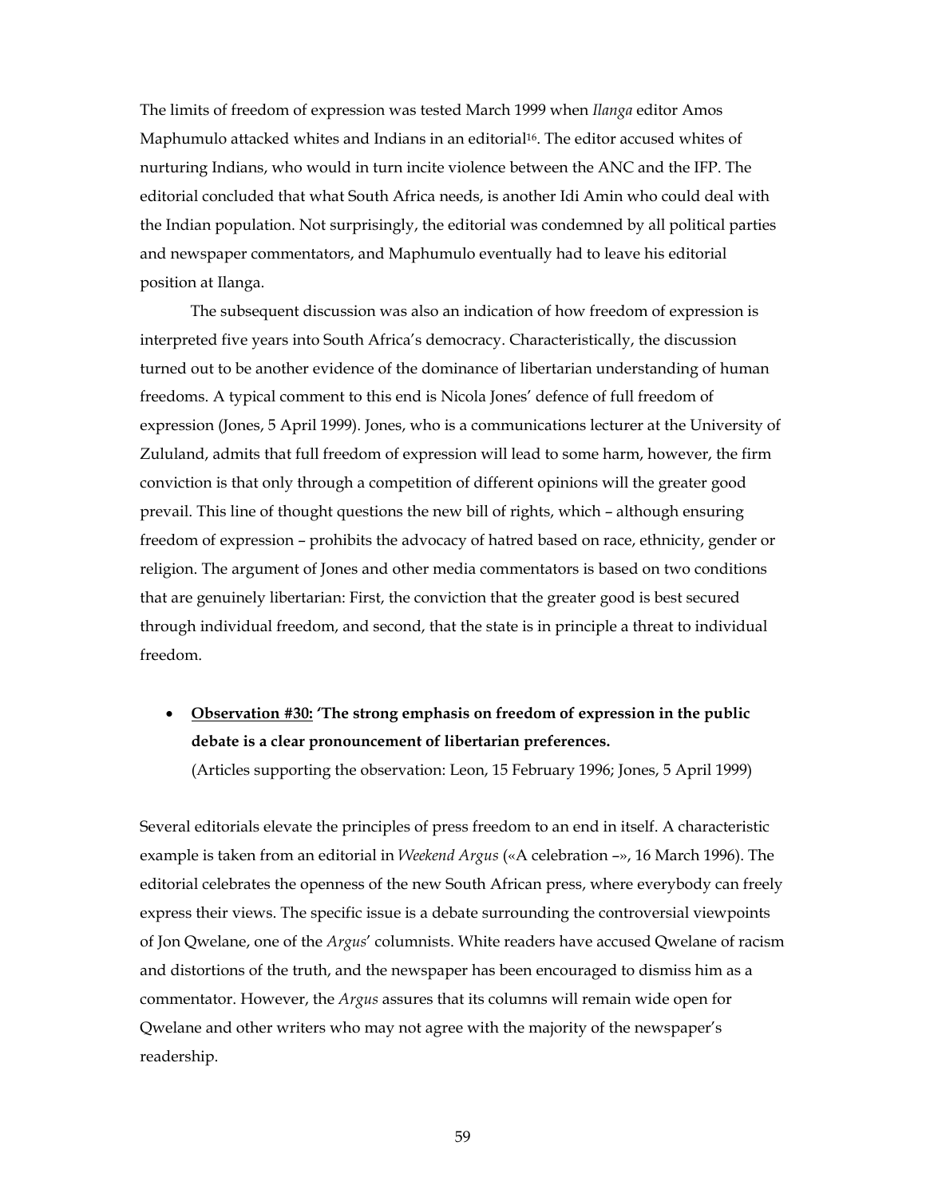The limits of freedom of expression was tested March 1999 when *Ilanga* editor Amos Maphumulo attacked whites and Indians in an editorial[16]. The editor accused whites of nurturing Indians, who would in turn incite violence between the ANC and the IFP. The editorial concluded that what South Africa needs, is another Idi Amin who could deal with the Indian population. Not surprisingly, the editorial was condemned by all political parties and newspaper commentators, and Maphumulo eventually had to leave his editorial position at Ilanga.

The subsequent discussion was also an indication of how freedom of expression is interpreted five years into South Africa's democracy. Characteristically, the discussion turned out to be another evidence of the dominance of libertarian understanding of human freedoms. A typical comment to this end is Nicola Jones' defence of full freedom of expression (Jones, 5 April 1999). Jones, who is a communications lecturer at the University of Zululand, admits that full freedom of expression will lead to some harm, however, the firm conviction is that only through a competition of different opinions will the greater good prevail. This line of thought questions the new bill of rights, which – although ensuring freedom of expression – prohibits the advocacy of hatred based on race, ethnicity, gender or religion. The argument of Jones and other media commentators is based on two conditions that are genuinely libertarian: First, the conviction that the greater good is best secured through individual freedom, and second, that the state is in principle a threat to individual freedom.

- **<u>Observation #30:</u> 'The strong emphasis on freedom of expression in the public debate is a clear pronouncement of libertarian preferences.**
  (Articles supporting the observation: Leon, 15 February 1996; Jones, 5 April 1999)

Several editorials elevate the principles of press freedom to an end in itself. A characteristic example is taken from an editorial in *Weekend Argus* («A celebration –», 16 March 1996). The editorial celebrates the openness of the new South African press, where everybody can freely express their views. The specific issue is a debate surrounding the controversial viewpoints of Jon Qwelane, one of the *Argus*' columnists. White readers have accused Qwelane of racism and distortions of the truth, and the newspaper has been encouraged to dismiss him as a commentator. However, the *Argus* assures that its columns will remain wide open for Qwelane and other writers who may not agree with the majority of the newspaper's readership.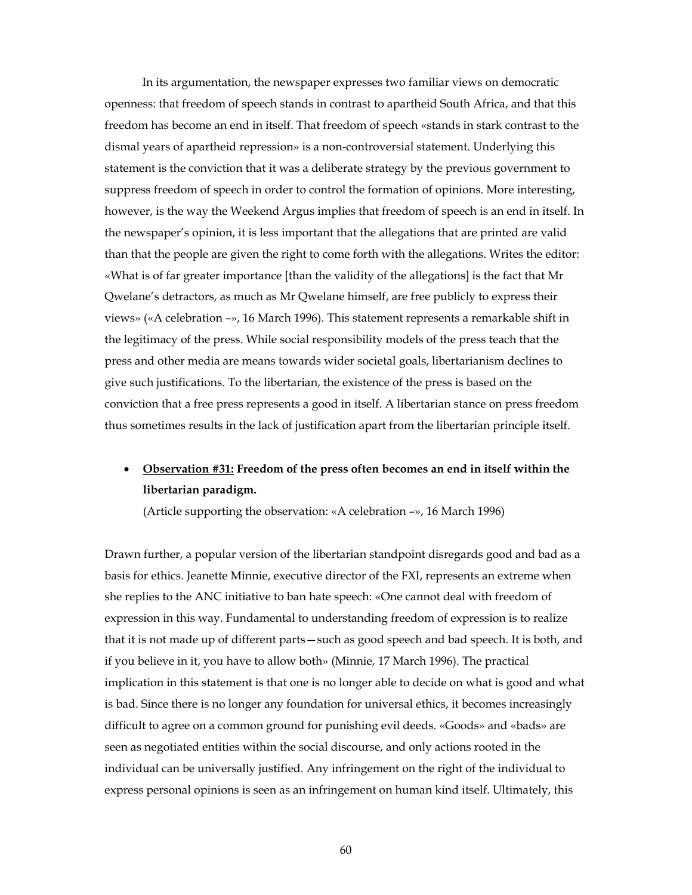In its argumentation, the newspaper expresses two familiar views on democratic openness: that freedom of speech stands in contrast to apartheid South Africa, and that this freedom has become an end in itself. That freedom of speech «stands in stark contrast to the dismal years of apartheid repression» is a non-controversial statement. Underlying this statement is the conviction that it was a deliberate strategy by the previous government to suppress freedom of speech in order to control the formation of opinions. More interesting, however, is the way the Weekend Argus implies that freedom of speech is an end in itself. In the newspaper's opinion, it is less important that the allegations that are printed are valid than that the people are given the right to come forth with the allegations. Writes the editor: «What is of far greater importance [than the validity of the allegations] is the fact that Mr Qwelane's detractors, as much as Mr Qwelane himself, are free publicly to express their views» («A celebration –», 16 March 1996). This statement represents a remarkable shift in the legitimacy of the press. While social responsibility models of the press teach that the press and other media are means towards wider societal goals, libertarianism declines to give such justifications. To the libertarian, the existence of the press is based on the conviction that a free press represents a good in itself. A libertarian stance on press freedom thus sometimes results in the lack of justification apart from the libertarian principle itself.

- **<u>Observation #31:</u> Freedom of the press often becomes an end in itself within the libertarian paradigm.**

  (Article supporting the observation: «A celebration –», 16 March 1996)

Drawn further, a popular version of the libertarian standpoint disregards good and bad as a basis for ethics. Jeanette Minnie, executive director of the FXI, represents an extreme when she replies to the ANC initiative to ban hate speech: «One cannot deal with freedom of expression in this way. Fundamental to understanding freedom of expression is to realize that it is not made up of different parts—such as good speech and bad speech. It is both, and if you believe in it, you have to allow both» (Minnie, 17 March 1996). The practical implication in this statement is that one is no longer able to decide on what is good and what is bad. Since there is no longer any foundation for universal ethics, it becomes increasingly difficult to agree on a common ground for punishing evil deeds. «Goods» and «bads» are seen as negotiated entities within the social discourse, and only actions rooted in the individual can be universally justified. Any infringement on the right of the individual to express personal opinions is seen as an infringement on human kind itself. Ultimately, this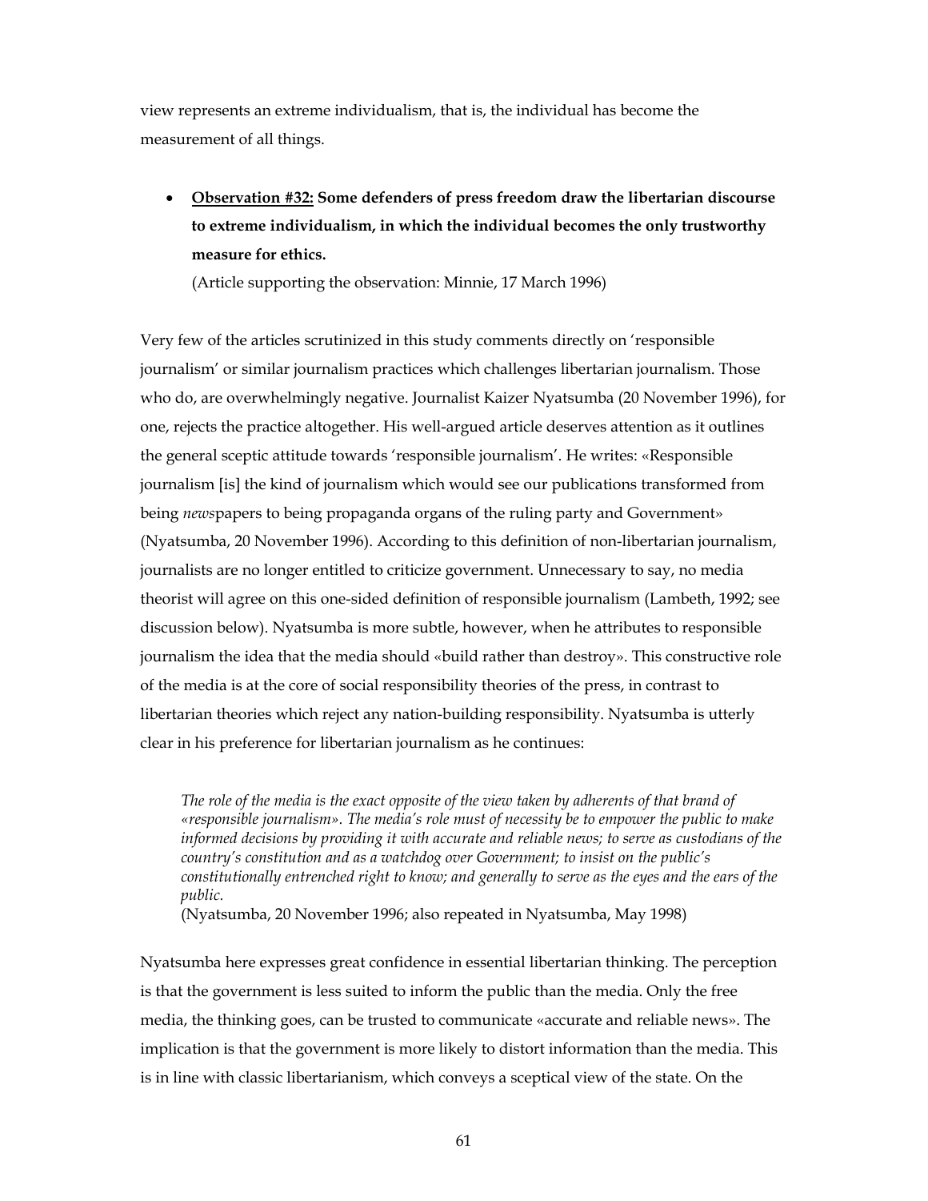view represents an extreme individualism, that is, the individual has become the measurement of all things.

- **<u>Observation #32:</u> Some defenders of press freedom draw the libertarian discourse to extreme individualism, in which the individual becomes the only trustworthy measure for ethics.**

  (Article supporting the observation: Minnie, 17 March 1996)

Very few of the articles scrutinized in this study comments directly on 'responsible journalism' or similar journalism practices which challenges libertarian journalism. Those who do, are overwhelmingly negative. Journalist Kaizer Nyatsumba (20 November 1996), for one, rejects the practice altogether. His well-argued article deserves attention as it outlines the general sceptic attitude towards 'responsible journalism'. He writes: «Responsible journalism [is] the kind of journalism which would see our publications transformed from being *news*papers to being propaganda organs of the ruling party and Government» (Nyatsumba, 20 November 1996). According to this definition of non-libertarian journalism, journalists are no longer entitled to criticize government. Unnecessary to say, no media theorist will agree on this one-sided definition of responsible journalism (Lambeth, 1992; see discussion below). Nyatsumba is more subtle, however, when he attributes to responsible journalism the idea that the media should «build rather than destroy». This constructive role of the media is at the core of social responsibility theories of the press, in contrast to libertarian theories which reject any nation-building responsibility. Nyatsumba is utterly clear in his preference for libertarian journalism as he continues:

> *The role of the media is the exact opposite of the view taken by adherents of that brand of «responsible journalism». The media's role must of necessity be to empower the public to make informed decisions by providing it with accurate and reliable news; to serve as custodians of the country's constitution and as a watchdog over Government; to insist on the public's constitutionally entrenched right to know; and generally to serve as the eyes and the ears of the public.*
> (Nyatsumba, 20 November 1996; also repeated in Nyatsumba, May 1998)

Nyatsumba here expresses great confidence in essential libertarian thinking. The perception is that the government is less suited to inform the public than the media. Only the free media, the thinking goes, can be trusted to communicate «accurate and reliable news». The implication is that the government is more likely to distort information than the media. This is in line with classic libertarianism, which conveys a sceptical view of the state. On the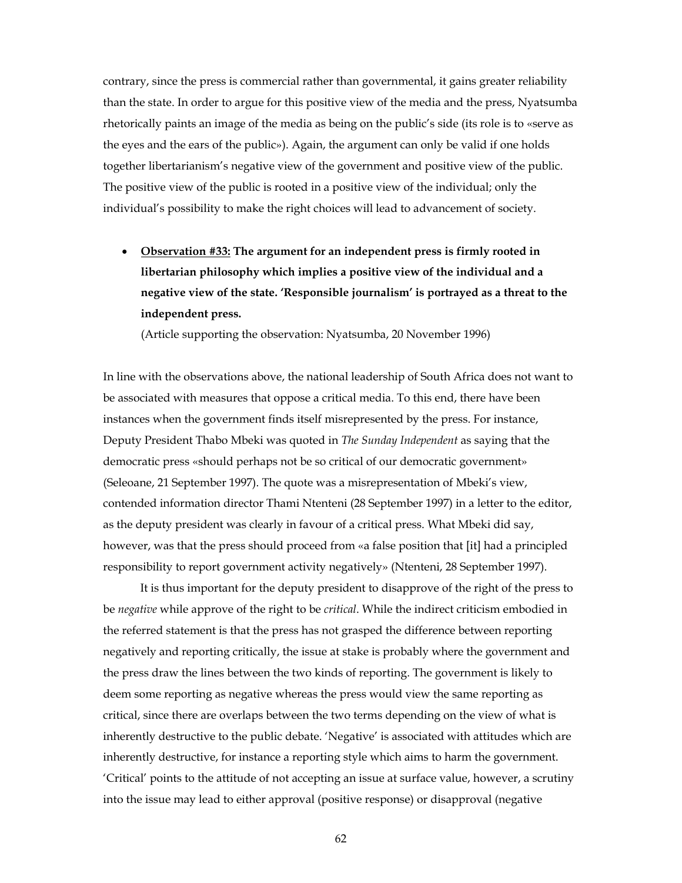contrary, since the press is commercial rather than governmental, it gains greater reliability than the state. In order to argue for this positive view of the media and the press, Nyatsumba rhetorically paints an image of the media as being on the public's side (its role is to «serve as the eyes and the ears of the public»). Again, the argument can only be valid if one holds together libertarianism's negative view of the government and positive view of the public. The positive view of the public is rooted in a positive view of the individual; only the individual's possibility to make the right choices will lead to advancement of society.

- **<u>Observation #33:</u> The argument for an independent press is firmly rooted in libertarian philosophy which implies a positive view of the individual and a negative view of the state. 'Responsible journalism' is portrayed as a threat to the independent press.**

  (Article supporting the observation: Nyatsumba, 20 November 1996)

In line with the observations above, the national leadership of South Africa does not want to be associated with measures that oppose a critical media. To this end, there have been instances when the government finds itself misrepresented by the press. For instance, Deputy President Thabo Mbeki was quoted in *The Sunday Independent* as saying that the democratic press «should perhaps not be so critical of our democratic government» (Seleoane, 21 September 1997). The quote was a misrepresentation of Mbeki's view, contended information director Thami Ntenteni (28 September 1997) in a letter to the editor, as the deputy president was clearly in favour of a critical press. What Mbeki did say, however, was that the press should proceed from «a false position that [it] had a principled responsibility to report government activity negatively» (Ntenteni, 28 September 1997).

It is thus important for the deputy president to disapprove of the right of the press to be *negative* while approve of the right to be *critical*. While the indirect criticism embodied in the referred statement is that the press has not grasped the difference between reporting negatively and reporting critically, the issue at stake is probably where the government and the press draw the lines between the two kinds of reporting. The government is likely to deem some reporting as negative whereas the press would view the same reporting as critical, since there are overlaps between the two terms depending on the view of what is inherently destructive to the public debate. 'Negative' is associated with attitudes which are inherently destructive, for instance a reporting style which aims to harm the government. 'Critical' points to the attitude of not accepting an issue at surface value, however, a scrutiny into the issue may lead to either approval (positive response) or disapproval (negative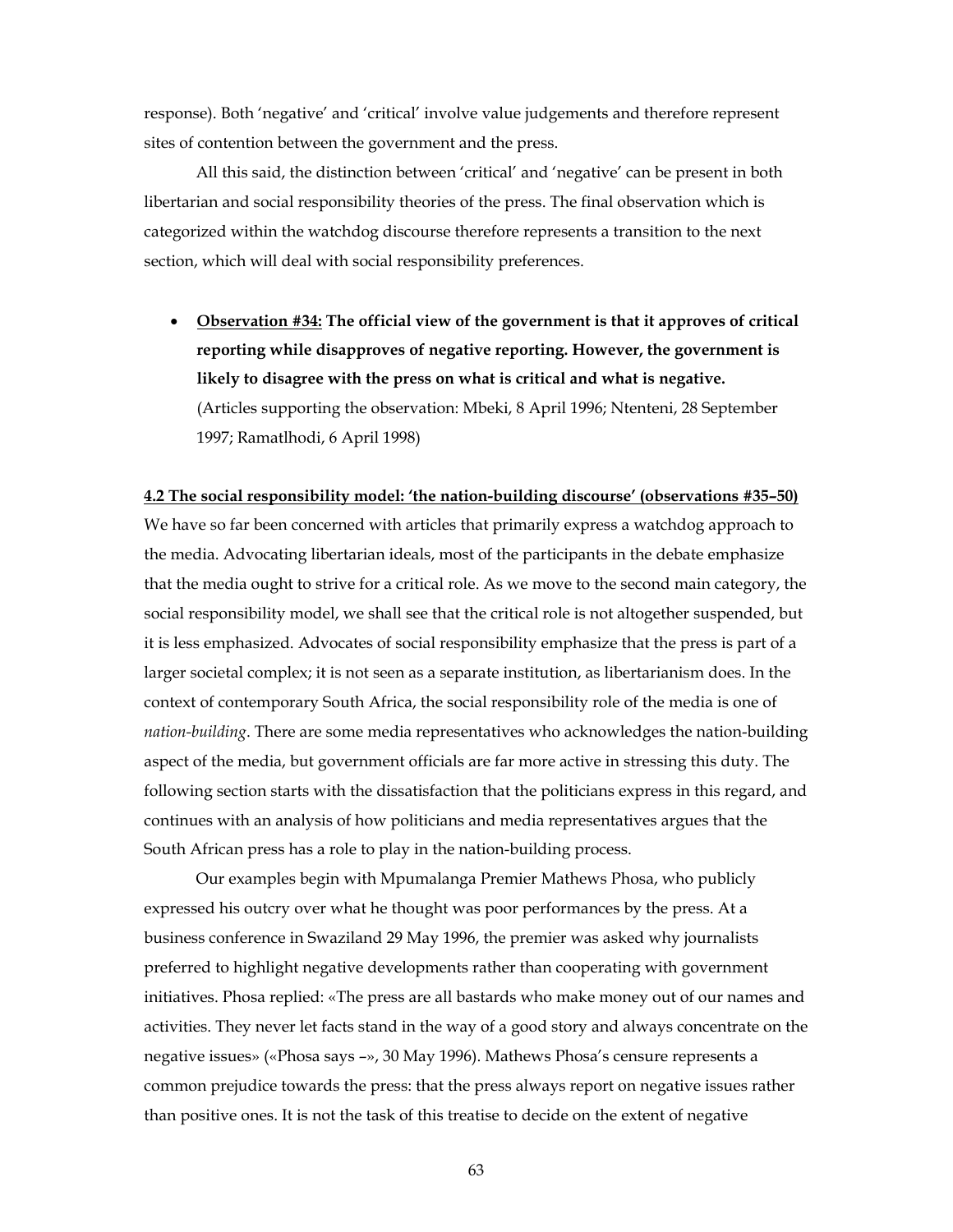response). Both 'negative' and 'critical' involve value judgements and therefore represent sites of contention between the government and the press.

All this said, the distinction between 'critical' and 'negative' can be present in both libertarian and social responsibility theories of the press. The final observation which is categorized within the watchdog discourse therefore represents a transition to the next section, which will deal with social responsibility preferences.

- **Observation #34: The official view of the government is that it approves of critical reporting while disapproves of negative reporting. However, the government is likely to disagree with the press on what is critical and what is negative.** (Articles supporting the observation: Mbeki, 8 April 1996; Ntenteni, 28 September 1997; Ramatlhodi, 6 April 1998)

### 4.2 The social responsibility model: 'the nation-building discourse' (observations #35–50)

We have so far been concerned with articles that primarily express a watchdog approach to the media. Advocating libertarian ideals, most of the participants in the debate emphasize that the media ought to strive for a critical role. As we move to the second main category, the social responsibility model, we shall see that the critical role is not altogether suspended, but it is less emphasized. Advocates of social responsibility emphasize that the press is part of a larger societal complex; it is not seen as a separate institution, as libertarianism does. In the context of contemporary South Africa, the social responsibility role of the media is one of *nation-building*. There are some media representatives who acknowledges the nation-building aspect of the media, but government officials are far more active in stressing this duty. The following section starts with the dissatisfaction that the politicians express in this regard, and continues with an analysis of how politicians and media representatives argues that the South African press has a role to play in the nation-building process.

Our examples begin with Mpumalanga Premier Mathews Phosa, who publicly expressed his outcry over what he thought was poor performances by the press. At a business conference in Swaziland 29 May 1996, the premier was asked why journalists preferred to highlight negative developments rather than cooperating with government initiatives. Phosa replied: «The press are all bastards who make money out of our names and activities. They never let facts stand in the way of a good story and always concentrate on the negative issues» («Phosa says –», 30 May 1996). Mathews Phosa's censure represents a common prejudice towards the press: that the press always report on negative issues rather than positive ones. It is not the task of this treatise to decide on the extent of negative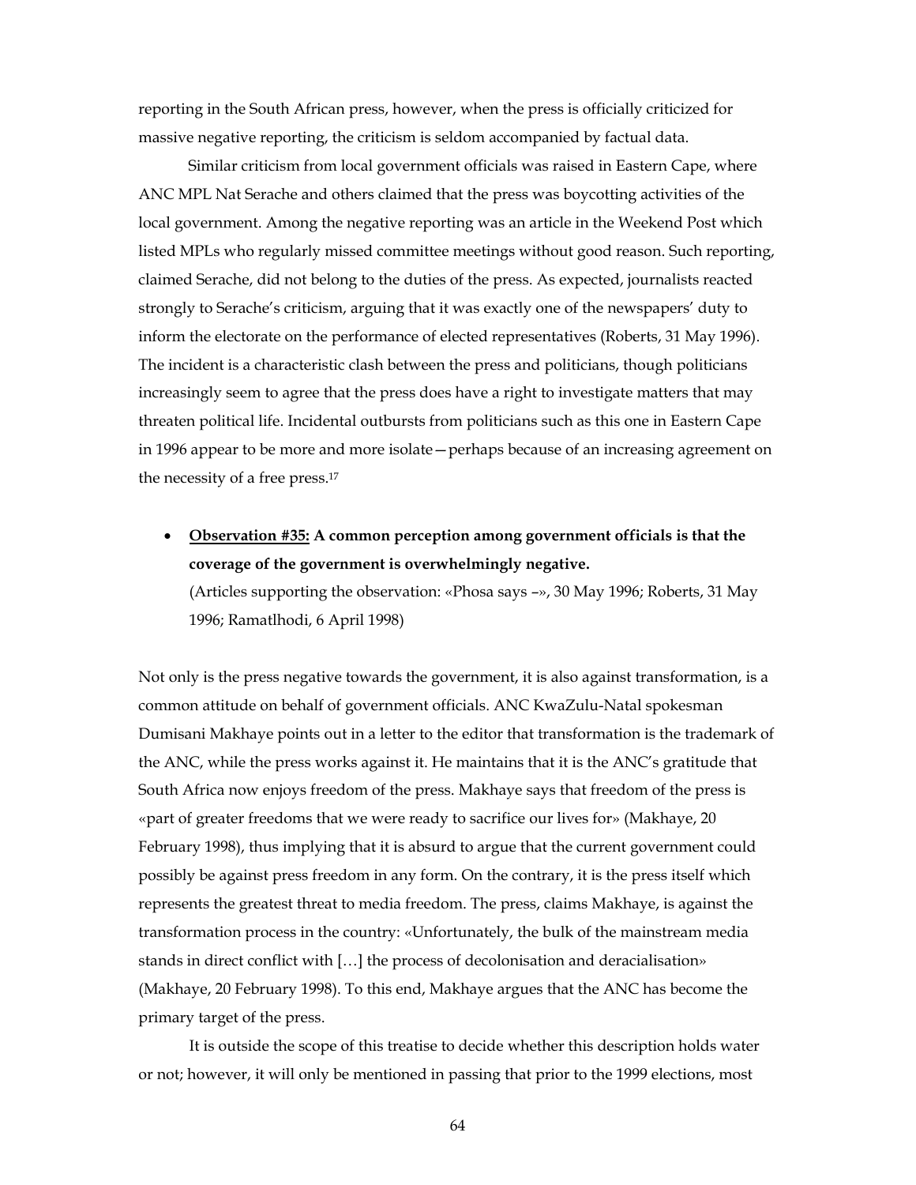reporting in the South African press, however, when the press is officially criticized for massive negative reporting, the criticism is seldom accompanied by factual data.

Similar criticism from local government officials was raised in Eastern Cape, where ANC MPL Nat Serache and others claimed that the press was boycotting activities of the local government. Among the negative reporting was an article in the Weekend Post which listed MPLs who regularly missed committee meetings without good reason. Such reporting, claimed Serache, did not belong to the duties of the press. As expected, journalists reacted strongly to Serache's criticism, arguing that it was exactly one of the newspapers' duty to inform the electorate on the performance of elected representatives (Roberts, 31 May 1996). The incident is a characteristic clash between the press and politicians, though politicians increasingly seem to agree that the press does have a right to investigate matters that may threaten political life. Incidental outbursts from politicians such as this one in Eastern Cape in 1996 appear to be more and more isolate—perhaps because of an increasing agreement on the necessity of a free press.[17]

- **Observation #35: A common perception among government officials is that the coverage of the government is overwhelmingly negative.**
  (Articles supporting the observation: «Phosa says –», 30 May 1996; Roberts, 31 May 1996; Ramatlhodi, 6 April 1998)

Not only is the press negative towards the government, it is also against transformation, is a common attitude on behalf of government officials. ANC KwaZulu-Natal spokesman Dumisani Makhaye points out in a letter to the editor that transformation is the trademark of the ANC, while the press works against it. He maintains that it is the ANC's gratitude that South Africa now enjoys freedom of the press. Makhaye says that freedom of the press is «part of greater freedoms that we were ready to sacrifice our lives for» (Makhaye, 20 February 1998), thus implying that it is absurd to argue that the current government could possibly be against press freedom in any form. On the contrary, it is the press itself which represents the greatest threat to media freedom. The press, claims Makhaye, is against the transformation process in the country: «Unfortunately, the bulk of the mainstream media stands in direct conflict with […] the process of decolonisation and deracialisation» (Makhaye, 20 February 1998). To this end, Makhaye argues that the ANC has become the primary target of the press.

It is outside the scope of this treatise to decide whether this description holds water or not; however, it will only be mentioned in passing that prior to the 1999 elections, most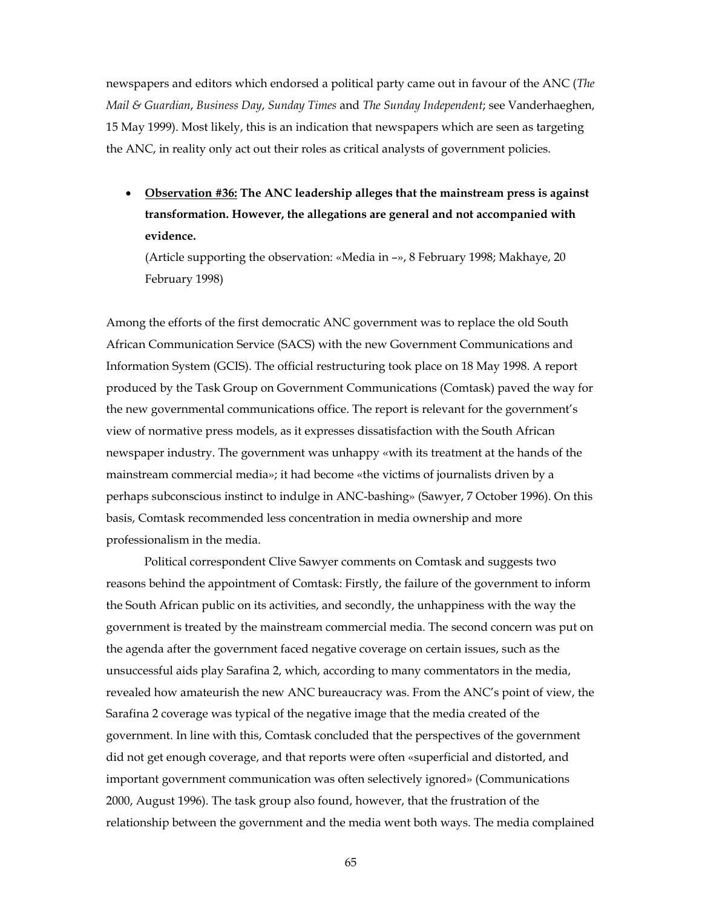newspapers and editors which endorsed a political party came out in favour of the ANC (*The Mail & Guardian*, *Business Day*, *Sunday Times* and *The Sunday Independent*; see Vanderhaeghen, 15 May 1999). Most likely, this is an indication that newspapers which are seen as targeting the ANC, in reality only act out their roles as critical analysts of government policies.

- **Observation #36: The ANC leadership alleges that the mainstream press is against transformation. However, the allegations are general and not accompanied with evidence.**
  (Article supporting the observation: «Media in –», 8 February 1998; Makhaye, 20 February 1998)

Among the efforts of the first democratic ANC government was to replace the old South African Communication Service (SACS) with the new Government Communications and Information System (GCIS). The official restructuring took place on 18 May 1998. A report produced by the Task Group on Government Communications (Comtask) paved the way for the new governmental communications office. The report is relevant for the government's view of normative press models, as it expresses dissatisfaction with the South African newspaper industry. The government was unhappy «with its treatment at the hands of the mainstream commercial media»; it had become «the victims of journalists driven by a perhaps subconscious instinct to indulge in ANC-bashing» (Sawyer, 7 October 1996). On this basis, Comtask recommended less concentration in media ownership and more professionalism in the media.

Political correspondent Clive Sawyer comments on Comtask and suggests two reasons behind the appointment of Comtask: Firstly, the failure of the government to inform the South African public on its activities, and secondly, the unhappiness with the way the government is treated by the mainstream commercial media. The second concern was put on the agenda after the government faced negative coverage on certain issues, such as the unsuccessful aids play Sarafina 2, which, according to many commentators in the media, revealed how amateurish the new ANC bureaucracy was. From the ANC's point of view, the Sarafina 2 coverage was typical of the negative image that the media created of the government. In line with this, Comtask concluded that the perspectives of the government did not get enough coverage, and that reports were often «superficial and distorted, and important government communication was often selectively ignored» (Communications 2000, August 1996). The task group also found, however, that the frustration of the relationship between the government and the media went both ways. The media complained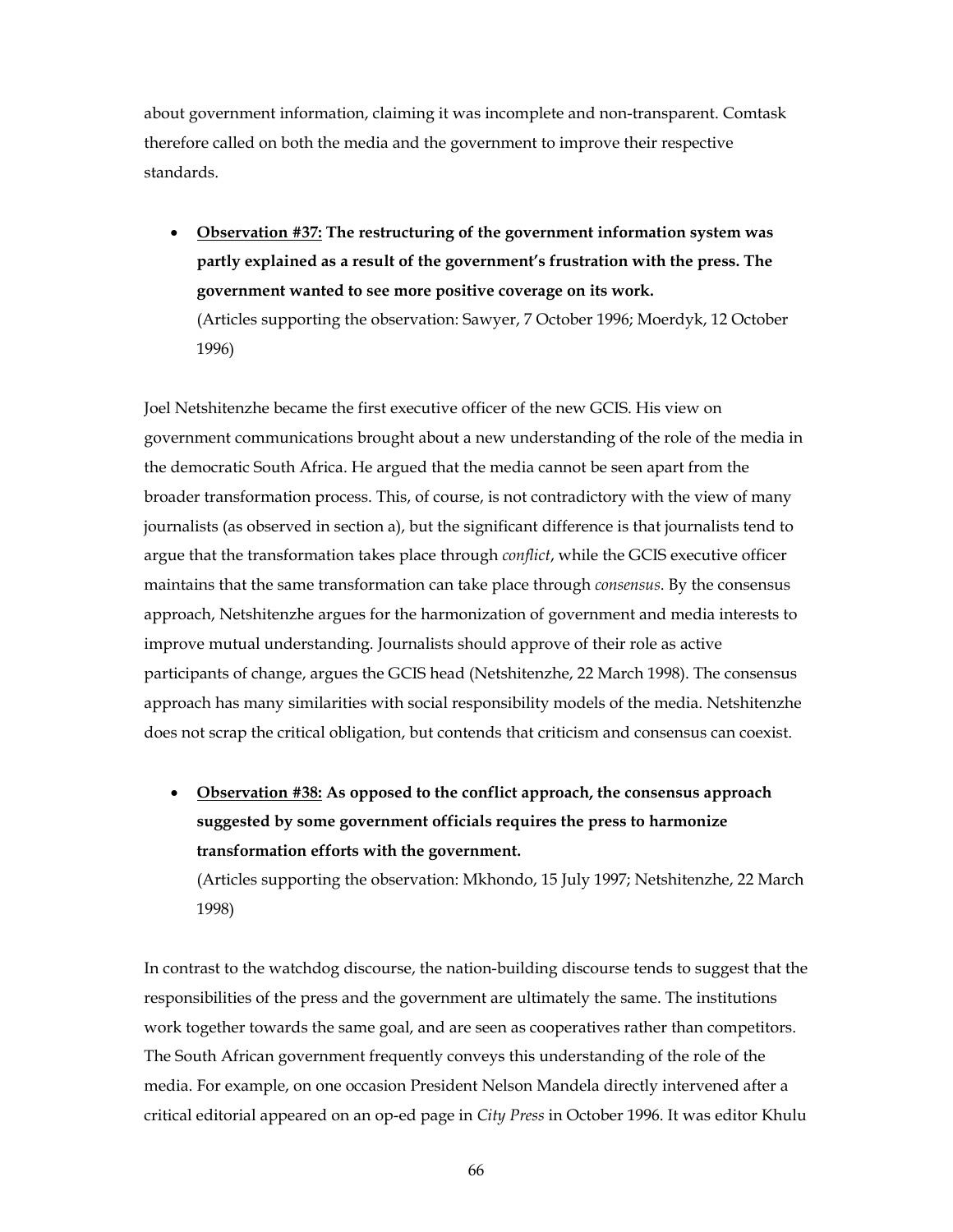about government information, claiming it was incomplete and non-transparent. Comtask therefore called on both the media and the government to improve their respective standards.

- <u>**Observation #37:**</u> **The restructuring of the government information system was partly explained as a result of the government's frustration with the press. The government wanted to see more positive coverage on its work.**
  (Articles supporting the observation: Sawyer, 7 October 1996; Moerdyk, 12 October 1996)

Joel Netshitenzhe became the first executive officer of the new GCIS. His view on government communications brought about a new understanding of the role of the media in the democratic South Africa. He argued that the media cannot be seen apart from the broader transformation process. This, of course, is not contradictory with the view of many journalists (as observed in section a), but the significant difference is that journalists tend to argue that the transformation takes place through *conflict*, while the GCIS executive officer maintains that the same transformation can take place through *consensus*. By the consensus approach, Netshitenzhe argues for the harmonization of government and media interests to improve mutual understanding. Journalists should approve of their role as active participants of change, argues the GCIS head (Netshitenzhe, 22 March 1998). The consensus approach has many similarities with social responsibility models of the media. Netshitenzhe does not scrap the critical obligation, but contends that criticism and consensus can coexist.

- <u>**Observation #38:**</u> **As opposed to the conflict approach, the consensus approach suggested by some government officials requires the press to harmonize transformation efforts with the government.**
  (Articles supporting the observation: Mkhondo, 15 July 1997; Netshitenzhe, 22 March 1998)

In contrast to the watchdog discourse, the nation-building discourse tends to suggest that the responsibilities of the press and the government are ultimately the same. The institutions work together towards the same goal, and are seen as cooperatives rather than competitors. The South African government frequently conveys this understanding of the role of the media. For example, on one occasion President Nelson Mandela directly intervened after a critical editorial appeared on an op-ed page in *City Press* in October 1996. It was editor Khulu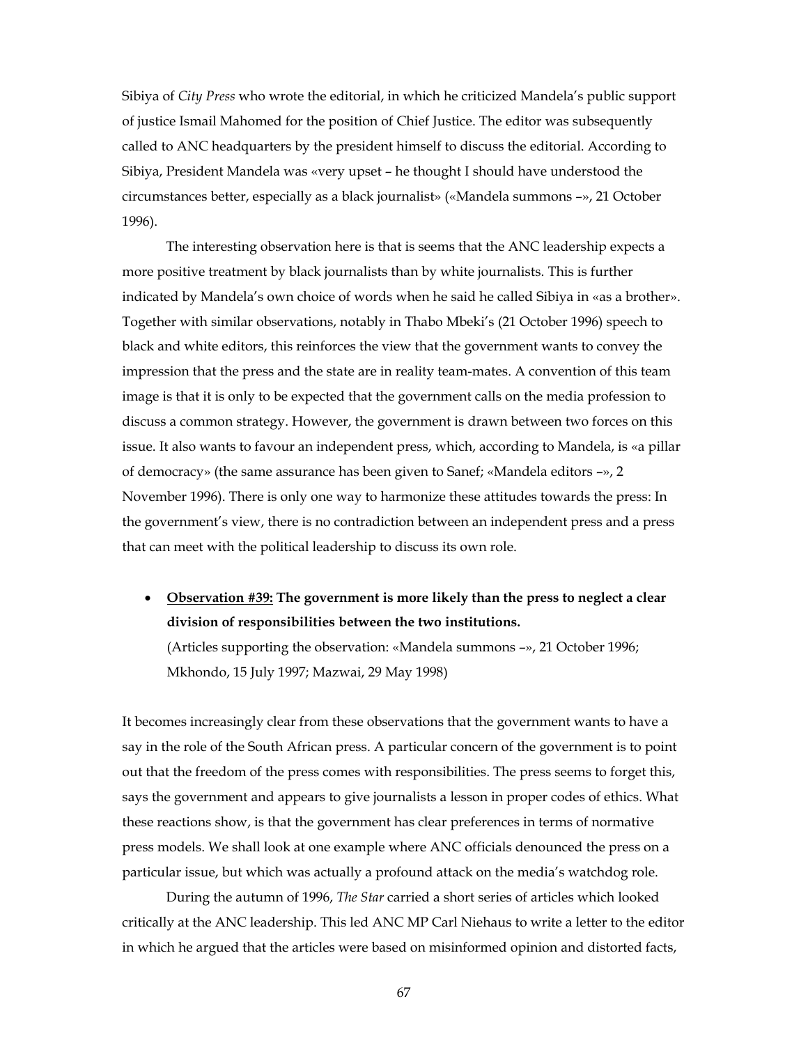Sibiya of *City Press* who wrote the editorial, in which he criticized Mandela's public support of justice Ismail Mahomed for the position of Chief Justice. The editor was subsequently called to ANC headquarters by the president himself to discuss the editorial. According to Sibiya, President Mandela was «very upset – he thought I should have understood the circumstances better, especially as a black journalist» («Mandela summons –», 21 October 1996).

The interesting observation here is that is seems that the ANC leadership expects a more positive treatment by black journalists than by white journalists. This is further indicated by Mandela's own choice of words when he said he called Sibiya in «as a brother». Together with similar observations, notably in Thabo Mbeki's (21 October 1996) speech to black and white editors, this reinforces the view that the government wants to convey the impression that the press and the state are in reality team-mates. A convention of this team image is that it is only to be expected that the government calls on the media profession to discuss a common strategy. However, the government is drawn between two forces on this issue. It also wants to favour an independent press, which, according to Mandela, is «a pillar of democracy» (the same assurance has been given to Sanef; «Mandela editors –», 2 November 1996). There is only one way to harmonize these attitudes towards the press: In the government's view, there is no contradiction between an independent press and a press that can meet with the political leadership to discuss its own role.

- **Observation #39: The government is more likely than the press to neglect a clear division of responsibilities between the two institutions.**
  (Articles supporting the observation: «Mandela summons –», 21 October 1996; Mkhondo, 15 July 1997; Mazwai, 29 May 1998)

It becomes increasingly clear from these observations that the government wants to have a say in the role of the South African press. A particular concern of the government is to point out that the freedom of the press comes with responsibilities. The press seems to forget this, says the government and appears to give journalists a lesson in proper codes of ethics. What these reactions show, is that the government has clear preferences in terms of normative press models. We shall look at one example where ANC officials denounced the press on a particular issue, but which was actually a profound attack on the media's watchdog role.

During the autumn of 1996, *The Star* carried a short series of articles which looked critically at the ANC leadership. This led ANC MP Carl Niehaus to write a letter to the editor in which he argued that the articles were based on misinformed opinion and distorted facts,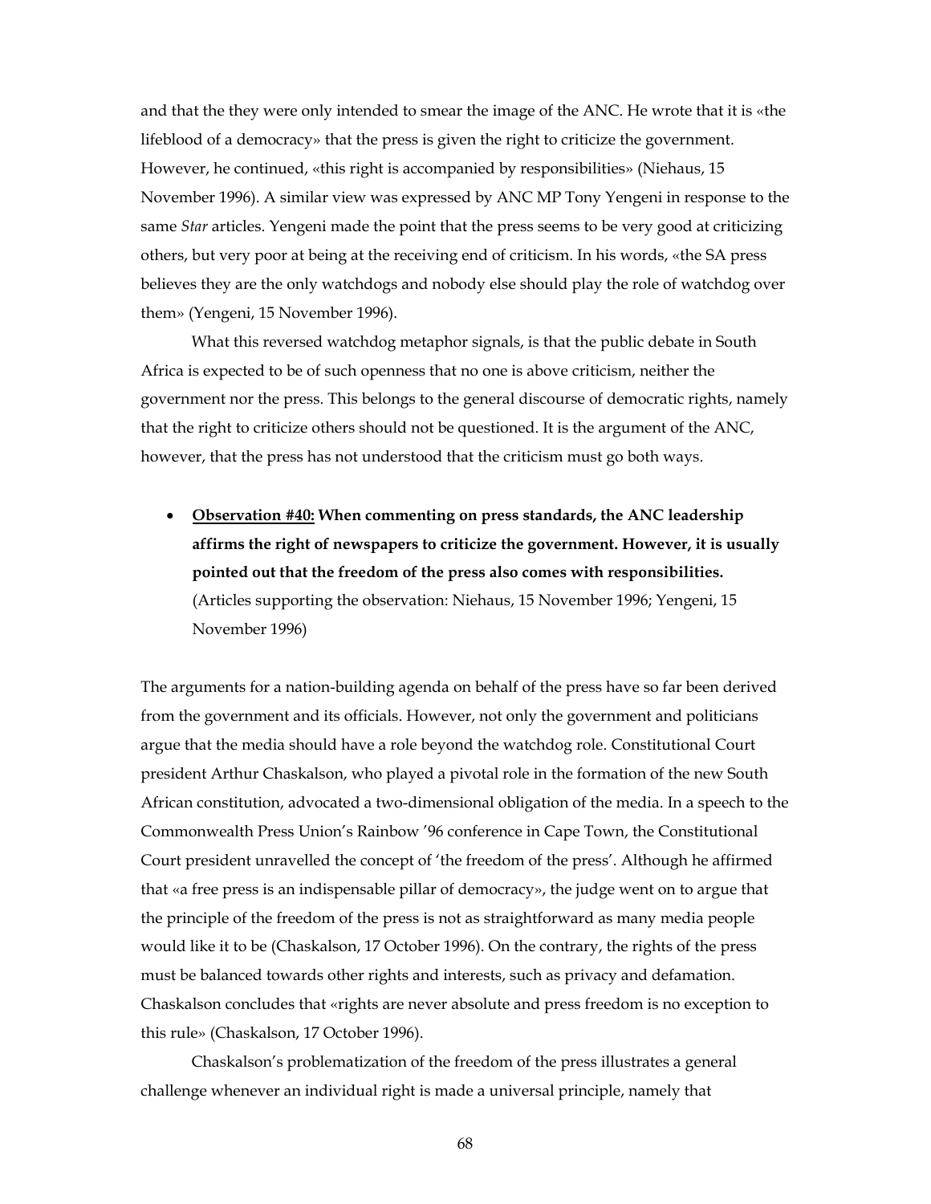and that the they were only intended to smear the image of the ANC. He wrote that it is «the lifeblood of a democracy» that the press is given the right to criticize the government. However, he continued, «this right is accompanied by responsibilities» (Niehaus, 15 November 1996). A similar view was expressed by ANC MP Tony Yengeni in response to the same *Star* articles. Yengeni made the point that the press seems to be very good at criticizing others, but very poor at being at the receiving end of criticism. In his words, «the SA press believes they are the only watchdogs and nobody else should play the role of watchdog over them» (Yengeni, 15 November 1996).

What this reversed watchdog metaphor signals, is that the public debate in South Africa is expected to be of such openness that no one is above criticism, neither the government nor the press. This belongs to the general discourse of democratic rights, namely that the right to criticize others should not be questioned. It is the argument of the ANC, however, that the press has not understood that the criticism must go both ways.

- **<u>Observation #40:</u> When commenting on press standards, the ANC leadership affirms the right of newspapers to criticize the government. However, it is usually pointed out that the freedom of the press also comes with responsibilities.** (Articles supporting the observation: Niehaus, 15 November 1996; Yengeni, 15 November 1996)

The arguments for a nation-building agenda on behalf of the press have so far been derived from the government and its officials. However, not only the government and politicians argue that the media should have a role beyond the watchdog role. Constitutional Court president Arthur Chaskalson, who played a pivotal role in the formation of the new South African constitution, advocated a two-dimensional obligation of the media. In a speech to the Commonwealth Press Union's Rainbow '96 conference in Cape Town, the Constitutional Court president unravelled the concept of 'the freedom of the press'. Although he affirmed that «a free press is an indispensable pillar of democracy», the judge went on to argue that the principle of the freedom of the press is not as straightforward as many media people would like it to be (Chaskalson, 17 October 1996). On the contrary, the rights of the press must be balanced towards other rights and interests, such as privacy and defamation. Chaskalson concludes that «rights are never absolute and press freedom is no exception to this rule» (Chaskalson, 17 October 1996).

Chaskalson's problematization of the freedom of the press illustrates a general challenge whenever an individual right is made a universal principle, namely that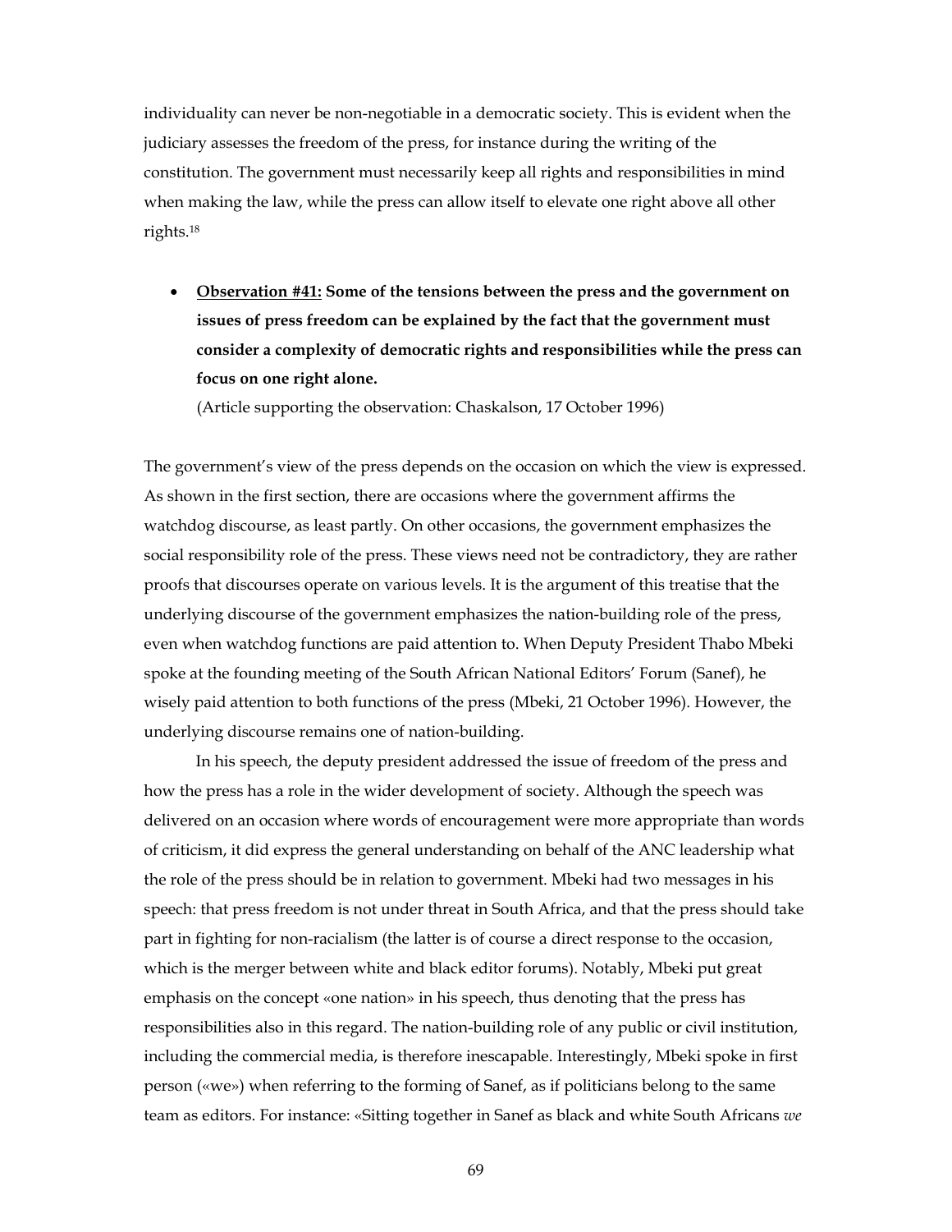individuality can never be non-negotiable in a democratic society. This is evident when the judiciary assesses the freedom of the press, for instance during the writing of the constitution. The government must necessarily keep all rights and responsibilities in mind when making the law, while the press can allow itself to elevate one right above all other rights.[18]

- **<u>Observation #41:</u> Some of the tensions between the press and the government on issues of press freedom can be explained by the fact that the government must consider a complexity of democratic rights and responsibilities while the press can focus on one right alone.**

  (Article supporting the observation: Chaskalson, 17 October 1996)

The government's view of the press depends on the occasion on which the view is expressed. As shown in the first section, there are occasions where the government affirms the watchdog discourse, as least partly. On other occasions, the government emphasizes the social responsibility role of the press. These views need not be contradictory, they are rather proofs that discourses operate on various levels. It is the argument of this treatise that the underlying discourse of the government emphasizes the nation-building role of the press, even when watchdog functions are paid attention to. When Deputy President Thabo Mbeki spoke at the founding meeting of the South African National Editors' Forum (Sanef), he wisely paid attention to both functions of the press (Mbeki, 21 October 1996). However, the underlying discourse remains one of nation-building.

In his speech, the deputy president addressed the issue of freedom of the press and how the press has a role in the wider development of society. Although the speech was delivered on an occasion where words of encouragement were more appropriate than words of criticism, it did express the general understanding on behalf of the ANC leadership what the role of the press should be in relation to government. Mbeki had two messages in his speech: that press freedom is not under threat in South Africa, and that the press should take part in fighting for non-racialism (the latter is of course a direct response to the occasion, which is the merger between white and black editor forums). Notably, Mbeki put great emphasis on the concept «one nation» in his speech, thus denoting that the press has responsibilities also in this regard. The nation-building role of any public or civil institution, including the commercial media, is therefore inescapable. Interestingly, Mbeki spoke in first person («we») when referring to the forming of Sanef, as if politicians belong to the same team as editors. For instance: «Sitting together in Sanef as black and white South Africans *we*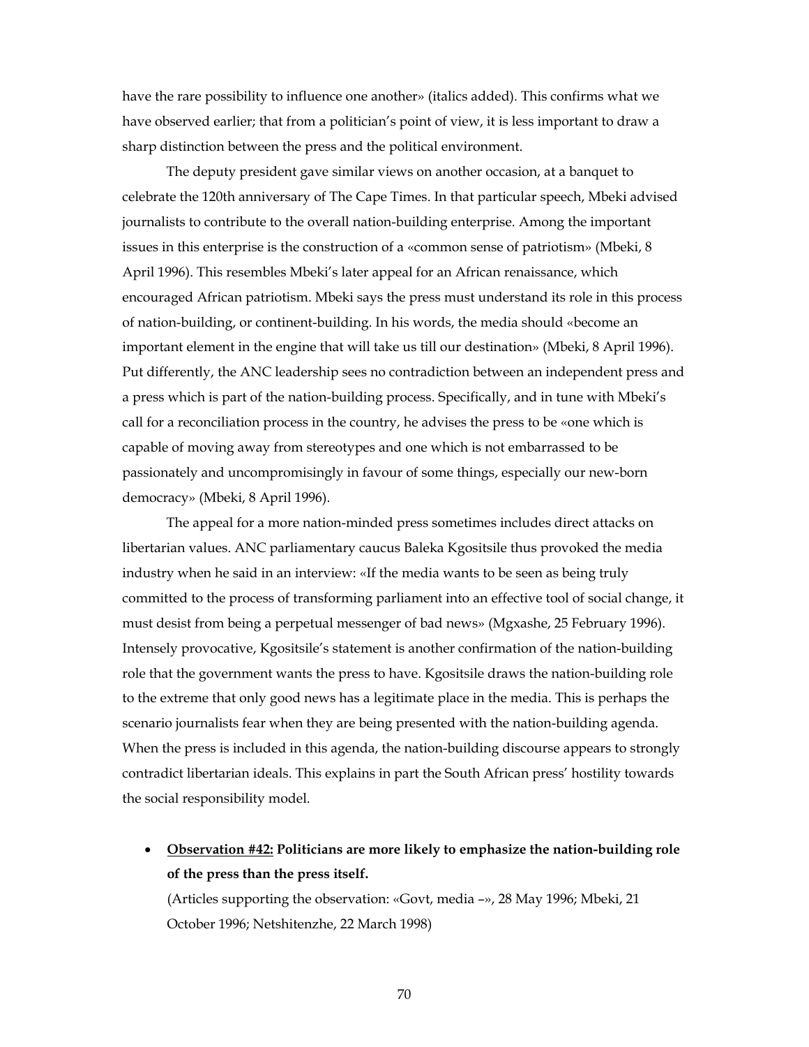have the rare possibility to influence one another» (italics added). This confirms what we have observed earlier; that from a politician's point of view, it is less important to draw a sharp distinction between the press and the political environment.

The deputy president gave similar views on another occasion, at a banquet to celebrate the 120th anniversary of The Cape Times. In that particular speech, Mbeki advised journalists to contribute to the overall nation-building enterprise. Among the important issues in this enterprise is the construction of a «common sense of patriotism» (Mbeki, 8 April 1996). This resembles Mbeki's later appeal for an African renaissance, which encouraged African patriotism. Mbeki says the press must understand its role in this process of nation-building, or continent-building. In his words, the media should «become an important element in the engine that will take us till our destination» (Mbeki, 8 April 1996). Put differently, the ANC leadership sees no contradiction between an independent press and a press which is part of the nation-building process. Specifically, and in tune with Mbeki's call for a reconciliation process in the country, he advises the press to be «one which is capable of moving away from stereotypes and one which is not embarrassed to be passionately and uncompromisingly in favour of some things, especially our new-born democracy» (Mbeki, 8 April 1996).

The appeal for a more nation-minded press sometimes includes direct attacks on libertarian values. ANC parliamentary caucus Baleka Kgositsile thus provoked the media industry when he said in an interview: «If the media wants to be seen as being truly committed to the process of transforming parliament into an effective tool of social change, it must desist from being a perpetual messenger of bad news» (Mgxashe, 25 February 1996). Intensely provocative, Kgositsile's statement is another confirmation of the nation-building role that the government wants the press to have. Kgositsile draws the nation-building role to the extreme that only good news has a legitimate place in the media. This is perhaps the scenario journalists fear when they are being presented with the nation-building agenda. When the press is included in this agenda, the nation-building discourse appears to strongly contradict libertarian ideals. This explains in part the South African press' hostility towards the social responsibility model.

- **<u>Observation #42:</u> Politicians are more likely to emphasize the nation-building role of the press than the press itself.**
  (Articles supporting the observation: «Govt, media –», 28 May 1996; Mbeki, 21 October 1996; Netshitenzhe, 22 March 1998)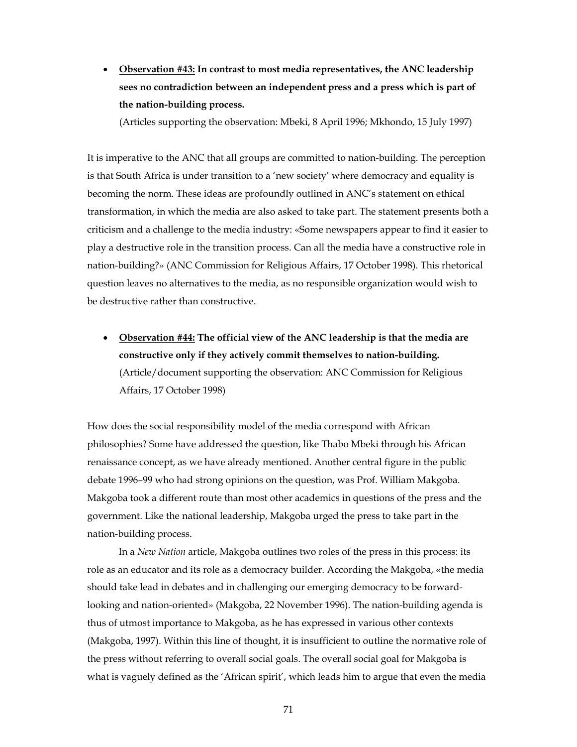- <u>**Observation #43:**</u> **In contrast to most media representatives, the ANC leadership sees no contradiction between an independent press and a press which is part of the nation-building process.**
  (Articles supporting the observation: Mbeki, 8 April 1996; Mkhondo, 15 July 1997)

It is imperative to the ANC that all groups are committed to nation-building. The perception is that South Africa is under transition to a 'new society' where democracy and equality is becoming the norm. These ideas are profoundly outlined in ANC's statement on ethical transformation, in which the media are also asked to take part. The statement presents both a criticism and a challenge to the media industry: «Some newspapers appear to find it easier to play a destructive role in the transition process. Can all the media have a constructive role in nation-building?» (ANC Commission for Religious Affairs, 17 October 1998). This rhetorical question leaves no alternatives to the media, as no responsible organization would wish to be destructive rather than constructive.

- <u>**Observation #44:**</u> **The official view of the ANC leadership is that the media are constructive only if they actively commit themselves to nation-building.**
  (Article/document supporting the observation: ANC Commission for Religious Affairs, 17 October 1998)

How does the social responsibility model of the media correspond with African philosophies? Some have addressed the question, like Thabo Mbeki through his African renaissance concept, as we have already mentioned. Another central figure in the public debate 1996–99 who had strong opinions on the question, was Prof. William Makgoba. Makgoba took a different route than most other academics in questions of the press and the government. Like the national leadership, Makgoba urged the press to take part in the nation-building process.

In a *New Nation* article, Makgoba outlines two roles of the press in this process: its role as an educator and its role as a democracy builder. According the Makgoba, «the media should take lead in debates and in challenging our emerging democracy to be forward-looking and nation-oriented» (Makgoba, 22 November 1996). The nation-building agenda is thus of utmost importance to Makgoba, as he has expressed in various other contexts (Makgoba, 1997). Within this line of thought, it is insufficient to outline the normative role of the press without referring to overall social goals. The overall social goal for Makgoba is what is vaguely defined as the 'African spirit', which leads him to argue that even the media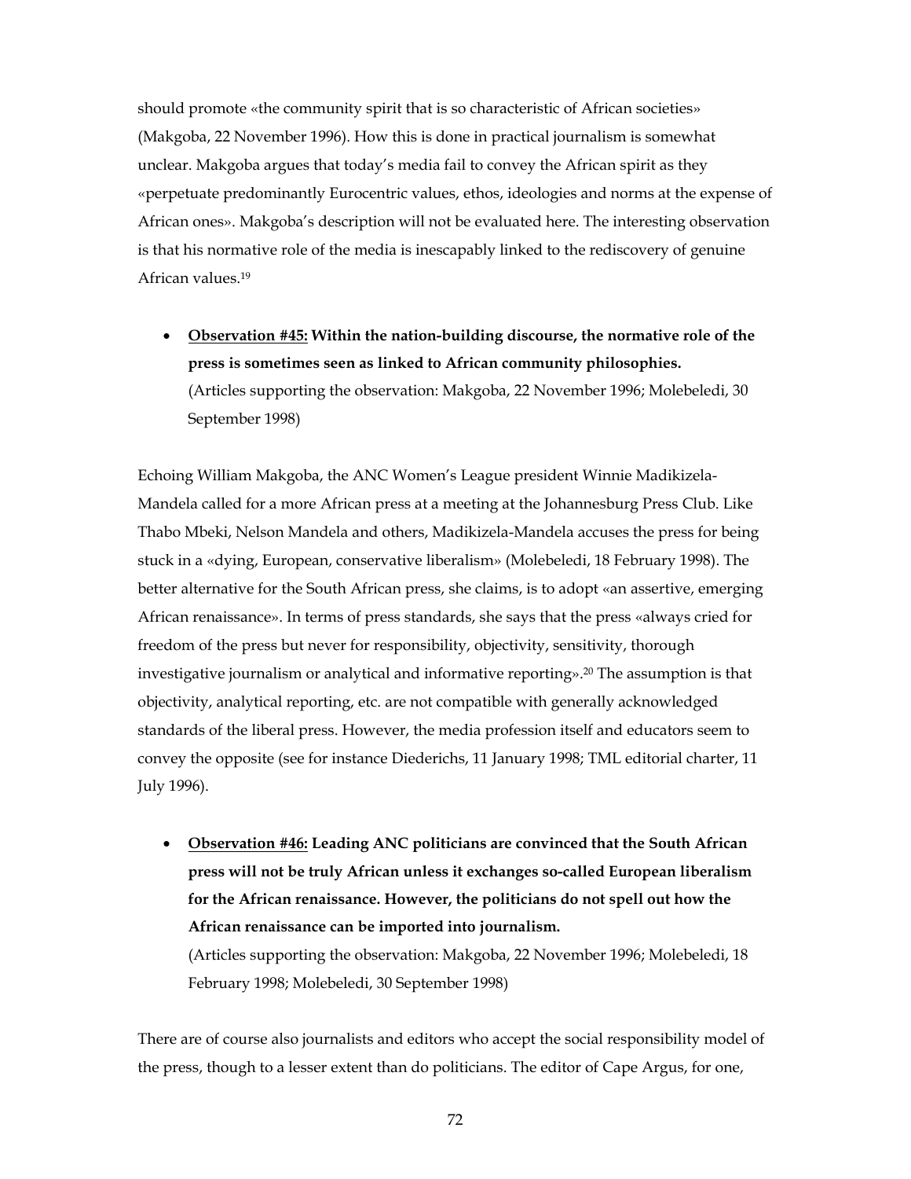should promote «the community spirit that is so characteristic of African societies» (Makgoba, 22 November 1996). How this is done in practical journalism is somewhat unclear. Makgoba argues that today's media fail to convey the African spirit as they «perpetuate predominantly Eurocentric values, ethos, ideologies and norms at the expense of African ones». Makgoba's description will not be evaluated here. The interesting observation is that his normative role of the media is inescapably linked to the rediscovery of genuine African values.[19]

- **<u>Observation #45:</u> Within the nation-building discourse, the normative role of the press is sometimes seen as linked to African community philosophies.** (Articles supporting the observation: Makgoba, 22 November 1996; Molebeledi, 30 September 1998)

Echoing William Makgoba, the ANC Women's League president Winnie Madikizela-Mandela called for a more African press at a meeting at the Johannesburg Press Club. Like Thabo Mbeki, Nelson Mandela and others, Madikizela-Mandela accuses the press for being stuck in a «dying, European, conservative liberalism» (Molebeledi, 18 February 1998). The better alternative for the South African press, she claims, is to adopt «an assertive, emerging African renaissance». In terms of press standards, she says that the press «always cried for freedom of the press but never for responsibility, objectivity, sensitivity, thorough investigative journalism or analytical and informative reporting».[20] The assumption is that objectivity, analytical reporting, etc. are not compatible with generally acknowledged standards of the liberal press. However, the media profession itself and educators seem to convey the opposite (see for instance Diederichs, 11 January 1998; TML editorial charter, 11 July 1996).

- **<u>Observation #46:</u> Leading ANC politicians are convinced that the South African press will not be truly African unless it exchanges so-called European liberalism for the African renaissance. However, the politicians do not spell out how the African renaissance can be imported into journalism.** (Articles supporting the observation: Makgoba, 22 November 1996; Molebeledi, 18 February 1998; Molebeledi, 30 September 1998)

There are of course also journalists and editors who accept the social responsibility model of the press, though to a lesser extent than do politicians. The editor of Cape Argus, for one,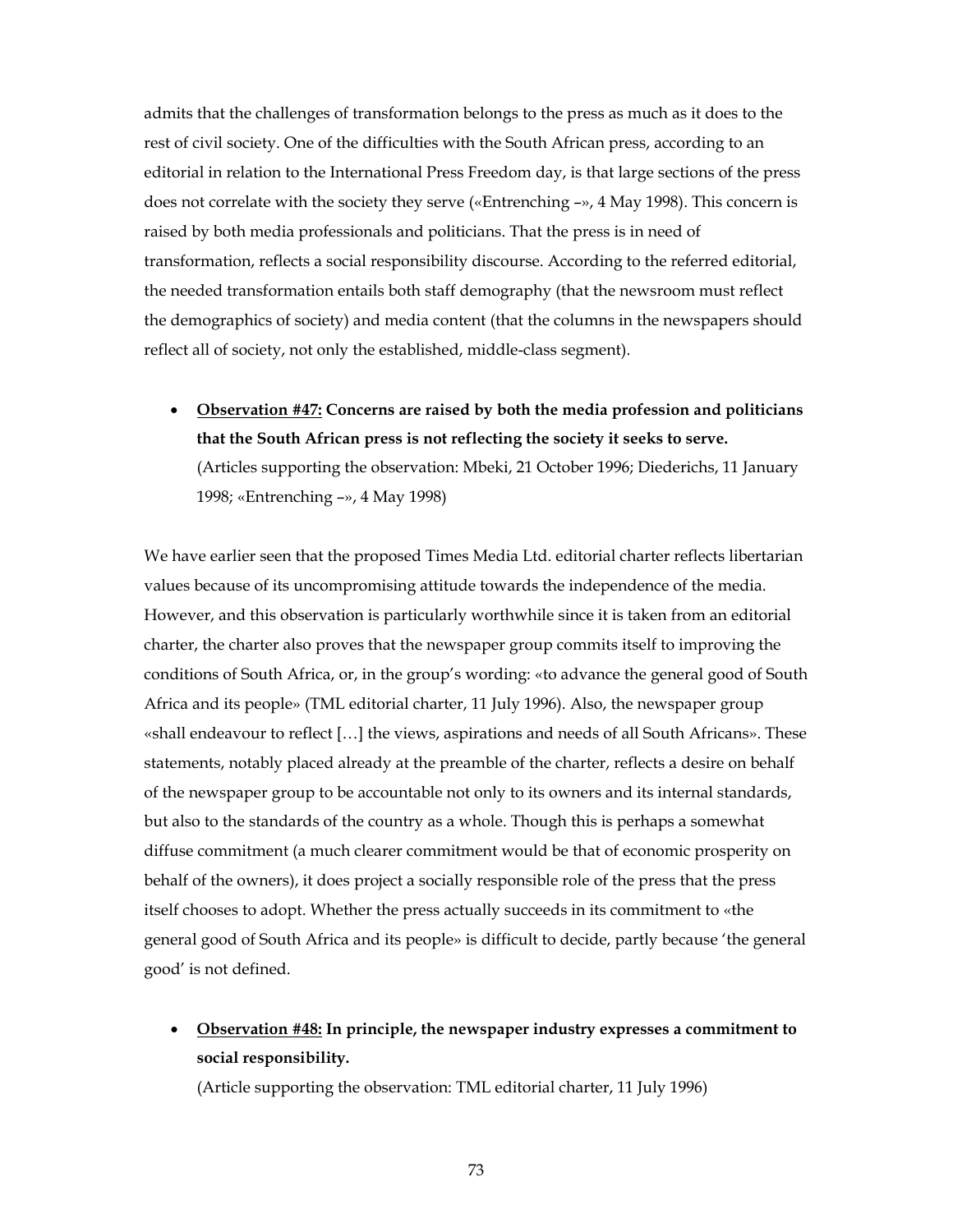admits that the challenges of transformation belongs to the press as much as it does to the rest of civil society. One of the difficulties with the South African press, according to an editorial in relation to the International Press Freedom day, is that large sections of the press does not correlate with the society they serve («Entrenching –», 4 May 1998). This concern is raised by both media professionals and politicians. That the press is in need of transformation, reflects a social responsibility discourse. According to the referred editorial, the needed transformation entails both staff demography (that the newsroom must reflect the demographics of society) and media content (that the columns in the newspapers should reflect all of society, not only the established, middle-class segment).

- **<u>Observation #47:</u> Concerns are raised by both the media profession and politicians that the South African press is not reflecting the society it seeks to serve.** (Articles supporting the observation: Mbeki, 21 October 1996; Diederichs, 11 January 1998; «Entrenching –», 4 May 1998)

We have earlier seen that the proposed Times Media Ltd. editorial charter reflects libertarian values because of its uncompromising attitude towards the independence of the media. However, and this observation is particularly worthwhile since it is taken from an editorial charter, the charter also proves that the newspaper group commits itself to improving the conditions of South Africa, or, in the group's wording: «to advance the general good of South Africa and its people» (TML editorial charter, 11 July 1996). Also, the newspaper group «shall endeavour to reflect […] the views, aspirations and needs of all South Africans». These statements, notably placed already at the preamble of the charter, reflects a desire on behalf of the newspaper group to be accountable not only to its owners and its internal standards, but also to the standards of the country as a whole. Though this is perhaps a somewhat diffuse commitment (a much clearer commitment would be that of economic prosperity on behalf of the owners), it does project a socially responsible role of the press that the press itself chooses to adopt. Whether the press actually succeeds in its commitment to «the general good of South Africa and its people» is difficult to decide, partly because 'the general good' is not defined.

- **<u>Observation #48:</u> In principle, the newspaper industry expresses a commitment to social responsibility.** (Article supporting the observation: TML editorial charter, 11 July 1996)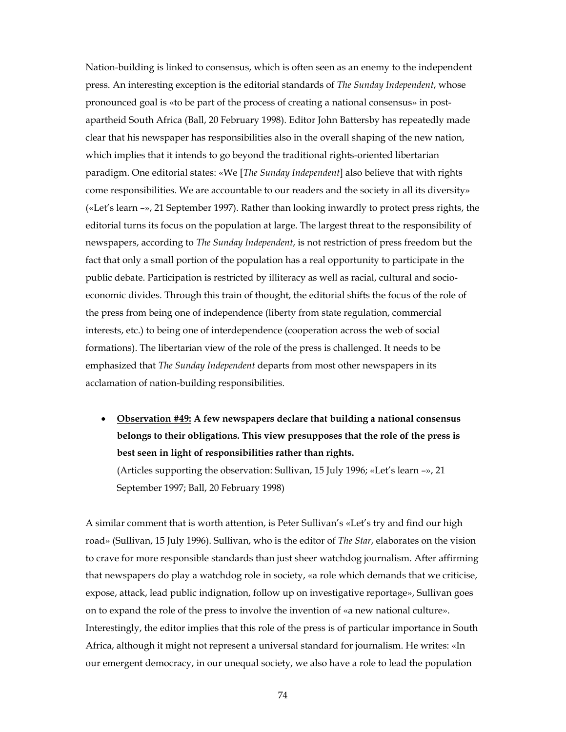Nation-building is linked to consensus, which is often seen as an enemy to the independent press. An interesting exception is the editorial standards of *The Sunday Independent*, whose pronounced goal is «to be part of the process of creating a national consensus» in post-apartheid South Africa (Ball, 20 February 1998). Editor John Battersby has repeatedly made clear that his newspaper has responsibilities also in the overall shaping of the new nation, which implies that it intends to go beyond the traditional rights-oriented libertarian paradigm. One editorial states: «We [*The Sunday Independent*] also believe that with rights come responsibilities. We are accountable to our readers and the society in all its diversity» («Let's learn –», 21 September 1997). Rather than looking inwardly to protect press rights, the editorial turns its focus on the population at large. The largest threat to the responsibility of newspapers, according to *The Sunday Independent*, is not restriction of press freedom but the fact that only a small portion of the population has a real opportunity to participate in the public debate. Participation is restricted by illiteracy as well as racial, cultural and socio-economic divides. Through this train of thought, the editorial shifts the focus of the role of the press from being one of independence (liberty from state regulation, commercial interests, etc.) to being one of interdependence (cooperation across the web of social formations). The libertarian view of the role of the press is challenged. It needs to be emphasized that *The Sunday Independent* departs from most other newspapers in its acclamation of nation-building responsibilities.

- **<u>Observation #49:</u> A few newspapers declare that building a national consensus belongs to their obligations. This view presupposes that the role of the press is best seen in light of responsibilities rather than rights.**
  (Articles supporting the observation: Sullivan, 15 July 1996; «Let's learn –», 21 September 1997; Ball, 20 February 1998)

A similar comment that is worth attention, is Peter Sullivan's «Let's try and find our high road» (Sullivan, 15 July 1996). Sullivan, who is the editor of *The Star*, elaborates on the vision to crave for more responsible standards than just sheer watchdog journalism. After affirming that newspapers do play a watchdog role in society, «a role which demands that we criticise, expose, attack, lead public indignation, follow up on investigative reportage», Sullivan goes on to expand the role of the press to involve the invention of «a new national culture». Interestingly, the editor implies that this role of the press is of particular importance in South Africa, although it might not represent a universal standard for journalism. He writes: «In our emergent democracy, in our unequal society, we also have a role to lead the population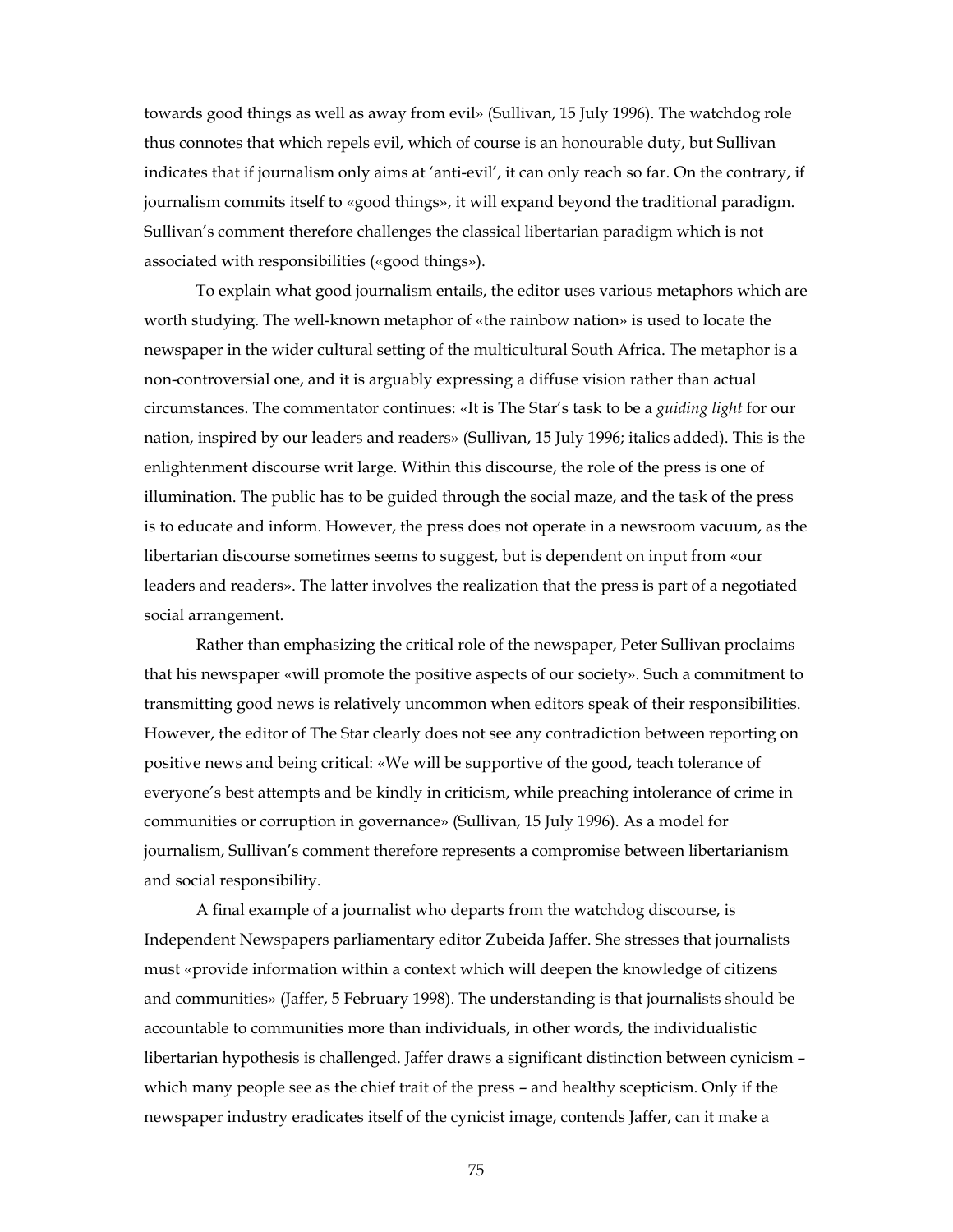towards good things as well as away from evil» (Sullivan, 15 July 1996). The watchdog role thus connotes that which repels evil, which of course is an honourable duty, but Sullivan indicates that if journalism only aims at 'anti-evil', it can only reach so far. On the contrary, if journalism commits itself to «good things», it will expand beyond the traditional paradigm. Sullivan's comment therefore challenges the classical libertarian paradigm which is not associated with responsibilities («good things»).

To explain what good journalism entails, the editor uses various metaphors which are worth studying. The well-known metaphor of «the rainbow nation» is used to locate the newspaper in the wider cultural setting of the multicultural South Africa. The metaphor is a non-controversial one, and it is arguably expressing a diffuse vision rather than actual circumstances. The commentator continues: «It is The Star's task to be a *guiding light* for our nation, inspired by our leaders and readers» (Sullivan, 15 July 1996; italics added). This is the enlightenment discourse writ large. Within this discourse, the role of the press is one of illumination. The public has to be guided through the social maze, and the task of the press is to educate and inform. However, the press does not operate in a newsroom vacuum, as the libertarian discourse sometimes seems to suggest, but is dependent on input from «our leaders and readers». The latter involves the realization that the press is part of a negotiated social arrangement.

Rather than emphasizing the critical role of the newspaper, Peter Sullivan proclaims that his newspaper «will promote the positive aspects of our society». Such a commitment to transmitting good news is relatively uncommon when editors speak of their responsibilities. However, the editor of The Star clearly does not see any contradiction between reporting on positive news and being critical: «We will be supportive of the good, teach tolerance of everyone's best attempts and be kindly in criticism, while preaching intolerance of crime in communities or corruption in governance» (Sullivan, 15 July 1996). As a model for journalism, Sullivan's comment therefore represents a compromise between libertarianism and social responsibility.

A final example of a journalist who departs from the watchdog discourse, is Independent Newspapers parliamentary editor Zubeida Jaffer. She stresses that journalists must «provide information within a context which will deepen the knowledge of citizens and communities» (Jaffer, 5 February 1998). The understanding is that journalists should be accountable to communities more than individuals, in other words, the individualistic libertarian hypothesis is challenged. Jaffer draws a significant distinction between cynicism – which many people see as the chief trait of the press – and healthy scepticism. Only if the newspaper industry eradicates itself of the cynicist image, contends Jaffer, can it make a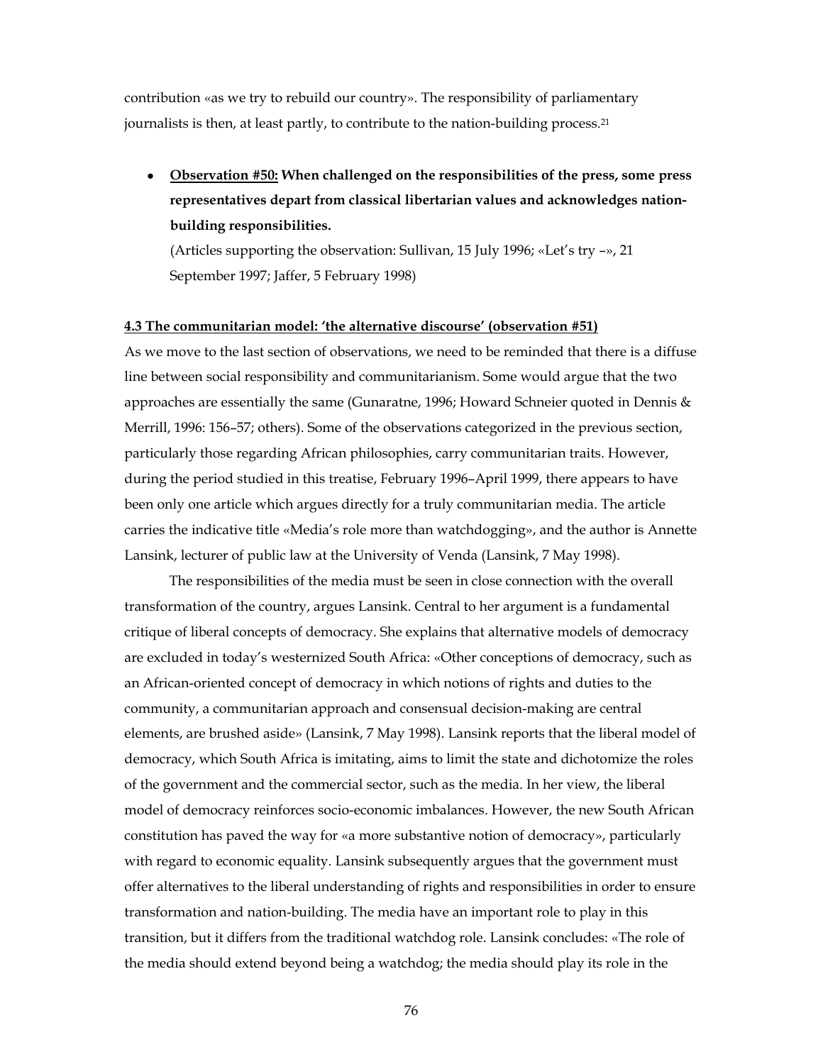contribution «as we try to rebuild our country». The responsibility of parliamentary journalists is then, at least partly, to contribute to the nation-building process.[21]

- **<u>Observation #50:</u> When challenged on the responsibilities of the press, some press representatives depart from classical libertarian values and acknowledges nation-building responsibilities.**
  (Articles supporting the observation: Sullivan, 15 July 1996; «Let's try –», 21 September 1997; Jaffer, 5 February 1998)

**<u>4.3 The communitarian model: 'the alternative discourse' (observation #51)</u>**

As we move to the last section of observations, we need to be reminded that there is a diffuse line between social responsibility and communitarianism. Some would argue that the two approaches are essentially the same (Gunaratne, 1996; Howard Schneier quoted in Dennis & Merrill, 1996: 156–57; others). Some of the observations categorized in the previous section, particularly those regarding African philosophies, carry communitarian traits. However, during the period studied in this treatise, February 1996–April 1999, there appears to have been only one article which argues directly for a truly communitarian media. The article carries the indicative title «Media's role more than watchdogging», and the author is Annette Lansink, lecturer of public law at the University of Venda (Lansink, 7 May 1998).

The responsibilities of the media must be seen in close connection with the overall transformation of the country, argues Lansink. Central to her argument is a fundamental critique of liberal concepts of democracy. She explains that alternative models of democracy are excluded in today's westernized South Africa: «Other conceptions of democracy, such as an African-oriented concept of democracy in which notions of rights and duties to the community, a communitarian approach and consensual decision-making are central elements, are brushed aside» (Lansink, 7 May 1998). Lansink reports that the liberal model of democracy, which South Africa is imitating, aims to limit the state and dichotomize the roles of the government and the commercial sector, such as the media. In her view, the liberal model of democracy reinforces socio-economic imbalances. However, the new South African constitution has paved the way for «a more substantive notion of democracy», particularly with regard to economic equality. Lansink subsequently argues that the government must offer alternatives to the liberal understanding of rights and responsibilities in order to ensure transformation and nation-building. The media have an important role to play in this transition, but it differs from the traditional watchdog role. Lansink concludes: «The role of the media should extend beyond being a watchdog; the media should play its role in the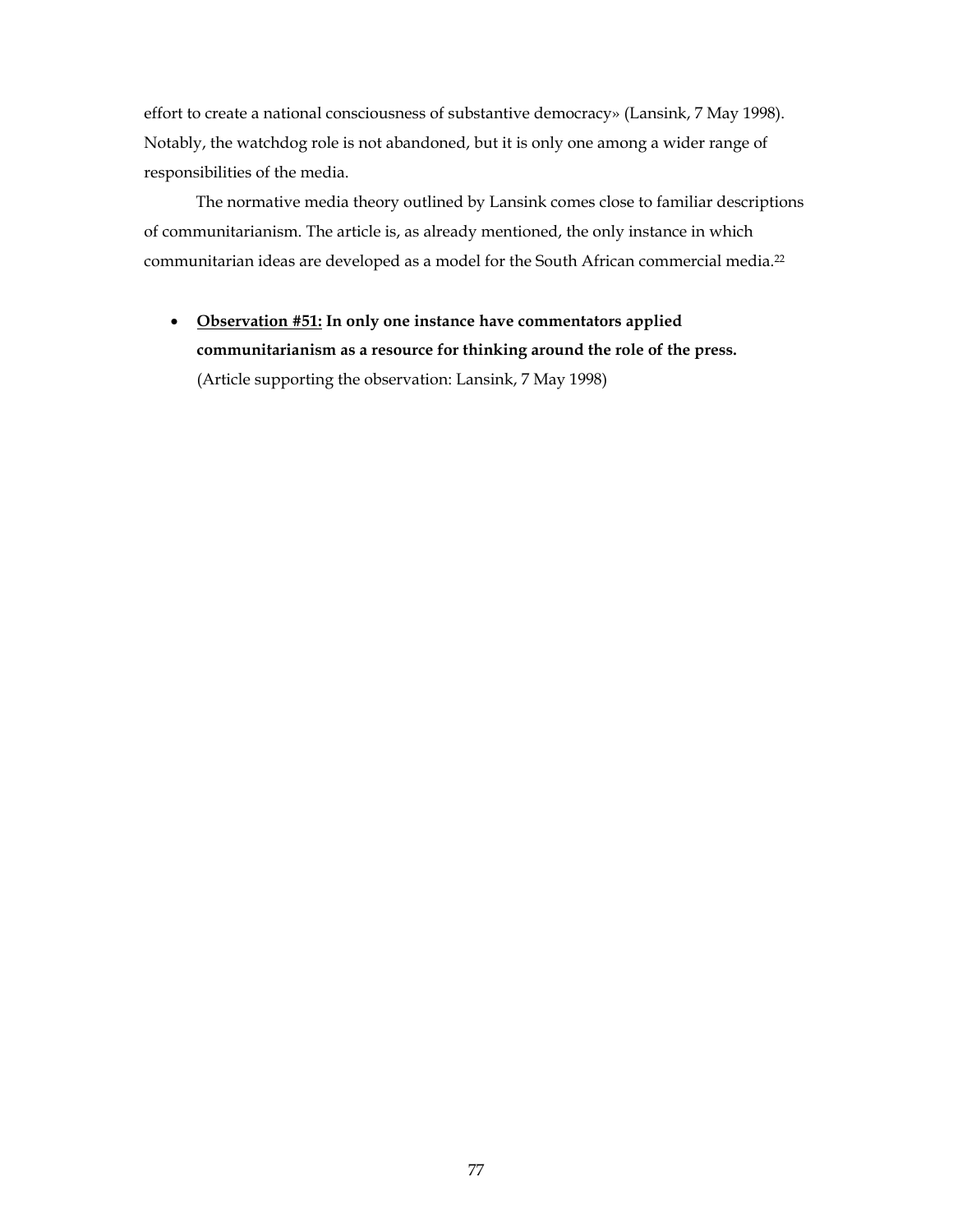effort to create a national consciousness of substantive democracy» (Lansink, 7 May 1998). Notably, the watchdog role is not abandoned, but it is only one among a wider range of responsibilities of the media.

The normative media theory outlined by Lansink comes close to familiar descriptions of communitarianism. The article is, as already mentioned, the only instance in which communitarian ideas are developed as a model for the South African commercial media.[22]

- **Observation #51: In only one instance have commentators applied communitarianism as a resource for thinking around the role of the press.** (Article supporting the observation: Lansink, 7 May 1998)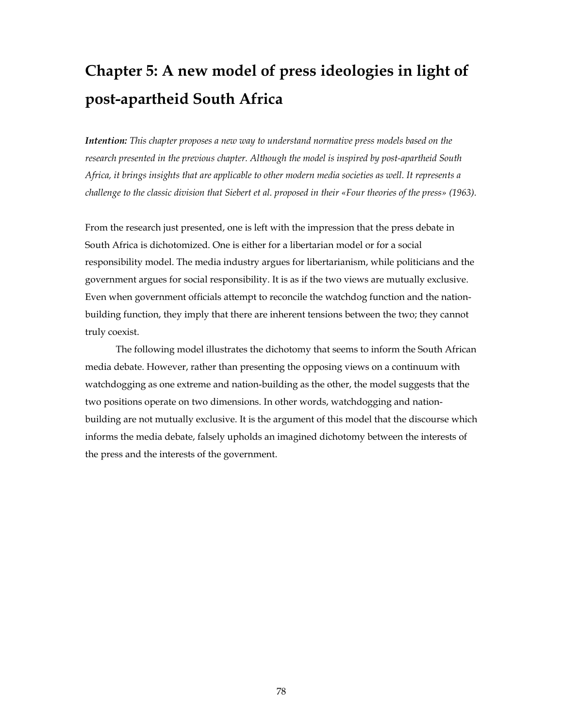# Chapter 5: A new model of press ideologies in light of post-apartheid South Africa

***Intention:*** *This chapter proposes a new way to understand normative press models based on the research presented in the previous chapter. Although the model is inspired by post-apartheid South Africa, it brings insights that are applicable to other modern media societies as well. It represents a challenge to the classic division that Siebert et al. proposed in their «Four theories of the press» (1963).*

From the research just presented, one is left with the impression that the press debate in South Africa is dichotomized. One is either for a libertarian model or for a social responsibility model. The media industry argues for libertarianism, while politicians and the government argues for social responsibility. It is as if the two views are mutually exclusive. Even when government officials attempt to reconcile the watchdog function and the nation-building function, they imply that there are inherent tensions between the two; they cannot truly coexist.

The following model illustrates the dichotomy that seems to inform the South African media debate. However, rather than presenting the opposing views on a continuum with watchdogging as one extreme and nation-building as the other, the model suggests that the two positions operate on two dimensions. In other words, watchdogging and nation-building are not mutually exclusive. It is the argument of this model that the discourse which informs the media debate, falsely upholds an imagined dichotomy between the interests of the press and the interests of the government.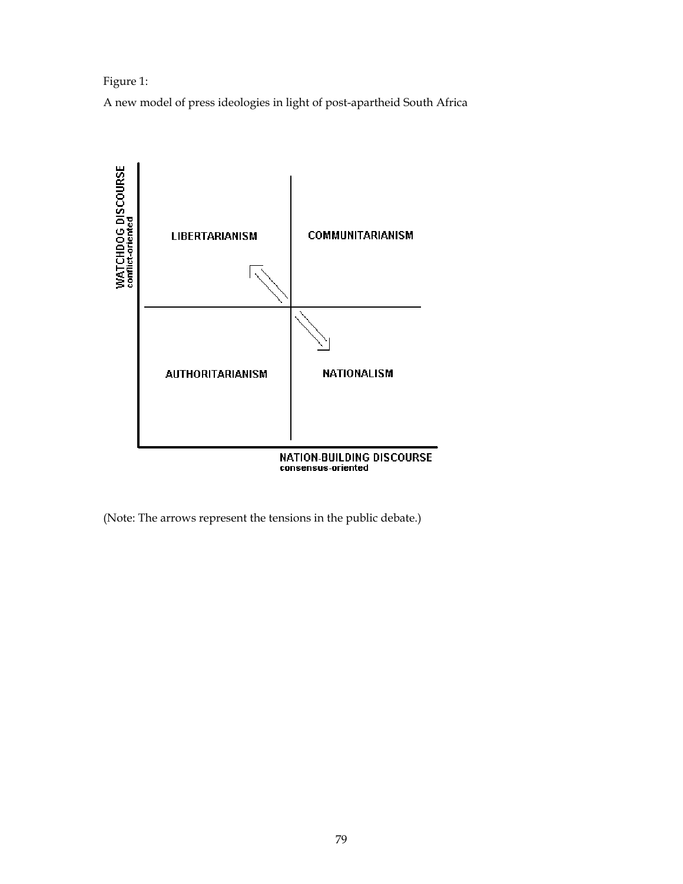Figure 1:

A new model of press ideologies in light of post-apartheid South Africa

WATCHDOG DISCOURSE
conflict-oriented

LIBERTARIANISM

COMMUNITARIANISM

AUTHORITARIANISM

NATIONALISM

NATION-BUILDING DISCOURSE
consensus-oriented

(Note: The arrows represent the tensions in the public debate.)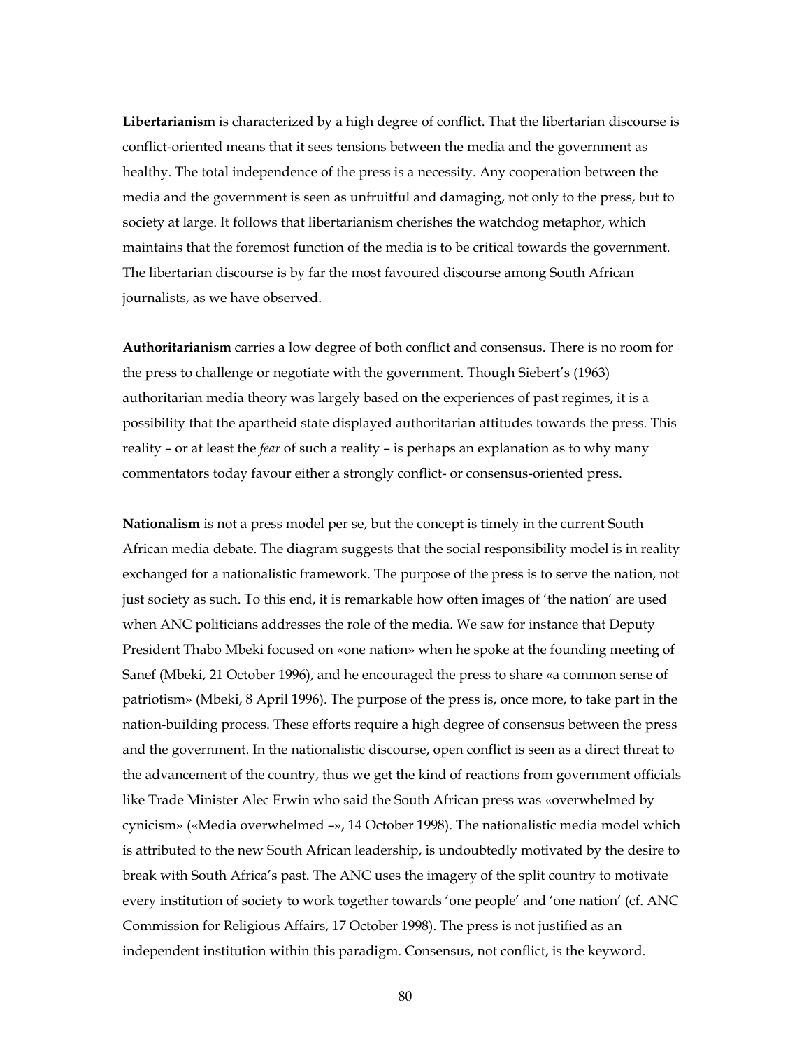**Libertarianism** is characterized by a high degree of conflict. That the libertarian discourse is conflict-oriented means that it sees tensions between the media and the government as healthy. The total independence of the press is a necessity. Any cooperation between the media and the government is seen as unfruitful and damaging, not only to the press, but to society at large. It follows that libertarianism cherishes the watchdog metaphor, which maintains that the foremost function of the media is to be critical towards the government. The libertarian discourse is by far the most favoured discourse among South African journalists, as we have observed.

**Authoritarianism** carries a low degree of both conflict and consensus. There is no room for the press to challenge or negotiate with the government. Though Siebert's (1963) authoritarian media theory was largely based on the experiences of past regimes, it is a possibility that the apartheid state displayed authoritarian attitudes towards the press. This reality – or at least the *fear* of such a reality – is perhaps an explanation as to why many commentators today favour either a strongly conflict- or consensus-oriented press.

**Nationalism** is not a press model per se, but the concept is timely in the current South African media debate. The diagram suggests that the social responsibility model is in reality exchanged for a nationalistic framework. The purpose of the press is to serve the nation, not just society as such. To this end, it is remarkable how often images of 'the nation' are used when ANC politicians addresses the role of the media. We saw for instance that Deputy President Thabo Mbeki focused on «one nation» when he spoke at the founding meeting of Sanef (Mbeki, 21 October 1996), and he encouraged the press to share «a common sense of patriotism» (Mbeki, 8 April 1996). The purpose of the press is, once more, to take part in the nation-building process. These efforts require a high degree of consensus between the press and the government. In the nationalistic discourse, open conflict is seen as a direct threat to the advancement of the country, thus we get the kind of reactions from government officials like Trade Minister Alec Erwin who said the South African press was «overwhelmed by cynicism» («Media overwhelmed –», 14 October 1998). The nationalistic media model which is attributed to the new South African leadership, is undoubtedly motivated by the desire to break with South Africa's past. The ANC uses the imagery of the split country to motivate every institution of society to work together towards 'one people' and 'one nation' (cf. ANC Commission for Religious Affairs, 17 October 1998). The press is not justified as an independent institution within this paradigm. Consensus, not conflict, is the keyword.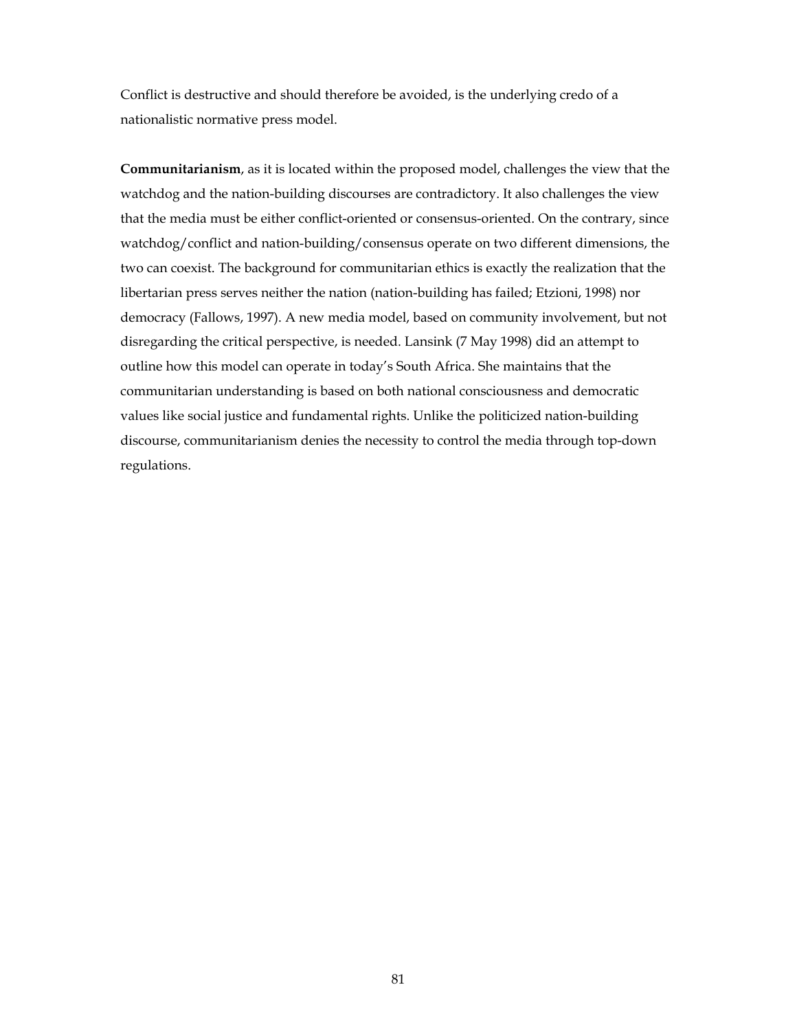Conflict is destructive and should therefore be avoided, is the underlying credo of a nationalistic normative press model.

**Communitarianism**, as it is located within the proposed model, challenges the view that the watchdog and the nation-building discourses are contradictory. It also challenges the view that the media must be either conflict-oriented or consensus-oriented. On the contrary, since watchdog/conflict and nation-building/consensus operate on two different dimensions, the two can coexist. The background for communitarian ethics is exactly the realization that the libertarian press serves neither the nation (nation-building has failed; Etzioni, 1998) nor democracy (Fallows, 1997). A new media model, based on community involvement, but not disregarding the critical perspective, is needed. Lansink (7 May 1998) did an attempt to outline how this model can operate in today's South Africa. She maintains that the communitarian understanding is based on both national consciousness and democratic values like social justice and fundamental rights. Unlike the politicized nation-building discourse, communitarianism denies the necessity to control the media through top-down regulations.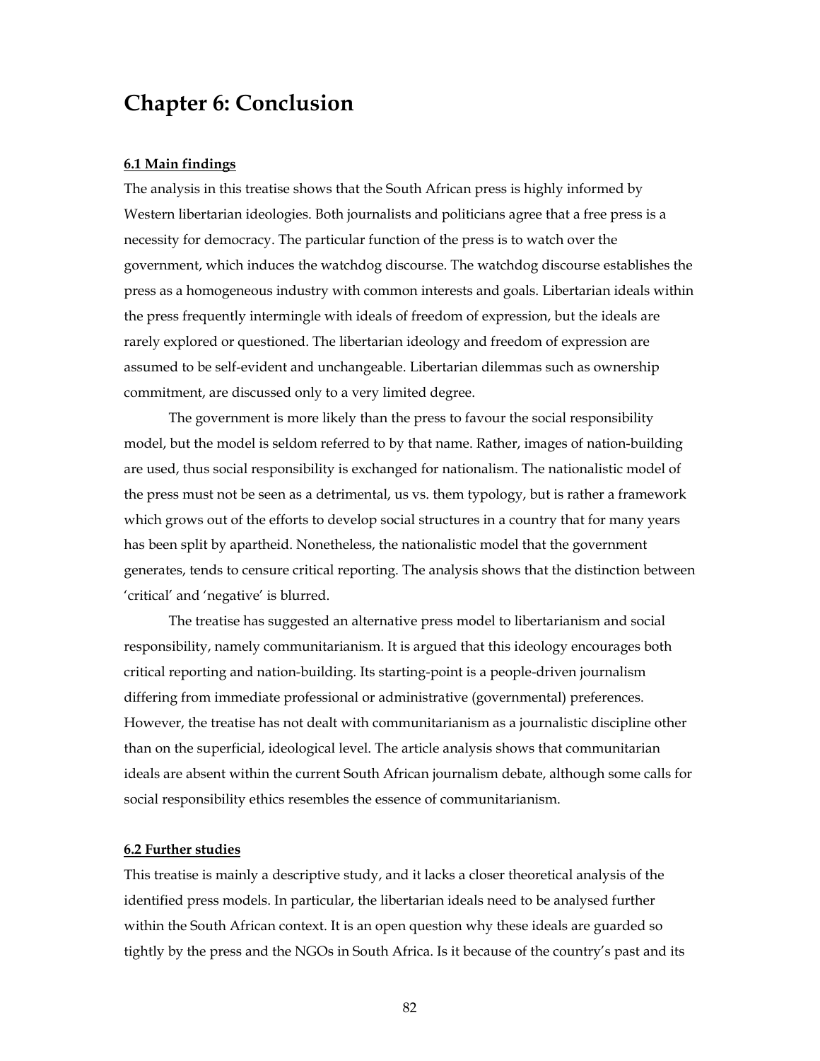# Chapter 6: Conclusion

**6.1 Main findings**

The analysis in this treatise shows that the South African press is highly informed by Western libertarian ideologies. Both journalists and politicians agree that a free press is a necessity for democracy. The particular function of the press is to watch over the government, which induces the watchdog discourse. The watchdog discourse establishes the press as a homogeneous industry with common interests and goals. Libertarian ideals within the press frequently intermingle with ideals of freedom of expression, but the ideals are rarely explored or questioned. The libertarian ideology and freedom of expression are assumed to be self-evident and unchangeable. Libertarian dilemmas such as ownership commitment, are discussed only to a very limited degree.

The government is more likely than the press to favour the social responsibility model, but the model is seldom referred to by that name. Rather, images of nation-building are used, thus social responsibility is exchanged for nationalism. The nationalistic model of the press must not be seen as a detrimental, us vs. them typology, but is rather a framework which grows out of the efforts to develop social structures in a country that for many years has been split by apartheid. Nonetheless, the nationalistic model that the government generates, tends to censure critical reporting. The analysis shows that the distinction between 'critical' and 'negative' is blurred.

The treatise has suggested an alternative press model to libertarianism and social responsibility, namely communitarianism. It is argued that this ideology encourages both critical reporting and nation-building. Its starting-point is a people-driven journalism differing from immediate professional or administrative (governmental) preferences. However, the treatise has not dealt with communitarianism as a journalistic discipline other than on the superficial, ideological level. The article analysis shows that communitarian ideals are absent within the current South African journalism debate, although some calls for social responsibility ethics resembles the essence of communitarianism.

**6.2 Further studies**

This treatise is mainly a descriptive study, and it lacks a closer theoretical analysis of the identified press models. In particular, the libertarian ideals need to be analysed further within the South African context. It is an open question why these ideals are guarded so tightly by the press and the NGOs in South Africa. Is it because of the country's past and its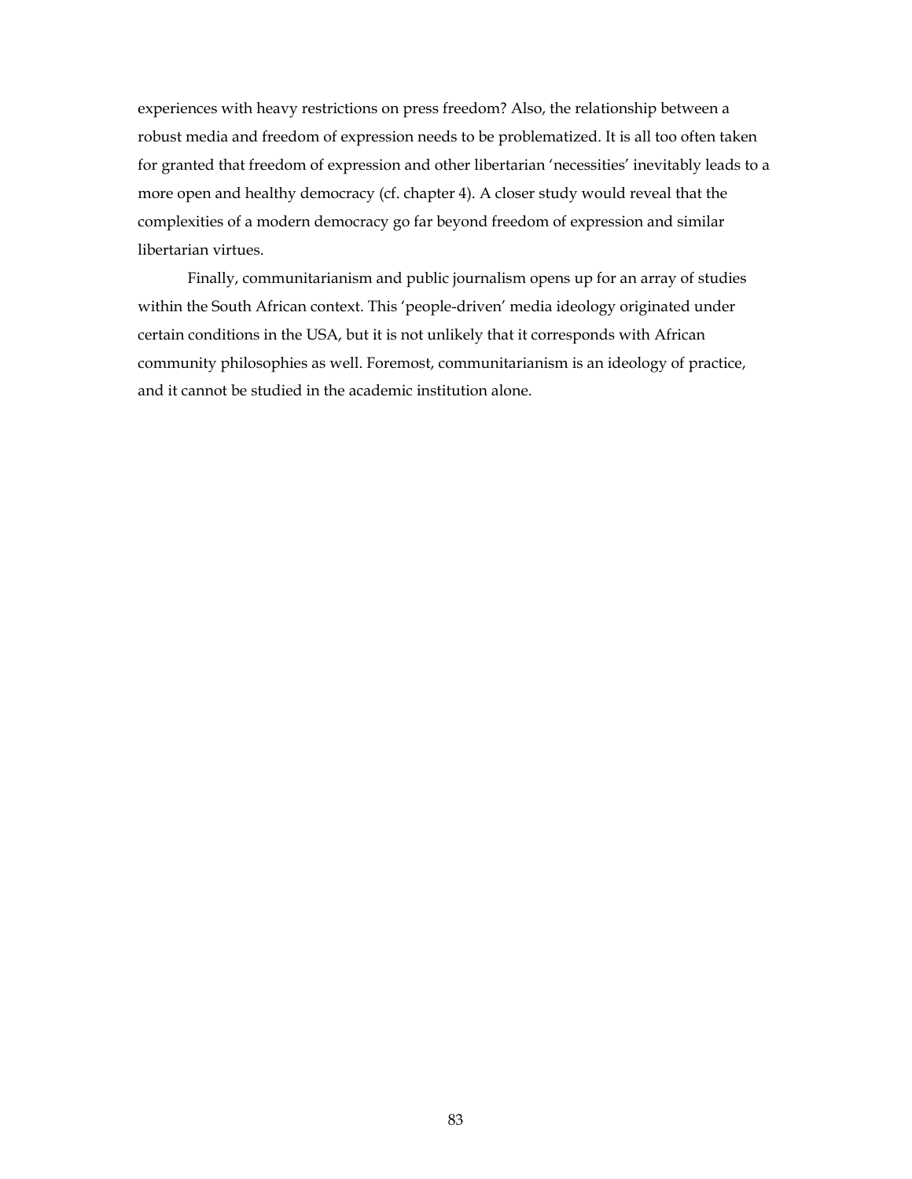experiences with heavy restrictions on press freedom? Also, the relationship between a robust media and freedom of expression needs to be problematized. It is all too often taken for granted that freedom of expression and other libertarian 'necessities' inevitably leads to a more open and healthy democracy (cf. chapter 4). A closer study would reveal that the complexities of a modern democracy go far beyond freedom of expression and similar libertarian virtues.

Finally, communitarianism and public journalism opens up for an array of studies within the South African context. This 'people-driven' media ideology originated under certain conditions in the USA, but it is not unlikely that it corresponds with African community philosophies as well. Foremost, communitarianism is an ideology of practice, and it cannot be studied in the academic institution alone.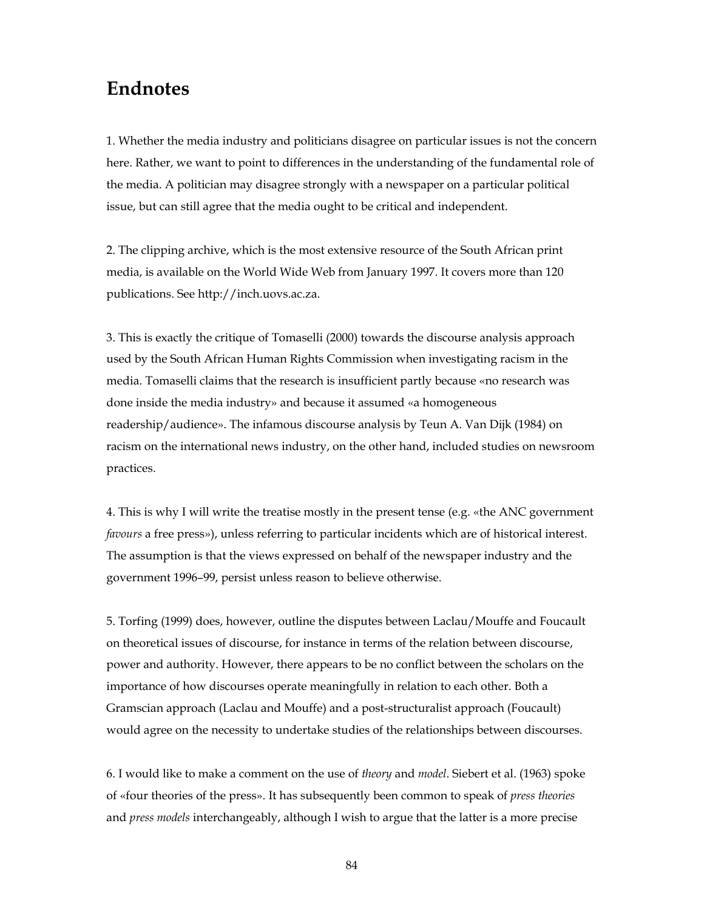# Endnotes

1. Whether the media industry and politicians disagree on particular issues is not the concern here. Rather, we want to point to differences in the understanding of the fundamental role of the media. A politician may disagree strongly with a newspaper on a particular political issue, but can still agree that the media ought to be critical and independent.

2. The clipping archive, which is the most extensive resource of the South African print media, is available on the World Wide Web from January 1997. It covers more than 120 publications. See http://inch.uovs.ac.za.

3. This is exactly the critique of Tomaselli (2000) towards the discourse analysis approach used by the South African Human Rights Commission when investigating racism in the media. Tomaselli claims that the research is insufficient partly because «no research was done inside the media industry» and because it assumed «a homogeneous readership/audience». The infamous discourse analysis by Teun A. Van Dijk (1984) on racism on the international news industry, on the other hand, included studies on newsroom practices.

4. This is why I will write the treatise mostly in the present tense (e.g. «the ANC government *favours* a free press»), unless referring to particular incidents which are of historical interest. The assumption is that the views expressed on behalf of the newspaper industry and the government 1996–99, persist unless reason to believe otherwise.

5. Torfing (1999) does, however, outline the disputes between Laclau/Mouffe and Foucault on theoretical issues of discourse, for instance in terms of the relation between discourse, power and authority. However, there appears to be no conflict between the scholars on the importance of how discourses operate meaningfully in relation to each other. Both a Gramscian approach (Laclau and Mouffe) and a post-structuralist approach (Foucault) would agree on the necessity to undertake studies of the relationships between discourses.

6. I would like to make a comment on the use of *theory* and *model*. Siebert et al. (1963) spoke of «four theories of the press». It has subsequently been common to speak of *press theories* and *press models* interchangeably, although I wish to argue that the latter is a more precise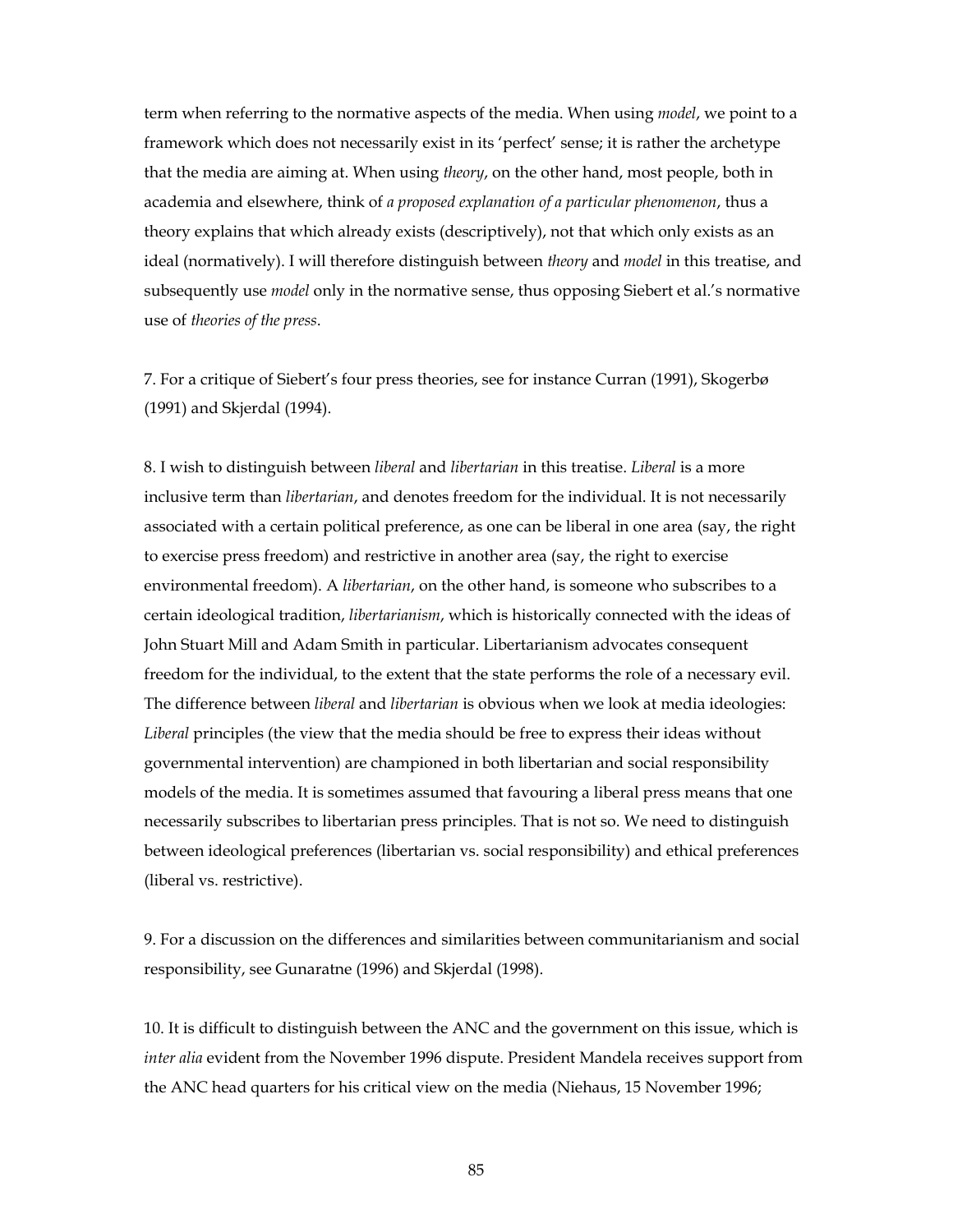term when referring to the normative aspects of the media. When using *model*, we point to a framework which does not necessarily exist in its 'perfect' sense; it is rather the archetype that the media are aiming at. When using *theory*, on the other hand, most people, both in academia and elsewhere, think of *a proposed explanation of a particular phenomenon*, thus a theory explains that which already exists (descriptively), not that which only exists as an ideal (normatively). I will therefore distinguish between *theory* and *model* in this treatise, and subsequently use *model* only in the normative sense, thus opposing Siebert et al.'s normative use of *theories of the press*.

7. For a critique of Siebert's four press theories, see for instance Curran (1991), Skogerbø (1991) and Skjerdal (1994).

8. I wish to distinguish between *liberal* and *libertarian* in this treatise. *Liberal* is a more inclusive term than *libertarian*, and denotes freedom for the individual. It is not necessarily associated with a certain political preference, as one can be liberal in one area (say, the right to exercise press freedom) and restrictive in another area (say, the right to exercise environmental freedom). A *libertarian*, on the other hand, is someone who subscribes to a certain ideological tradition, *libertarianism*, which is historically connected with the ideas of John Stuart Mill and Adam Smith in particular. Libertarianism advocates consequent freedom for the individual, to the extent that the state performs the role of a necessary evil. The difference between *liberal* and *libertarian* is obvious when we look at media ideologies: *Liberal* principles (the view that the media should be free to express their ideas without governmental intervention) are championed in both libertarian and social responsibility models of the media. It is sometimes assumed that favouring a liberal press means that one necessarily subscribes to libertarian press principles. That is not so. We need to distinguish between ideological preferences (libertarian vs. social responsibility) and ethical preferences (liberal vs. restrictive).

9. For a discussion on the differences and similarities between communitarianism and social responsibility, see Gunaratne (1996) and Skjerdal (1998).

10. It is difficult to distinguish between the ANC and the government on this issue, which is *inter alia* evident from the November 1996 dispute. President Mandela receives support from the ANC head quarters for his critical view on the media (Niehaus, 15 November 1996;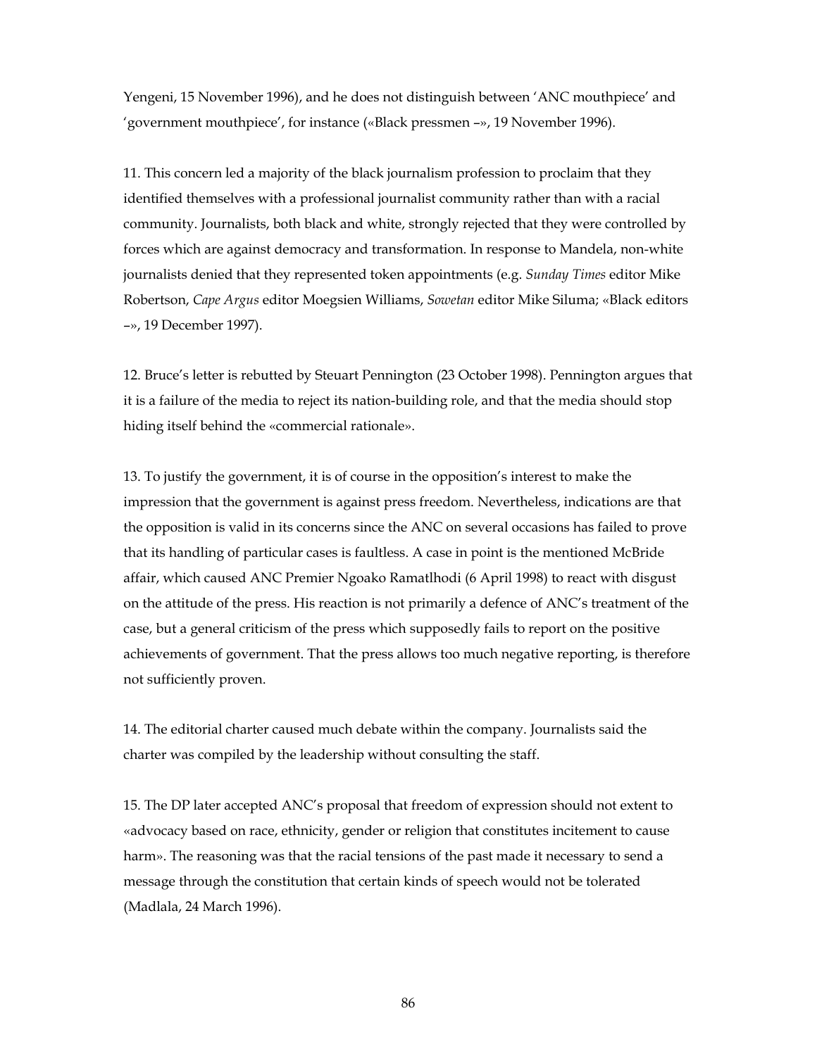Yengeni, 15 November 1996), and he does not distinguish between 'ANC mouthpiece' and 'government mouthpiece', for instance («Black pressmen –», 19 November 1996).

11. This concern led a majority of the black journalism profession to proclaim that they identified themselves with a professional journalist community rather than with a racial community. Journalists, both black and white, strongly rejected that they were controlled by forces which are against democracy and transformation. In response to Mandela, non-white journalists denied that they represented token appointments (e.g. *Sunday Times* editor Mike Robertson, *Cape Argus* editor Moegsien Williams, *Sowetan* editor Mike Siluma; «Black editors –», 19 December 1997).

12. Bruce's letter is rebutted by Steuart Pennington (23 October 1998). Pennington argues that it is a failure of the media to reject its nation-building role, and that the media should stop hiding itself behind the «commercial rationale».

13. To justify the government, it is of course in the opposition's interest to make the impression that the government is against press freedom. Nevertheless, indications are that the opposition is valid in its concerns since the ANC on several occasions has failed to prove that its handling of particular cases is faultless. A case in point is the mentioned McBride affair, which caused ANC Premier Ngoako Ramatlhodi (6 April 1998) to react with disgust on the attitude of the press. His reaction is not primarily a defence of ANC's treatment of the case, but a general criticism of the press which supposedly fails to report on the positive achievements of government. That the press allows too much negative reporting, is therefore not sufficiently proven.

14. The editorial charter caused much debate within the company. Journalists said the charter was compiled by the leadership without consulting the staff.

15. The DP later accepted ANC's proposal that freedom of expression should not extent to «advocacy based on race, ethnicity, gender or religion that constitutes incitement to cause harm». The reasoning was that the racial tensions of the past made it necessary to send a message through the constitution that certain kinds of speech would not be tolerated (Madlala, 24 March 1996).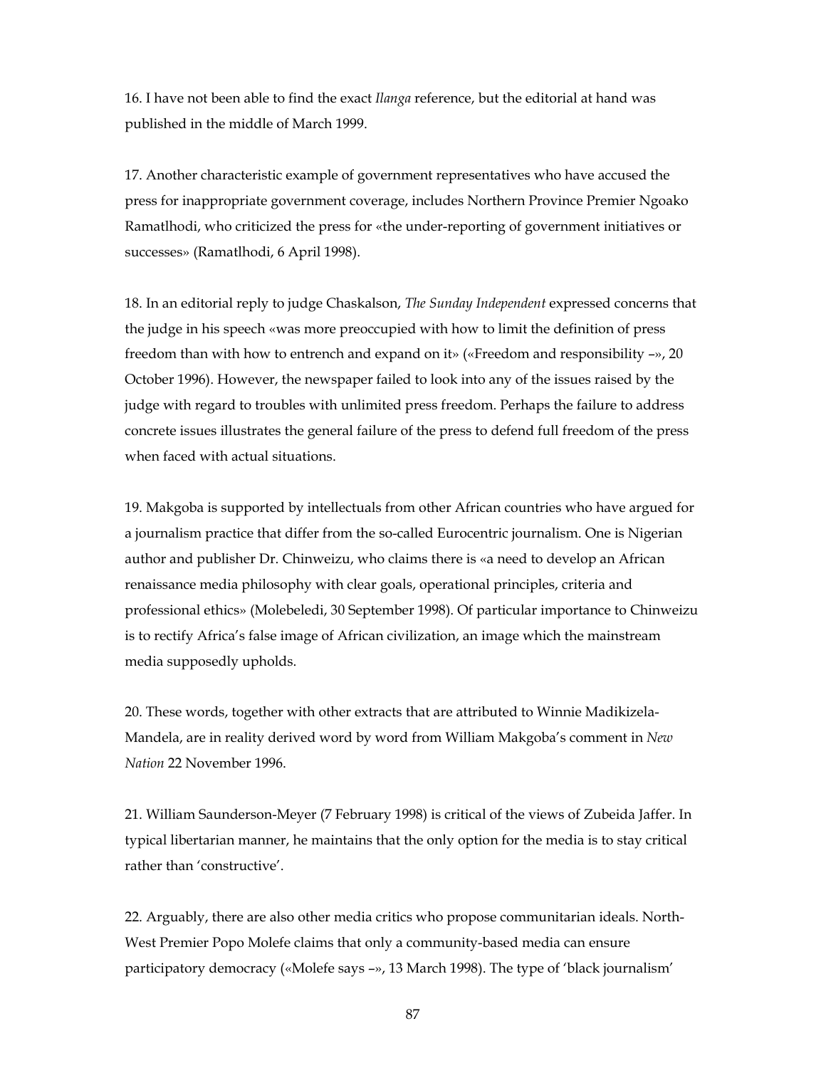16. I have not been able to find the exact *Ilanga* reference, but the editorial at hand was published in the middle of March 1999.

17. Another characteristic example of government representatives who have accused the press for inappropriate government coverage, includes Northern Province Premier Ngoako Ramatlhodi, who criticized the press for «the under-reporting of government initiatives or successes» (Ramatlhodi, 6 April 1998).

18. In an editorial reply to judge Chaskalson, *The Sunday Independent* expressed concerns that the judge in his speech «was more preoccupied with how to limit the definition of press freedom than with how to entrench and expand on it» («Freedom and responsibility –», 20 October 1996). However, the newspaper failed to look into any of the issues raised by the judge with regard to troubles with unlimited press freedom. Perhaps the failure to address concrete issues illustrates the general failure of the press to defend full freedom of the press when faced with actual situations.

19. Makgoba is supported by intellectuals from other African countries who have argued for a journalism practice that differ from the so-called Eurocentric journalism. One is Nigerian author and publisher Dr. Chinweizu, who claims there is «a need to develop an African renaissance media philosophy with clear goals, operational principles, criteria and professional ethics» (Molebeledi, 30 September 1998). Of particular importance to Chinweizu is to rectify Africa's false image of African civilization, an image which the mainstream media supposedly upholds.

20. These words, together with other extracts that are attributed to Winnie Madikizela-Mandela, are in reality derived word by word from William Makgoba's comment in *New Nation* 22 November 1996.

21. William Saunderson-Meyer (7 February 1998) is critical of the views of Zubeida Jaffer. In typical libertarian manner, he maintains that the only option for the media is to stay critical rather than 'constructive'.

22. Arguably, there are also other media critics who propose communitarian ideals. North-West Premier Popo Molefe claims that only a community-based media can ensure participatory democracy («Molefe says –», 13 March 1998). The type of 'black journalism'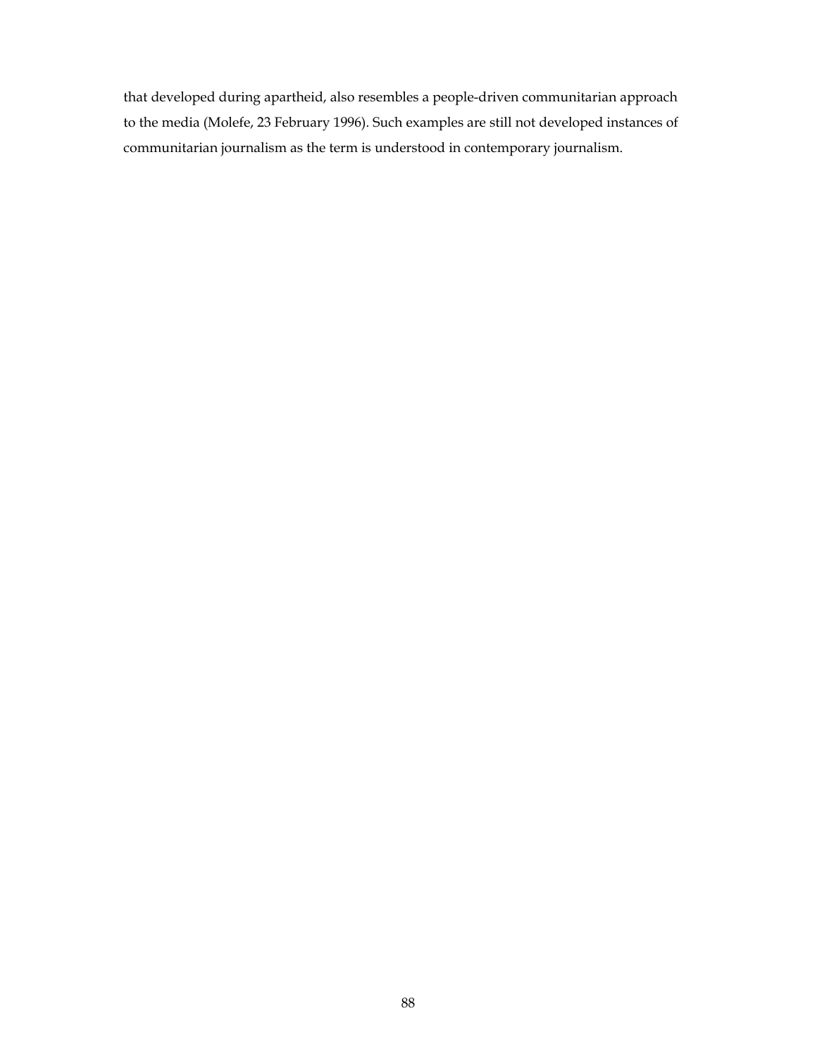that developed during apartheid, also resembles a people-driven communitarian approach to the media (Molefe, 23 February 1996). Such examples are still not developed instances of communitarian journalism as the term is understood in contemporary journalism.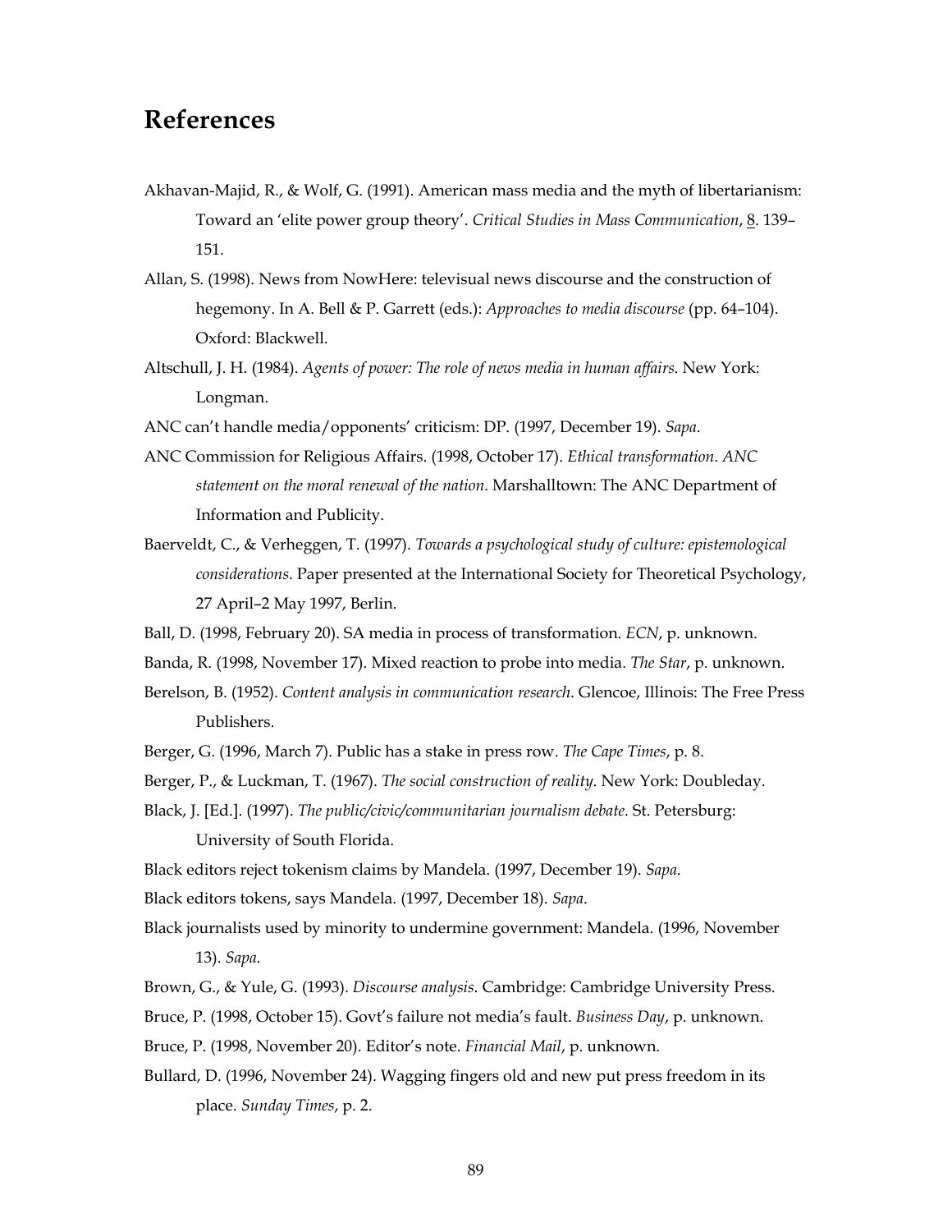# References

Akhavan-Majid, R., & Wolf, G. (1991). American mass media and the myth of libertarianism: Toward an 'elite power group theory'. *Critical Studies in Mass Communication*, 8. 139–151.

Allan, S. (1998). News from NowHere: televisual news discourse and the construction of hegemony. In A. Bell & P. Garrett (eds.): *Approaches to media discourse* (pp. 64–104). Oxford: Blackwell.

Altschull, J. H. (1984). *Agents of power: The role of news media in human affairs*. New York: Longman.

ANC can't handle media/opponents' criticism: DP. (1997, December 19). *Sapa*.

ANC Commission for Religious Affairs. (1998, October 17). *Ethical transformation*. *ANC statement on the moral renewal of the nation*. Marshalltown: The ANC Department of Information and Publicity.

Baerveldt, C., & Verheggen, T. (1997). *Towards a psychological study of culture: epistemological considerations*. Paper presented at the International Society for Theoretical Psychology, 27 April–2 May 1997, Berlin.

Ball, D. (1998, February 20). SA media in process of transformation. *ECN*, p. unknown.

Banda, R. (1998, November 17). Mixed reaction to probe into media. *The Star*, p. unknown.

Berelson, B. (1952). *Content analysis in communication research*. Glencoe, Illinois: The Free Press Publishers.

Berger, G. (1996, March 7). Public has a stake in press row. *The Cape Times*, p. 8.

Berger, P., & Luckman, T. (1967). *The social construction of reality*. New York: Doubleday.

Black, J. [Ed.]. (1997). *The public/civic/communitarian journalism debate.* St. Petersburg: University of South Florida.

Black editors reject tokenism claims by Mandela. (1997, December 19). *Sapa*.

Black editors tokens, says Mandela. (1997, December 18). *Sapa*.

Black journalists used by minority to undermine government: Mandela. (1996, November 13). *Sapa*.

Brown, G., & Yule, G. (1993). *Discourse analysis*. Cambridge: Cambridge University Press.

Bruce, P. (1998, October 15). Govt's failure not media's fault. *Business Day*, p. unknown.

Bruce, P. (1998, November 20). Editor's note. *Financial Mail*, p. unknown.

Bullard, D. (1996, November 24). Wagging fingers old and new put press freedom in its place. *Sunday Times*, p. 2.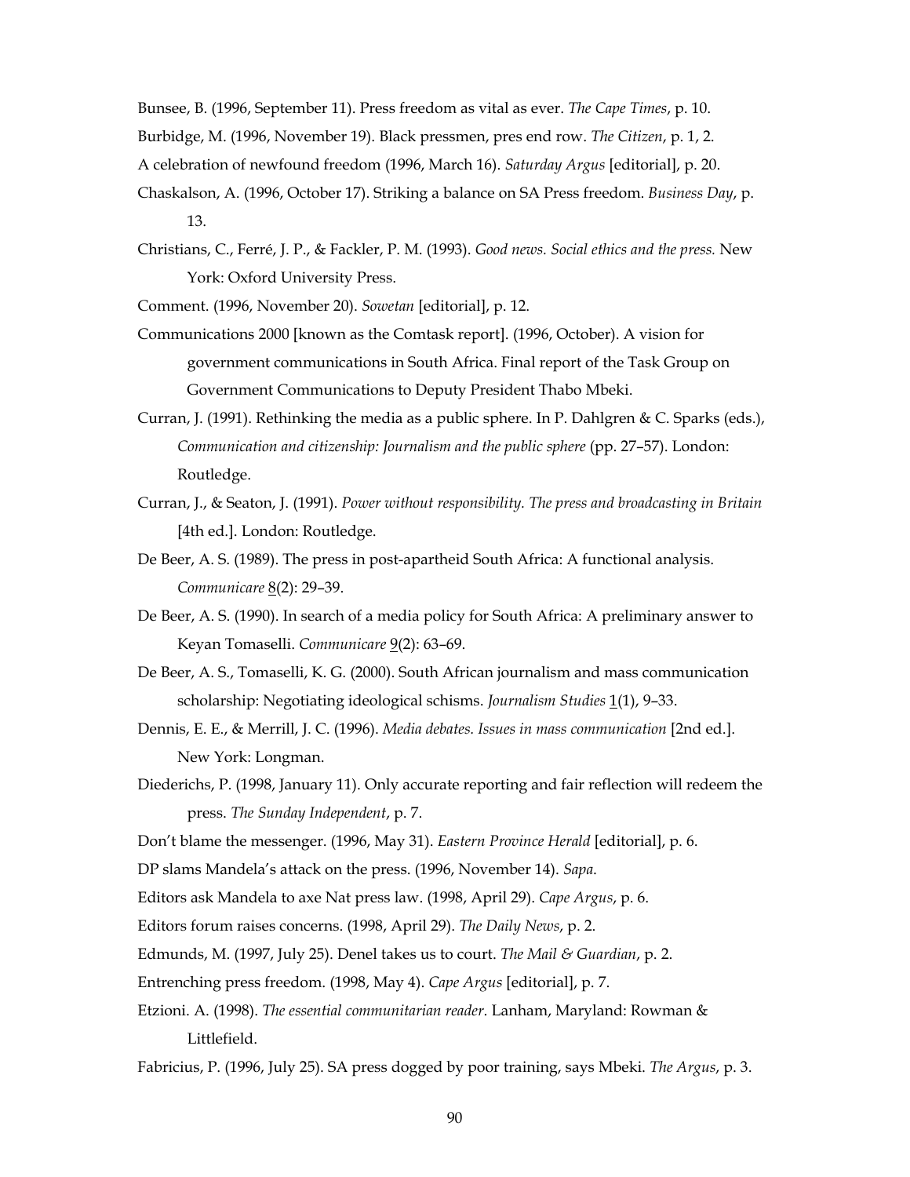Bunsee, B. (1996, September 11). Press freedom as vital as ever. *The Cape Times*, p. 10.

Burbidge, M. (1996, November 19). Black pressmen, pres end row. *The Citizen*, p. 1, 2.

A celebration of newfound freedom (1996, March 16). *Saturday Argus* [editorial], p. 20.

Chaskalson, A. (1996, October 17). Striking a balance on SA Press freedom. *Business Day*, p. 13.

Christians, C., Ferré, J. P., & Fackler, P. M. (1993). *Good news. Social ethics and the press.* New York: Oxford University Press.

Comment. (1996, November 20). *Sowetan* [editorial], p. 12.

Communications 2000 [known as the Comtask report]. (1996, October). A vision for government communications in South Africa. Final report of the Task Group on Government Communications to Deputy President Thabo Mbeki.

Curran, J. (1991). Rethinking the media as a public sphere. In P. Dahlgren & C. Sparks (eds.), *Communication and citizenship: Journalism and the public sphere* (pp. 27–57). London: Routledge.

Curran, J., & Seaton, J. (1991). *Power without responsibility. The press and broadcasting in Britain* [4th ed.]. London: Routledge.

De Beer, A. S. (1989). The press in post-apartheid South Africa: A functional analysis. *Communicare* 8(2): 29–39.

De Beer, A. S. (1990). In search of a media policy for South Africa: A preliminary answer to Keyan Tomaselli. *Communicare* 9(2): 63–69.

De Beer, A. S., Tomaselli, K. G. (2000). South African journalism and mass communication scholarship: Negotiating ideological schisms. *Journalism Studies* 1(1), 9–33.

Dennis, E. E., & Merrill, J. C. (1996). *Media debates. Issues in mass communication* [2nd ed.]. New York: Longman.

Diederichs, P. (1998, January 11). Only accurate reporting and fair reflection will redeem the press. *The Sunday Independent*, p. 7.

Don't blame the messenger. (1996, May 31). *Eastern Province Herald* [editorial], p. 6.

DP slams Mandela's attack on the press. (1996, November 14). *Sapa*.

Editors ask Mandela to axe Nat press law. (1998, April 29). *Cape Argus*, p. 6.

Editors forum raises concerns. (1998, April 29). *The Daily News*, p. 2.

Edmunds, M. (1997, July 25). Denel takes us to court. *The Mail & Guardian*, p. 2.

Entrenching press freedom. (1998, May 4). *Cape Argus* [editorial], p. 7.

Etzioni. A. (1998). *The essential communitarian reader*. Lanham, Maryland: Rowman & Littlefield.

Fabricius, P. (1996, July 25). SA press dogged by poor training, says Mbeki. *The Argus*, p. 3.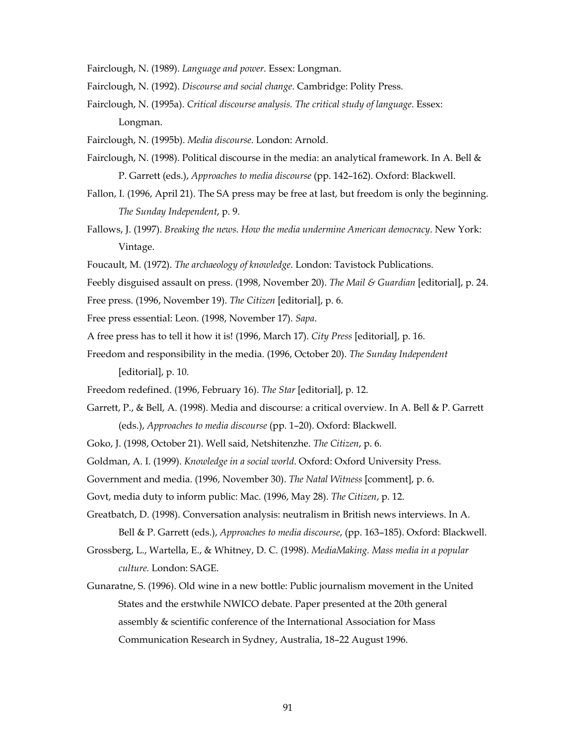Fairclough, N. (1989). *Language and power*. Essex: Longman.

Fairclough, N. (1992). *Discourse and social change*. Cambridge: Polity Press.

Fairclough, N. (1995a). *Critical discourse analysis. The critical study of language*. Essex: Longman.

Fairclough, N. (1995b). *Media discourse*. London: Arnold.

Fairclough, N. (1998). Political discourse in the media: an analytical framework. In A. Bell & P. Garrett (eds.), *Approaches to media discourse* (pp. 142–162). Oxford: Blackwell.

Fallon, I. (1996, April 21). The SA press may be free at last, but freedom is only the beginning. *The Sunday Independent*, p. 9.

Fallows, J. (1997). *Breaking the news. How the media undermine American democracy*. New York: Vintage.

Foucault, M. (1972). *The archaeology of knowledge*. London: Tavistock Publications.

Feebly disguised assault on press. (1998, November 20). *The Mail & Guardian* [editorial], p. 24.

Free press. (1996, November 19). *The Citizen* [editorial], p. 6.

Free press essential: Leon. (1998, November 17). *Sapa*.

A free press has to tell it how it is! (1996, March 17). *City Press* [editorial], p. 16.

Freedom and responsibility in the media. (1996, October 20). *The Sunday Independent* [editorial], p. 10.

Freedom redefined. (1996, February 16). *The Star* [editorial], p. 12.

Garrett, P., & Bell, A. (1998). Media and discourse: a critical overview. In A. Bell & P. Garrett (eds.), *Approaches to media discourse* (pp. 1–20). Oxford: Blackwell.

Goko, J. (1998, October 21). Well said, Netshitenzhe. *The Citizen*, p. 6.

Goldman, A. I. (1999). *Knowledge in a social world*. Oxford: Oxford University Press.

Government and media. (1996, November 30). *The Natal Witness* [comment], p. 6.

Govt, media duty to inform public: Mac. (1996, May 28). *The Citizen*, p. 12.

Greatbatch, D. (1998). Conversation analysis: neutralism in British news interviews. In A. Bell & P. Garrett (eds.), *Approaches to media discourse*, (pp. 163–185). Oxford: Blackwell.

Grossberg, L., Wartella, E., & Whitney, D. C. (1998). *MediaMaking. Mass media in a popular culture.* London: SAGE.

Gunaratne, S. (1996). Old wine in a new bottle: Public journalism movement in the United States and the erstwhile NWICO debate. Paper presented at the 20th general assembly & scientific conference of the International Association for Mass Communication Research in Sydney, Australia, 18–22 August 1996.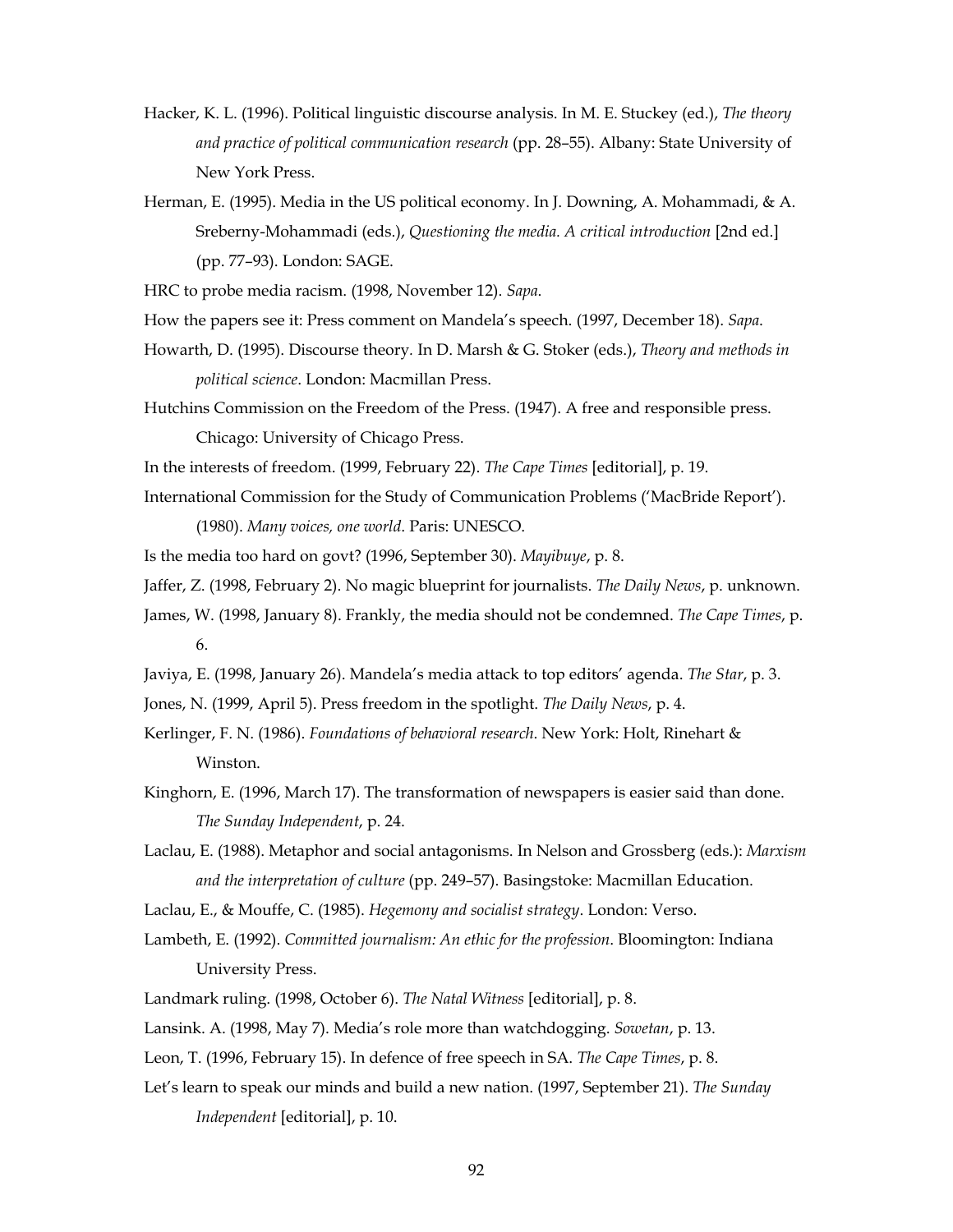Hacker, K. L. (1996). Political linguistic discourse analysis. In M. E. Stuckey (ed.), *The theory and practice of political communication research* (pp. 28–55). Albany: State University of New York Press.

Herman, E. (1995). Media in the US political economy. In J. Downing, A. Mohammadi, & A. Sreberny-Mohammadi (eds.), *Questioning the media. A critical introduction* [2nd ed.] (pp. 77–93). London: SAGE.

HRC to probe media racism. (1998, November 12). *Sapa*.

How the papers see it: Press comment on Mandela's speech. (1997, December 18). *Sapa*.

Howarth, D. (1995). Discourse theory. In D. Marsh & G. Stoker (eds.), *Theory and methods in political science*. London: Macmillan Press.

Hutchins Commission on the Freedom of the Press. (1947). A free and responsible press. Chicago: University of Chicago Press.

In the interests of freedom. (1999, February 22). *The Cape Times* [editorial], p. 19.

International Commission for the Study of Communication Problems ('MacBride Report'). (1980). *Many voices, one world*. Paris: UNESCO.

Is the media too hard on govt? (1996, September 30). *Mayibuye*, p. 8.

Jaffer, Z. (1998, February 2). No magic blueprint for journalists. *The Daily News*, p. unknown.

James, W. (1998, January 8). Frankly, the media should not be condemned. *The Cape Times*, p. 6.

Javiya, E. (1998, January 26). Mandela's media attack to top editors' agenda. *The Star*, p. 3.

Jones, N. (1999, April 5). Press freedom in the spotlight. *The Daily News*, p. 4.

Kerlinger, F. N. (1986). *Foundations of behavioral research*. New York: Holt, Rinehart & Winston.

Kinghorn, E. (1996, March 17). The transformation of newspapers is easier said than done. *The Sunday Independent*, p. 24.

Laclau, E. (1988). Metaphor and social antagonisms. In Nelson and Grossberg (eds.): *Marxism and the interpretation of culture* (pp. 249–57). Basingstoke: Macmillan Education.

Laclau, E., & Mouffe, C. (1985). *Hegemony and socialist strategy*. London: Verso.

Lambeth, E. (1992). *Committed journalism: An ethic for the profession*. Bloomington: Indiana University Press.

Landmark ruling. (1998, October 6). *The Natal Witness* [editorial], p. 8.

Lansink. A. (1998, May 7). Media's role more than watchdogging. *Sowetan*, p. 13.

Leon, T. (1996, February 15). In defence of free speech in SA. *The Cape Times*, p. 8.

Let's learn to speak our minds and build a new nation. (1997, September 21). *The Sunday Independent* [editorial], p. 10.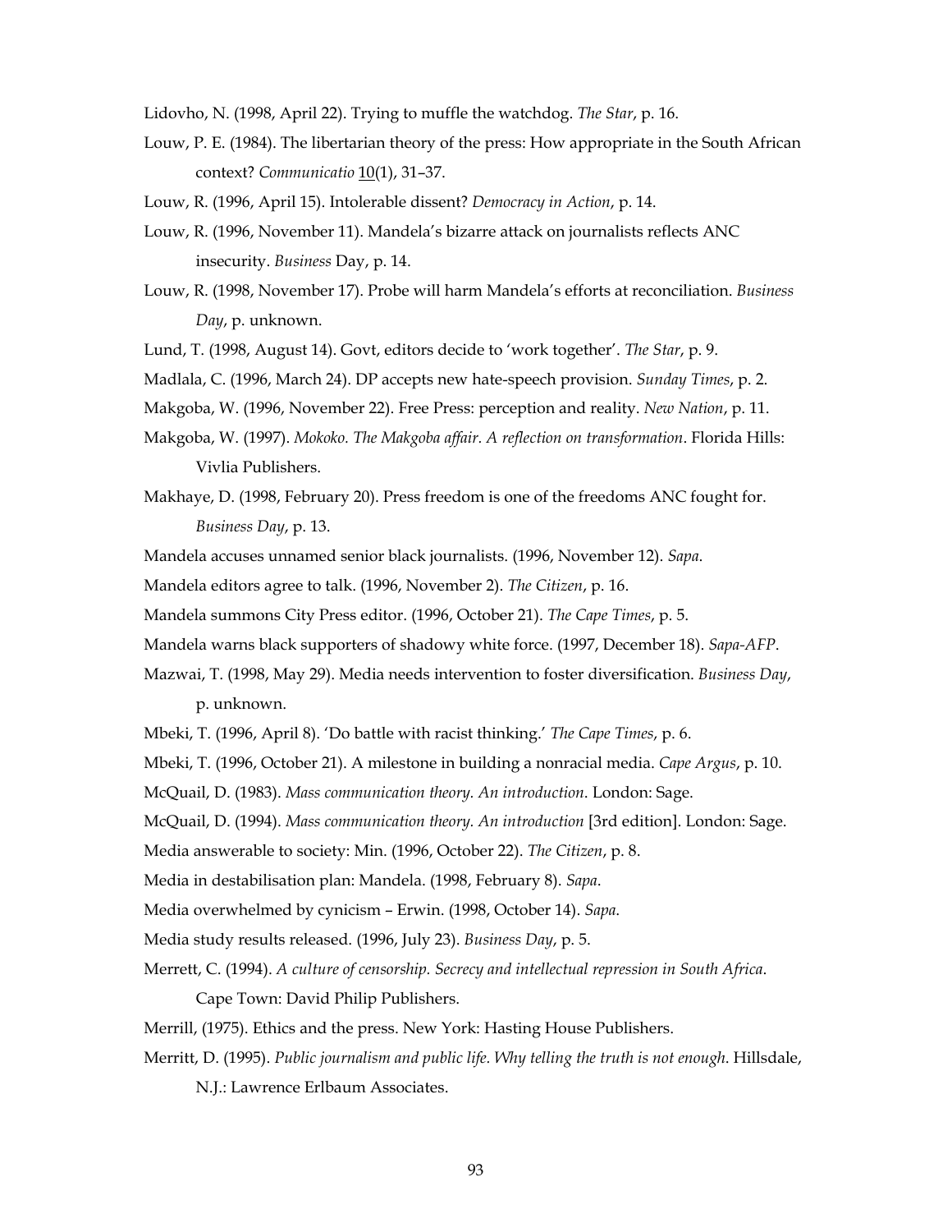Lidovho, N. (1998, April 22). Trying to muffle the watchdog. *The Star*, p. 16.

Louw, P. E. (1984). The libertarian theory of the press: How appropriate in the South African context? *Communicatio* 10(1), 31–37.

Louw, R. (1996, April 15). Intolerable dissent? *Democracy in Action*, p. 14.

Louw, R. (1996, November 11). Mandela's bizarre attack on journalists reflects ANC insecurity. *Business* Day, p. 14.

Louw, R. (1998, November 17). Probe will harm Mandela's efforts at reconciliation. *Business Day*, p. unknown.

Lund, T. (1998, August 14). Govt, editors decide to 'work together'. *The Star*, p. 9.

Madlala, C. (1996, March 24). DP accepts new hate-speech provision. *Sunday Times*, p. 2.

Makgoba, W. (1996, November 22). Free Press: perception and reality. *New Nation*, p. 11.

Makgoba, W. (1997). *Mokoko. The Makgoba affair. A reflection on transformation*. Florida Hills: Vivlia Publishers.

Makhaye, D. (1998, February 20). Press freedom is one of the freedoms ANC fought for. *Business Day*, p. 13.

Mandela accuses unnamed senior black journalists. (1996, November 12). *Sapa*.

Mandela editors agree to talk. (1996, November 2). *The Citizen*, p. 16.

Mandela summons City Press editor. (1996, October 21). *The Cape Times*, p. 5.

Mandela warns black supporters of shadowy white force. (1997, December 18). *Sapa-AFP*.

Mazwai, T. (1998, May 29). Media needs intervention to foster diversification. *Business Day*, p. unknown.

Mbeki, T. (1996, April 8). 'Do battle with racist thinking.' *The Cape Times*, p. 6.

Mbeki, T. (1996, October 21). A milestone in building a nonracial media. *Cape Argus*, p. 10.

McQuail, D. (1983). *Mass communication theory. An introduction*. London: Sage.

McQuail, D. (1994). *Mass communication theory. An introduction* [3rd edition]. London: Sage.

Media answerable to society: Min. (1996, October 22). *The Citizen*, p. 8.

Media in destabilisation plan: Mandela. (1998, February 8). *Sapa*.

Media overwhelmed by cynicism – Erwin. (1998, October 14). *Sapa*.

Media study results released. (1996, July 23). *Business Day*, p. 5.

Merrett, C. (1994). *A culture of censorship. Secrecy and intellectual repression in South Africa*. Cape Town: David Philip Publishers.

Merrill, (1975). Ethics and the press. New York: Hasting House Publishers.

Merritt, D. (1995). *Public journalism and public life. Why telling the truth is not enough*. Hillsdale, N.J.: Lawrence Erlbaum Associates.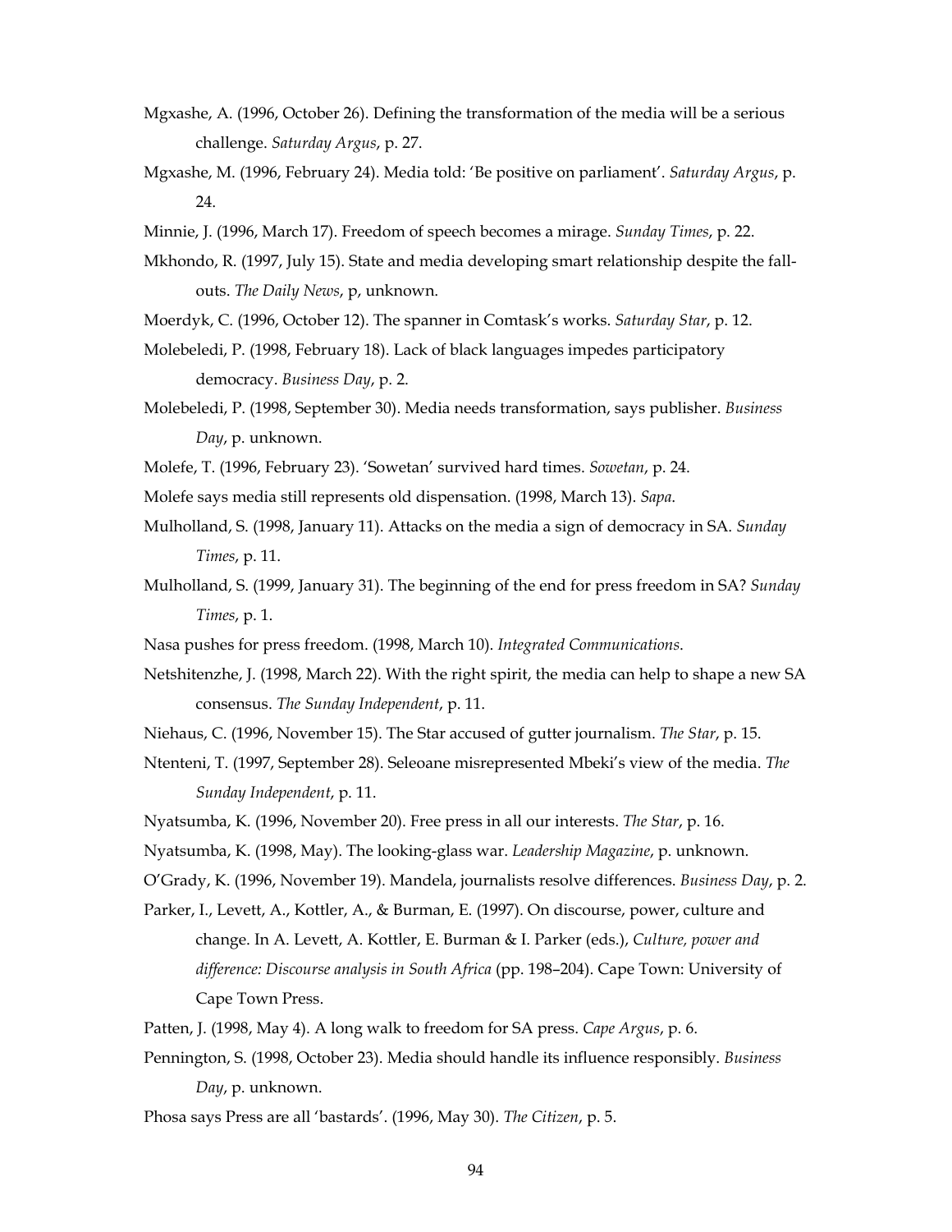Mgxashe, A. (1996, October 26). Defining the transformation of the media will be a serious challenge. *Saturday Argus*, p. 27.

Mgxashe, M. (1996, February 24). Media told: 'Be positive on parliament'. *Saturday Argus*, p. 24.

Minnie, J. (1996, March 17). Freedom of speech becomes a mirage. *Sunday Times*, p. 22.

Mkhondo, R. (1997, July 15). State and media developing smart relationship despite the fall-outs. *The Daily News*, p, unknown.

Moerdyk, C. (1996, October 12). The spanner in Comtask's works. *Saturday Star*, p. 12.

Molebeledi, P. (1998, February 18). Lack of black languages impedes participatory democracy. *Business Day*, p. 2.

Molebeledi, P. (1998, September 30). Media needs transformation, says publisher. *Business Day*, p. unknown.

Molefe, T. (1996, February 23). 'Sowetan' survived hard times. *Sowetan*, p. 24.

Molefe says media still represents old dispensation. (1998, March 13). *Sapa*.

Mulholland, S. (1998, January 11). Attacks on the media a sign of democracy in SA. *Sunday Times*, p. 11.

Mulholland, S. (1999, January 31). The beginning of the end for press freedom in SA? *Sunday Times*, p. 1.

Nasa pushes for press freedom. (1998, March 10). *Integrated Communications*.

Netshitenzhe, J. (1998, March 22). With the right spirit, the media can help to shape a new SA consensus. *The Sunday Independent*, p. 11.

Niehaus, C. (1996, November 15). The Star accused of gutter journalism. *The Star*, p. 15.

Ntenteni, T. (1997, September 28). Seleoane misrepresented Mbeki's view of the media. *The Sunday Independent*, p. 11.

Nyatsumba, K. (1996, November 20). Free press in all our interests. *The Star*, p. 16.

Nyatsumba, K. (1998, May). The looking-glass war. *Leadership Magazine*, p. unknown.

O'Grady, K. (1996, November 19). Mandela, journalists resolve differences. *Business Day*, p. 2.

Parker, I., Levett, A., Kottler, A., & Burman, E. (1997). On discourse, power, culture and change. In A. Levett, A. Kottler, E. Burman & I. Parker (eds.), *Culture, power and difference: Discourse analysis in South Africa* (pp. 198–204). Cape Town: University of Cape Town Press.

Patten, J. (1998, May 4). A long walk to freedom for SA press. *Cape Argus*, p. 6.

Pennington, S. (1998, October 23). Media should handle its influence responsibly. *Business Day*, p. unknown.

Phosa says Press are all 'bastards'. (1996, May 30). *The Citizen*, p. 5.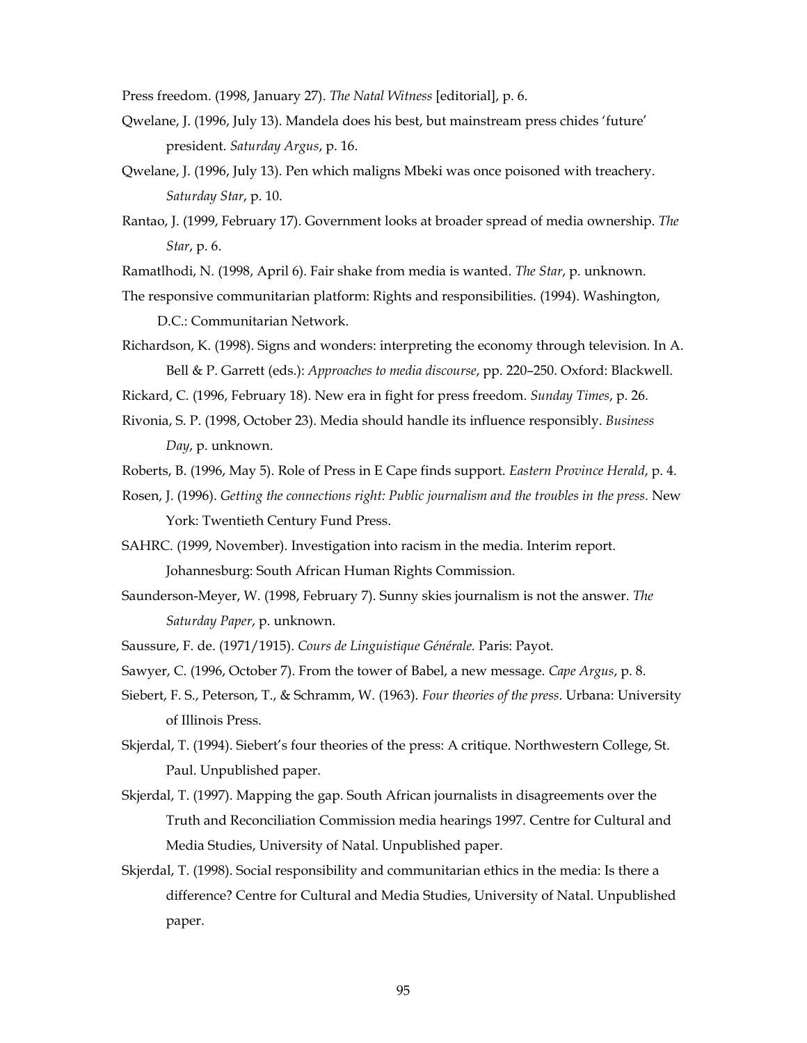Press freedom. (1998, January 27). *The Natal Witness* [editorial], p. 6.

Qwelane, J. (1996, July 13). Mandela does his best, but mainstream press chides 'future' president. *Saturday Argus*, p. 16.

Qwelane, J. (1996, July 13). Pen which maligns Mbeki was once poisoned with treachery. *Saturday Star*, p. 10.

Rantao, J. (1999, February 17). Government looks at broader spread of media ownership. *The Star*, p. 6.

Ramatlhodi, N. (1998, April 6). Fair shake from media is wanted. *The Star*, p. unknown.

The responsive communitarian platform: Rights and responsibilities. (1994). Washington, D.C.: Communitarian Network.

Richardson, K. (1998). Signs and wonders: interpreting the economy through television. In A. Bell & P. Garrett (eds.): *Approaches to media discourse*, pp. 220–250. Oxford: Blackwell.

Rickard, C. (1996, February 18). New era in fight for press freedom. *Sunday Times*, p. 26.

Rivonia, S. P. (1998, October 23). Media should handle its influence responsibly. *Business Day*, p. unknown.

Roberts, B. (1996, May 5). Role of Press in E Cape finds support. *Eastern Province Herald*, p. 4.

Rosen, J. (1996). *Getting the connections right: Public journalism and the troubles in the press*. New York: Twentieth Century Fund Press.

SAHRC. (1999, November). Investigation into racism in the media. Interim report. Johannesburg: South African Human Rights Commission.

Saunderson-Meyer, W. (1998, February 7). Sunny skies journalism is not the answer. *The Saturday Paper*, p. unknown.

Saussure, F. de. (1971/1915). *Cours de Linguistique Générale.* Paris: Payot.

Sawyer, C. (1996, October 7). From the tower of Babel, a new message. *Cape Argus*, p. 8.

Siebert, F. S., Peterson, T., & Schramm, W. (1963). *Four theories of the press*. Urbana: University of Illinois Press.

Skjerdal, T. (1994). Siebert's four theories of the press: A critique. Northwestern College, St. Paul. Unpublished paper.

Skjerdal, T. (1997). Mapping the gap. South African journalists in disagreements over the Truth and Reconciliation Commission media hearings 1997. Centre for Cultural and Media Studies, University of Natal. Unpublished paper.

Skjerdal, T. (1998). Social responsibility and communitarian ethics in the media: Is there a difference? Centre for Cultural and Media Studies, University of Natal. Unpublished paper.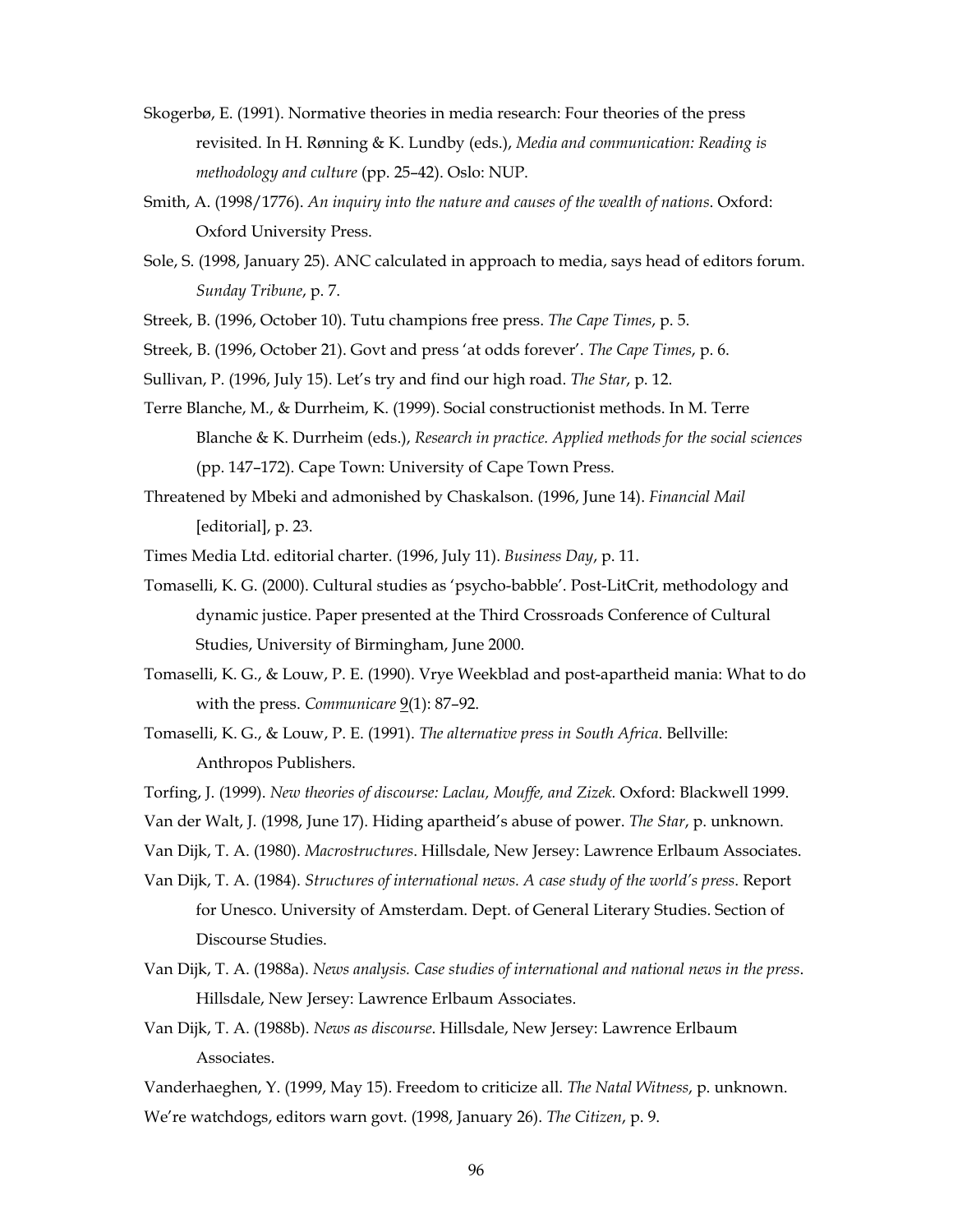Skogerbø, E. (1991). Normative theories in media research: Four theories of the press revisited. In H. Rønning & K. Lundby (eds.), *Media and communication: Reading is methodology and culture* (pp. 25–42). Oslo: NUP.

Smith, A. (1998/1776). *An inquiry into the nature and causes of the wealth of nations*. Oxford: Oxford University Press.

Sole, S. (1998, January 25). ANC calculated in approach to media, says head of editors forum. *Sunday Tribune*, p. 7.

Streek, B. (1996, October 10). Tutu champions free press. *The Cape Times*, p. 5.

Streek, B. (1996, October 21). Govt and press 'at odds forever'. *The Cape Times*, p. 6.

Sullivan, P. (1996, July 15). Let's try and find our high road. *The Star*, p. 12.

Terre Blanche, M., & Durrheim, K. (1999). Social constructionist methods. In M. Terre Blanche & K. Durrheim (eds.), *Research in practice. Applied methods for the social sciences* (pp. 147–172). Cape Town: University of Cape Town Press.

Threatened by Mbeki and admonished by Chaskalson. (1996, June 14). *Financial Mail* [editorial], p. 23.

Times Media Ltd. editorial charter. (1996, July 11). *Business Day*, p. 11.

Tomaselli, K. G. (2000). Cultural studies as 'psycho-babble'. Post-LitCrit, methodology and dynamic justice. Paper presented at the Third Crossroads Conference of Cultural Studies, University of Birmingham, June 2000.

Tomaselli, K. G., & Louw, P. E. (1990). Vrye Weekblad and post-apartheid mania: What to do with the press. *Communicare* 9(1): 87–92.

Tomaselli, K. G., & Louw, P. E. (1991). *The alternative press in South Africa*. Bellville: Anthropos Publishers.

Torfing, J. (1999). *New theories of discourse: Laclau, Mouffe, and Zizek.* Oxford: Blackwell 1999.

Van der Walt, J. (1998, June 17). Hiding apartheid's abuse of power. *The Star*, p. unknown.

Van Dijk, T. A. (1980). *Macrostructures*. Hillsdale, New Jersey: Lawrence Erlbaum Associates.

Van Dijk, T. A. (1984). *Structures of international news. A case study of the world's press*. Report for Unesco. University of Amsterdam. Dept. of General Literary Studies. Section of Discourse Studies.

Van Dijk, T. A. (1988a). *News analysis. Case studies of international and national news in the press*. Hillsdale, New Jersey: Lawrence Erlbaum Associates.

Van Dijk, T. A. (1988b). *News as discourse*. Hillsdale, New Jersey: Lawrence Erlbaum Associates.

Vanderhaeghen, Y. (1999, May 15). Freedom to criticize all. *The Natal Witness*, p. unknown.

We're watchdogs, editors warn govt. (1998, January 26). *The Citizen*, p. 9.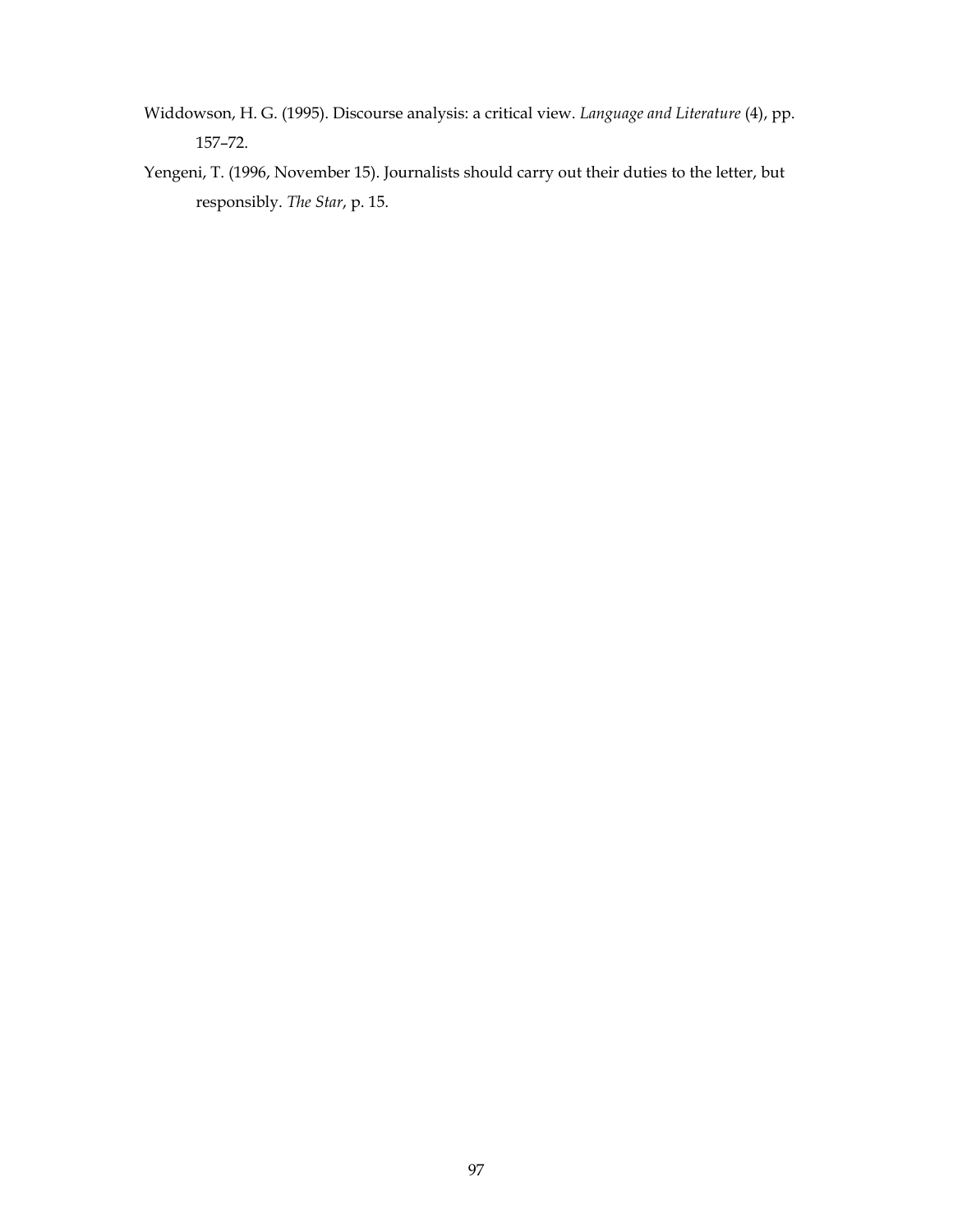Widdowson, H. G. (1995). Discourse analysis: a critical view. *Language and Literature* (4), pp. 157–72.

Yengeni, T. (1996, November 15). Journalists should carry out their duties to the letter, but responsibly. *The Star*, p. 15.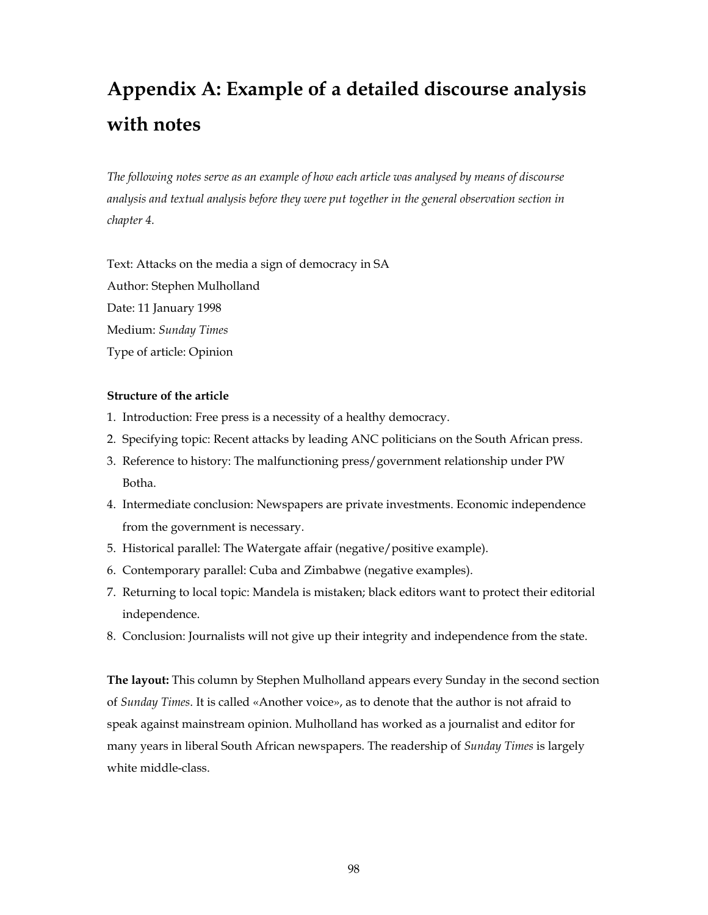# Appendix A: Example of a detailed discourse analysis with notes

*The following notes serve as an example of how each article was analysed by means of discourse analysis and textual analysis before they were put together in the general observation section in chapter 4.*

Text: Attacks on the media a sign of democracy in SA
Author: Stephen Mulholland
Date: 11 January 1998
Medium: *Sunday Times*
Type of article: Opinion

**Structure of the article**

1. Introduction: Free press is a necessity of a healthy democracy.
2. Specifying topic: Recent attacks by leading ANC politicians on the South African press.
3. Reference to history: The malfunctioning press/government relationship under PW Botha.
4. Intermediate conclusion: Newspapers are private investments. Economic independence from the government is necessary.
5. Historical parallel: The Watergate affair (negative/positive example).
6. Contemporary parallel: Cuba and Zimbabwe (negative examples).
7. Returning to local topic: Mandela is mistaken; black editors want to protect their editorial independence.
8. Conclusion: Journalists will not give up their integrity and independence from the state.

**The layout:** This column by Stephen Mulholland appears every Sunday in the second section of *Sunday Times*. It is called «Another voice», as to denote that the author is not afraid to speak against mainstream opinion. Mulholland has worked as a journalist and editor for many years in liberal South African newspapers. The readership of *Sunday Times* is largely white middle-class.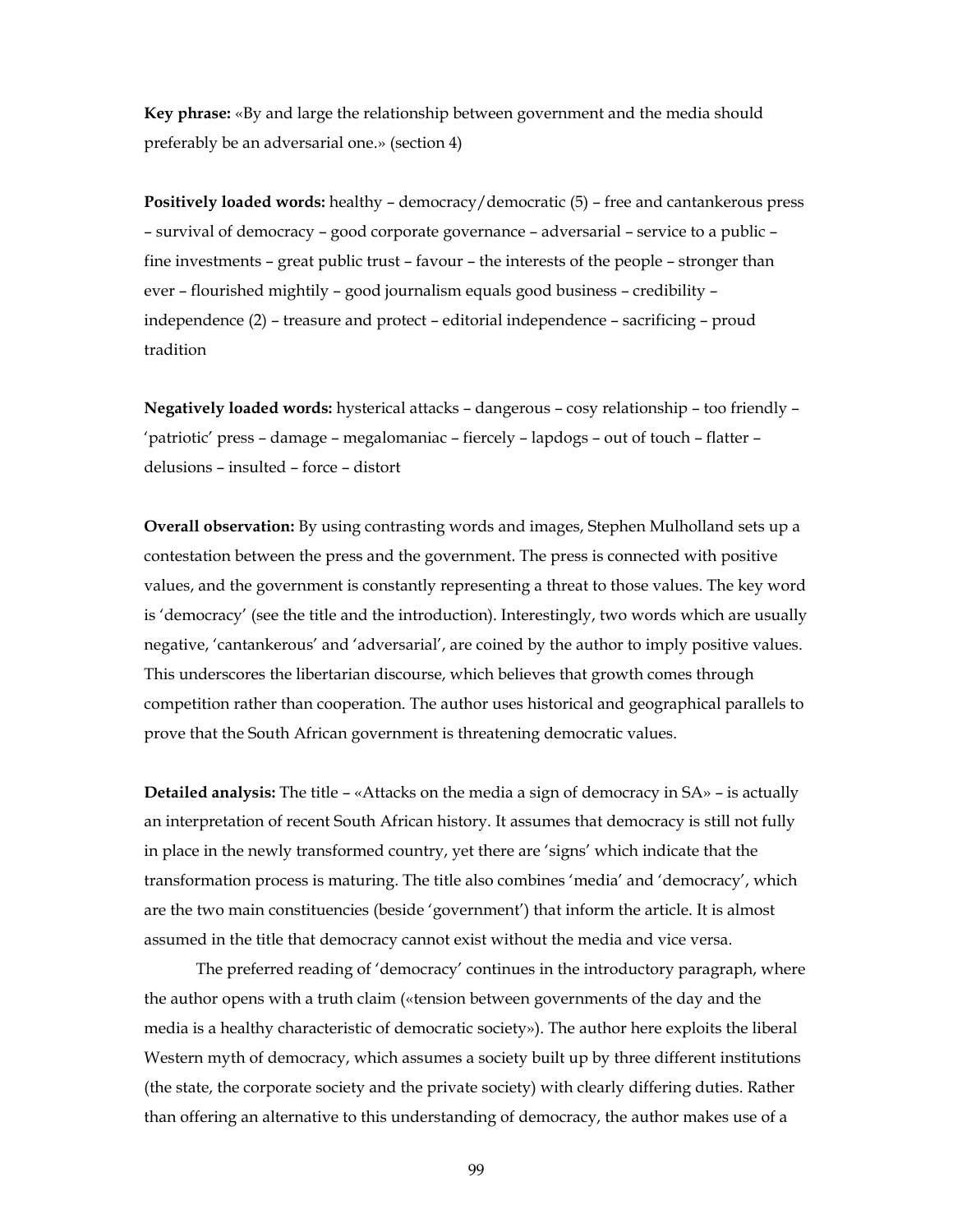**Key phrase:** «By and large the relationship between government and the media should preferably be an adversarial one.» (section 4)

**Positively loaded words:** healthy – democracy/democratic (5) – free and cantankerous press – survival of democracy – good corporate governance – adversarial – service to a public – fine investments – great public trust – favour – the interests of the people – stronger than ever – flourished mightily – good journalism equals good business – credibility – independence (2) – treasure and protect – editorial independence – sacrificing – proud tradition

**Negatively loaded words:** hysterical attacks – dangerous – cosy relationship – too friendly – 'patriotic' press – damage – megalomaniac – fiercely – lapdogs – out of touch – flatter – delusions – insulted – force – distort

**Overall observation:** By using contrasting words and images, Stephen Mulholland sets up a contestation between the press and the government. The press is connected with positive values, and the government is constantly representing a threat to those values. The key word is 'democracy' (see the title and the introduction). Interestingly, two words which are usually negative, 'cantankerous' and 'adversarial', are coined by the author to imply positive values. This underscores the libertarian discourse, which believes that growth comes through competition rather than cooperation. The author uses historical and geographical parallels to prove that the South African government is threatening democratic values.

**Detailed analysis:** The title – «Attacks on the media a sign of democracy in SA» – is actually an interpretation of recent South African history. It assumes that democracy is still not fully in place in the newly transformed country, yet there are 'signs' which indicate that the transformation process is maturing. The title also combines 'media' and 'democracy', which are the two main constituencies (beside 'government') that inform the article. It is almost assumed in the title that democracy cannot exist without the media and vice versa.

The preferred reading of 'democracy' continues in the introductory paragraph, where the author opens with a truth claim («tension between governments of the day and the media is a healthy characteristic of democratic society»). The author here exploits the liberal Western myth of democracy, which assumes a society built up by three different institutions (the state, the corporate society and the private society) with clearly differing duties. Rather than offering an alternative to this understanding of democracy, the author makes use of a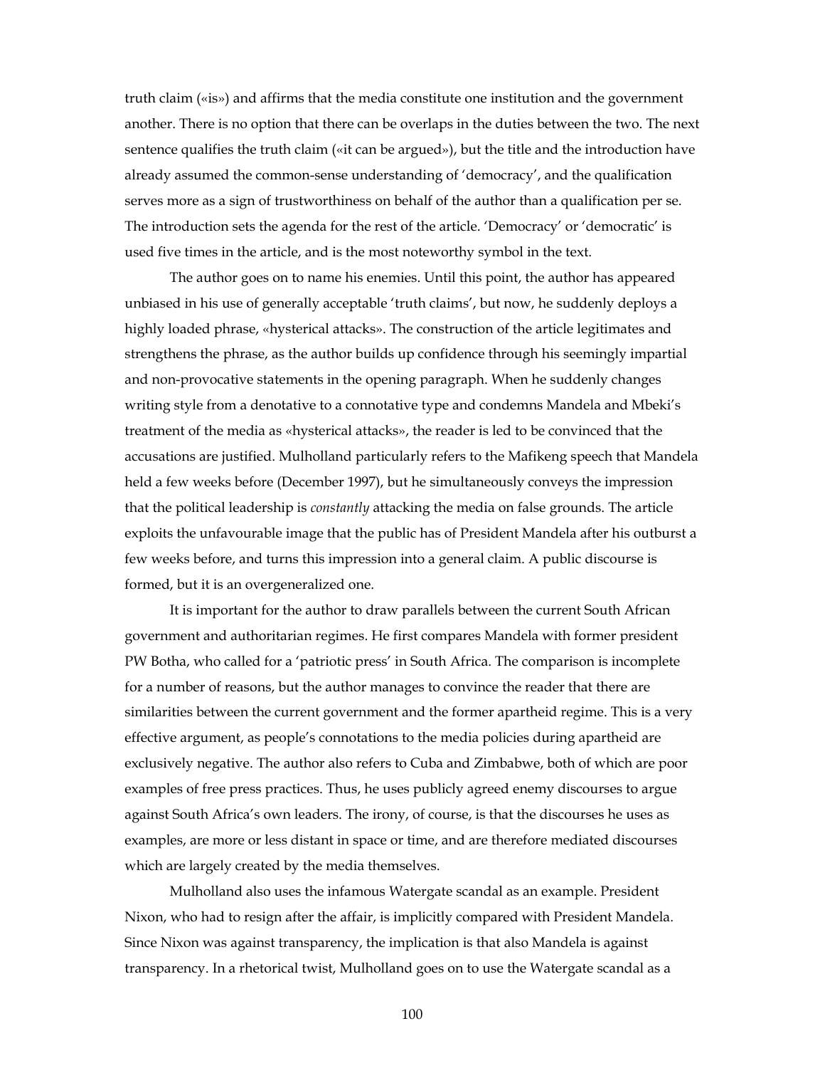truth claim («is») and affirms that the media constitute one institution and the government another. There is no option that there can be overlaps in the duties between the two. The next sentence qualifies the truth claim («it can be argued»), but the title and the introduction have already assumed the common-sense understanding of 'democracy', and the qualification serves more as a sign of trustworthiness on behalf of the author than a qualification per se. The introduction sets the agenda for the rest of the article. 'Democracy' or 'democratic' is used five times in the article, and is the most noteworthy symbol in the text.

The author goes on to name his enemies. Until this point, the author has appeared unbiased in his use of generally acceptable 'truth claims', but now, he suddenly deploys a highly loaded phrase, «hysterical attacks». The construction of the article legitimates and strengthens the phrase, as the author builds up confidence through his seemingly impartial and non-provocative statements in the opening paragraph. When he suddenly changes writing style from a denotative to a connotative type and condemns Mandela and Mbeki's treatment of the media as «hysterical attacks», the reader is led to be convinced that the accusations are justified. Mulholland particularly refers to the Mafikeng speech that Mandela held a few weeks before (December 1997), but he simultaneously conveys the impression that the political leadership is *constantly* attacking the media on false grounds. The article exploits the unfavourable image that the public has of President Mandela after his outburst a few weeks before, and turns this impression into a general claim. A public discourse is formed, but it is an overgeneralized one.

It is important for the author to draw parallels between the current South African government and authoritarian regimes. He first compares Mandela with former president PW Botha, who called for a 'patriotic press' in South Africa. The comparison is incomplete for a number of reasons, but the author manages to convince the reader that there are similarities between the current government and the former apartheid regime. This is a very effective argument, as people's connotations to the media policies during apartheid are exclusively negative. The author also refers to Cuba and Zimbabwe, both of which are poor examples of free press practices. Thus, he uses publicly agreed enemy discourses to argue against South Africa's own leaders. The irony, of course, is that the discourses he uses as examples, are more or less distant in space or time, and are therefore mediated discourses which are largely created by the media themselves.

Mulholland also uses the infamous Watergate scandal as an example. President Nixon, who had to resign after the affair, is implicitly compared with President Mandela. Since Nixon was against transparency, the implication is that also Mandela is against transparency. In a rhetorical twist, Mulholland goes on to use the Watergate scandal as a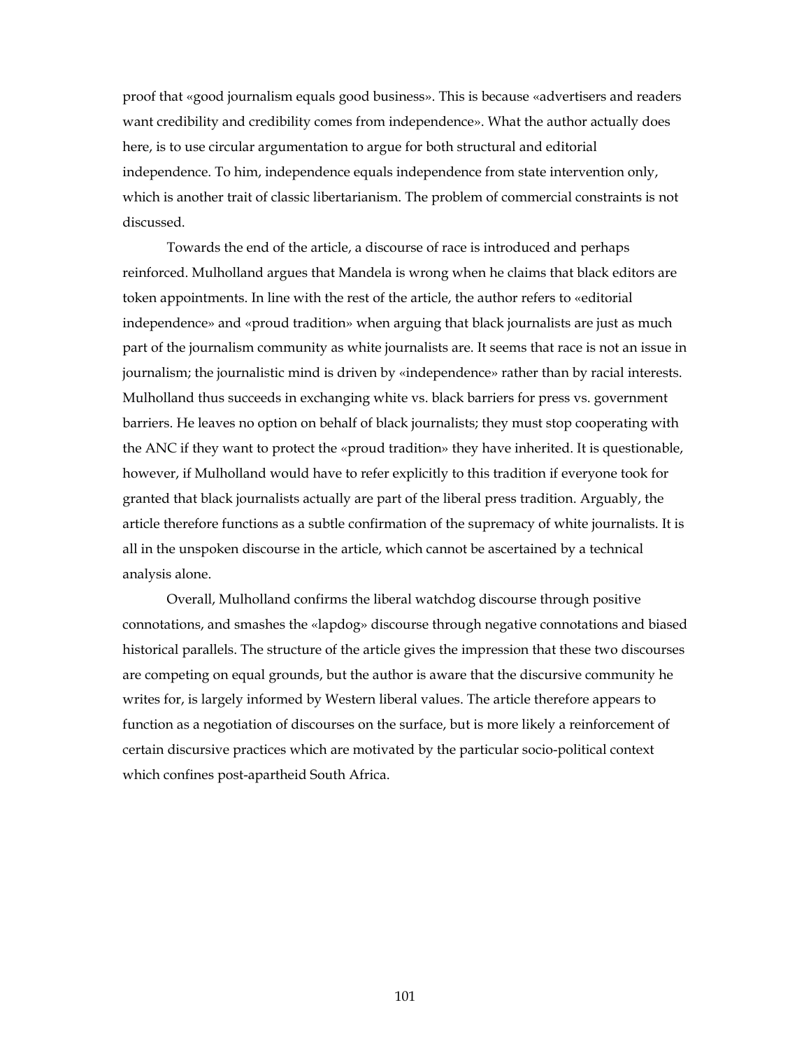proof that «good journalism equals good business». This is because «advertisers and readers want credibility and credibility comes from independence». What the author actually does here, is to use circular argumentation to argue for both structural and editorial independence. To him, independence equals independence from state intervention only, which is another trait of classic libertarianism. The problem of commercial constraints is not discussed.

Towards the end of the article, a discourse of race is introduced and perhaps reinforced. Mulholland argues that Mandela is wrong when he claims that black editors are token appointments. In line with the rest of the article, the author refers to «editorial independence» and «proud tradition» when arguing that black journalists are just as much part of the journalism community as white journalists are. It seems that race is not an issue in journalism; the journalistic mind is driven by «independence» rather than by racial interests. Mulholland thus succeeds in exchanging white vs. black barriers for press vs. government barriers. He leaves no option on behalf of black journalists; they must stop cooperating with the ANC if they want to protect the «proud tradition» they have inherited. It is questionable, however, if Mulholland would have to refer explicitly to this tradition if everyone took for granted that black journalists actually are part of the liberal press tradition. Arguably, the article therefore functions as a subtle confirmation of the supremacy of white journalists. It is all in the unspoken discourse in the article, which cannot be ascertained by a technical analysis alone.

Overall, Mulholland confirms the liberal watchdog discourse through positive connotations, and smashes the «lapdog» discourse through negative connotations and biased historical parallels. The structure of the article gives the impression that these two discourses are competing on equal grounds, but the author is aware that the discursive community he writes for, is largely informed by Western liberal values. The article therefore appears to function as a negotiation of discourses on the surface, but is more likely a reinforcement of certain discursive practices which are motivated by the particular socio-political context which confines post-apartheid South Africa.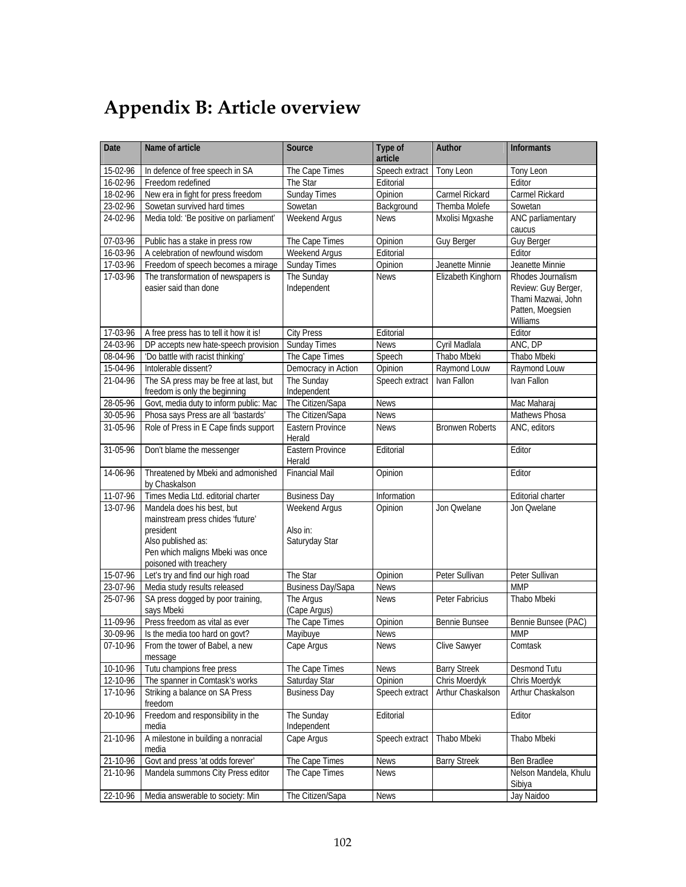# Appendix B: Article overview

| Date | Name of article | Source | Type of article | Author | Informants |
|---|---|---|---|---|---|
| 15-02-96 | In defence of free speech in SA | The Cape Times | Speech extract | Tony Leon | Tony Leon |
| 16-02-96 | Freedom redefined | The Star | Editorial | | Editor |
| 18-02-96 | New era in fight for press freedom | Sunday Times | Opinion | Carmel Rickard | Carmel Rickard |
| 23-02-96 | Sowetan survived hard times | Sowetan | Background | Themba Molefe | Sowetan |
| 24-02-96 | Media told: 'Be positive on parliament' | Weekend Argus | News | Mxolisi Mgxashe | ANC parliamentary caucus |
| 07-03-96 | Public has a stake in press row | The Cape Times | Opinion | Guy Berger | Guy Berger |
| 16-03-96 | A celebration of newfound wisdom | Weekend Argus | Editorial | | Editor |
| 17-03-96 | Freedom of speech becomes a mirage | Sunday Times | Opinion | Jeanette Minnie | Jeanette Minnie |
| 17-03-96 | The transformation of newspapers is easier said than done | The Sunday Independent | News | Elizabeth Kinghorn | Rhodes Journalism Review: Guy Berger, Thami Mazwai, John Patten, Moegsien Williams |
| 17-03-96 | A free press has to tell it how it is! | City Press | Editorial | | Editor |
| 24-03-96 | DP accepts new hate-speech provision | Sunday Times | News | Cyril Madlala | ANC, DP |
| 08-04-96 | 'Do battle with racist thinking' | The Cape Times | Speech | Thabo Mbeki | Thabo Mbeki |
| 15-04-96 | Intolerable dissent? | Democracy in Action | Opinion | Raymond Louw | Raymond Louw |
| 21-04-96 | The SA press may be free at last, but freedom is only the beginning | The Sunday Independent | Speech extract | Ivan Fallon | Ivan Fallon |
| 28-05-96 | Govt, media duty to inform public: Mac | The Citizen/Sapa | News | | Mac Maharaj |
| 30-05-96 | Phosa says Press are all 'bastards' | The Citizen/Sapa | News | | Mathews Phosa |
| 31-05-96 | Role of Press in E Cape finds support | Eastern Province Herald | News | Bronwen Roberts | ANC, editors |
| 31-05-96 | Don't blame the messenger | Eastern Province Herald | Editorial | | Editor |
| 14-06-96 | Threatened by Mbeki and admonished by Chaskalson | Financial Mail | Opinion | | Editor |
| 11-07-96 | Times Media Ltd. editorial charter | Business Day | Information | | Editorial charter |
| 13-07-96 | Mandela does his best, but mainstream press chides 'future' president<br>Also published as:<br>Pen which maligns Mbeki was once poisoned with treachery | Weekend Argus<br><br>Also in:<br>Saturyday Star | Opinion | Jon Qwelane | Jon Qwelane |
| 15-07-96 | Let's try and find our high road | The Star | Opinion | Peter Sullivan | Peter Sullivan |
| 23-07-96 | Media study results released | Business Day/Sapa | News | | MMP |
| 25-07-96 | SA press dogged by poor training, says Mbeki | The Argus (Cape Argus) | News | Peter Fabricius | Thabo Mbeki |
| 11-09-96 | Press freedom as vital as ever | The Cape Times | Opinion | Bennie Bunsee | Bennie Bunsee (PAC) |
| 30-09-96 | Is the media too hard on govt? | Mayibuye | News | | MMP |
| 07-10-96 | From the tower of Babel, a new message | Cape Argus | News | Clive Sawyer | Comtask |
| 10-10-96 | Tutu champions free press | The Cape Times | News | Barry Streek | Desmond Tutu |
| 12-10-96 | The spanner in Comtask's works | Saturday Star | Opinion | Chris Moerdyk | Chris Moerdyk |
| 17-10-96 | Striking a balance on SA Press freedom | Business Day | Speech extract | Arthur Chaskalson | Arthur Chaskalson |
| 20-10-96 | Freedom and responsibility in the media | The Sunday Independent | Editorial | | Editor |
| 21-10-96 | A milestone in building a nonracial media | Cape Argus | Speech extract | Thabo Mbeki | Thabo Mbeki |
| 21-10-96 | Govt and press 'at odds forever' | The Cape Times | News | Barry Streek | Ben Bradlee |
| 21-10-96 | Mandela summons City Press editor | The Cape Times | News | | Nelson Mandela, Khulu Sibiya |
| 22-10-96 | Media answerable to society: Min | The Citizen/Sapa | News | | Jay Naidoo |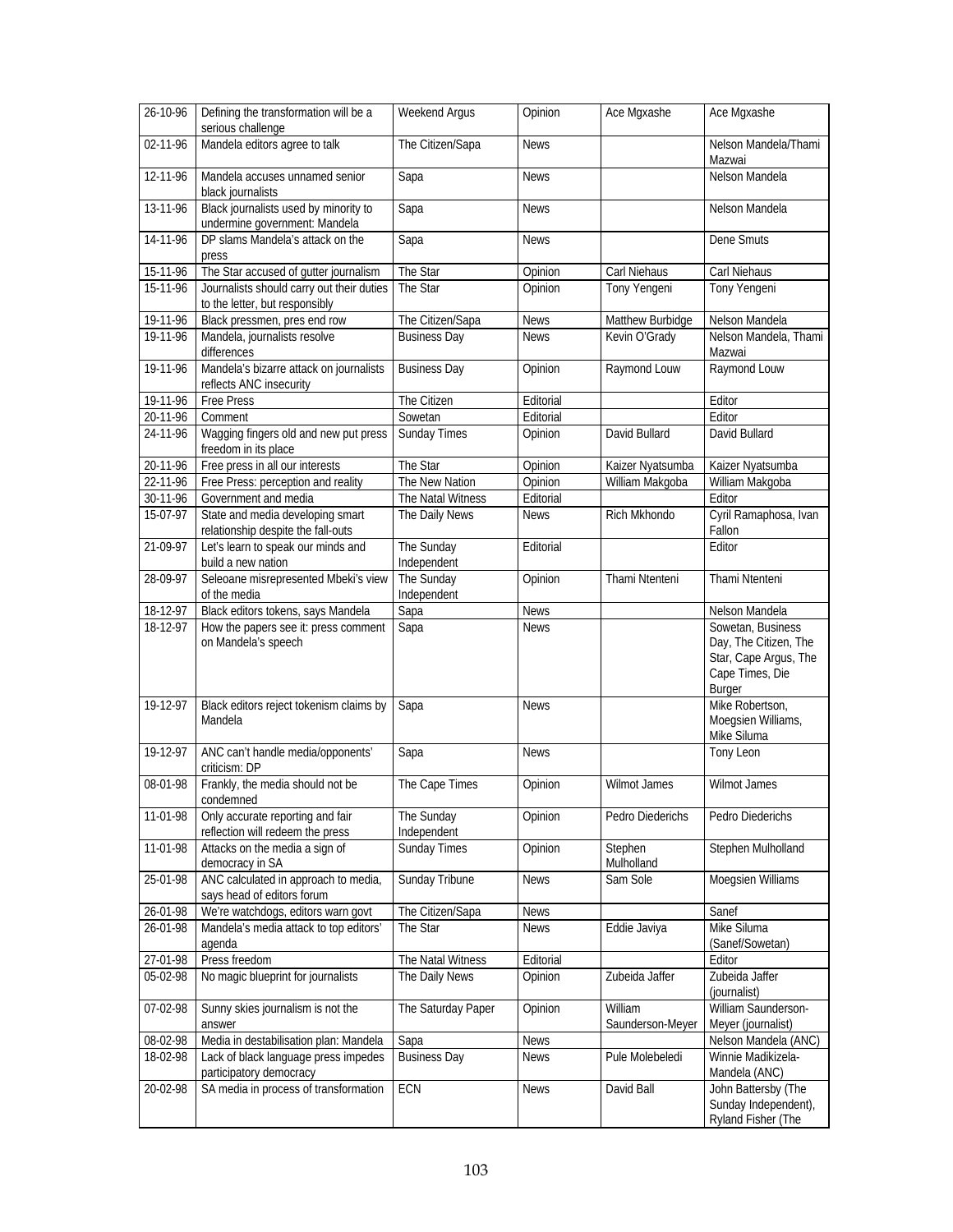| 26-10-96 | Defining the transformation will be a serious challenge | Weekend Argus | Opinion | Ace Mgxashe | Ace Mgxashe |
|---|---|---|---|---|---|
| 02-11-96 | Mandela editors agree to talk | The Citizen/Sapa | News | | Nelson Mandela/Thami Mazwai |
| 12-11-96 | Mandela accuses unnamed senior black journalists | Sapa | News | | Nelson Mandela |
| 13-11-96 | Black journalists used by minority to undermine government: Mandela | Sapa | News | | Nelson Mandela |
| 14-11-96 | DP slams Mandela's attack on the press | Sapa | News | | Dene Smuts |
| 15-11-96 | The Star accused of gutter journalism | The Star | Opinion | Carl Niehaus | Carl Niehaus |
| 15-11-96 | Journalists should carry out their duties to the letter, but responsibly | The Star | Opinion | Tony Yengeni | Tony Yengeni |
| 19-11-96 | Black pressmen, pres end row | The Citizen/Sapa | News | Matthew Burbidge | Nelson Mandela |
| 19-11-96 | Mandela, journalists resolve differences | Business Day | News | Kevin O'Grady | Nelson Mandela, Thami Mazwai |
| 19-11-96 | Mandela's bizarre attack on journalists reflects ANC insecurity | Business Day | Opinion | Raymond Louw | Raymond Louw |
| 19-11-96 | Free Press | The Citizen | Editorial | | Editor |
| 20-11-96 | Comment | Sowetan | Editorial | | Editor |
| 24-11-96 | Wagging fingers old and new put press freedom in its place | Sunday Times | Opinion | David Bullard | David Bullard |
| 20-11-96 | Free press in all our interests | The Star | Opinion | Kaizer Nyatsumba | Kaizer Nyatsumba |
| 22-11-96 | Free Press: perception and reality | The New Nation | Opinion | William Makgoba | William Makgoba |
| 30-11-96 | Government and media | The Natal Witness | Editorial | | Editor |
| 15-07-97 | State and media developing smart relationship despite the fall-outs | The Daily News | News | Rich Mkhondo | Cyril Ramaphosa, Ivan Fallon |
| 21-09-97 | Let's learn to speak our minds and build a new nation | The Sunday Independent | Editorial | | Editor |
| 28-09-97 | Seleoane misrepresented Mbeki's view of the media | The Sunday Independent | Opinion | Thami Ntenteni | Thami Ntenteni |
| 18-12-97 | Black editors tokens, says Mandela | Sapa | News | | Nelson Mandela |
| 18-12-97 | How the papers see it: press comment on Mandela's speech | Sapa | News | | Sowetan, Business Day, The Citizen, The Star, Cape Argus, The Cape Times, Die Burger |
| 19-12-97 | Black editors reject tokenism claims by Mandela | Sapa | News | | Mike Robertson, Moegsien Williams, Mike Siluma |
| 19-12-97 | ANC can't handle media/opponents' criticism: DP | Sapa | News | | Tony Leon |
| 08-01-98 | Frankly, the media should not be condemned | The Cape Times | Opinion | Wilmot James | Wilmot James |
| 11-01-98 | Only accurate reporting and fair reflection will redeem the press | The Sunday Independent | Opinion | Pedro Diederichs | Pedro Diederichs |
| 11-01-98 | Attacks on the media a sign of democracy in SA | Sunday Times | Opinion | Stephen Mulholland | Stephen Mulholland |
| 25-01-98 | ANC calculated in approach to media, says head of editors forum | Sunday Tribune | News | Sam Sole | Moegsien Williams |
| 26-01-98 | We're watchdogs, editors warn govt | The Citizen/Sapa | News | | Sanef |
| 26-01-98 | Mandela's media attack to top editors' agenda | The Star | News | Eddie Javiya | Mike Siluma (Sanef/Sowetan) |
| 27-01-98 | Press freedom | The Natal Witness | Editorial | | Editor |
| 05-02-98 | No magic blueprint for journalists | The Daily News | Opinion | Zubeida Jaffer | Zubeida Jaffer (journalist) |
| 07-02-98 | Sunny skies journalism is not the answer | The Saturday Paper | Opinion | William Saunderson-Meyer | William Saunderson-Meyer (journalist) |
| 08-02-98 | Media in destabilisation plan: Mandela | Sapa | News | | Nelson Mandela (ANC) |
| 18-02-98 | Lack of black language press impedes participatory democracy | Business Day | News | Pule Molebeledi | Winnie Madikizela-Mandela (ANC) |
| 20-02-98 | SA media in process of transformation | ECN | News | David Ball | John Battersby (The Sunday Independent), Ryland Fisher (The |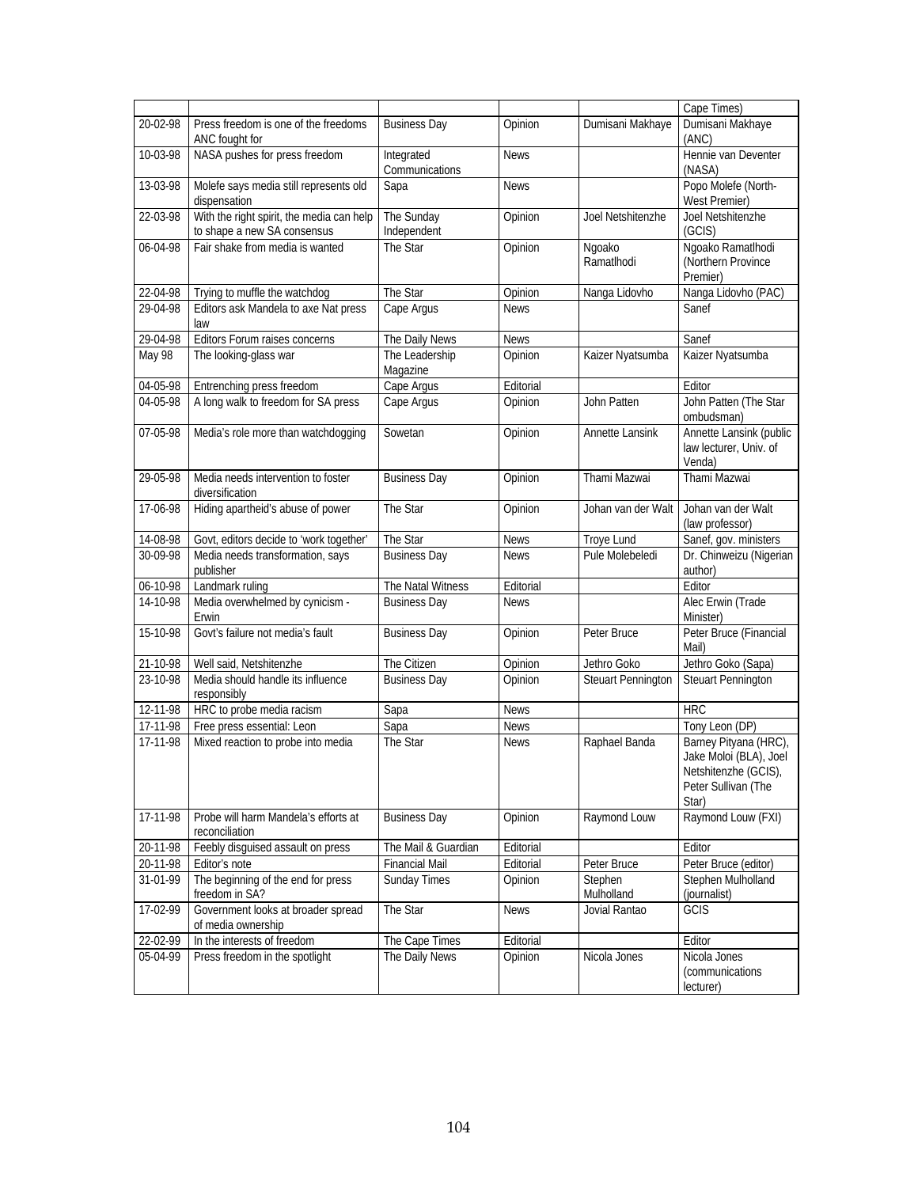| | | | | | |
|---|---|---|---|---|---|
| | | | | | Cape Times) |
| 20-02-98 | Press freedom is one of the freedoms ANC fought for | Business Day | Opinion | Dumisani Makhaye | Dumisani Makhaye (ANC) |
| 10-03-98 | NASA pushes for press freedom | Integrated Communications | News | | Hennie van Deventer (NASA) |
| 13-03-98 | Molefe says media still represents old dispensation | Sapa | News | | Popo Molefe (North-West Premier) |
| 22-03-98 | With the right spirit, the media can help to shape a new SA consensus | The Sunday Independent | Opinion | Joel Netshitenzhe | Joel Netshitenzhe (GCIS) |
| 06-04-98 | Fair shake from media is wanted | The Star | Opinion | Ngoako Ramatlhodi | Ngoako Ramatlhodi (Northern Province Premier) |
| 22-04-98 | Trying to muffle the watchdog | The Star | Opinion | Nanga Lidovho | Nanga Lidovho (PAC) |
| 29-04-98 | Editors ask Mandela to axe Nat press law | Cape Argus | News | | Sanef |
| 29-04-98 | Editors Forum raises concerns | The Daily News | News | | Sanef |
| May 98 | The looking-glass war | The Leadership Magazine | Opinion | Kaizer Nyatsumba | Kaizer Nyatsumba |
| 04-05-98 | Entrenching press freedom | Cape Argus | Editorial | | Editor |
| 04-05-98 | A long walk to freedom for SA press | Cape Argus | Opinion | John Patten | John Patten (The Star ombudsman) |
| 07-05-98 | Media's role more than watchdogging | Sowetan | Opinion | Annette Lansink | Annette Lansink (public law lecturer, Univ. of Venda) |
| 29-05-98 | Media needs intervention to foster diversification | Business Day | Opinion | Thami Mazwai | Thami Mazwai |
| 17-06-98 | Hiding apartheid's abuse of power | The Star | Opinion | Johan van der Walt | Johan van der Walt (law professor) |
| 14-08-98 | Govt, editors decide to 'work together' | The Star | News | Troye Lund | Sanef, gov. ministers |
| 30-09-98 | Media needs transformation, says publisher | Business Day | News | Pule Molebeledi | Dr. Chinweizu (Nigerian author) |
| 06-10-98 | Landmark ruling | The Natal Witness | Editorial | | Editor |
| 14-10-98 | Media overwhelmed by cynicism - Erwin | Business Day | News | | Alec Erwin (Trade Minister) |
| 15-10-98 | Govt's failure not media's fault | Business Day | Opinion | Peter Bruce | Peter Bruce (Financial Mail) |
| 21-10-98 | Well said, Netshitenzhe | The Citizen | Opinion | Jethro Goko | Jethro Goko (Sapa) |
| 23-10-98 | Media should handle its influence responsibly | Business Day | Opinion | Steuart Pennington | Steuart Pennington |
| 12-11-98 | HRC to probe media racism | Sapa | News | | HRC |
| 17-11-98 | Free press essential: Leon | Sapa | News | | Tony Leon (DP) |
| 17-11-98 | Mixed reaction to probe into media | The Star | News | Raphael Banda | Barney Pityana (HRC), Jake Moloi (BLA), Joel Netshitenzhe (GCIS), Peter Sullivan (The Star) |
| 17-11-98 | Probe will harm Mandela's efforts at reconciliation | Business Day | Opinion | Raymond Louw | Raymond Louw (FXI) |
| 20-11-98 | Feebly disguised assault on press | The Mail & Guardian | Editorial | | Editor |
| 20-11-98 | Editor's note | Financial Mail | Editorial | Peter Bruce | Peter Bruce (editor) |
| 31-01-99 | The beginning of the end for press freedom in SA? | Sunday Times | Opinion | Stephen Mulholland | Stephen Mulholland (journalist) |
| 17-02-99 | Government looks at broader spread of media ownership | The Star | News | Jovial Rantao | GCIS |
| 22-02-99 | In the interests of freedom | The Cape Times | Editorial | | Editor |
| 05-04-99 | Press freedom in the spotlight | The Daily News | Opinion | Nicola Jones | Nicola Jones (communications lecturer) |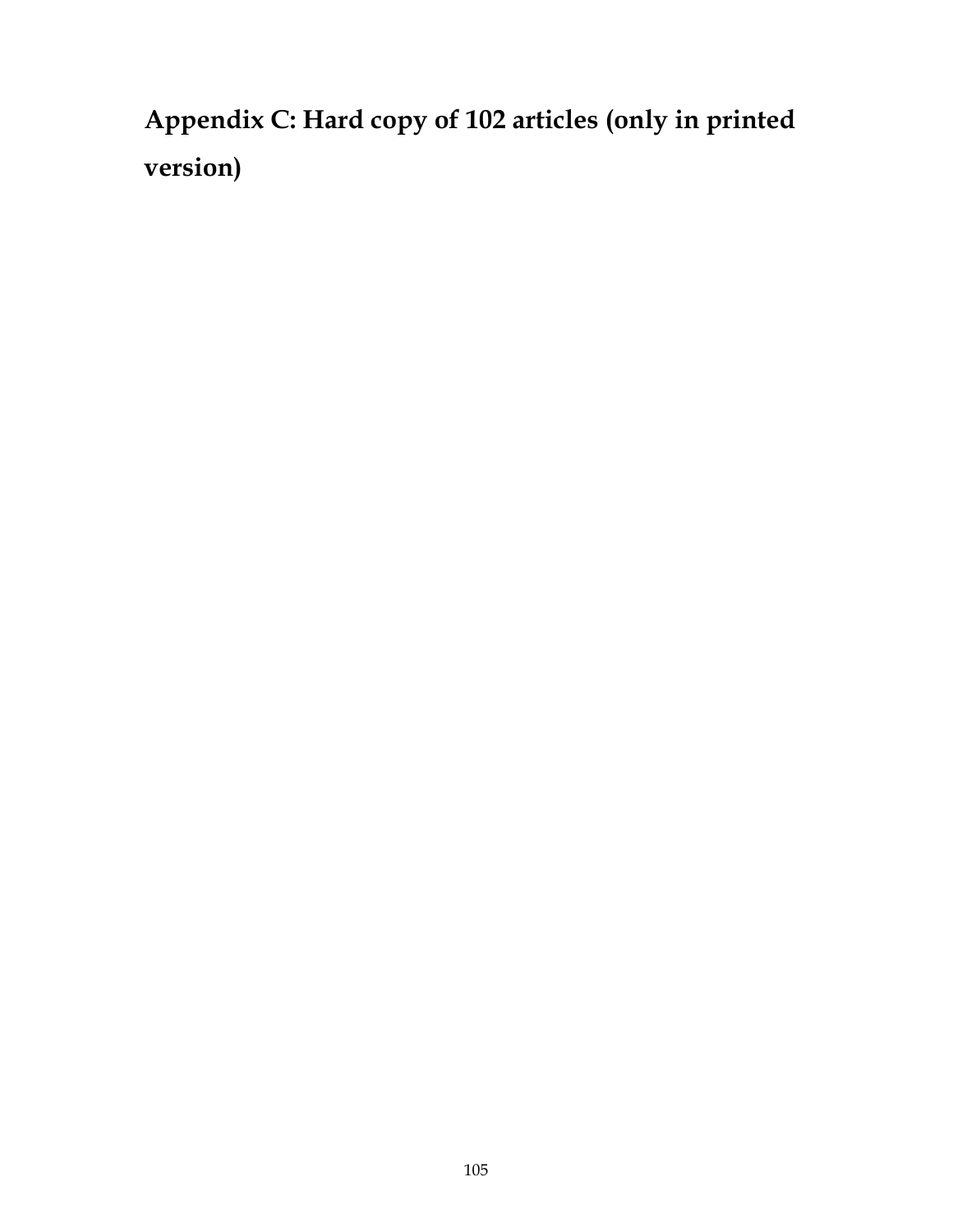# Appendix C: Hard copy of 102 articles (only in printed version)